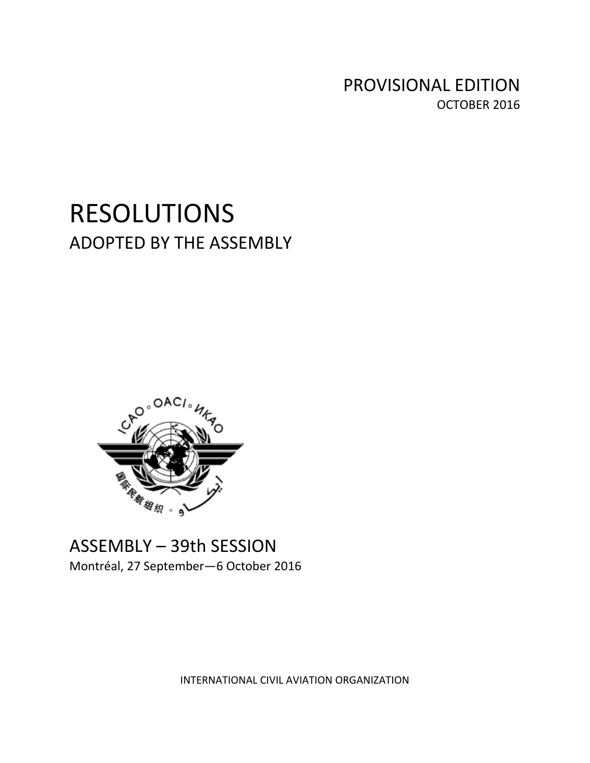PROVISIONAL EDITION

OCTOBER 2016

# RESOLUTIONS

## ADOPTED BY THE ASSEMBLY

ASSEMBLY – 39th SESSION

Montréal, 27 September—6 October 2016

INTERNATIONAL CIVIL AVIATION ORGANIZATION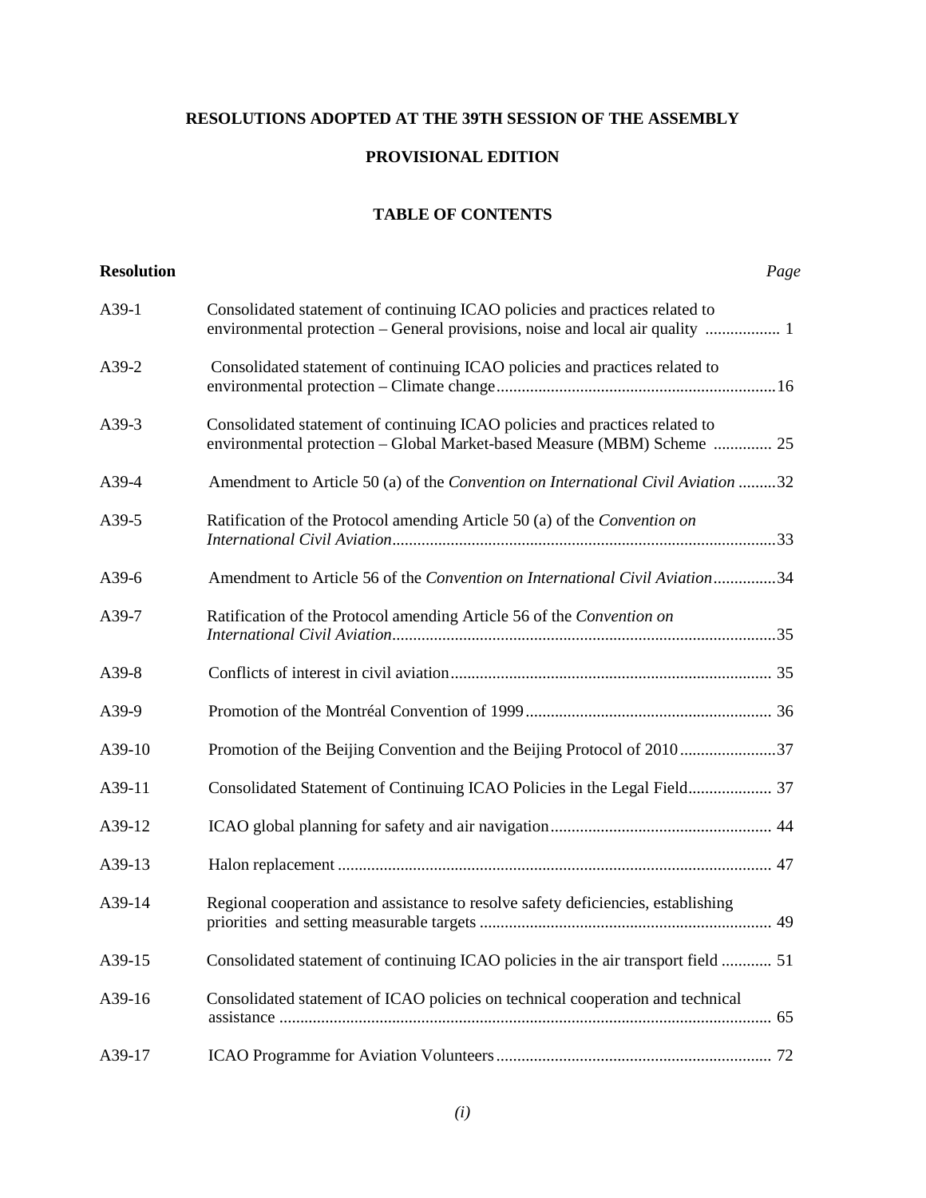**RESOLUTIONS ADOPTED AT THE 39TH SESSION OF THE ASSEMBLY**

**PROVISIONAL EDITION**

**TABLE OF CONTENTS**

| **Resolution** | | *Page* |
|---|---|---|
| A39-1 | Consolidated statement of continuing ICAO policies and practices related to environmental protection – General provisions, noise and local air quality | 1 |
| A39-2 | Consolidated statement of continuing ICAO policies and practices related to environmental protection – Climate change | 16 |
| A39-3 | Consolidated statement of continuing ICAO policies and practices related to environmental protection – Global Market-based Measure (MBM) Scheme | 25 |
| A39-4 | Amendment to Article 50 (a) of the *Convention on International Civil Aviation* | 32 |
| A39-5 | Ratification of the Protocol amending Article 50 (a) of the *Convention on International Civil Aviation* | 33 |
| A39-6 | Amendment to Article 56 of the *Convention on International Civil Aviation* | 34 |
| A39-7 | Ratification of the Protocol amending Article 56 of the *Convention on International Civil Aviation* | 35 |
| A39-8 | Conflicts of interest in civil aviation | 35 |
| A39-9 | Promotion of the Montréal Convention of 1999 | 36 |
| A39-10 | Promotion of the Beijing Convention and the Beijing Protocol of 2010 | 37 |
| A39-11 | Consolidated Statement of Continuing ICAO Policies in the Legal Field | 37 |
| A39-12 | ICAO global planning for safety and air navigation | 44 |
| A39-13 | Halon replacement | 47 |
| A39-14 | Regional cooperation and assistance to resolve safety deficiencies, establishing priorities and setting measurable targets | 49 |
| A39-15 | Consolidated statement of continuing ICAO policies in the air transport field | 51 |
| A39-16 | Consolidated statement of ICAO policies on technical cooperation and technical assistance | 65 |
| A39-17 | ICAO Programme for Aviation Volunteers | 72 |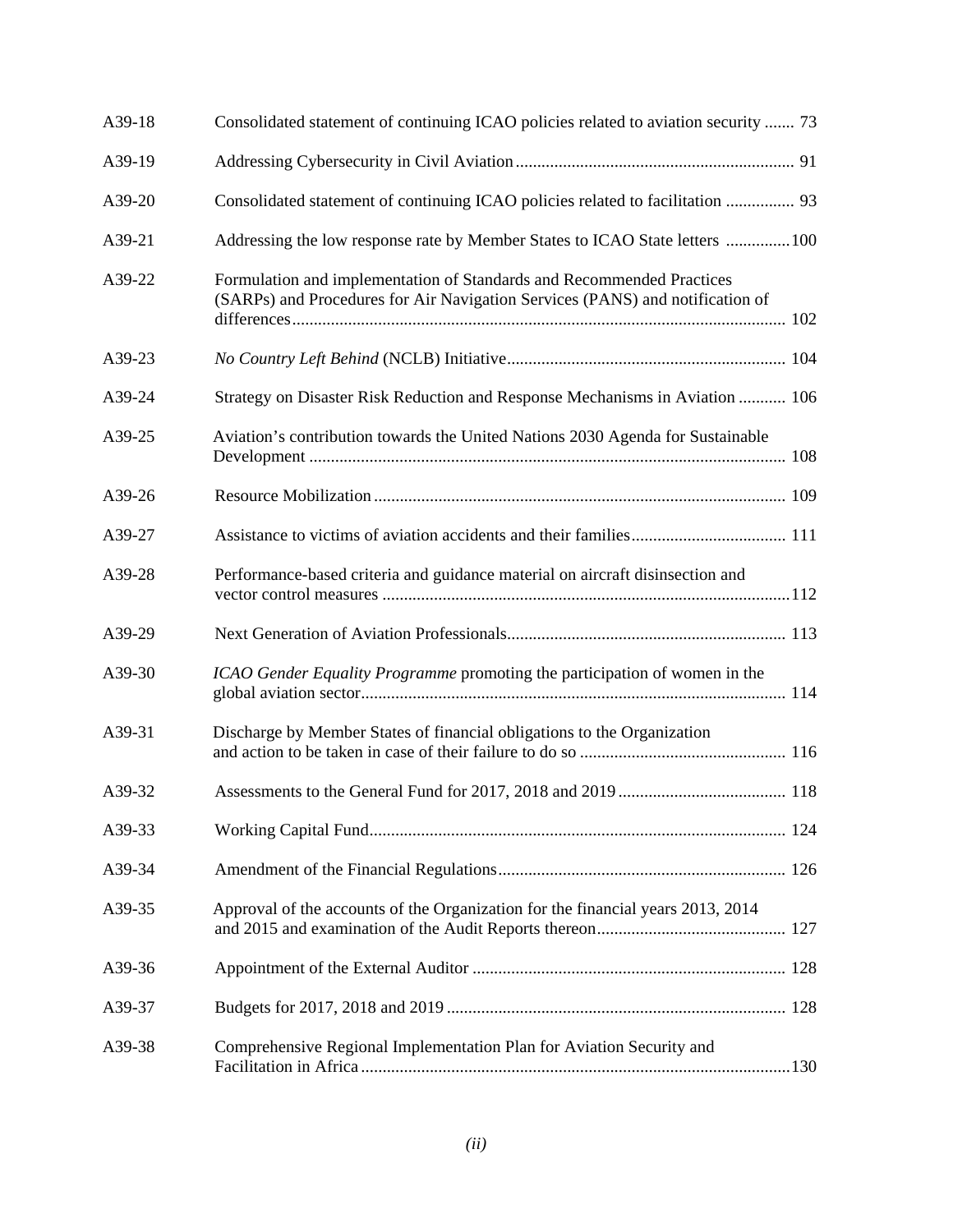| | | |
|---|---|---|
| A39-18 | Consolidated statement of continuing ICAO policies related to aviation security | 73 |
| A39-19 | Addressing Cybersecurity in Civil Aviation | 91 |
| A39-20 | Consolidated statement of continuing ICAO policies related to facilitation | 93 |
| A39-21 | Addressing the low response rate by Member States to ICAO State letters | 100 |
| A39-22 | Formulation and implementation of Standards and Recommended Practices (SARPs) and Procedures for Air Navigation Services (PANS) and notification of differences | 102 |
| A39-23 | *No Country Left Behind* (NCLB) Initiative | 104 |
| A39-24 | Strategy on Disaster Risk Reduction and Response Mechanisms in Aviation | 106 |
| A39-25 | Aviation's contribution towards the United Nations 2030 Agenda for Sustainable Development | 108 |
| A39-26 | Resource Mobilization | 109 |
| A39-27 | Assistance to victims of aviation accidents and their families | 111 |
| A39-28 | Performance-based criteria and guidance material on aircraft disinsection and vector control measures | 112 |
| A39-29 | Next Generation of Aviation Professionals | 113 |
| A39-30 | *ICAO Gender Equality Programme* promoting the participation of women in the global aviation sector | 114 |
| A39-31 | Discharge by Member States of financial obligations to the Organization and action to be taken in case of their failure to do so | 116 |
| A39-32 | Assessments to the General Fund for 2017, 2018 and 2019 | 118 |
| A39-33 | Working Capital Fund | 124 |
| A39-34 | Amendment of the Financial Regulations | 126 |
| A39-35 | Approval of the accounts of the Organization for the financial years 2013, 2014 and 2015 and examination of the Audit Reports thereon | 127 |
| A39-36 | Appointment of the External Auditor | 128 |
| A39-37 | Budgets for 2017, 2018 and 2019 | 128 |
| A39-38 | Comprehensive Regional Implementation Plan for Aviation Security and Facilitation in Africa | 130 |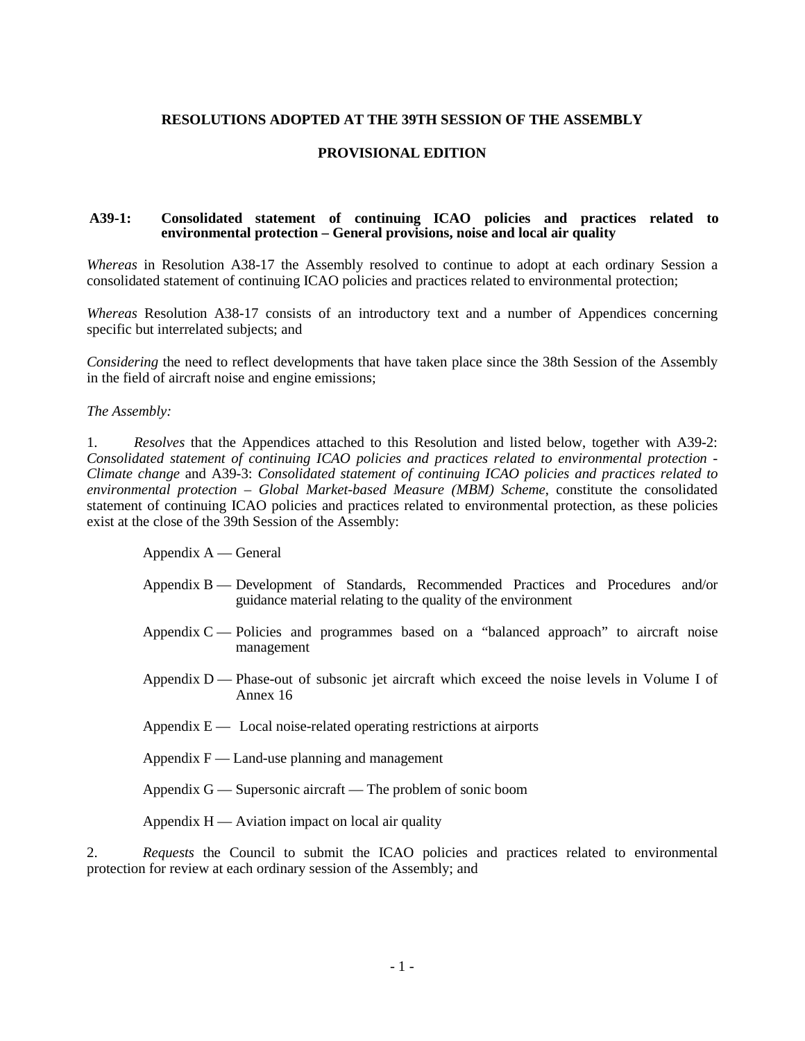**RESOLUTIONS ADOPTED AT THE 39TH SESSION OF THE ASSEMBLY**

**PROVISIONAL EDITION**

## A39-1: Consolidated statement of continuing ICAO policies and practices related to environmental protection – General provisions, noise and local air quality

*Whereas* in Resolution A38-17 the Assembly resolved to continue to adopt at each ordinary Session a consolidated statement of continuing ICAO policies and practices related to environmental protection;

*Whereas* Resolution A38-17 consists of an introductory text and a number of Appendices concerning specific but interrelated subjects; and

*Considering* the need to reflect developments that have taken place since the 38th Session of the Assembly in the field of aircraft noise and engine emissions;

*The Assembly:*

1. *Resolves* that the Appendices attached to this Resolution and listed below, together with A39-2: *Consolidated statement of continuing ICAO policies and practices related to environmental protection - Climate change* and A39-3: *Consolidated statement of continuing ICAO policies and practices related to environmental protection – Global Market-based Measure (MBM) Scheme*, constitute the consolidated statement of continuing ICAO policies and practices related to environmental protection, as these policies exist at the close of the 39th Session of the Assembly:

   Appendix A — General

   Appendix B — Development of Standards, Recommended Practices and Procedures and/or guidance material relating to the quality of the environment

   Appendix C — Policies and programmes based on a "balanced approach" to aircraft noise management

   Appendix D — Phase-out of subsonic jet aircraft which exceed the noise levels in Volume I of Annex 16

   Appendix E — Local noise-related operating restrictions at airports

   Appendix F — Land-use planning and management

   Appendix G — Supersonic aircraft — The problem of sonic boom

   Appendix H — Aviation impact on local air quality

2. *Requests* the Council to submit the ICAO policies and practices related to environmental protection for review at each ordinary session of the Assembly; and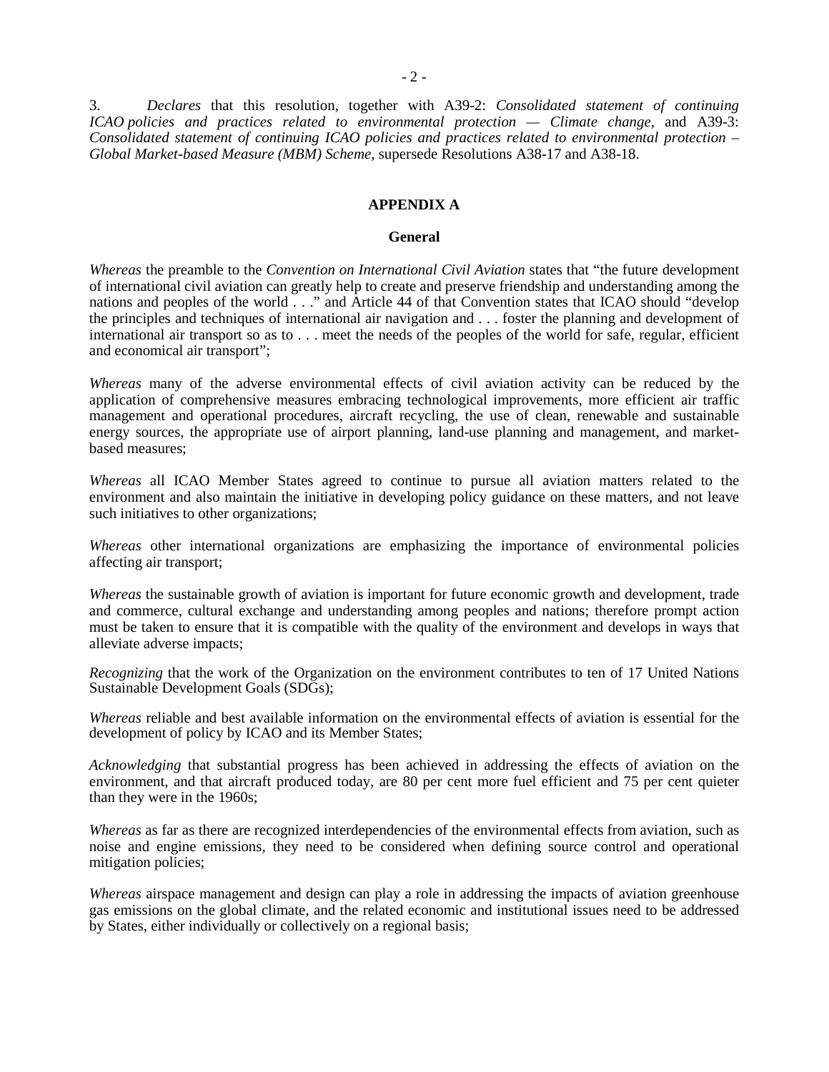3. *Declares* that this resolution, together with A39-2: *Consolidated statement of continuing ICAO policies and practices related to environmental protection — Climate change*, and A39-3: *Consolidated statement of continuing ICAO policies and practices related to environmental protection – Global Market-based Measure (MBM) Scheme*, supersede Resolutions A38-17 and A38-18.

## APPENDIX A

### General

*Whereas* the preamble to the *Convention on International Civil Aviation* states that "the future development of international civil aviation can greatly help to create and preserve friendship and understanding among the nations and peoples of the world . . ." and Article 44 of that Convention states that ICAO should "develop the principles and techniques of international air navigation and . . . foster the planning and development of international air transport so as to . . . meet the needs of the peoples of the world for safe, regular, efficient and economical air transport";

*Whereas* many of the adverse environmental effects of civil aviation activity can be reduced by the application of comprehensive measures embracing technological improvements, more efficient air traffic management and operational procedures, aircraft recycling, the use of clean, renewable and sustainable energy sources, the appropriate use of airport planning, land-use planning and management, and market-based measures;

*Whereas* all ICAO Member States agreed to continue to pursue all aviation matters related to the environment and also maintain the initiative in developing policy guidance on these matters, and not leave such initiatives to other organizations;

*Whereas* other international organizations are emphasizing the importance of environmental policies affecting air transport;

*Whereas* the sustainable growth of aviation is important for future economic growth and development, trade and commerce, cultural exchange and understanding among peoples and nations; therefore prompt action must be taken to ensure that it is compatible with the quality of the environment and develops in ways that alleviate adverse impacts;

*Recognizing* that the work of the Organization on the environment contributes to ten of 17 United Nations Sustainable Development Goals (SDGs);

*Whereas* reliable and best available information on the environmental effects of aviation is essential for the development of policy by ICAO and its Member States;

*Acknowledging* that substantial progress has been achieved in addressing the effects of aviation on the environment, and that aircraft produced today, are 80 per cent more fuel efficient and 75 per cent quieter than they were in the 1960s;

*Whereas* as far as there are recognized interdependencies of the environmental effects from aviation, such as noise and engine emissions, they need to be considered when defining source control and operational mitigation policies;

*Whereas* airspace management and design can play a role in addressing the impacts of aviation greenhouse gas emissions on the global climate, and the related economic and institutional issues need to be addressed by States, either individually or collectively on a regional basis;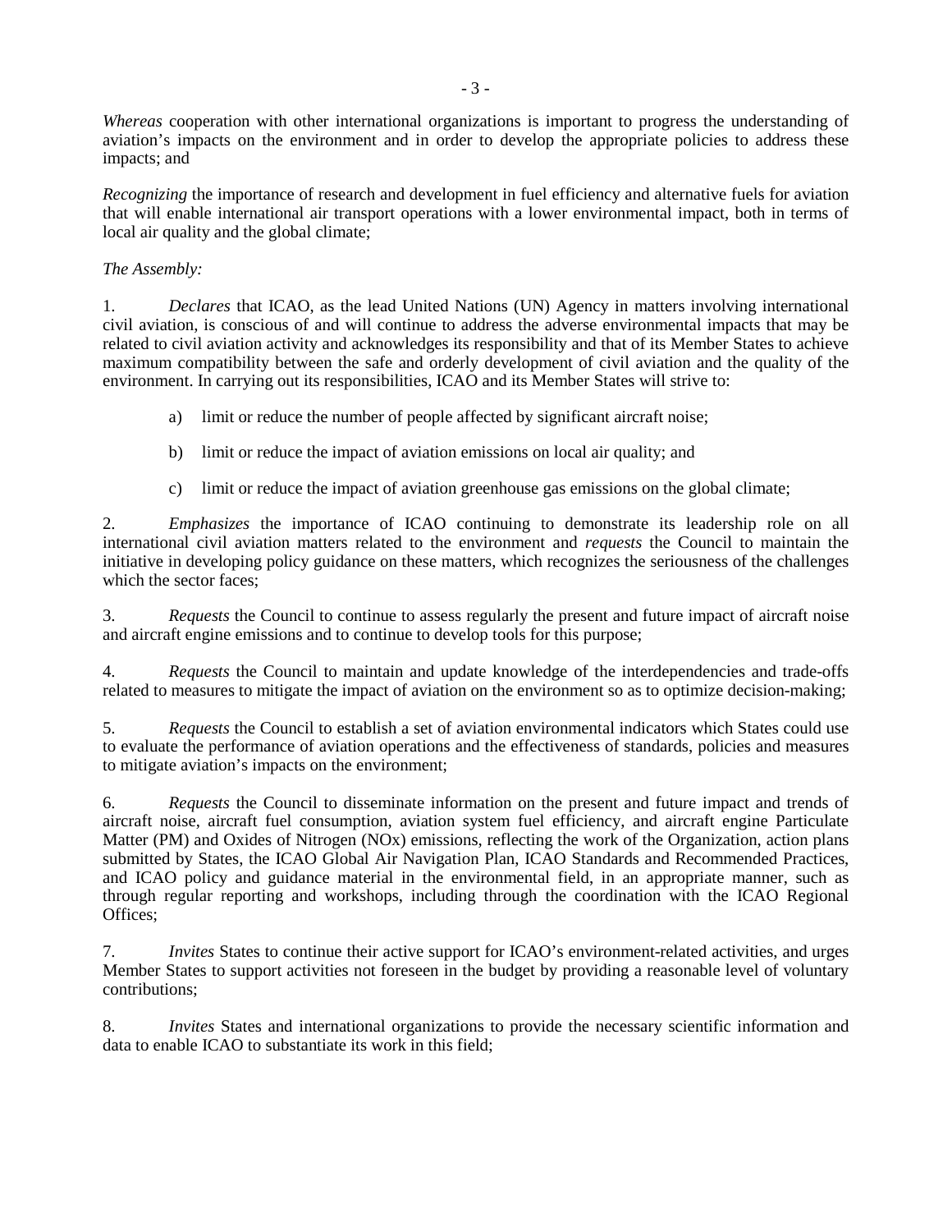*Whereas* cooperation with other international organizations is important to progress the understanding of aviation's impacts on the environment and in order to develop the appropriate policies to address these impacts; and

*Recognizing* the importance of research and development in fuel efficiency and alternative fuels for aviation that will enable international air transport operations with a lower environmental impact, both in terms of local air quality and the global climate;

*The Assembly:*

1. *Declares* that ICAO, as the lead United Nations (UN) Agency in matters involving international civil aviation, is conscious of and will continue to address the adverse environmental impacts that may be related to civil aviation activity and acknowledges its responsibility and that of its Member States to achieve maximum compatibility between the safe and orderly development of civil aviation and the quality of the environment. In carrying out its responsibilities, ICAO and its Member States will strive to:

   a) limit or reduce the number of people affected by significant aircraft noise;

   b) limit or reduce the impact of aviation emissions on local air quality; and

   c) limit or reduce the impact of aviation greenhouse gas emissions on the global climate;

2. *Emphasizes* the importance of ICAO continuing to demonstrate its leadership role on all international civil aviation matters related to the environment and *requests* the Council to maintain the initiative in developing policy guidance on these matters, which recognizes the seriousness of the challenges which the sector faces;

3. *Requests* the Council to continue to assess regularly the present and future impact of aircraft noise and aircraft engine emissions and to continue to develop tools for this purpose;

4. *Requests* the Council to maintain and update knowledge of the interdependencies and trade-offs related to measures to mitigate the impact of aviation on the environment so as to optimize decision-making;

5. *Requests* the Council to establish a set of aviation environmental indicators which States could use to evaluate the performance of aviation operations and the effectiveness of standards, policies and measures to mitigate aviation's impacts on the environment;

6. *Requests* the Council to disseminate information on the present and future impact and trends of aircraft noise, aircraft fuel consumption, aviation system fuel efficiency, and aircraft engine Particulate Matter (PM) and Oxides of Nitrogen ($NO_x$) emissions, reflecting the work of the Organization, action plans submitted by States, the ICAO Global Air Navigation Plan, ICAO Standards and Recommended Practices, and ICAO policy and guidance material in the environmental field, in an appropriate manner, such as through regular reporting and workshops, including through the coordination with the ICAO Regional Offices;

7. *Invites* States to continue their active support for ICAO's environment-related activities, and urges Member States to support activities not foreseen in the budget by providing a reasonable level of voluntary contributions;

8. *Invites* States and international organizations to provide the necessary scientific information and data to enable ICAO to substantiate its work in this field;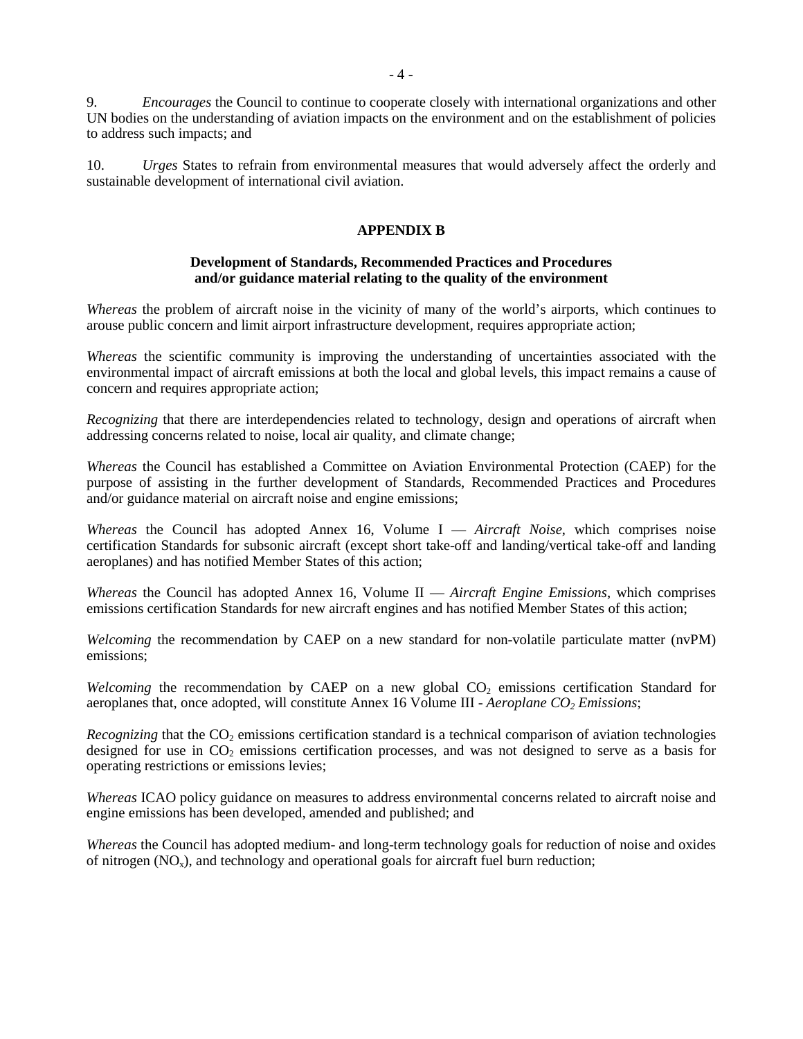9. *Encourages* the Council to continue to cooperate closely with international organizations and other UN bodies on the understanding of aviation impacts on the environment and on the establishment of policies to address such impacts; and

10. *Urges* States to refrain from environmental measures that would adversely affect the orderly and sustainable development of international civil aviation.

## APPENDIX B

### Development of Standards, Recommended Practices and Procedures and/or guidance material relating to the quality of the environment

*Whereas* the problem of aircraft noise in the vicinity of many of the world's airports, which continues to arouse public concern and limit airport infrastructure development, requires appropriate action;

*Whereas* the scientific community is improving the understanding of uncertainties associated with the environmental impact of aircraft emissions at both the local and global levels, this impact remains a cause of concern and requires appropriate action;

*Recognizing* that there are interdependencies related to technology, design and operations of aircraft when addressing concerns related to noise, local air quality, and climate change;

*Whereas* the Council has established a Committee on Aviation Environmental Protection (CAEP) for the purpose of assisting in the further development of Standards, Recommended Practices and Procedures and/or guidance material on aircraft noise and engine emissions;

*Whereas* the Council has adopted Annex 16, Volume I — *Aircraft Noise*, which comprises noise certification Standards for subsonic aircraft (except short take-off and landing/vertical take-off and landing aeroplanes) and has notified Member States of this action;

*Whereas* the Council has adopted Annex 16, Volume II — *Aircraft Engine Emissions*, which comprises emissions certification Standards for new aircraft engines and has notified Member States of this action;

*Welcoming* the recommendation by CAEP on a new standard for non-volatile particulate matter (nvPM) emissions;

*Welcoming* the recommendation by CAEP on a new global $CO_2$ emissions certification Standard for aeroplanes that, once adopted, will constitute Annex 16 Volume III - *Aeroplane $CO_2$ Emissions*;

*Recognizing* that the $CO_2$ emissions certification standard is a technical comparison of aviation technologies designed for use in $CO_2$ emissions certification processes, and was not designed to serve as a basis for operating restrictions or emissions levies;

*Whereas* ICAO policy guidance on measures to address environmental concerns related to aircraft noise and engine emissions has been developed, amended and published; and

*Whereas* the Council has adopted medium- and long-term technology goals for reduction of noise and oxides of nitrogen ($NO_x$), and technology and operational goals for aircraft fuel burn reduction;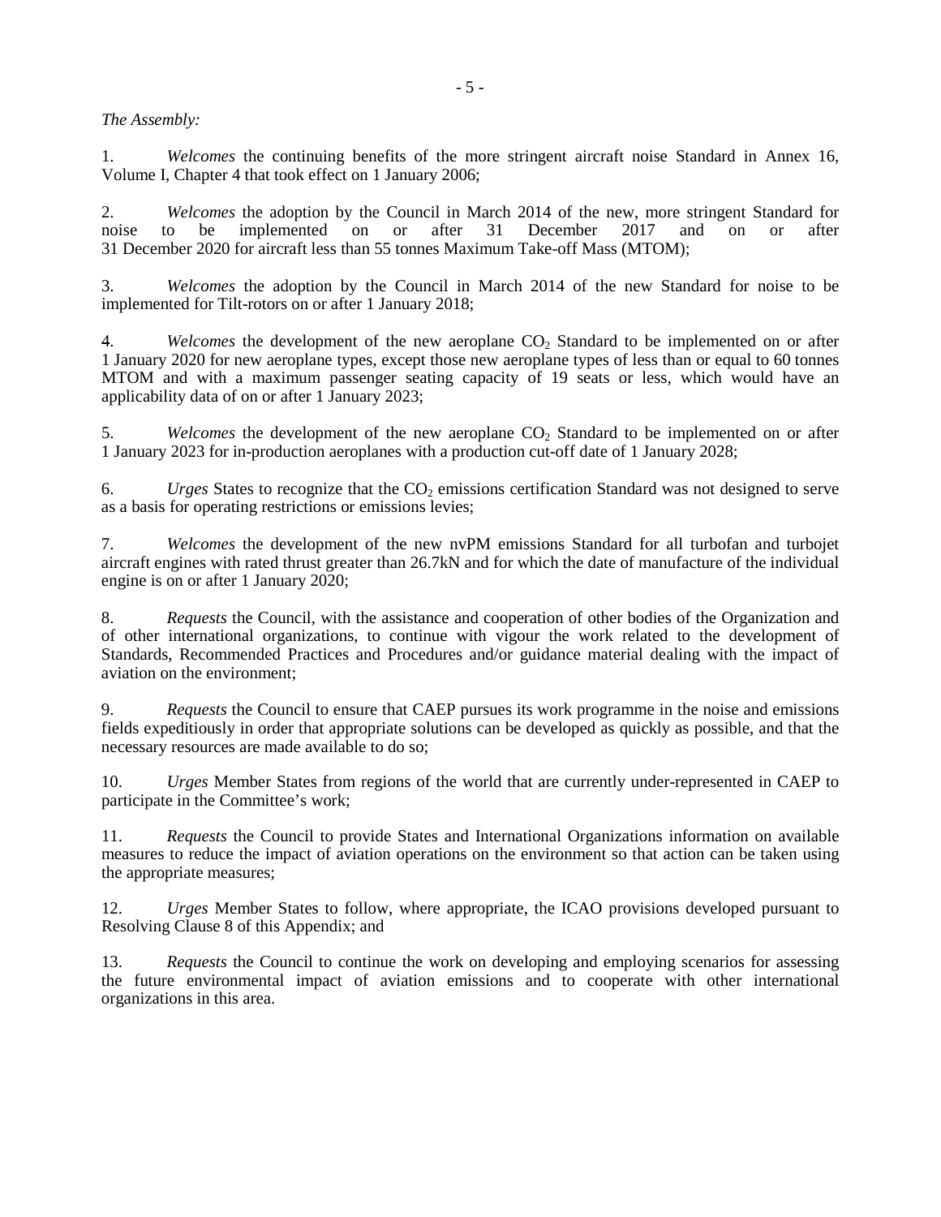*The Assembly:*

1. *Welcomes* the continuing benefits of the more stringent aircraft noise Standard in Annex 16, Volume I, Chapter 4 that took effect on 1 January 2006;

2. *Welcomes* the adoption by the Council in March 2014 of the new, more stringent Standard for noise to be implemented on or after 31 December 2017 and on or after 31 December 2020 for aircraft less than 55 tonnes Maximum Take-off Mass (MTOM);

3. *Welcomes* the adoption by the Council in March 2014 of the new Standard for noise to be implemented for Tilt-rotors on or after 1 January 2018;

4. *Welcomes* the development of the new aeroplane $CO_2$ Standard to be implemented on or after 1 January 2020 for new aeroplane types, except those new aeroplane types of less than or equal to 60 tonnes MTOM and with a maximum passenger seating capacity of 19 seats or less, which would have an applicability data of on or after 1 January 2023;

5. *Welcomes* the development of the new aeroplane $CO_2$ Standard to be implemented on or after 1 January 2023 for in-production aeroplanes with a production cut-off date of 1 January 2028;

6. *Urges* States to recognize that the $CO_2$ emissions certification Standard was not designed to serve as a basis for operating restrictions or emissions levies;

7. *Welcomes* the development of the new nvPM emissions Standard for all turbofan and turbojet aircraft engines with rated thrust greater than 26.7kN and for which the date of manufacture of the individual engine is on or after 1 January 2020;

8. *Requests* the Council, with the assistance and cooperation of other bodies of the Organization and of other international organizations, to continue with vigour the work related to the development of Standards, Recommended Practices and Procedures and/or guidance material dealing with the impact of aviation on the environment;

9. *Requests* the Council to ensure that CAEP pursues its work programme in the noise and emissions fields expeditiously in order that appropriate solutions can be developed as quickly as possible, and that the necessary resources are made available to do so;

10. *Urges* Member States from regions of the world that are currently under-represented in CAEP to participate in the Committee's work;

11. *Requests* the Council to provide States and International Organizations information on available measures to reduce the impact of aviation operations on the environment so that action can be taken using the appropriate measures;

12. *Urges* Member States to follow, where appropriate, the ICAO provisions developed pursuant to Resolving Clause 8 of this Appendix; and

13. *Requests* the Council to continue the work on developing and employing scenarios for assessing the future environmental impact of aviation emissions and to cooperate with other international organizations in this area.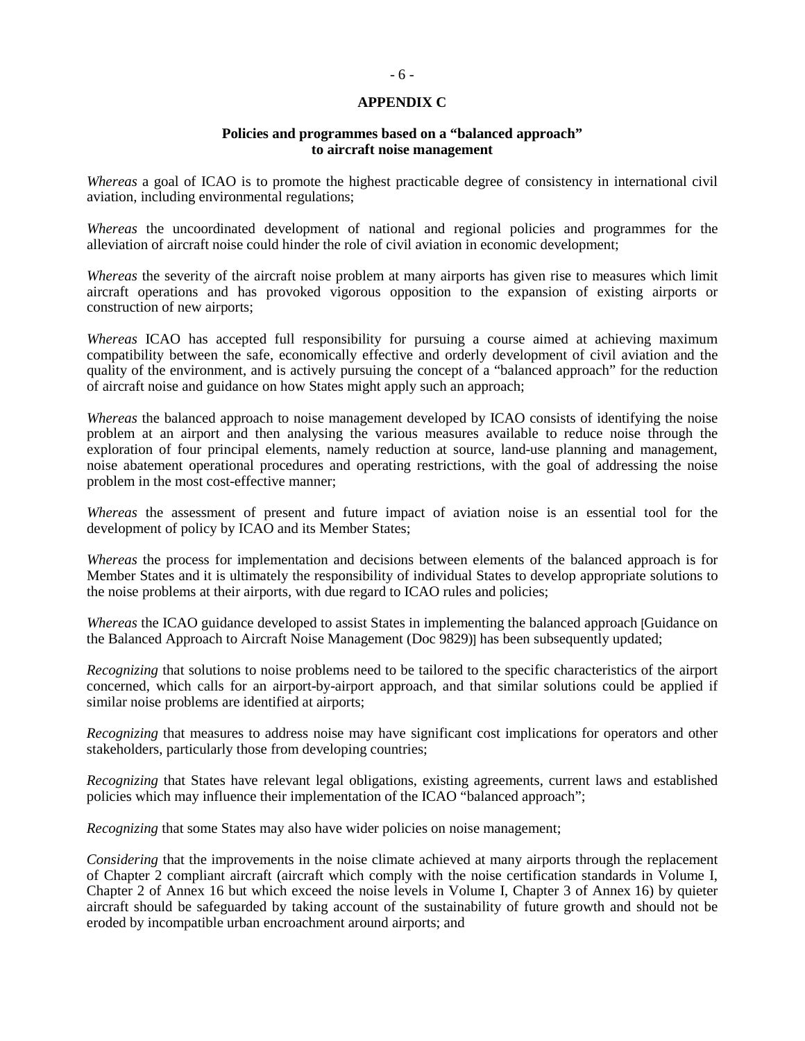## APPENDIX C

### Policies and programmes based on a "balanced approach" to aircraft noise management

*Whereas* a goal of ICAO is to promote the highest practicable degree of consistency in international civil aviation, including environmental regulations;

*Whereas* the uncoordinated development of national and regional policies and programmes for the alleviation of aircraft noise could hinder the role of civil aviation in economic development;

*Whereas* the severity of the aircraft noise problem at many airports has given rise to measures which limit aircraft operations and has provoked vigorous opposition to the expansion of existing airports or construction of new airports;

*Whereas* ICAO has accepted full responsibility for pursuing a course aimed at achieving maximum compatibility between the safe, economically effective and orderly development of civil aviation and the quality of the environment, and is actively pursuing the concept of a "balanced approach" for the reduction of aircraft noise and guidance on how States might apply such an approach;

*Whereas* the balanced approach to noise management developed by ICAO consists of identifying the noise problem at an airport and then analysing the various measures available to reduce noise through the exploration of four principal elements, namely reduction at source, land-use planning and management, noise abatement operational procedures and operating restrictions, with the goal of addressing the noise problem in the most cost-effective manner;

*Whereas* the assessment of present and future impact of aviation noise is an essential tool for the development of policy by ICAO and its Member States;

*Whereas* the process for implementation and decisions between elements of the balanced approach is for Member States and it is ultimately the responsibility of individual States to develop appropriate solutions to the noise problems at their airports, with due regard to ICAO rules and policies;

*Whereas* the ICAO guidance developed to assist States in implementing the balanced approach [Guidance on the Balanced Approach to Aircraft Noise Management (Doc 9829)] has been subsequently updated;

*Recognizing* that solutions to noise problems need to be tailored to the specific characteristics of the airport concerned, which calls for an airport-by-airport approach, and that similar solutions could be applied if similar noise problems are identified at airports;

*Recognizing* that measures to address noise may have significant cost implications for operators and other stakeholders, particularly those from developing countries;

*Recognizing* that States have relevant legal obligations, existing agreements, current laws and established policies which may influence their implementation of the ICAO "balanced approach";

*Recognizing* that some States may also have wider policies on noise management;

*Considering* that the improvements in the noise climate achieved at many airports through the replacement of Chapter 2 compliant aircraft (aircraft which comply with the noise certification standards in Volume I, Chapter 2 of Annex 16 but which exceed the noise levels in Volume I, Chapter 3 of Annex 16) by quieter aircraft should be safeguarded by taking account of the sustainability of future growth and should not be eroded by incompatible urban encroachment around airports; and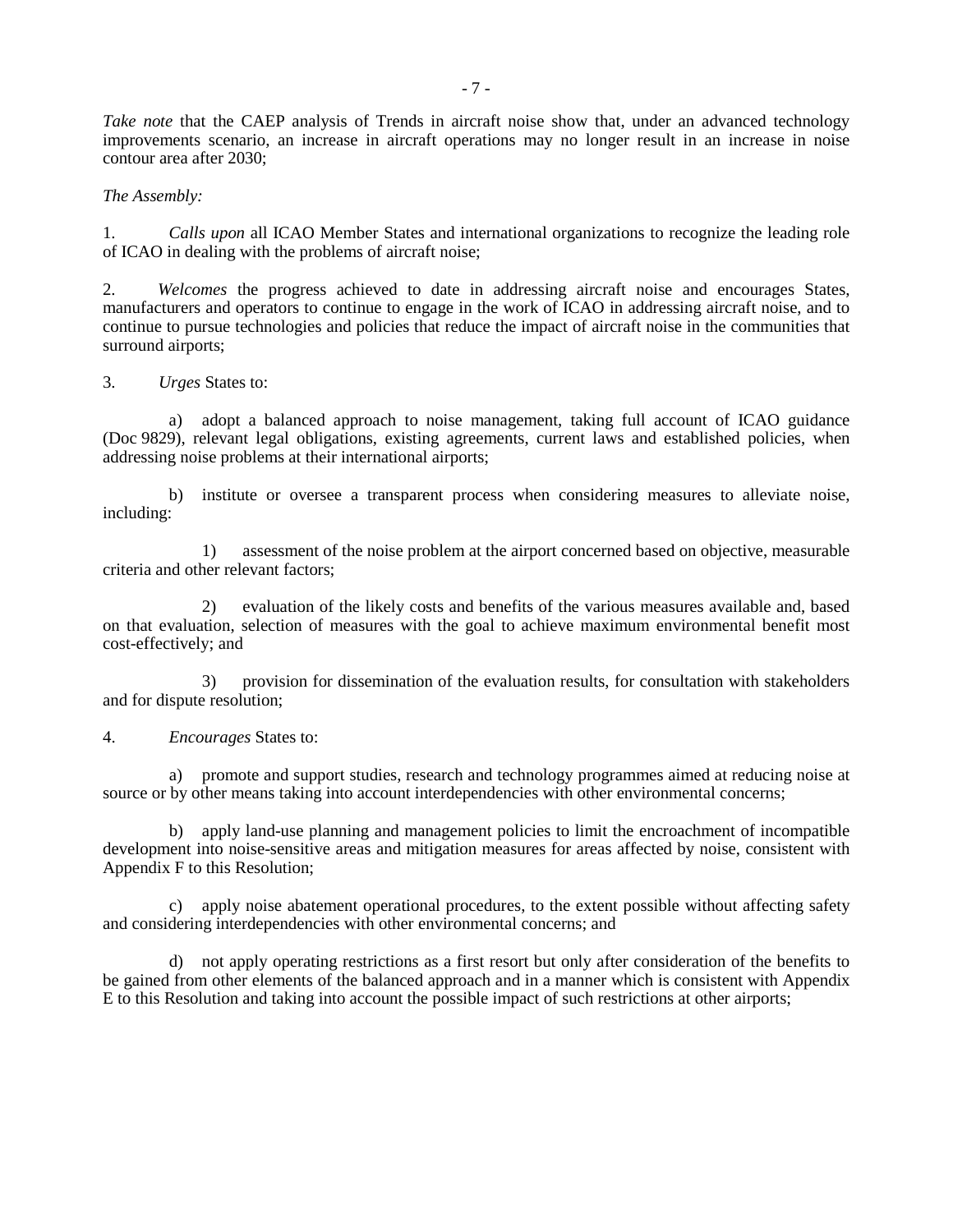*Take note* that the CAEP analysis of Trends in aircraft noise show that, under an advanced technology improvements scenario, an increase in aircraft operations may no longer result in an increase in noise contour area after 2030;

*The Assembly:*

1. *Calls upon* all ICAO Member States and international organizations to recognize the leading role of ICAO in dealing with the problems of aircraft noise;

2. *Welcomes* the progress achieved to date in addressing aircraft noise and encourages States, manufacturers and operators to continue to engage in the work of ICAO in addressing aircraft noise, and to continue to pursue technologies and policies that reduce the impact of aircraft noise in the communities that surround airports;

3. *Urges* States to:

   a) adopt a balanced approach to noise management, taking full account of ICAO guidance (Doc 9829), relevant legal obligations, existing agreements, current laws and established policies, when addressing noise problems at their international airports;

   b) institute or oversee a transparent process when considering measures to alleviate noise, including:

      1) assessment of the noise problem at the airport concerned based on objective, measurable criteria and other relevant factors;

      2) evaluation of the likely costs and benefits of the various measures available and, based on that evaluation, selection of measures with the goal to achieve maximum environmental benefit most cost-effectively; and

      3) provision for dissemination of the evaluation results, for consultation with stakeholders and for dispute resolution;

4. *Encourages* States to:

   a) promote and support studies, research and technology programmes aimed at reducing noise at source or by other means taking into account interdependencies with other environmental concerns;

   b) apply land-use planning and management policies to limit the encroachment of incompatible development into noise-sensitive areas and mitigation measures for areas affected by noise, consistent with Appendix F to this Resolution;

   c) apply noise abatement operational procedures, to the extent possible without affecting safety and considering interdependencies with other environmental concerns; and

   d) not apply operating restrictions as a first resort but only after consideration of the benefits to be gained from other elements of the balanced approach and in a manner which is consistent with Appendix E to this Resolution and taking into account the possible impact of such restrictions at other airports;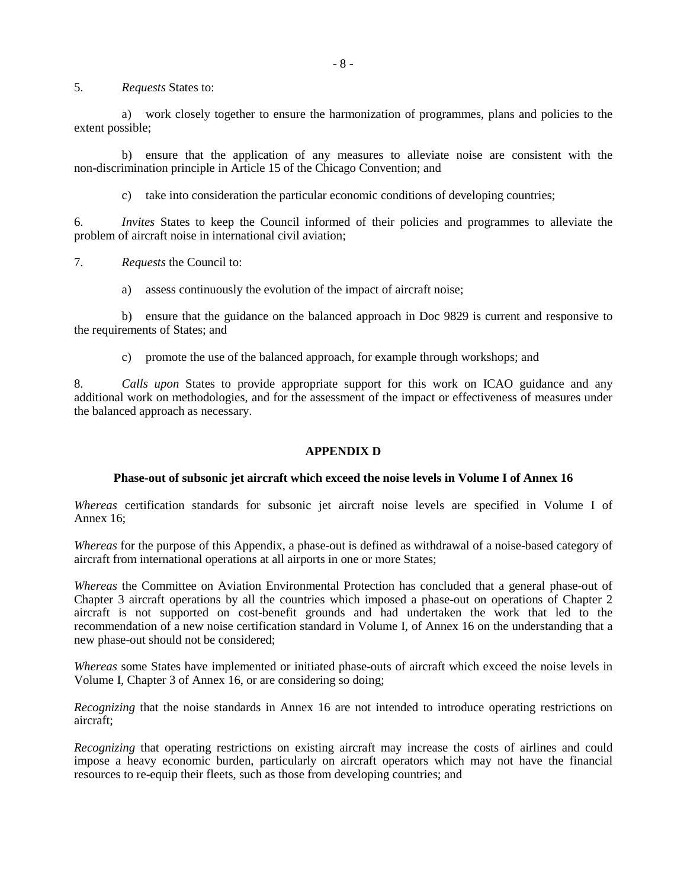5. *Requests* States to:

a) work closely together to ensure the harmonization of programmes, plans and policies to the extent possible;

b) ensure that the application of any measures to alleviate noise are consistent with the non-discrimination principle in Article 15 of the Chicago Convention; and

c) take into consideration the particular economic conditions of developing countries;

6. *Invites* States to keep the Council informed of their policies and programmes to alleviate the problem of aircraft noise in international civil aviation;

7. *Requests* the Council to:

a) assess continuously the evolution of the impact of aircraft noise;

b) ensure that the guidance on the balanced approach in Doc 9829 is current and responsive to the requirements of States; and

c) promote the use of the balanced approach, for example through workshops; and

8. *Calls upon* States to provide appropriate support for this work on ICAO guidance and any additional work on methodologies, and for the assessment of the impact or effectiveness of measures under the balanced approach as necessary.

## APPENDIX D

### Phase-out of subsonic jet aircraft which exceed the noise levels in Volume I of Annex 16

*Whereas* certification standards for subsonic jet aircraft noise levels are specified in Volume I of Annex 16;

*Whereas* for the purpose of this Appendix, a phase-out is defined as withdrawal of a noise-based category of aircraft from international operations at all airports in one or more States;

*Whereas* the Committee on Aviation Environmental Protection has concluded that a general phase-out of Chapter 3 aircraft operations by all the countries which imposed a phase-out on operations of Chapter 2 aircraft is not supported on cost-benefit grounds and had undertaken the work that led to the recommendation of a new noise certification standard in Volume I, of Annex 16 on the understanding that a new phase-out should not be considered;

*Whereas* some States have implemented or initiated phase-outs of aircraft which exceed the noise levels in Volume I, Chapter 3 of Annex 16, or are considering so doing;

*Recognizing* that the noise standards in Annex 16 are not intended to introduce operating restrictions on aircraft;

*Recognizing* that operating restrictions on existing aircraft may increase the costs of airlines and could impose a heavy economic burden, particularly on aircraft operators which may not have the financial resources to re-equip their fleets, such as those from developing countries; and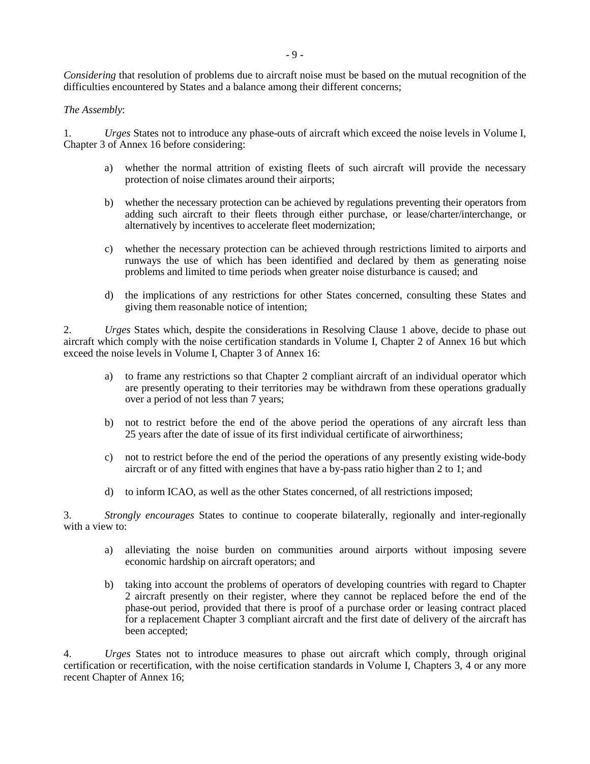*Considering* that resolution of problems due to aircraft noise must be based on the mutual recognition of the difficulties encountered by States and a balance among their different concerns;

*The Assembly*:

1. *Urges* States not to introduce any phase-outs of aircraft which exceed the noise levels in Volume I, Chapter 3 of Annex 16 before considering:

   a) whether the normal attrition of existing fleets of such aircraft will provide the necessary protection of noise climates around their airports;

   b) whether the necessary protection can be achieved by regulations preventing their operators from adding such aircraft to their fleets through either purchase, or lease/charter/interchange, or alternatively by incentives to accelerate fleet modernization;

   c) whether the necessary protection can be achieved through restrictions limited to airports and runways the use of which has been identified and declared by them as generating noise problems and limited to time periods when greater noise disturbance is caused; and

   d) the implications of any restrictions for other States concerned, consulting these States and giving them reasonable notice of intention;

2. *Urges* States which, despite the considerations in Resolving Clause 1 above, decide to phase out aircraft which comply with the noise certification standards in Volume I, Chapter 2 of Annex 16 but which exceed the noise levels in Volume I, Chapter 3 of Annex 16:

   a) to frame any restrictions so that Chapter 2 compliant aircraft of an individual operator which are presently operating to their territories may be withdrawn from these operations gradually over a period of not less than 7 years;

   b) not to restrict before the end of the above period the operations of any aircraft less than 25 years after the date of issue of its first individual certificate of airworthiness;

   c) not to restrict before the end of the period the operations of any presently existing wide-body aircraft or of any fitted with engines that have a by-pass ratio higher than 2 to 1; and

   d) to inform ICAO, as well as the other States concerned, of all restrictions imposed;

3. *Strongly encourages* States to continue to cooperate bilaterally, regionally and inter-regionally with a view to:

   a) alleviating the noise burden on communities around airports without imposing severe economic hardship on aircraft operators; and

   b) taking into account the problems of operators of developing countries with regard to Chapter 2 aircraft presently on their register, where they cannot be replaced before the end of the phase-out period, provided that there is proof of a purchase order or leasing contract placed for a replacement Chapter 3 compliant aircraft and the first date of delivery of the aircraft has been accepted;

4. *Urges* States not to introduce measures to phase out aircraft which comply, through original certification or recertification, with the noise certification standards in Volume I, Chapters 3, 4 or any more recent Chapter of Annex 16;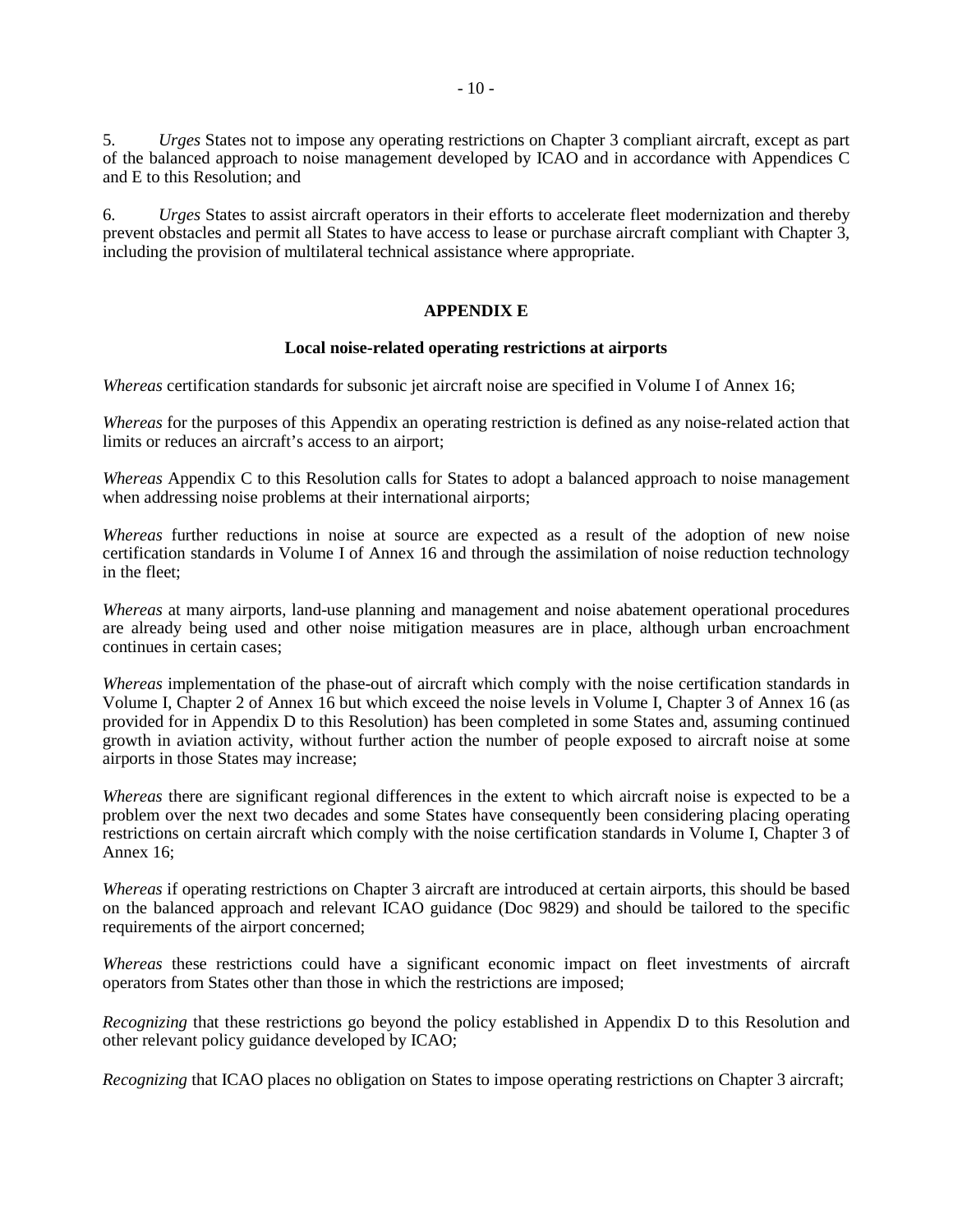5. *Urges* States not to impose any operating restrictions on Chapter 3 compliant aircraft, except as part of the balanced approach to noise management developed by ICAO and in accordance with Appendices C and E to this Resolution; and

6. *Urges* States to assist aircraft operators in their efforts to accelerate fleet modernization and thereby prevent obstacles and permit all States to have access to lease or purchase aircraft compliant with Chapter 3, including the provision of multilateral technical assistance where appropriate.

## APPENDIX E

### Local noise-related operating restrictions at airports

*Whereas* certification standards for subsonic jet aircraft noise are specified in Volume I of Annex 16;

*Whereas* for the purposes of this Appendix an operating restriction is defined as any noise-related action that limits or reduces an aircraft's access to an airport;

*Whereas* Appendix C to this Resolution calls for States to adopt a balanced approach to noise management when addressing noise problems at their international airports;

*Whereas* further reductions in noise at source are expected as a result of the adoption of new noise certification standards in Volume I of Annex 16 and through the assimilation of noise reduction technology in the fleet;

*Whereas* at many airports, land-use planning and management and noise abatement operational procedures are already being used and other noise mitigation measures are in place, although urban encroachment continues in certain cases;

*Whereas* implementation of the phase-out of aircraft which comply with the noise certification standards in Volume I, Chapter 2 of Annex 16 but which exceed the noise levels in Volume I, Chapter 3 of Annex 16 (as provided for in Appendix D to this Resolution) has been completed in some States and, assuming continued growth in aviation activity, without further action the number of people exposed to aircraft noise at some airports in those States may increase;

*Whereas* there are significant regional differences in the extent to which aircraft noise is expected to be a problem over the next two decades and some States have consequently been considering placing operating restrictions on certain aircraft which comply with the noise certification standards in Volume I, Chapter 3 of Annex 16;

*Whereas* if operating restrictions on Chapter 3 aircraft are introduced at certain airports, this should be based on the balanced approach and relevant ICAO guidance (Doc 9829) and should be tailored to the specific requirements of the airport concerned;

*Whereas* these restrictions could have a significant economic impact on fleet investments of aircraft operators from States other than those in which the restrictions are imposed;

*Recognizing* that these restrictions go beyond the policy established in Appendix D to this Resolution and other relevant policy guidance developed by ICAO;

*Recognizing* that ICAO places no obligation on States to impose operating restrictions on Chapter 3 aircraft;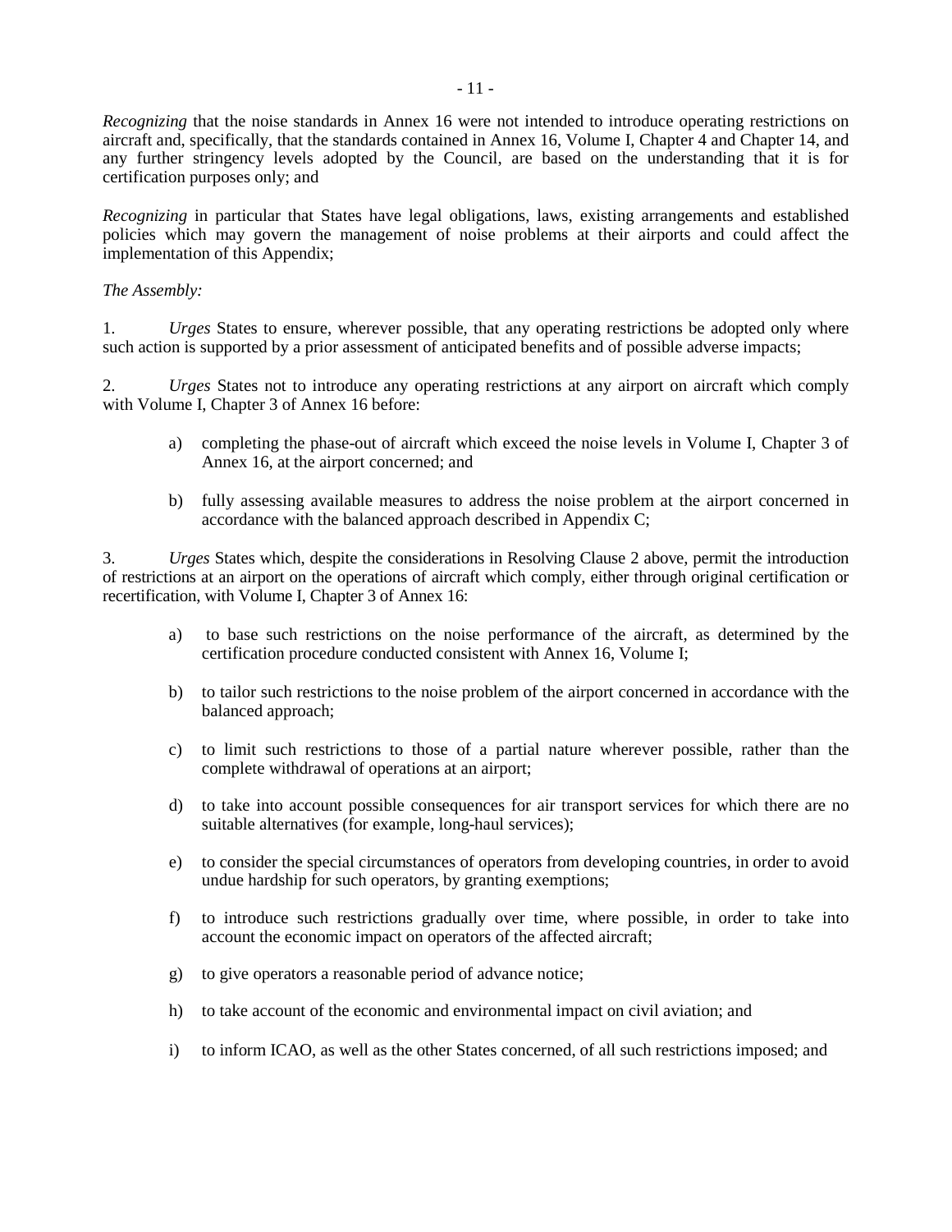*Recognizing* that the noise standards in Annex 16 were not intended to introduce operating restrictions on aircraft and, specifically, that the standards contained in Annex 16, Volume I, Chapter 4 and Chapter 14, and any further stringency levels adopted by the Council, are based on the understanding that it is for certification purposes only; and

*Recognizing* in particular that States have legal obligations, laws, existing arrangements and established policies which may govern the management of noise problems at their airports and could affect the implementation of this Appendix;

*The Assembly:*

1. *Urges* States to ensure, wherever possible, that any operating restrictions be adopted only where such action is supported by a prior assessment of anticipated benefits and of possible adverse impacts;

2. *Urges* States not to introduce any operating restrictions at any airport on aircraft which comply with Volume I, Chapter 3 of Annex 16 before:

   a) completing the phase-out of aircraft which exceed the noise levels in Volume I, Chapter 3 of Annex 16, at the airport concerned; and

   b) fully assessing available measures to address the noise problem at the airport concerned in accordance with the balanced approach described in Appendix C;

3. *Urges* States which, despite the considerations in Resolving Clause 2 above, permit the introduction of restrictions at an airport on the operations of aircraft which comply, either through original certification or recertification, with Volume I, Chapter 3 of Annex 16:

   a) to base such restrictions on the noise performance of the aircraft, as determined by the certification procedure conducted consistent with Annex 16, Volume I;

   b) to tailor such restrictions to the noise problem of the airport concerned in accordance with the balanced approach;

   c) to limit such restrictions to those of a partial nature wherever possible, rather than the complete withdrawal of operations at an airport;

   d) to take into account possible consequences for air transport services for which there are no suitable alternatives (for example, long-haul services);

   e) to consider the special circumstances of operators from developing countries, in order to avoid undue hardship for such operators, by granting exemptions;

   f) to introduce such restrictions gradually over time, where possible, in order to take into account the economic impact on operators of the affected aircraft;

   g) to give operators a reasonable period of advance notice;

   h) to take account of the economic and environmental impact on civil aviation; and

   i) to inform ICAO, as well as the other States concerned, of all such restrictions imposed; and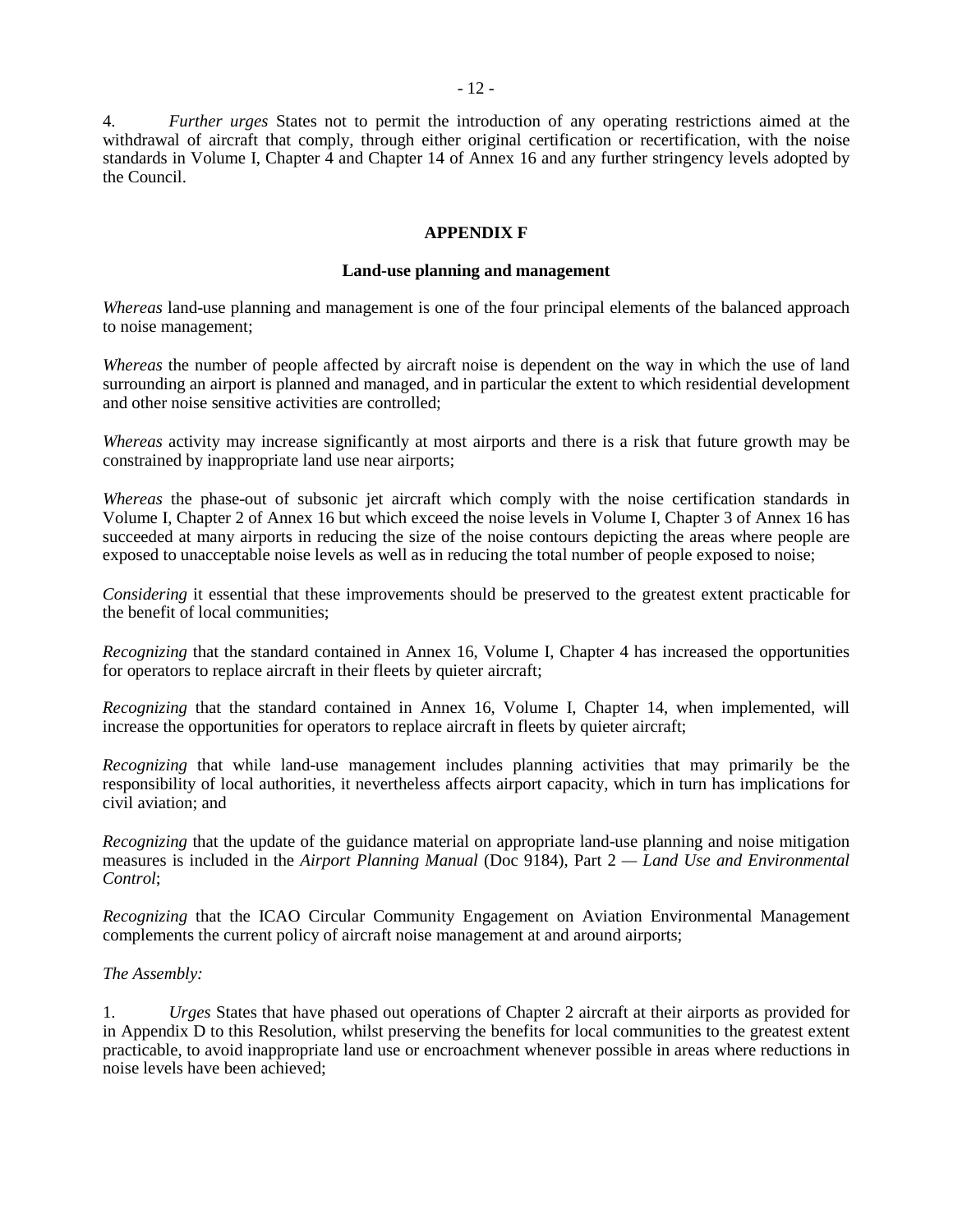4. *Further urges* States not to permit the introduction of any operating restrictions aimed at the withdrawal of aircraft that comply, through either original certification or recertification, with the noise standards in Volume I, Chapter 4 and Chapter 14 of Annex 16 and any further stringency levels adopted by the Council.

## APPENDIX F

### Land-use planning and management

*Whereas* land-use planning and management is one of the four principal elements of the balanced approach to noise management;

*Whereas* the number of people affected by aircraft noise is dependent on the way in which the use of land surrounding an airport is planned and managed, and in particular the extent to which residential development and other noise sensitive activities are controlled;

*Whereas* activity may increase significantly at most airports and there is a risk that future growth may be constrained by inappropriate land use near airports;

*Whereas* the phase-out of subsonic jet aircraft which comply with the noise certification standards in Volume I, Chapter 2 of Annex 16 but which exceed the noise levels in Volume I, Chapter 3 of Annex 16 has succeeded at many airports in reducing the size of the noise contours depicting the areas where people are exposed to unacceptable noise levels as well as in reducing the total number of people exposed to noise;

*Considering* it essential that these improvements should be preserved to the greatest extent practicable for the benefit of local communities;

*Recognizing* that the standard contained in Annex 16, Volume I, Chapter 4 has increased the opportunities for operators to replace aircraft in their fleets by quieter aircraft;

*Recognizing* that the standard contained in Annex 16, Volume I, Chapter 14, when implemented, will increase the opportunities for operators to replace aircraft in fleets by quieter aircraft;

*Recognizing* that while land-use management includes planning activities that may primarily be the responsibility of local authorities, it nevertheless affects airport capacity, which in turn has implications for civil aviation; and

*Recognizing* that the update of the guidance material on appropriate land-use planning and noise mitigation measures is included in the *Airport Planning Manual* (Doc 9184), Part 2 — *Land Use and Environmental Control*;

*Recognizing* that the ICAO Circular Community Engagement on Aviation Environmental Management complements the current policy of aircraft noise management at and around airports;

*The Assembly:*

1. *Urges* States that have phased out operations of Chapter 2 aircraft at their airports as provided for in Appendix D to this Resolution, whilst preserving the benefits for local communities to the greatest extent practicable, to avoid inappropriate land use or encroachment whenever possible in areas where reductions in noise levels have been achieved;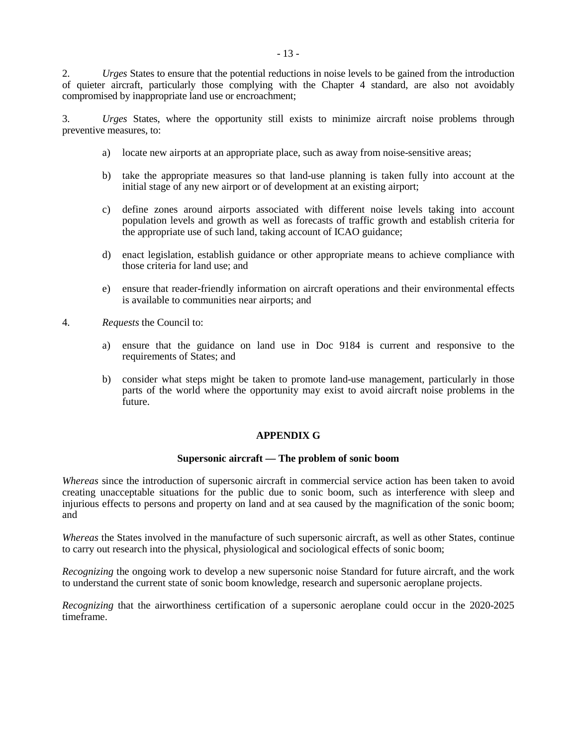2. *Urges* States to ensure that the potential reductions in noise levels to be gained from the introduction of quieter aircraft, particularly those complying with the Chapter 4 standard, are also not avoidably compromised by inappropriate land use or encroachment;

3. *Urges* States, where the opportunity still exists to minimize aircraft noise problems through preventive measures, to:

   a) locate new airports at an appropriate place, such as away from noise-sensitive areas;

   b) take the appropriate measures so that land-use planning is taken fully into account at the initial stage of any new airport or of development at an existing airport;

   c) define zones around airports associated with different noise levels taking into account population levels and growth as well as forecasts of traffic growth and establish criteria for the appropriate use of such land, taking account of ICAO guidance;

   d) enact legislation, establish guidance or other appropriate means to achieve compliance with those criteria for land use; and

   e) ensure that reader-friendly information on aircraft operations and their environmental effects is available to communities near airports; and

4. *Requests* the Council to:

   a) ensure that the guidance on land use in Doc 9184 is current and responsive to the requirements of States; and

   b) consider what steps might be taken to promote land-use management, particularly in those parts of the world where the opportunity may exist to avoid aircraft noise problems in the future.

## APPENDIX G

### Supersonic aircraft — The problem of sonic boom

*Whereas* since the introduction of supersonic aircraft in commercial service action has been taken to avoid creating unacceptable situations for the public due to sonic boom, such as interference with sleep and injurious effects to persons and property on land and at sea caused by the magnification of the sonic boom; and

*Whereas* the States involved in the manufacture of such supersonic aircraft, as well as other States, continue to carry out research into the physical, physiological and sociological effects of sonic boom;

*Recognizing* the ongoing work to develop a new supersonic noise Standard for future aircraft, and the work to understand the current state of sonic boom knowledge, research and supersonic aeroplane projects.

*Recognizing* that the airworthiness certification of a supersonic aeroplane could occur in the 2020-2025 timeframe.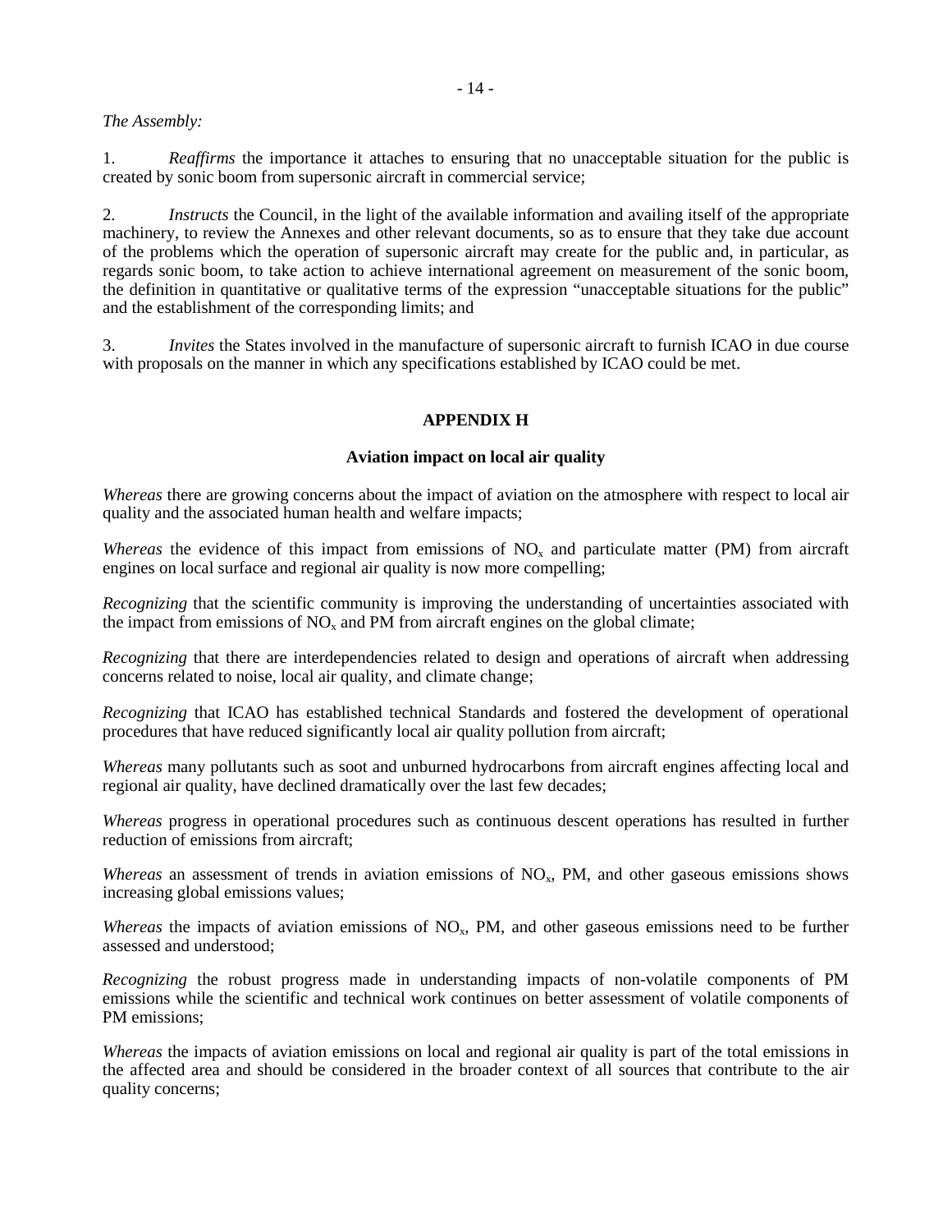*The Assembly:*

1. *Reaffirms* the importance it attaches to ensuring that no unacceptable situation for the public is created by sonic boom from supersonic aircraft in commercial service;

2. *Instructs* the Council, in the light of the available information and availing itself of the appropriate machinery, to review the Annexes and other relevant documents, so as to ensure that they take due account of the problems which the operation of supersonic aircraft may create for the public and, in particular, as regards sonic boom, to take action to achieve international agreement on measurement of the sonic boom, the definition in quantitative or qualitative terms of the expression "unacceptable situations for the public" and the establishment of the corresponding limits; and

3. *Invites* the States involved in the manufacture of supersonic aircraft to furnish ICAO in due course with proposals on the manner in which any specifications established by ICAO could be met.

## APPENDIX H

### Aviation impact on local air quality

*Whereas* there are growing concerns about the impact of aviation on the atmosphere with respect to local air quality and the associated human health and welfare impacts;

*Whereas* the evidence of this impact from emissions of $NO_x$ and particulate matter (PM) from aircraft engines on local surface and regional air quality is now more compelling;

*Recognizing* that the scientific community is improving the understanding of uncertainties associated with the impact from emissions of $NO_x$ and PM from aircraft engines on the global climate;

*Recognizing* that there are interdependencies related to design and operations of aircraft when addressing concerns related to noise, local air quality, and climate change;

*Recognizing* that ICAO has established technical Standards and fostered the development of operational procedures that have reduced significantly local air quality pollution from aircraft;

*Whereas* many pollutants such as soot and unburned hydrocarbons from aircraft engines affecting local and regional air quality, have declined dramatically over the last few decades;

*Whereas* progress in operational procedures such as continuous descent operations has resulted in further reduction of emissions from aircraft;

*Whereas* an assessment of trends in aviation emissions of $NO_x$, PM, and other gaseous emissions shows increasing global emissions values;

*Whereas* the impacts of aviation emissions of $NO_x$, PM, and other gaseous emissions need to be further assessed and understood;

*Recognizing* the robust progress made in understanding impacts of non-volatile components of PM emissions while the scientific and technical work continues on better assessment of volatile components of PM emissions;

*Whereas* the impacts of aviation emissions on local and regional air quality is part of the total emissions in the affected area and should be considered in the broader context of all sources that contribute to the air quality concerns;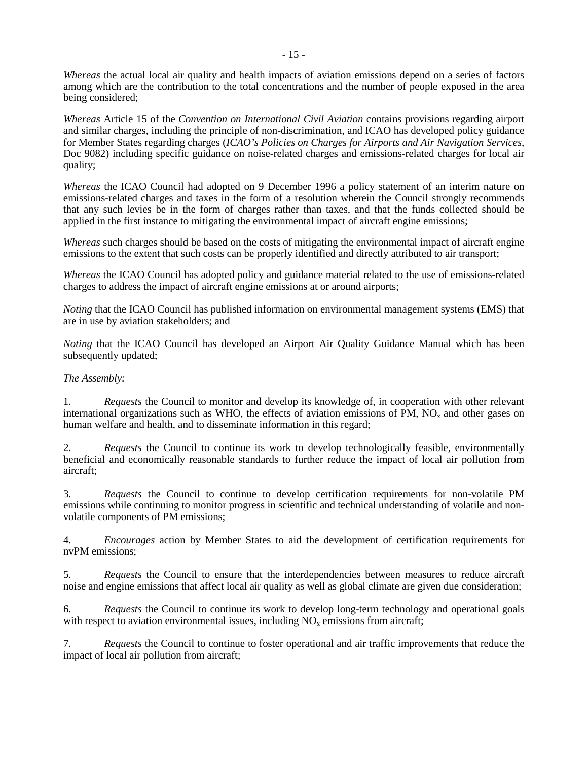*Whereas* the actual local air quality and health impacts of aviation emissions depend on a series of factors among which are the contribution to the total concentrations and the number of people exposed in the area being considered;

*Whereas* Article 15 of the *Convention on International Civil Aviation* contains provisions regarding airport and similar charges, including the principle of non-discrimination, and ICAO has developed policy guidance for Member States regarding charges (*ICAO's Policies on Charges for Airports and Air Navigation Services*, Doc 9082) including specific guidance on noise-related charges and emissions-related charges for local air quality;

*Whereas* the ICAO Council had adopted on 9 December 1996 a policy statement of an interim nature on emissions-related charges and taxes in the form of a resolution wherein the Council strongly recommends that any such levies be in the form of charges rather than taxes, and that the funds collected should be applied in the first instance to mitigating the environmental impact of aircraft engine emissions;

*Whereas* such charges should be based on the costs of mitigating the environmental impact of aircraft engine emissions to the extent that such costs can be properly identified and directly attributed to air transport;

*Whereas* the ICAO Council has adopted policy and guidance material related to the use of emissions-related charges to address the impact of aircraft engine emissions at or around airports;

*Noting* that the ICAO Council has published information on environmental management systems (EMS) that are in use by aviation stakeholders; and

*Noting* that the ICAO Council has developed an Airport Air Quality Guidance Manual which has been subsequently updated;

*The Assembly:*

1. *Requests* the Council to monitor and develop its knowledge of, in cooperation with other relevant international organizations such as WHO, the effects of aviation emissions of PM, $NO_x$ and other gases on human welfare and health, and to disseminate information in this regard;

2. *Requests* the Council to continue its work to develop technologically feasible, environmentally beneficial and economically reasonable standards to further reduce the impact of local air pollution from aircraft;

3. *Requests* the Council to continue to develop certification requirements for non-volatile PM emissions while continuing to monitor progress in scientific and technical understanding of volatile and non-volatile components of PM emissions;

4. *Encourages* action by Member States to aid the development of certification requirements for nvPM emissions;

5. *Requests* the Council to ensure that the interdependencies between measures to reduce aircraft noise and engine emissions that affect local air quality as well as global climate are given due consideration;

6. *Requests* the Council to continue its work to develop long-term technology and operational goals with respect to aviation environmental issues, including $NO_x$ emissions from aircraft;

7. *Requests* the Council to continue to foster operational and air traffic improvements that reduce the impact of local air pollution from aircraft;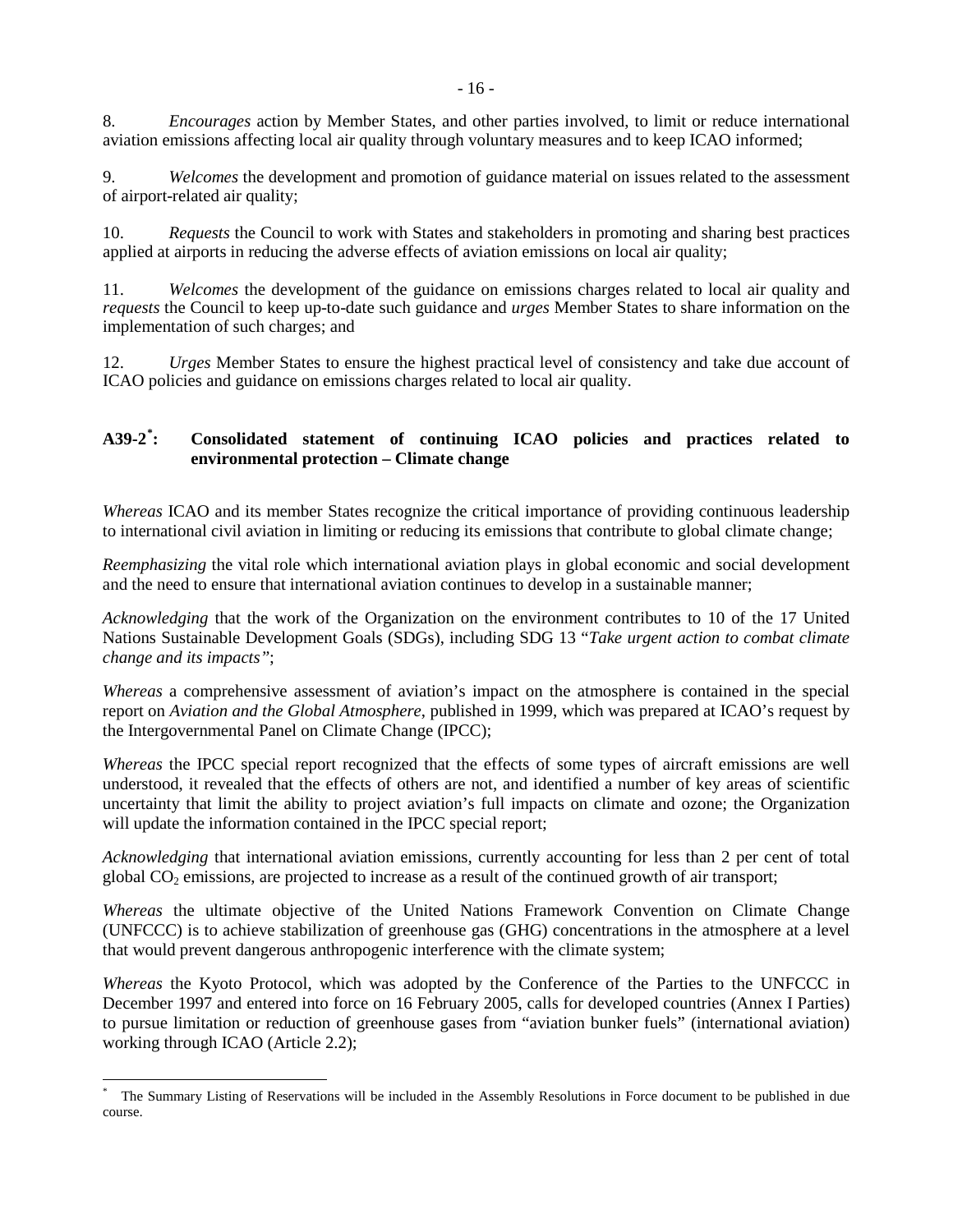8. *Encourages* action by Member States, and other parties involved, to limit or reduce international aviation emissions affecting local air quality through voluntary measures and to keep ICAO informed;

9. *Welcomes* the development and promotion of guidance material on issues related to the assessment of airport-related air quality;

10. *Requests* the Council to work with States and stakeholders in promoting and sharing best practices applied at airports in reducing the adverse effects of aviation emissions on local air quality;

11. *Welcomes* the development of the guidance on emissions charges related to local air quality and *requests* the Council to keep up-to-date such guidance and *urges* Member States to share information on the implementation of such charges; and

12. *Urges* Member States to ensure the highest practical level of consistency and take due account of ICAO policies and guidance on emissions charges related to local air quality.

## A39-2*: Consolidated statement of continuing ICAO policies and practices related to environmental protection – Climate change

*Whereas* ICAO and its member States recognize the critical importance of providing continuous leadership to international civil aviation in limiting or reducing its emissions that contribute to global climate change;

*Reemphasizing* the vital role which international aviation plays in global economic and social development and the need to ensure that international aviation continues to develop in a sustainable manner;

*Acknowledging* that the work of the Organization on the environment contributes to 10 of the 17 United Nations Sustainable Development Goals (SDGs), including SDG 13 "*Take urgent action to combat climate change and its impacts"*;

*Whereas* a comprehensive assessment of aviation's impact on the atmosphere is contained in the special report on *Aviation and the Global Atmosphere*, published in 1999, which was prepared at ICAO's request by the Intergovernmental Panel on Climate Change (IPCC);

*Whereas* the IPCC special report recognized that the effects of some types of aircraft emissions are well understood, it revealed that the effects of others are not, and identified a number of key areas of scientific uncertainty that limit the ability to project aviation's full impacts on climate and ozone; the Organization will update the information contained in the IPCC special report;

*Acknowledging* that international aviation emissions, currently accounting for less than 2 per cent of total global $CO_2$ emissions, are projected to increase as a result of the continued growth of air transport;

*Whereas* the ultimate objective of the United Nations Framework Convention on Climate Change (UNFCCC) is to achieve stabilization of greenhouse gas (GHG) concentrations in the atmosphere at a level that would prevent dangerous anthropogenic interference with the climate system;

*Whereas* the Kyoto Protocol, which was adopted by the Conference of the Parties to the UNFCCC in December 1997 and entered into force on 16 February 2005, calls for developed countries (Annex I Parties) to pursue limitation or reduction of greenhouse gases from "aviation bunker fuels" (international aviation) working through ICAO (Article 2.2);

---

* The Summary Listing of Reservations will be included in the Assembly Resolutions in Force document to be published in due course.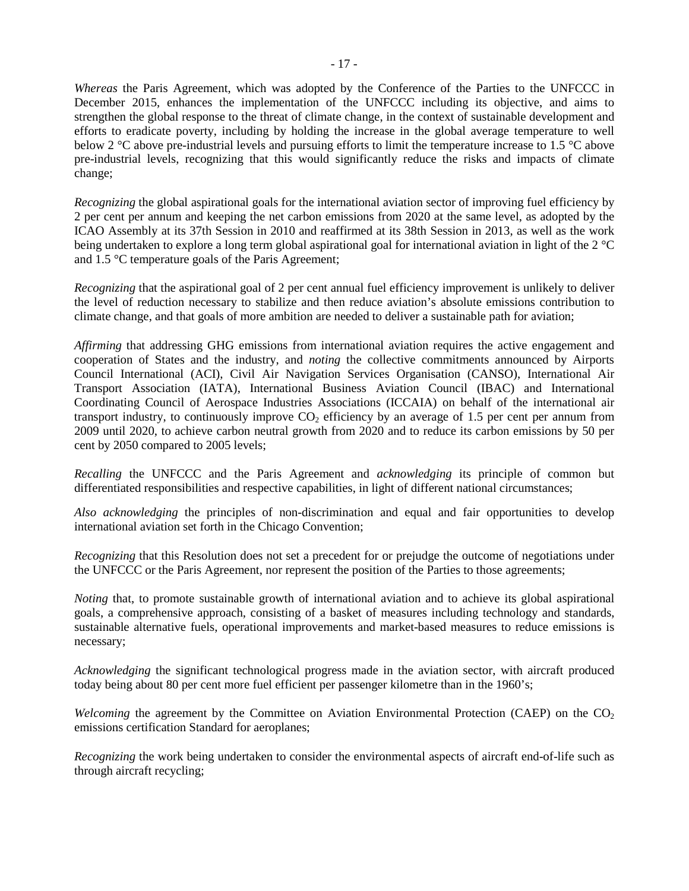*Whereas* the Paris Agreement, which was adopted by the Conference of the Parties to the UNFCCC in December 2015, enhances the implementation of the UNFCCC including its objective, and aims to strengthen the global response to the threat of climate change, in the context of sustainable development and efforts to eradicate poverty, including by holding the increase in the global average temperature to well below 2 °C above pre-industrial levels and pursuing efforts to limit the temperature increase to 1.5 °C above pre-industrial levels, recognizing that this would significantly reduce the risks and impacts of climate change;

*Recognizing* the global aspirational goals for the international aviation sector of improving fuel efficiency by 2 per cent per annum and keeping the net carbon emissions from 2020 at the same level, as adopted by the ICAO Assembly at its 37th Session in 2010 and reaffirmed at its 38th Session in 2013, as well as the work being undertaken to explore a long term global aspirational goal for international aviation in light of the 2 °C and 1.5 °C temperature goals of the Paris Agreement;

*Recognizing* that the aspirational goal of 2 per cent annual fuel efficiency improvement is unlikely to deliver the level of reduction necessary to stabilize and then reduce aviation's absolute emissions contribution to climate change, and that goals of more ambition are needed to deliver a sustainable path for aviation;

*Affirming* that addressing GHG emissions from international aviation requires the active engagement and cooperation of States and the industry, and *noting* the collective commitments announced by Airports Council International (ACI), Civil Air Navigation Services Organisation (CANSO), International Air Transport Association (IATA), International Business Aviation Council (IBAC) and International Coordinating Council of Aerospace Industries Associations (ICCAIA) on behalf of the international air transport industry, to continuously improve $CO_2$ efficiency by an average of 1.5 per cent per annum from 2009 until 2020, to achieve carbon neutral growth from 2020 and to reduce its carbon emissions by 50 per cent by 2050 compared to 2005 levels;

*Recalling* the UNFCCC and the Paris Agreement and *acknowledging* its principle of common but differentiated responsibilities and respective capabilities, in light of different national circumstances;

*Also acknowledging* the principles of non-discrimination and equal and fair opportunities to develop international aviation set forth in the Chicago Convention;

*Recognizing* that this Resolution does not set a precedent for or prejudge the outcome of negotiations under the UNFCCC or the Paris Agreement, nor represent the position of the Parties to those agreements;

*Noting* that, to promote sustainable growth of international aviation and to achieve its global aspirational goals, a comprehensive approach, consisting of a basket of measures including technology and standards, sustainable alternative fuels, operational improvements and market-based measures to reduce emissions is necessary;

*Acknowledging* the significant technological progress made in the aviation sector, with aircraft produced today being about 80 per cent more fuel efficient per passenger kilometre than in the 1960's;

*Welcoming* the agreement by the Committee on Aviation Environmental Protection (CAEP) on the $CO_2$ emissions certification Standard for aeroplanes;

*Recognizing* the work being undertaken to consider the environmental aspects of aircraft end-of-life such as through aircraft recycling;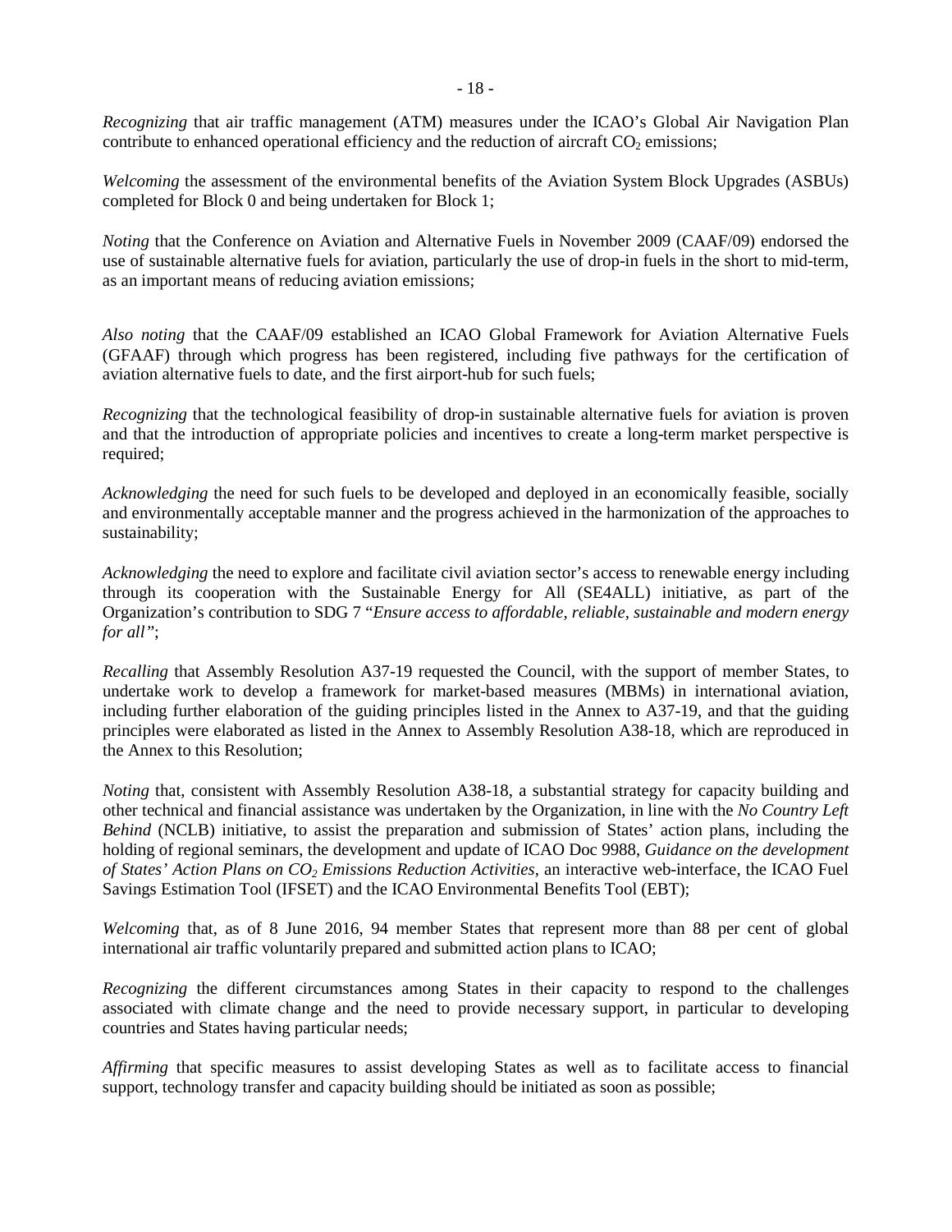*Recognizing* that air traffic management (ATM) measures under the ICAO's Global Air Navigation Plan contribute to enhanced operational efficiency and the reduction of aircraft $CO_2$ emissions;

*Welcoming* the assessment of the environmental benefits of the Aviation System Block Upgrades (ASBUs) completed for Block 0 and being undertaken for Block 1;

*Noting* that the Conference on Aviation and Alternative Fuels in November 2009 (CAAF/09) endorsed the use of sustainable alternative fuels for aviation, particularly the use of drop-in fuels in the short to mid-term, as an important means of reducing aviation emissions;

*Also noting* that the CAAF/09 established an ICAO Global Framework for Aviation Alternative Fuels (GFAAF) through which progress has been registered, including five pathways for the certification of aviation alternative fuels to date, and the first airport-hub for such fuels;

*Recognizing* that the technological feasibility of drop-in sustainable alternative fuels for aviation is proven and that the introduction of appropriate policies and incentives to create a long-term market perspective is required;

*Acknowledging* the need for such fuels to be developed and deployed in an economically feasible, socially and environmentally acceptable manner and the progress achieved in the harmonization of the approaches to sustainability;

*Acknowledging* the need to explore and facilitate civil aviation sector's access to renewable energy including through its cooperation with the Sustainable Energy for All (SE4ALL) initiative, as part of the Organization's contribution to SDG 7 "*Ensure access to affordable, reliable, sustainable and modern energy for all"*;

*Recalling* that Assembly Resolution A37-19 requested the Council, with the support of member States, to undertake work to develop a framework for market-based measures (MBMs) in international aviation, including further elaboration of the guiding principles listed in the Annex to A37-19, and that the guiding principles were elaborated as listed in the Annex to Assembly Resolution A38-18, which are reproduced in the Annex to this Resolution;

*Noting* that, consistent with Assembly Resolution A38-18, a substantial strategy for capacity building and other technical and financial assistance was undertaken by the Organization, in line with the *No Country Left Behind* (NCLB) initiative, to assist the preparation and submission of States' action plans, including the holding of regional seminars, the development and update of ICAO Doc 9988, *Guidance on the development of States' Action Plans on $CO_2$ Emissions Reduction Activities*, an interactive web-interface, the ICAO Fuel Savings Estimation Tool (IFSET) and the ICAO Environmental Benefits Tool (EBT);

*Welcoming* that, as of 8 June 2016, 94 member States that represent more than 88 per cent of global international air traffic voluntarily prepared and submitted action plans to ICAO;

*Recognizing* the different circumstances among States in their capacity to respond to the challenges associated with climate change and the need to provide necessary support, in particular to developing countries and States having particular needs;

*Affirming* that specific measures to assist developing States as well as to facilitate access to financial support, technology transfer and capacity building should be initiated as soon as possible;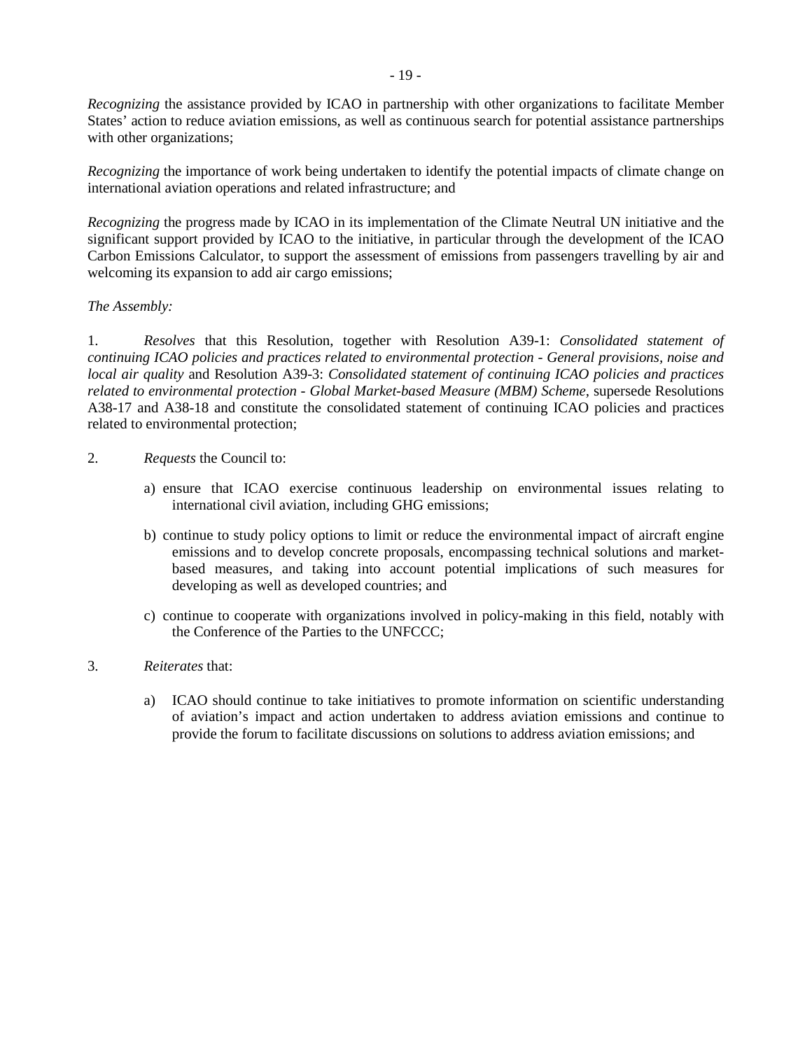*Recognizing* the assistance provided by ICAO in partnership with other organizations to facilitate Member States' action to reduce aviation emissions, as well as continuous search for potential assistance partnerships with other organizations;

*Recognizing* the importance of work being undertaken to identify the potential impacts of climate change on international aviation operations and related infrastructure; and

*Recognizing* the progress made by ICAO in its implementation of the Climate Neutral UN initiative and the significant support provided by ICAO to the initiative, in particular through the development of the ICAO Carbon Emissions Calculator, to support the assessment of emissions from passengers travelling by air and welcoming its expansion to add air cargo emissions;

*The Assembly:*

1. *Resolves* that this Resolution, together with Resolution A39-1: *Consolidated statement of continuing ICAO policies and practices related to environmental protection - General provisions, noise and local air quality* and Resolution A39-3: *Consolidated statement of continuing ICAO policies and practices related to environmental protection - Global Market-based Measure (MBM) Scheme*, supersede Resolutions A38-17 and A38-18 and constitute the consolidated statement of continuing ICAO policies and practices related to environmental protection;

2. *Requests* the Council to:

   a) ensure that ICAO exercise continuous leadership on environmental issues relating to international civil aviation, including GHG emissions;

   b) continue to study policy options to limit or reduce the environmental impact of aircraft engine emissions and to develop concrete proposals, encompassing technical solutions and market-based measures, and taking into account potential implications of such measures for developing as well as developed countries; and

   c) continue to cooperate with organizations involved in policy-making in this field, notably with the Conference of the Parties to the UNFCCC;

3. *Reiterates* that:

   a) ICAO should continue to take initiatives to promote information on scientific understanding of aviation's impact and action undertaken to address aviation emissions and continue to provide the forum to facilitate discussions on solutions to address aviation emissions; and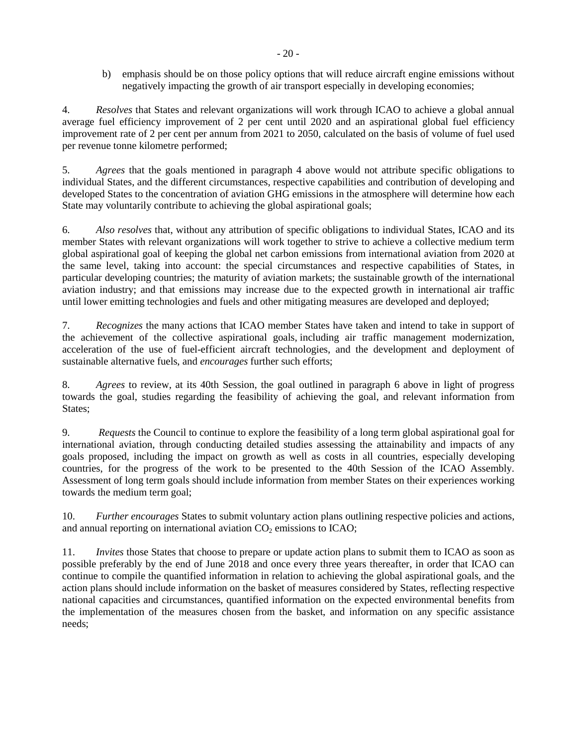b) emphasis should be on those policy options that will reduce aircraft engine emissions without negatively impacting the growth of air transport especially in developing economies;

4. *Resolves* that States and relevant organizations will work through ICAO to achieve a global annual average fuel efficiency improvement of 2 per cent until 2020 and an aspirational global fuel efficiency improvement rate of 2 per cent per annum from 2021 to 2050, calculated on the basis of volume of fuel used per revenue tonne kilometre performed;

5. *Agrees* that the goals mentioned in paragraph 4 above would not attribute specific obligations to individual States, and the different circumstances, respective capabilities and contribution of developing and developed States to the concentration of aviation GHG emissions in the atmosphere will determine how each State may voluntarily contribute to achieving the global aspirational goals;

6. *Also resolves* that, without any attribution of specific obligations to individual States, ICAO and its member States with relevant organizations will work together to strive to achieve a collective medium term global aspirational goal of keeping the global net carbon emissions from international aviation from 2020 at the same level, taking into account: the special circumstances and respective capabilities of States, in particular developing countries; the maturity of aviation markets; the sustainable growth of the international aviation industry; and that emissions may increase due to the expected growth in international air traffic until lower emitting technologies and fuels and other mitigating measures are developed and deployed;

7. *Recognizes* the many actions that ICAO member States have taken and intend to take in support of the achievement of the collective aspirational goals, including air traffic management modernization, acceleration of the use of fuel-efficient aircraft technologies, and the development and deployment of sustainable alternative fuels, and *encourages* further such efforts;

8. *Agrees* to review, at its 40th Session, the goal outlined in paragraph 6 above in light of progress towards the goal, studies regarding the feasibility of achieving the goal, and relevant information from States;

9. *Requests* the Council to continue to explore the feasibility of a long term global aspirational goal for international aviation, through conducting detailed studies assessing the attainability and impacts of any goals proposed, including the impact on growth as well as costs in all countries, especially developing countries, for the progress of the work to be presented to the 40th Session of the ICAO Assembly. Assessment of long term goals should include information from member States on their experiences working towards the medium term goal;

10. *Further encourages* States to submit voluntary action plans outlining respective policies and actions, and annual reporting on international aviation $CO_2$ emissions to ICAO;

11. *Invites* those States that choose to prepare or update action plans to submit them to ICAO as soon as possible preferably by the end of June 2018 and once every three years thereafter, in order that ICAO can continue to compile the quantified information in relation to achieving the global aspirational goals, and the action plans should include information on the basket of measures considered by States, reflecting respective national capacities and circumstances, quantified information on the expected environmental benefits from the implementation of the measures chosen from the basket, and information on any specific assistance needs;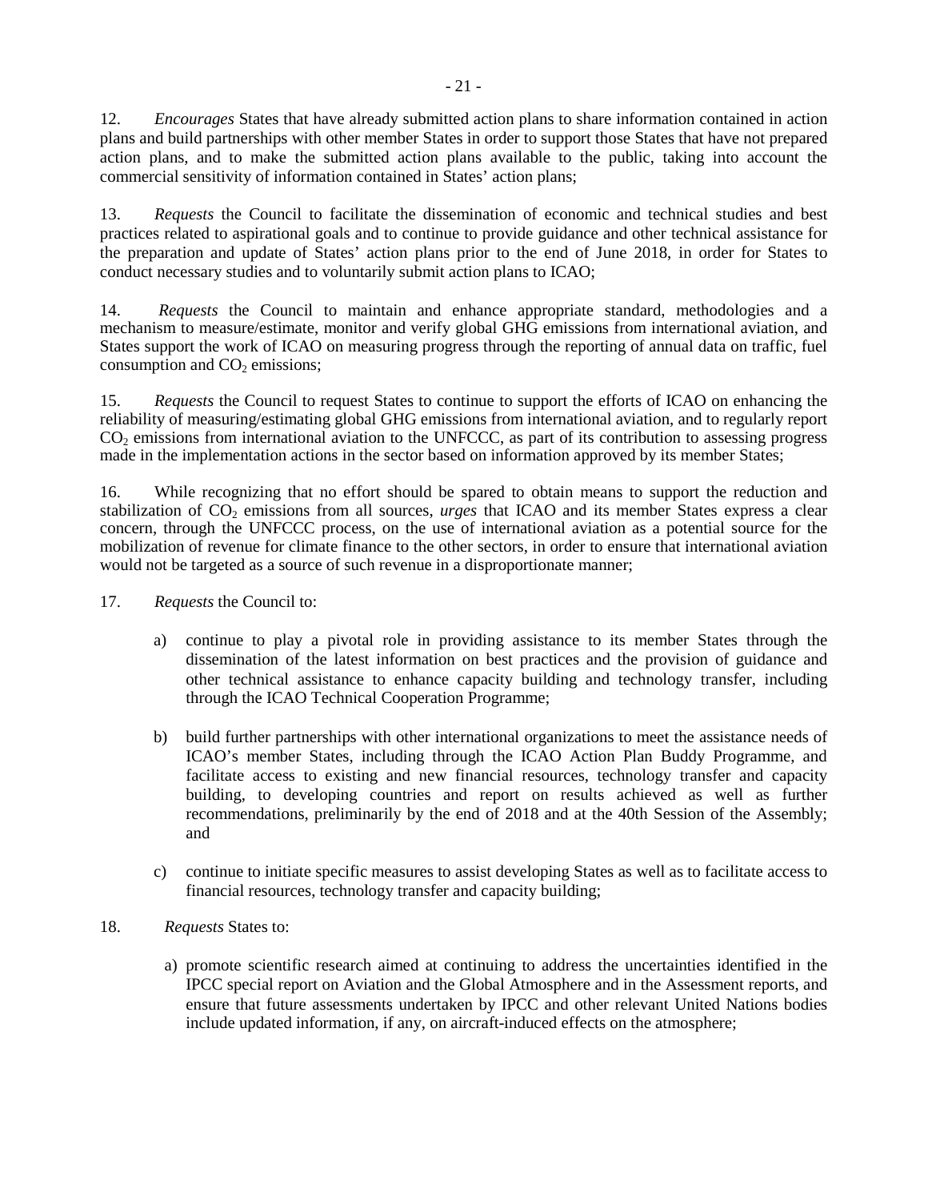12. *Encourages* States that have already submitted action plans to share information contained in action plans and build partnerships with other member States in order to support those States that have not prepared action plans, and to make the submitted action plans available to the public, taking into account the commercial sensitivity of information contained in States' action plans;

13. *Requests* the Council to facilitate the dissemination of economic and technical studies and best practices related to aspirational goals and to continue to provide guidance and other technical assistance for the preparation and update of States' action plans prior to the end of June 2018, in order for States to conduct necessary studies and to voluntarily submit action plans to ICAO;

14. *Requests* the Council to maintain and enhance appropriate standard, methodologies and a mechanism to measure/estimate, monitor and verify global GHG emissions from international aviation, and States support the work of ICAO on measuring progress through the reporting of annual data on traffic, fuel consumption and $CO_2$ emissions;

15. *Requests* the Council to request States to continue to support the efforts of ICAO on enhancing the reliability of measuring/estimating global GHG emissions from international aviation, and to regularly report $CO_2$ emissions from international aviation to the UNFCCC, as part of its contribution to assessing progress made in the implementation actions in the sector based on information approved by its member States;

16. While recognizing that no effort should be spared to obtain means to support the reduction and stabilization of $CO_2$ emissions from all sources, *urges* that ICAO and its member States express a clear concern, through the UNFCCC process, on the use of international aviation as a potential source for the mobilization of revenue for climate finance to the other sectors, in order to ensure that international aviation would not be targeted as a source of such revenue in a disproportionate manner;

17. *Requests* the Council to:

a) continue to play a pivotal role in providing assistance to its member States through the dissemination of the latest information on best practices and the provision of guidance and other technical assistance to enhance capacity building and technology transfer, including through the ICAO Technical Cooperation Programme;

b) build further partnerships with other international organizations to meet the assistance needs of ICAO's member States, including through the ICAO Action Plan Buddy Programme, and facilitate access to existing and new financial resources, technology transfer and capacity building, to developing countries and report on results achieved as well as further recommendations, preliminarily by the end of 2018 and at the 40th Session of the Assembly; and

c) continue to initiate specific measures to assist developing States as well as to facilitate access to financial resources, technology transfer and capacity building;

18. *Requests* States to:

a) promote scientific research aimed at continuing to address the uncertainties identified in the IPCC special report on Aviation and the Global Atmosphere and in the Assessment reports, and ensure that future assessments undertaken by IPCC and other relevant United Nations bodies include updated information, if any, on aircraft-induced effects on the atmosphere;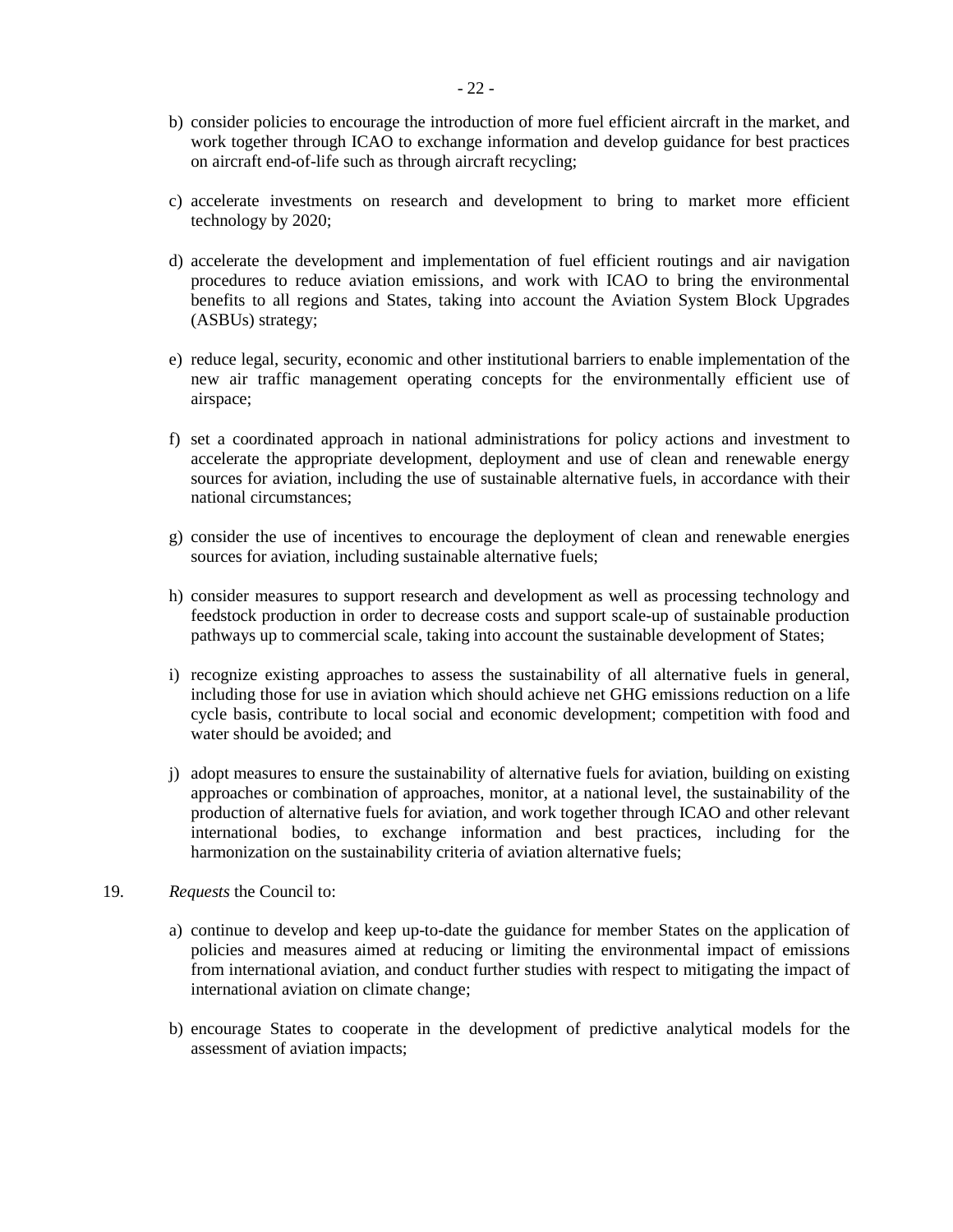b) consider policies to encourage the introduction of more fuel efficient aircraft in the market, and work together through ICAO to exchange information and develop guidance for best practices on aircraft end-of-life such as through aircraft recycling;

c) accelerate investments on research and development to bring to market more efficient technology by 2020;

d) accelerate the development and implementation of fuel efficient routings and air navigation procedures to reduce aviation emissions, and work with ICAO to bring the environmental benefits to all regions and States, taking into account the Aviation System Block Upgrades (ASBUs) strategy;

e) reduce legal, security, economic and other institutional barriers to enable implementation of the new air traffic management operating concepts for the environmentally efficient use of airspace;

f) set a coordinated approach in national administrations for policy actions and investment to accelerate the appropriate development, deployment and use of clean and renewable energy sources for aviation, including the use of sustainable alternative fuels, in accordance with their national circumstances;

g) consider the use of incentives to encourage the deployment of clean and renewable energies sources for aviation, including sustainable alternative fuels;

h) consider measures to support research and development as well as processing technology and feedstock production in order to decrease costs and support scale-up of sustainable production pathways up to commercial scale, taking into account the sustainable development of States;

i) recognize existing approaches to assess the sustainability of all alternative fuels in general, including those for use in aviation which should achieve net GHG emissions reduction on a life cycle basis, contribute to local social and economic development; competition with food and water should be avoided; and

j) adopt measures to ensure the sustainability of alternative fuels for aviation, building on existing approaches or combination of approaches, monitor, at a national level, the sustainability of the production of alternative fuels for aviation, and work together through ICAO and other relevant international bodies, to exchange information and best practices, including for the harmonization on the sustainability criteria of aviation alternative fuels;

19. *Requests* the Council to:

a) continue to develop and keep up-to-date the guidance for member States on the application of policies and measures aimed at reducing or limiting the environmental impact of emissions from international aviation, and conduct further studies with respect to mitigating the impact of international aviation on climate change;

b) encourage States to cooperate in the development of predictive analytical models for the assessment of aviation impacts;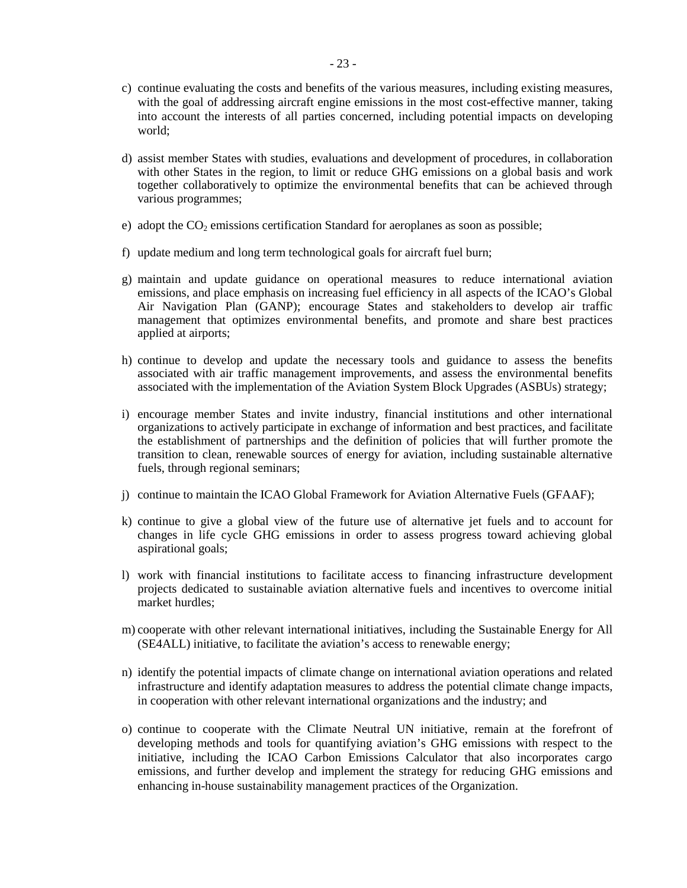c) continue evaluating the costs and benefits of the various measures, including existing measures, with the goal of addressing aircraft engine emissions in the most cost-effective manner, taking into account the interests of all parties concerned, including potential impacts on developing world;

d) assist member States with studies, evaluations and development of procedures, in collaboration with other States in the region, to limit or reduce GHG emissions on a global basis and work together collaboratively to optimize the environmental benefits that can be achieved through various programmes;

e) adopt the $CO_2$ emissions certification Standard for aeroplanes as soon as possible;

f) update medium and long term technological goals for aircraft fuel burn;

g) maintain and update guidance on operational measures to reduce international aviation emissions, and place emphasis on increasing fuel efficiency in all aspects of the ICAO's Global Air Navigation Plan (GANP); encourage States and stakeholders to develop air traffic management that optimizes environmental benefits, and promote and share best practices applied at airports;

h) continue to develop and update the necessary tools and guidance to assess the benefits associated with air traffic management improvements, and assess the environmental benefits associated with the implementation of the Aviation System Block Upgrades (ASBUs) strategy;

i) encourage member States and invite industry, financial institutions and other international organizations to actively participate in exchange of information and best practices, and facilitate the establishment of partnerships and the definition of policies that will further promote the transition to clean, renewable sources of energy for aviation, including sustainable alternative fuels, through regional seminars;

j) continue to maintain the ICAO Global Framework for Aviation Alternative Fuels (GFAAF);

k) continue to give a global view of the future use of alternative jet fuels and to account for changes in life cycle GHG emissions in order to assess progress toward achieving global aspirational goals;

l) work with financial institutions to facilitate access to financing infrastructure development projects dedicated to sustainable aviation alternative fuels and incentives to overcome initial market hurdles;

m) cooperate with other relevant international initiatives, including the Sustainable Energy for All (SE4ALL) initiative, to facilitate the aviation's access to renewable energy;

n) identify the potential impacts of climate change on international aviation operations and related infrastructure and identify adaptation measures to address the potential climate change impacts, in cooperation with other relevant international organizations and the industry; and

o) continue to cooperate with the Climate Neutral UN initiative, remain at the forefront of developing methods and tools for quantifying aviation's GHG emissions with respect to the initiative, including the ICAO Carbon Emissions Calculator that also incorporates cargo emissions, and further develop and implement the strategy for reducing GHG emissions and enhancing in-house sustainability management practices of the Organization.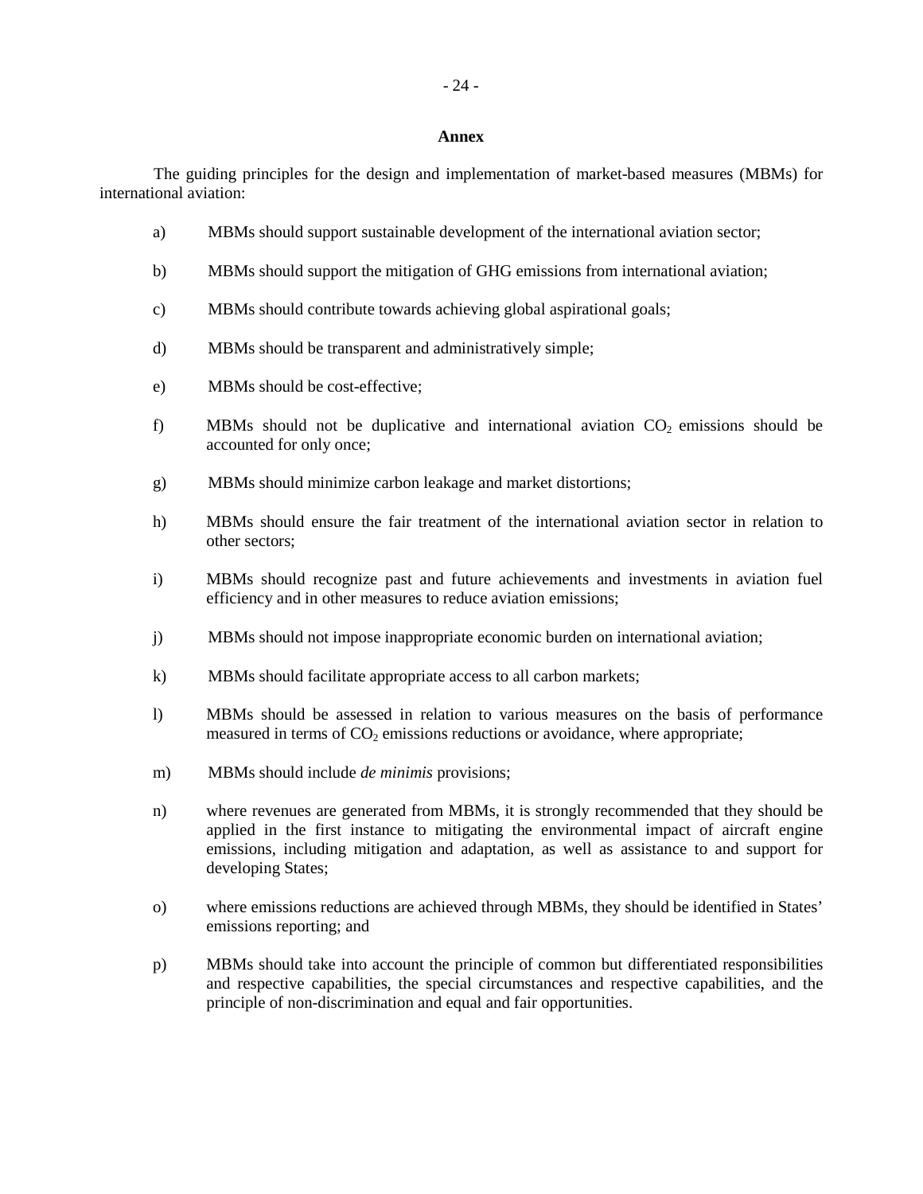## Annex

The guiding principles for the design and implementation of market-based measures (MBMs) for international aviation:

a) MBMs should support sustainable development of the international aviation sector;

b) MBMs should support the mitigation of GHG emissions from international aviation;

c) MBMs should contribute towards achieving global aspirational goals;

d) MBMs should be transparent and administratively simple;

e) MBMs should be cost-effective;

f) MBMs should not be duplicative and international aviation $CO_2$ emissions should be accounted for only once;

g) MBMs should minimize carbon leakage and market distortions;

h) MBMs should ensure the fair treatment of the international aviation sector in relation to other sectors;

i) MBMs should recognize past and future achievements and investments in aviation fuel efficiency and in other measures to reduce aviation emissions;

j) MBMs should not impose inappropriate economic burden on international aviation;

k) MBMs should facilitate appropriate access to all carbon markets;

l) MBMs should be assessed in relation to various measures on the basis of performance measured in terms of $CO_2$ emissions reductions or avoidance, where appropriate;

m) MBMs should include *de minimis* provisions;

n) where revenues are generated from MBMs, it is strongly recommended that they should be applied in the first instance to mitigating the environmental impact of aircraft engine emissions, including mitigation and adaptation, as well as assistance to and support for developing States;

o) where emissions reductions are achieved through MBMs, they should be identified in States' emissions reporting; and

p) MBMs should take into account the principle of common but differentiated responsibilities and respective capabilities, the special circumstances and respective capabilities, and the principle of non-discrimination and equal and fair opportunities.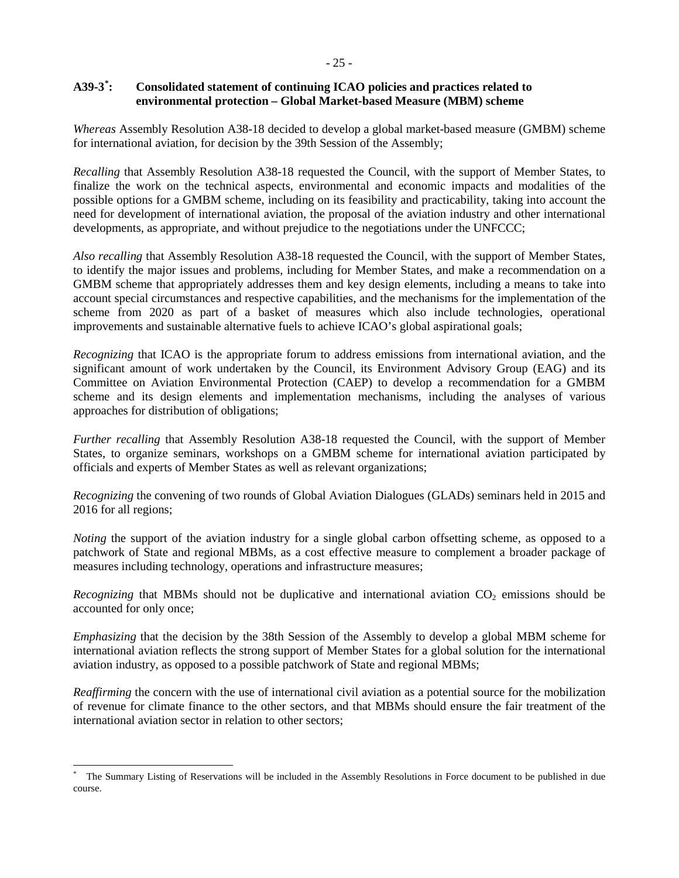## A39-3[*]: Consolidated statement of continuing ICAO policies and practices related to environmental protection – Global Market-based Measure (MBM) scheme

*Whereas* Assembly Resolution A38-18 decided to develop a global market-based measure (GMBM) scheme for international aviation, for decision by the 39th Session of the Assembly;

*Recalling* that Assembly Resolution A38-18 requested the Council, with the support of Member States, to finalize the work on the technical aspects, environmental and economic impacts and modalities of the possible options for a GMBM scheme, including on its feasibility and practicability, taking into account the need for development of international aviation, the proposal of the aviation industry and other international developments, as appropriate, and without prejudice to the negotiations under the UNFCCC;

*Also recalling* that Assembly Resolution A38-18 requested the Council, with the support of Member States, to identify the major issues and problems, including for Member States, and make a recommendation on a GMBM scheme that appropriately addresses them and key design elements, including a means to take into account special circumstances and respective capabilities, and the mechanisms for the implementation of the scheme from 2020 as part of a basket of measures which also include technologies, operational improvements and sustainable alternative fuels to achieve ICAO's global aspirational goals;

*Recognizing* that ICAO is the appropriate forum to address emissions from international aviation, and the significant amount of work undertaken by the Council, its Environment Advisory Group (EAG) and its Committee on Aviation Environmental Protection (CAEP) to develop a recommendation for a GMBM scheme and its design elements and implementation mechanisms, including the analyses of various approaches for distribution of obligations;

*Further recalling* that Assembly Resolution A38-18 requested the Council, with the support of Member States, to organize seminars, workshops on a GMBM scheme for international aviation participated by officials and experts of Member States as well as relevant organizations;

*Recognizing* the convening of two rounds of Global Aviation Dialogues (GLADs) seminars held in 2015 and 2016 for all regions;

*Noting* the support of the aviation industry for a single global carbon offsetting scheme, as opposed to a patchwork of State and regional MBMs, as a cost effective measure to complement a broader package of measures including technology, operations and infrastructure measures;

*Recognizing* that MBMs should not be duplicative and international aviation $CO_2$ emissions should be accounted for only once;

*Emphasizing* that the decision by the 38th Session of the Assembly to develop a global MBM scheme for international aviation reflects the strong support of Member States for a global solution for the international aviation industry, as opposed to a possible patchwork of State and regional MBMs;

*Reaffirming* the concern with the use of international civil aviation as a potential source for the mobilization of revenue for climate finance to the other sectors, and that MBMs should ensure the fair treatment of the international aviation sector in relation to other sectors;

[*] The Summary Listing of Reservations will be included in the Assembly Resolutions in Force document to be published in due course.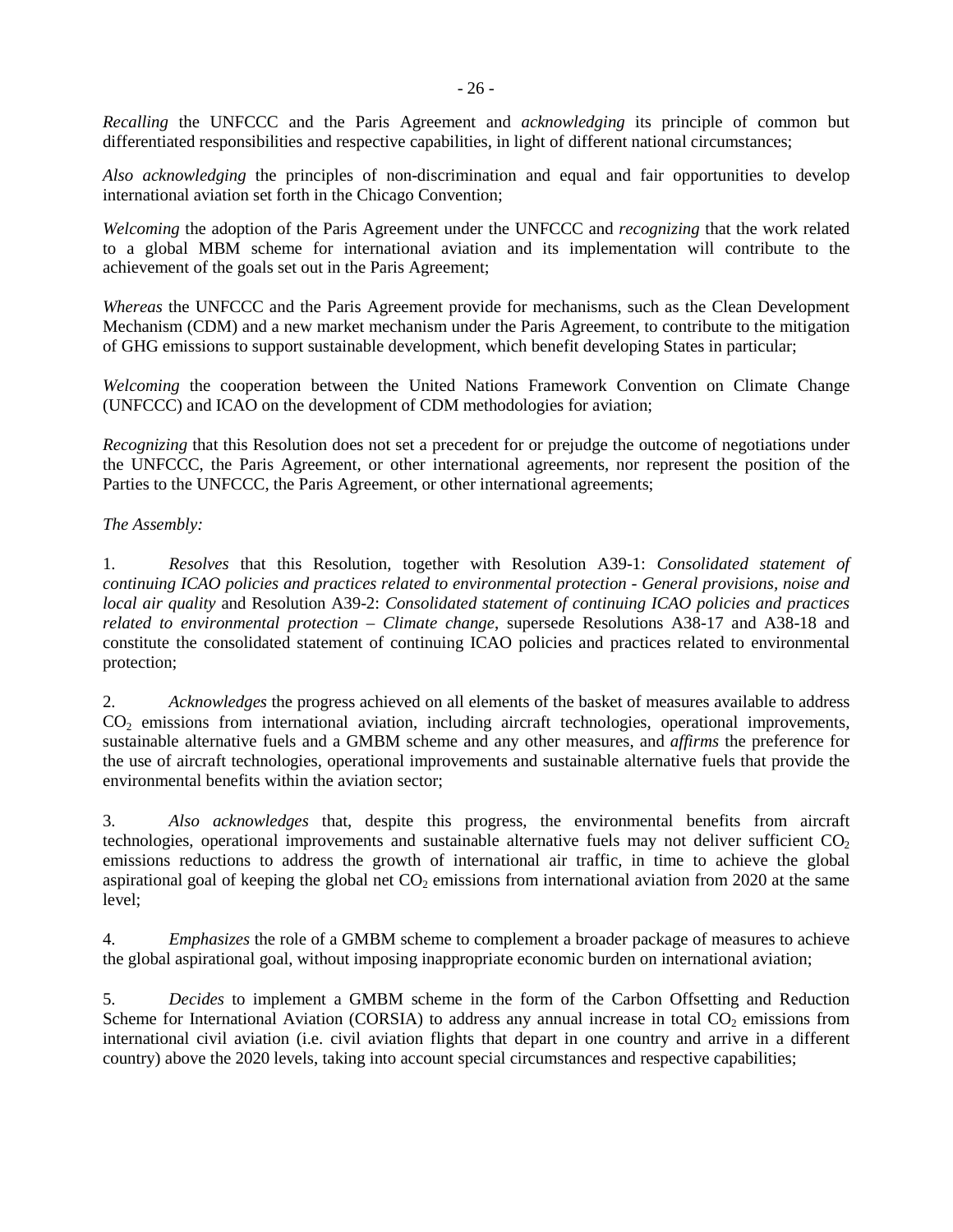*Recalling* the UNFCCC and the Paris Agreement and *acknowledging* its principle of common but differentiated responsibilities and respective capabilities, in light of different national circumstances;

*Also acknowledging* the principles of non-discrimination and equal and fair opportunities to develop international aviation set forth in the Chicago Convention;

*Welcoming* the adoption of the Paris Agreement under the UNFCCC and *recognizing* that the work related to a global MBM scheme for international aviation and its implementation will contribute to the achievement of the goals set out in the Paris Agreement;

*Whereas* the UNFCCC and the Paris Agreement provide for mechanisms, such as the Clean Development Mechanism (CDM) and a new market mechanism under the Paris Agreement, to contribute to the mitigation of GHG emissions to support sustainable development, which benefit developing States in particular;

*Welcoming* the cooperation between the United Nations Framework Convention on Climate Change (UNFCCC) and ICAO on the development of CDM methodologies for aviation;

*Recognizing* that this Resolution does not set a precedent for or prejudge the outcome of negotiations under the UNFCCC, the Paris Agreement, or other international agreements, nor represent the position of the Parties to the UNFCCC, the Paris Agreement, or other international agreements;

*The Assembly:*

1. *Resolves* that this Resolution, together with Resolution A39-1: *Consolidated statement of continuing ICAO policies and practices related to environmental protection - General provisions, noise and local air quality* and Resolution A39-2: *Consolidated statement of continuing ICAO policies and practices related to environmental protection – Climate change*, supersede Resolutions A38-17 and A38-18 and constitute the consolidated statement of continuing ICAO policies and practices related to environmental protection;

2. *Acknowledges* the progress achieved on all elements of the basket of measures available to address $CO_2$ emissions from international aviation, including aircraft technologies, operational improvements, sustainable alternative fuels and a GMBM scheme and any other measures, and *affirms* the preference for the use of aircraft technologies, operational improvements and sustainable alternative fuels that provide the environmental benefits within the aviation sector;

3. *Also acknowledges* that, despite this progress, the environmental benefits from aircraft technologies, operational improvements and sustainable alternative fuels may not deliver sufficient $CO_2$ emissions reductions to address the growth of international air traffic, in time to achieve the global aspirational goal of keeping the global net $CO_2$ emissions from international aviation from 2020 at the same level;

4. *Emphasizes* the role of a GMBM scheme to complement a broader package of measures to achieve the global aspirational goal, without imposing inappropriate economic burden on international aviation;

5. *Decides* to implement a GMBM scheme in the form of the Carbon Offsetting and Reduction Scheme for International Aviation (CORSIA) to address any annual increase in total $CO_2$ emissions from international civil aviation (i.e. civil aviation flights that depart in one country and arrive in a different country) above the 2020 levels, taking into account special circumstances and respective capabilities;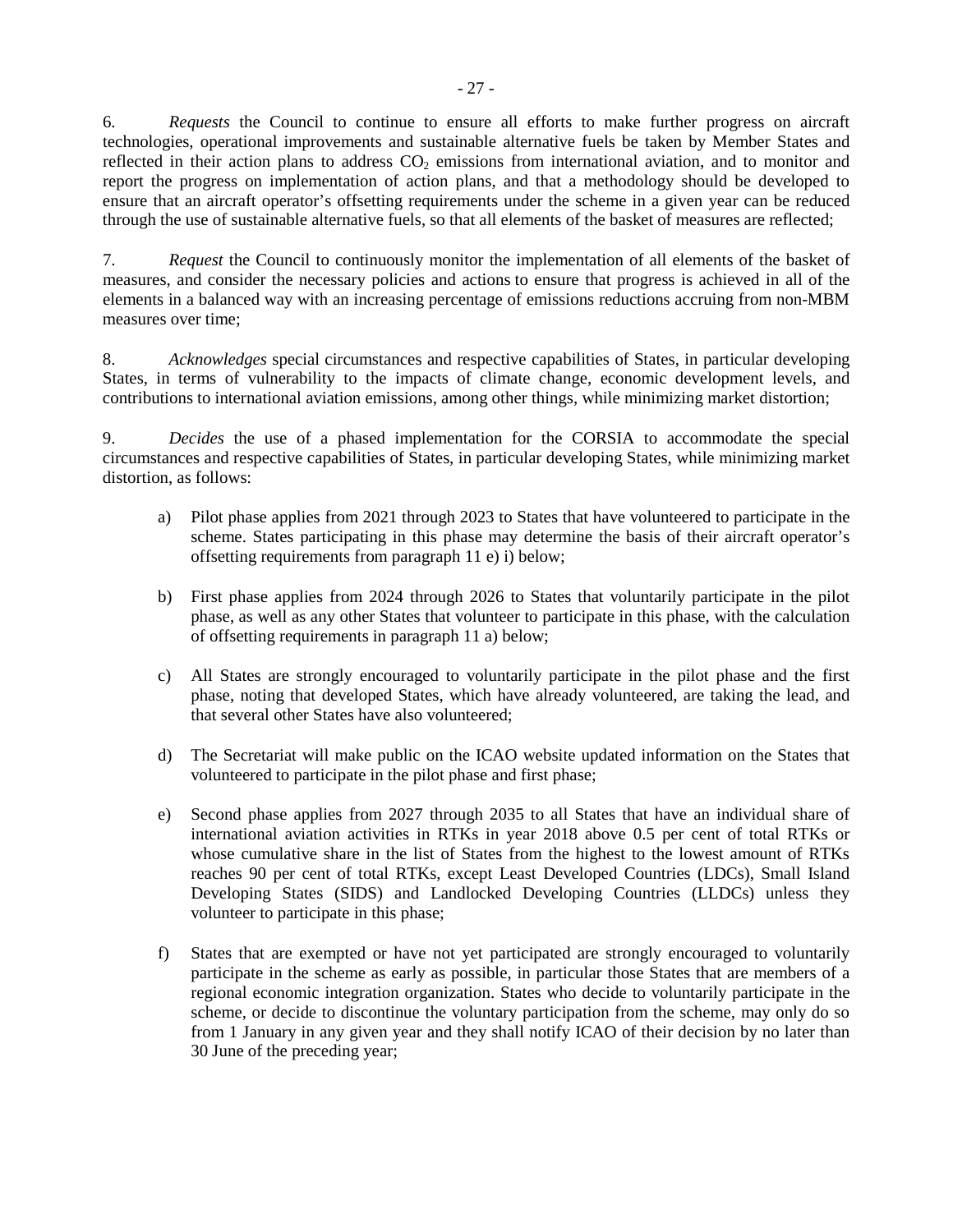6. *Requests* the Council to continue to ensure all efforts to make further progress on aircraft technologies, operational improvements and sustainable alternative fuels be taken by Member States and reflected in their action plans to address $CO_2$ emissions from international aviation, and to monitor and report the progress on implementation of action plans, and that a methodology should be developed to ensure that an aircraft operator's offsetting requirements under the scheme in a given year can be reduced through the use of sustainable alternative fuels, so that all elements of the basket of measures are reflected;

7. *Request* the Council to continuously monitor the implementation of all elements of the basket of measures, and consider the necessary policies and actions to ensure that progress is achieved in all of the elements in a balanced way with an increasing percentage of emissions reductions accruing from non-MBM measures over time;

8. *Acknowledges* special circumstances and respective capabilities of States, in particular developing States, in terms of vulnerability to the impacts of climate change, economic development levels, and contributions to international aviation emissions, among other things, while minimizing market distortion;

9. *Decides* the use of a phased implementation for the CORSIA to accommodate the special circumstances and respective capabilities of States, in particular developing States, while minimizing market distortion, as follows:

   a) Pilot phase applies from 2021 through 2023 to States that have volunteered to participate in the scheme. States participating in this phase may determine the basis of their aircraft operator's offsetting requirements from paragraph 11 e) i) below;

   b) First phase applies from 2024 through 2026 to States that voluntarily participate in the pilot phase, as well as any other States that volunteer to participate in this phase, with the calculation of offsetting requirements in paragraph 11 a) below;

   c) All States are strongly encouraged to voluntarily participate in the pilot phase and the first phase, noting that developed States, which have already volunteered, are taking the lead, and that several other States have also volunteered;

   d) The Secretariat will make public on the ICAO website updated information on the States that volunteered to participate in the pilot phase and first phase;

   e) Second phase applies from 2027 through 2035 to all States that have an individual share of international aviation activities in RTKs in year 2018 above 0.5 per cent of total RTKs or whose cumulative share in the list of States from the highest to the lowest amount of RTKs reaches 90 per cent of total RTKs, except Least Developed Countries (LDCs), Small Island Developing States (SIDS) and Landlocked Developing Countries (LLDCs) unless they volunteer to participate in this phase;

   f) States that are exempted or have not yet participated are strongly encouraged to voluntarily participate in the scheme as early as possible, in particular those States that are members of a regional economic integration organization. States who decide to voluntarily participate in the scheme, or decide to discontinue the voluntary participation from the scheme, may only do so from 1 January in any given year and they shall notify ICAO of their decision by no later than 30 June of the preceding year;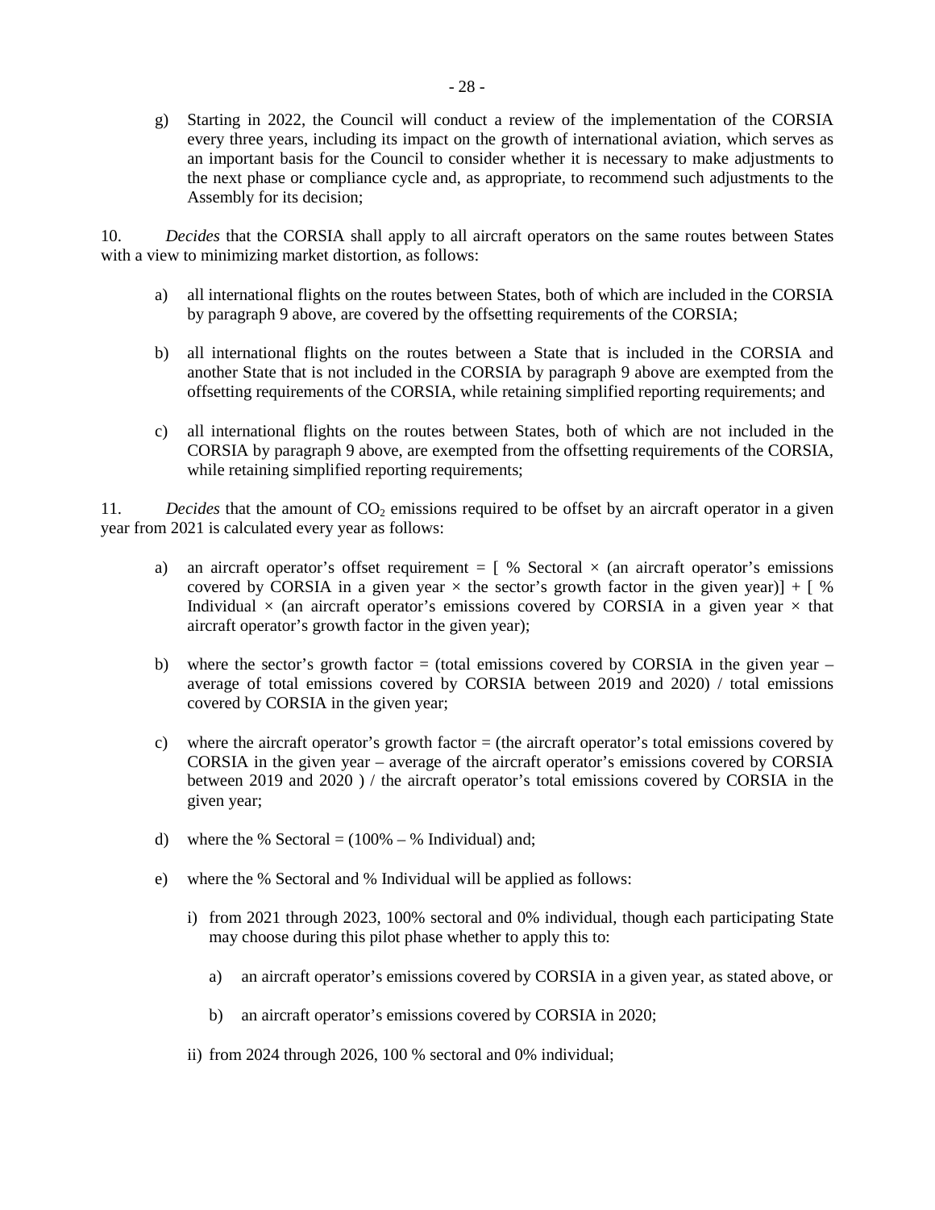g) Starting in 2022, the Council will conduct a review of the implementation of the CORSIA every three years, including its impact on the growth of international aviation, which serves as an important basis for the Council to consider whether it is necessary to make adjustments to the next phase or compliance cycle and, as appropriate, to recommend such adjustments to the Assembly for its decision;

10. *Decides* that the CORSIA shall apply to all aircraft operators on the same routes between States with a view to minimizing market distortion, as follows:

a) all international flights on the routes between States, both of which are included in the CORSIA by paragraph 9 above, are covered by the offsetting requirements of the CORSIA;

b) all international flights on the routes between a State that is included in the CORSIA and another State that is not included in the CORSIA by paragraph 9 above are exempted from the offsetting requirements of the CORSIA, while retaining simplified reporting requirements; and

c) all international flights on the routes between States, both of which are not included in the CORSIA by paragraph 9 above, are exempted from the offsetting requirements of the CORSIA, while retaining simplified reporting requirements;

11. *Decides* that the amount of $CO_2$ emissions required to be offset by an aircraft operator in a given year from 2021 is calculated every year as follows:

a) an aircraft operator's offset requirement = [ % Sectoral × (an aircraft operator's emissions covered by CORSIA in a given year × the sector's growth factor in the given year)] + [ % Individual × (an aircraft operator's emissions covered by CORSIA in a given year × that aircraft operator's growth factor in the given year);

b) where the sector's growth factor = (total emissions covered by CORSIA in the given year – average of total emissions covered by CORSIA between 2019 and 2020) / total emissions covered by CORSIA in the given year;

c) where the aircraft operator's growth factor = (the aircraft operator's total emissions covered by CORSIA in the given year – average of the aircraft operator's emissions covered by CORSIA between 2019 and 2020 ) / the aircraft operator's total emissions covered by CORSIA in the given year;

d) where the % Sectoral = (100% – % Individual) and;

e) where the % Sectoral and % Individual will be applied as follows:

   i) from 2021 through 2023, 100% sectoral and 0% individual, though each participating State may choose during this pilot phase whether to apply this to:

      a) an aircraft operator's emissions covered by CORSIA in a given year, as stated above, or

      b) an aircraft operator's emissions covered by CORSIA in 2020;

   ii) from 2024 through 2026, 100 % sectoral and 0% individual;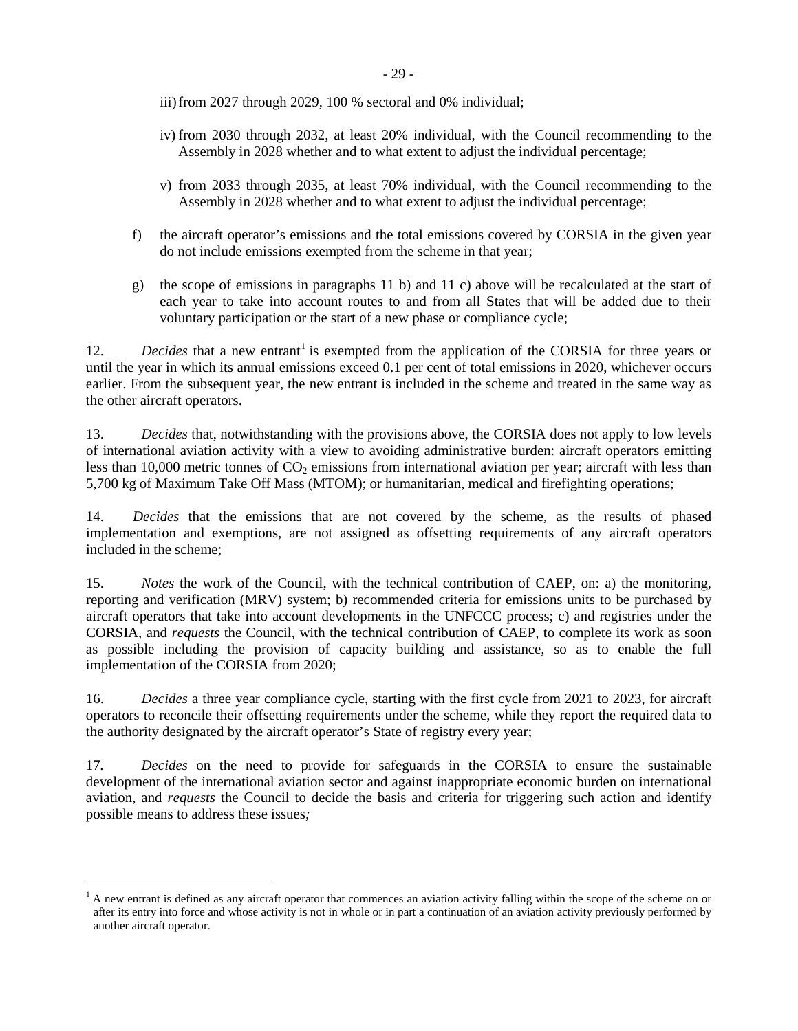iii) from 2027 through 2029, 100 % sectoral and 0% individual;

iv) from 2030 through 2032, at least 20% individual, with the Council recommending to the Assembly in 2028 whether and to what extent to adjust the individual percentage;

v) from 2033 through 2035, at least 70% individual, with the Council recommending to the Assembly in 2028 whether and to what extent to adjust the individual percentage;

f) the aircraft operator's emissions and the total emissions covered by CORSIA in the given year do not include emissions exempted from the scheme in that year;

g) the scope of emissions in paragraphs 11 b) and 11 c) above will be recalculated at the start of each year to take into account routes to and from all States that will be added due to their voluntary participation or the start of a new phase or compliance cycle;

12. *Decides* that a new entrant[1] is exempted from the application of the CORSIA for three years or until the year in which its annual emissions exceed 0.1 per cent of total emissions in 2020, whichever occurs earlier. From the subsequent year, the new entrant is included in the scheme and treated in the same way as the other aircraft operators.

13. *Decides* that, notwithstanding with the provisions above, the CORSIA does not apply to low levels of international aviation activity with a view to avoiding administrative burden: aircraft operators emitting less than 10,000 metric tonnes of $CO_2$ emissions from international aviation per year; aircraft with less than 5,700 kg of Maximum Take Off Mass (MTOM); or humanitarian, medical and firefighting operations;

14. *Decides* that the emissions that are not covered by the scheme, as the results of phased implementation and exemptions, are not assigned as offsetting requirements of any aircraft operators included in the scheme;

15. *Notes* the work of the Council, with the technical contribution of CAEP, on: a) the monitoring, reporting and verification (MRV) system; b) recommended criteria for emissions units to be purchased by aircraft operators that take into account developments in the UNFCCC process; c) and registries under the CORSIA, and *requests* the Council, with the technical contribution of CAEP, to complete its work as soon as possible including the provision of capacity building and assistance, so as to enable the full implementation of the CORSIA from 2020;

16. *Decides* a three year compliance cycle, starting with the first cycle from 2021 to 2023, for aircraft operators to reconcile their offsetting requirements under the scheme, while they report the required data to the authority designated by the aircraft operator's State of registry every year;

17. *Decides* on the need to provide for safeguards in the CORSIA to ensure the sustainable development of the international aviation sector and against inappropriate economic burden on international aviation, and *requests* the Council to decide the basis and criteria for triggering such action and identify possible means to address these issues*;*

---

[1] A new entrant is defined as any aircraft operator that commences an aviation activity falling within the scope of the scheme on or after its entry into force and whose activity is not in whole or in part a continuation of an aviation activity previously performed by another aircraft operator.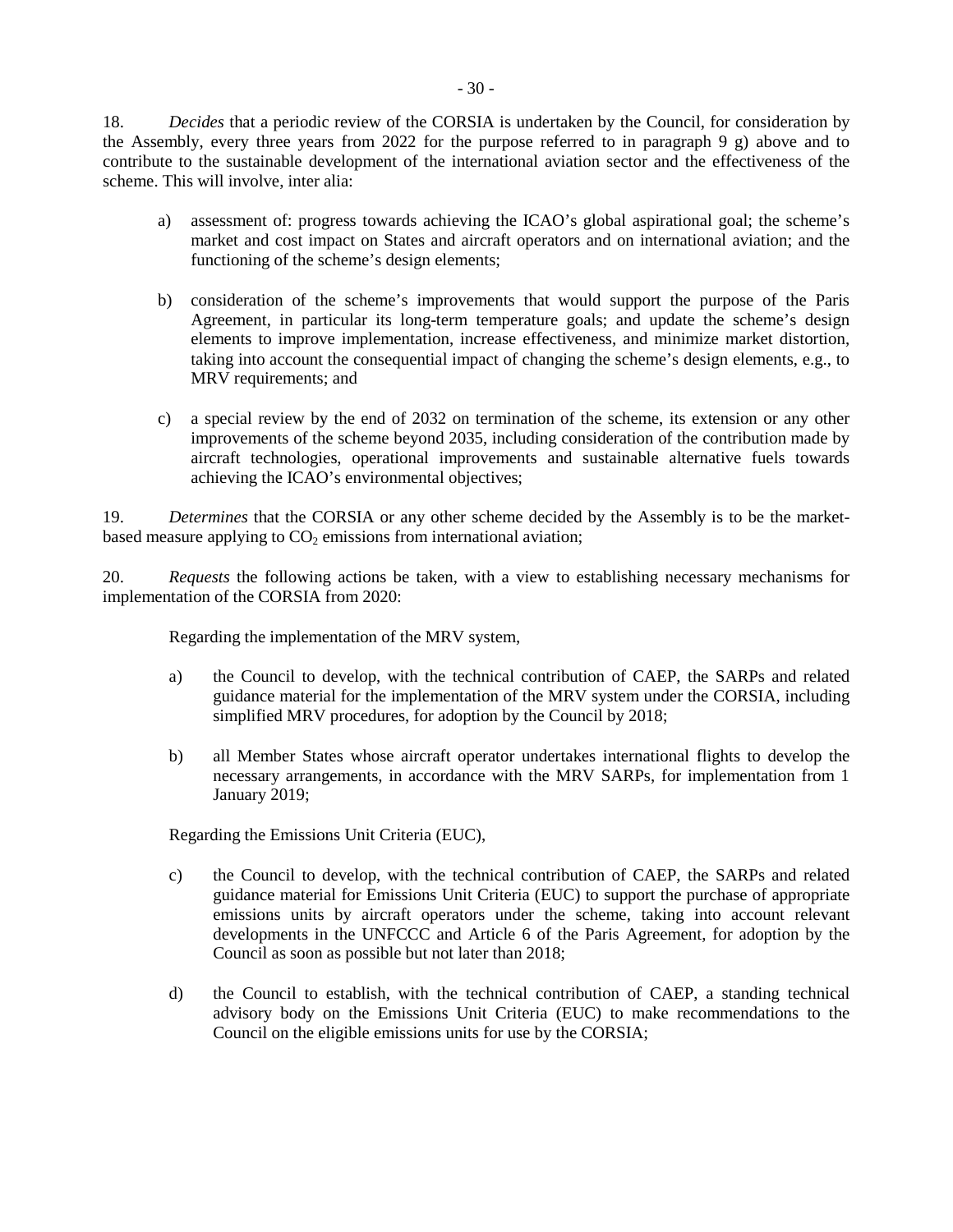18. *Decides* that a periodic review of the CORSIA is undertaken by the Council, for consideration by the Assembly, every three years from 2022 for the purpose referred to in paragraph 9 g) above and to contribute to the sustainable development of the international aviation sector and the effectiveness of the scheme. This will involve, inter alia:

a) assessment of: progress towards achieving the ICAO's global aspirational goal; the scheme's market and cost impact on States and aircraft operators and on international aviation; and the functioning of the scheme's design elements;

b) consideration of the scheme's improvements that would support the purpose of the Paris Agreement, in particular its long-term temperature goals; and update the scheme's design elements to improve implementation, increase effectiveness, and minimize market distortion, taking into account the consequential impact of changing the scheme's design elements, e.g., to MRV requirements; and

c) a special review by the end of 2032 on termination of the scheme, its extension or any other improvements of the scheme beyond 2035, including consideration of the contribution made by aircraft technologies, operational improvements and sustainable alternative fuels towards achieving the ICAO's environmental objectives;

19. *Determines* that the CORSIA or any other scheme decided by the Assembly is to be the market-based measure applying to $CO_2$ emissions from international aviation;

20. *Requests* the following actions be taken, with a view to establishing necessary mechanisms for implementation of the CORSIA from 2020:

Regarding the implementation of the MRV system,

a) the Council to develop, with the technical contribution of CAEP, the SARPs and related guidance material for the implementation of the MRV system under the CORSIA, including simplified MRV procedures, for adoption by the Council by 2018;

b) all Member States whose aircraft operator undertakes international flights to develop the necessary arrangements, in accordance with the MRV SARPs, for implementation from 1 January 2019;

Regarding the Emissions Unit Criteria (EUC),

c) the Council to develop, with the technical contribution of CAEP, the SARPs and related guidance material for Emissions Unit Criteria (EUC) to support the purchase of appropriate emissions units by aircraft operators under the scheme, taking into account relevant developments in the UNFCCC and Article 6 of the Paris Agreement, for adoption by the Council as soon as possible but not later than 2018;

d) the Council to establish, with the technical contribution of CAEP, a standing technical advisory body on the Emissions Unit Criteria (EUC) to make recommendations to the Council on the eligible emissions units for use by the CORSIA;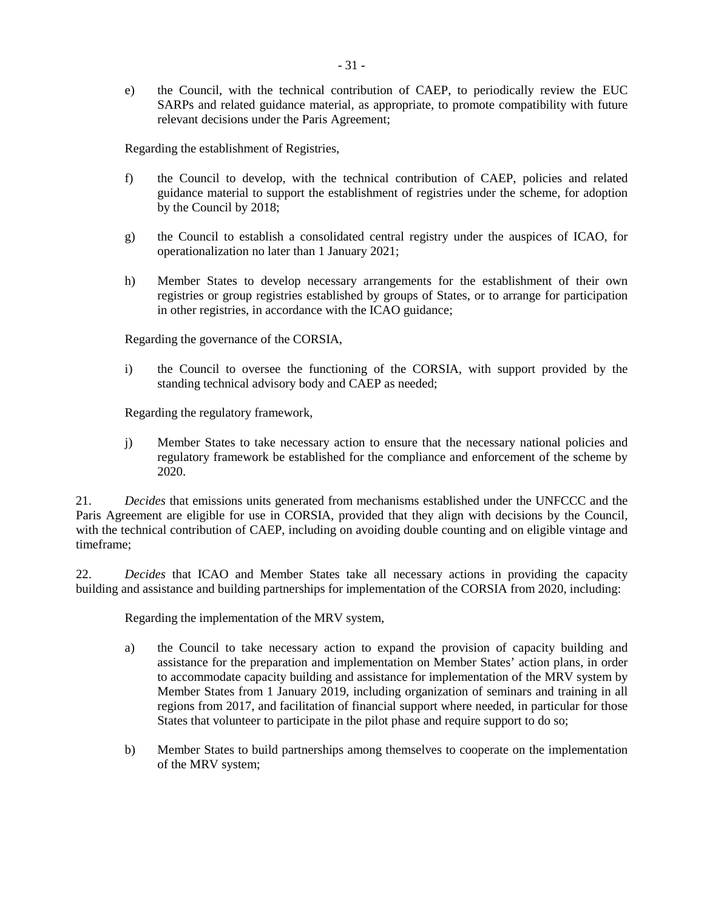e) the Council, with the technical contribution of CAEP, to periodically review the EUC SARPs and related guidance material, as appropriate, to promote compatibility with future relevant decisions under the Paris Agreement;

Regarding the establishment of Registries,

f) the Council to develop, with the technical contribution of CAEP, policies and related guidance material to support the establishment of registries under the scheme, for adoption by the Council by 2018;

g) the Council to establish a consolidated central registry under the auspices of ICAO, for operationalization no later than 1 January 2021;

h) Member States to develop necessary arrangements for the establishment of their own registries or group registries established by groups of States, or to arrange for participation in other registries, in accordance with the ICAO guidance;

Regarding the governance of the CORSIA,

i) the Council to oversee the functioning of the CORSIA, with support provided by the standing technical advisory body and CAEP as needed;

Regarding the regulatory framework,

j) Member States to take necessary action to ensure that the necessary national policies and regulatory framework be established for the compliance and enforcement of the scheme by 2020.

21. *Decides* that emissions units generated from mechanisms established under the UNFCCC and the Paris Agreement are eligible for use in CORSIA, provided that they align with decisions by the Council, with the technical contribution of CAEP, including on avoiding double counting and on eligible vintage and timeframe;

22. *Decides* that ICAO and Member States take all necessary actions in providing the capacity building and assistance and building partnerships for implementation of the CORSIA from 2020, including:

Regarding the implementation of the MRV system,

a) the Council to take necessary action to expand the provision of capacity building and assistance for the preparation and implementation on Member States' action plans, in order to accommodate capacity building and assistance for implementation of the MRV system by Member States from 1 January 2019, including organization of seminars and training in all regions from 2017, and facilitation of financial support where needed, in particular for those States that volunteer to participate in the pilot phase and require support to do so;

b) Member States to build partnerships among themselves to cooperate on the implementation of the MRV system;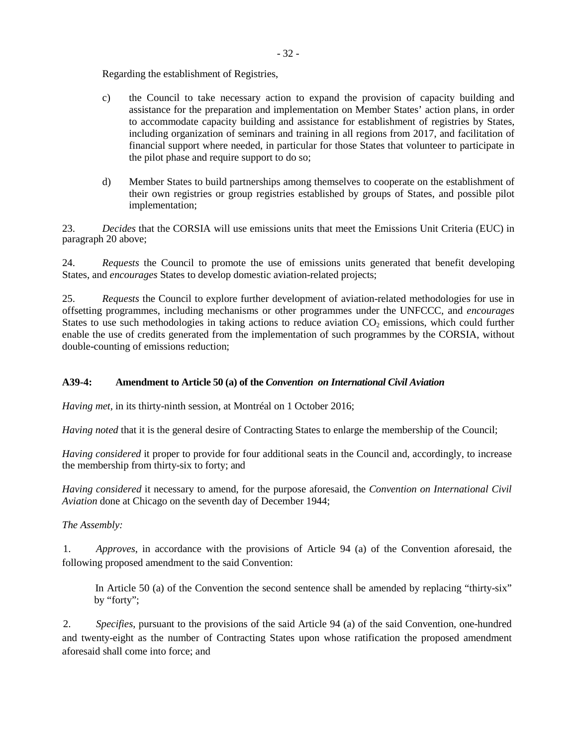Regarding the establishment of Registries,

c) the Council to take necessary action to expand the provision of capacity building and assistance for the preparation and implementation on Member States' action plans, in order to accommodate capacity building and assistance for establishment of registries by States, including organization of seminars and training in all regions from 2017, and facilitation of financial support where needed, in particular for those States that volunteer to participate in the pilot phase and require support to do so;

d) Member States to build partnerships among themselves to cooperate on the establishment of their own registries or group registries established by groups of States, and possible pilot implementation;

23. *Decides* that the CORSIA will use emissions units that meet the Emissions Unit Criteria (EUC) in paragraph 20 above;

24. *Requests* the Council to promote the use of emissions units generated that benefit developing States, and *encourages* States to develop domestic aviation-related projects;

25. *Requests* the Council to explore further development of aviation-related methodologies for use in offsetting programmes, including mechanisms or other programmes under the UNFCCC, and *encourages* States to use such methodologies in taking actions to reduce aviation $CO_2$ emissions, which could further enable the use of credits generated from the implementation of such programmes by the CORSIA, without double-counting of emissions reduction;

### A39-4: Amendment to Article 50 (a) of the *Convention on International Civil Aviation*

*Having met*, in its thirty-ninth session, at Montréal on 1 October 2016;

*Having noted* that it is the general desire of Contracting States to enlarge the membership of the Council;

*Having considered* it proper to provide for four additional seats in the Council and, accordingly, to increase the membership from thirty-six to forty; and

*Having considered* it necessary to amend, for the purpose aforesaid, the *Convention on International Civil Aviation* done at Chicago on the seventh day of December 1944;

*The Assembly:*

1. *Approves*, in accordance with the provisions of Article 94 (a) of the Convention aforesaid, the following proposed amendment to the said Convention:

   In Article 50 (a) of the Convention the second sentence shall be amended by replacing "thirty-six" by "forty";

2. *Specifies*, pursuant to the provisions of the said Article 94 (a) of the said Convention, one-hundred and twenty-eight as the number of Contracting States upon whose ratification the proposed amendment aforesaid shall come into force; and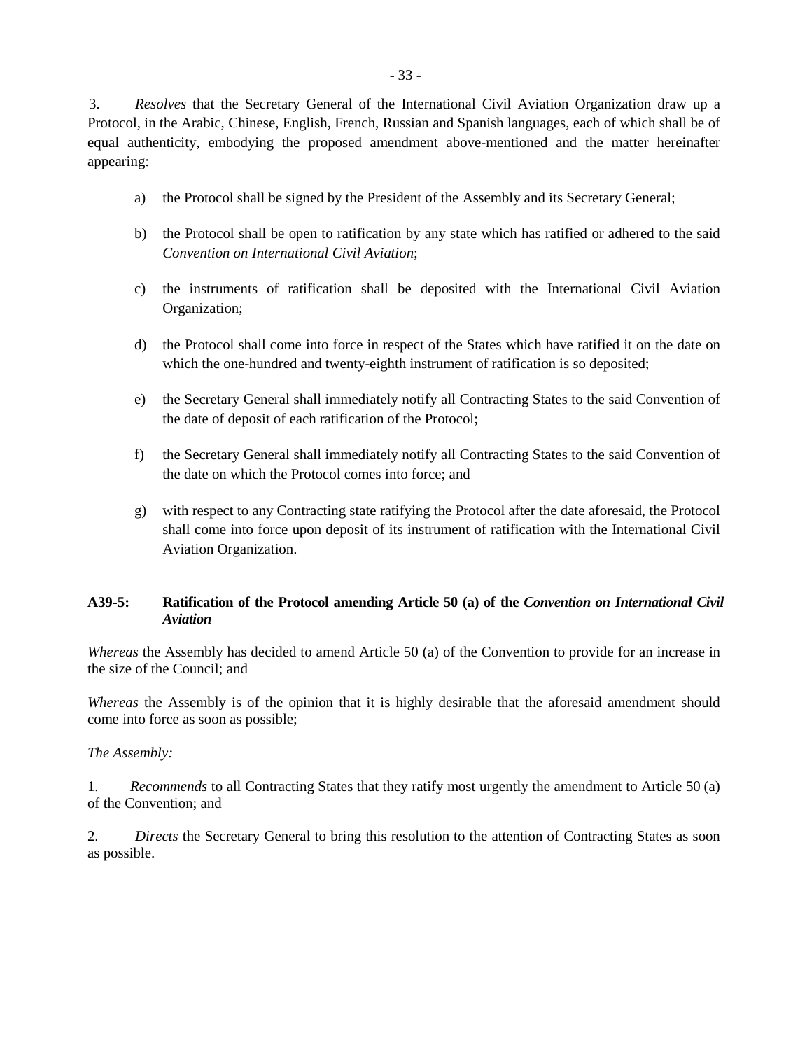3. *Resolves* that the Secretary General of the International Civil Aviation Organization draw up a Protocol, in the Arabic, Chinese, English, French, Russian and Spanish languages, each of which shall be of equal authenticity, embodying the proposed amendment above-mentioned and the matter hereinafter appearing:

a) the Protocol shall be signed by the President of the Assembly and its Secretary General;

b) the Protocol shall be open to ratification by any state which has ratified or adhered to the said *Convention on International Civil Aviation*;

c) the instruments of ratification shall be deposited with the International Civil Aviation Organization;

d) the Protocol shall come into force in respect of the States which have ratified it on the date on which the one-hundred and twenty-eighth instrument of ratification is so deposited;

e) the Secretary General shall immediately notify all Contracting States to the said Convention of the date of deposit of each ratification of the Protocol;

f) the Secretary General shall immediately notify all Contracting States to the said Convention of the date on which the Protocol comes into force; and

g) with respect to any Contracting state ratifying the Protocol after the date aforesaid, the Protocol shall come into force upon deposit of its instrument of ratification with the International Civil Aviation Organization.

**A39-5: Ratification of the Protocol amending Article 50 (a) of the *Convention on International Civil Aviation***

*Whereas* the Assembly has decided to amend Article 50 (a) of the Convention to provide for an increase in the size of the Council; and

*Whereas* the Assembly is of the opinion that it is highly desirable that the aforesaid amendment should come into force as soon as possible;

*The Assembly:*

1. *Recommends* to all Contracting States that they ratify most urgently the amendment to Article 50 (a) of the Convention; and

2. *Directs* the Secretary General to bring this resolution to the attention of Contracting States as soon as possible.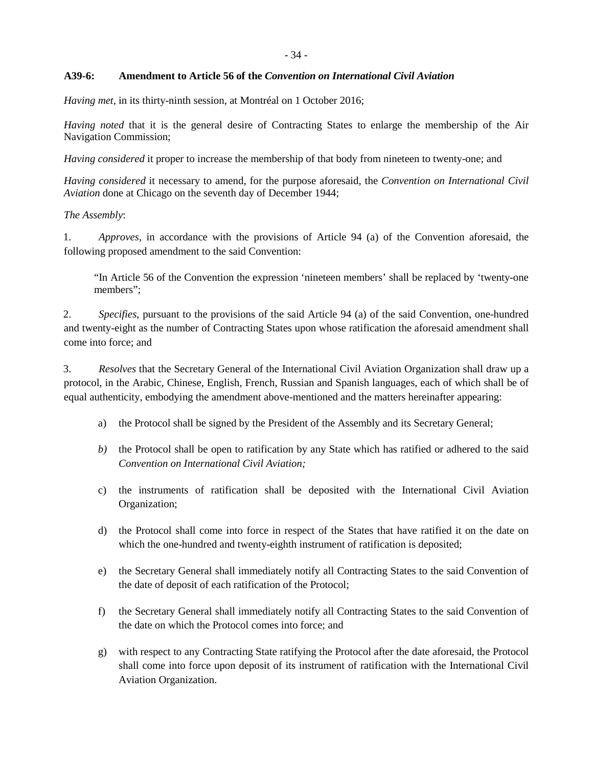**A39-6: Amendment to Article 56 of the *Convention on International Civil Aviation***

*Having met,* in its thirty-ninth session, at Montréal on 1 October 2016;

*Having noted* that it is the general desire of Contracting States to enlarge the membership of the Air Navigation Commission;

*Having considered* it proper to increase the membership of that body from nineteen to twenty-one; and

*Having considered* it necessary to amend, for the purpose aforesaid, the *Convention on International Civil Aviation* done at Chicago on the seventh day of December 1944;

*The Assembly*:

1. *Approves*, in accordance with the provisions of Article 94 (a) of the Convention aforesaid, the following proposed amendment to the said Convention:

> "In Article 56 of the Convention the expression 'nineteen members' shall be replaced by 'twenty-one members";

2. *Specifies*, pursuant to the provisions of the said Article 94 (a) of the said Convention, one-hundred and twenty-eight as the number of Contracting States upon whose ratification the aforesaid amendment shall come into force; and

3. *Resolves* that the Secretary General of the International Civil Aviation Organization shall draw up a protocol, in the Arabic, Chinese, English, French, Russian and Spanish languages, each of which shall be of equal authenticity, embodying the amendment above-mentioned and the matters hereinafter appearing:

   a) the Protocol shall be signed by the President of the Assembly and its Secretary General;

   *b)* the Protocol shall be open to ratification by any State which has ratified or adhered to the said *Convention on International Civil Aviation;*

   c) the instruments of ratification shall be deposited with the International Civil Aviation Organization;

   d) the Protocol shall come into force in respect of the States that have ratified it on the date on which the one-hundred and twenty-eighth instrument of ratification is deposited;

   e) the Secretary General shall immediately notify all Contracting States to the said Convention of the date of deposit of each ratification of the Protocol;

   f) the Secretary General shall immediately notify all Contracting States to the said Convention of the date on which the Protocol comes into force; and

   g) with respect to any Contracting State ratifying the Protocol after the date aforesaid, the Protocol shall come into force upon deposit of its instrument of ratification with the International Civil Aviation Organization.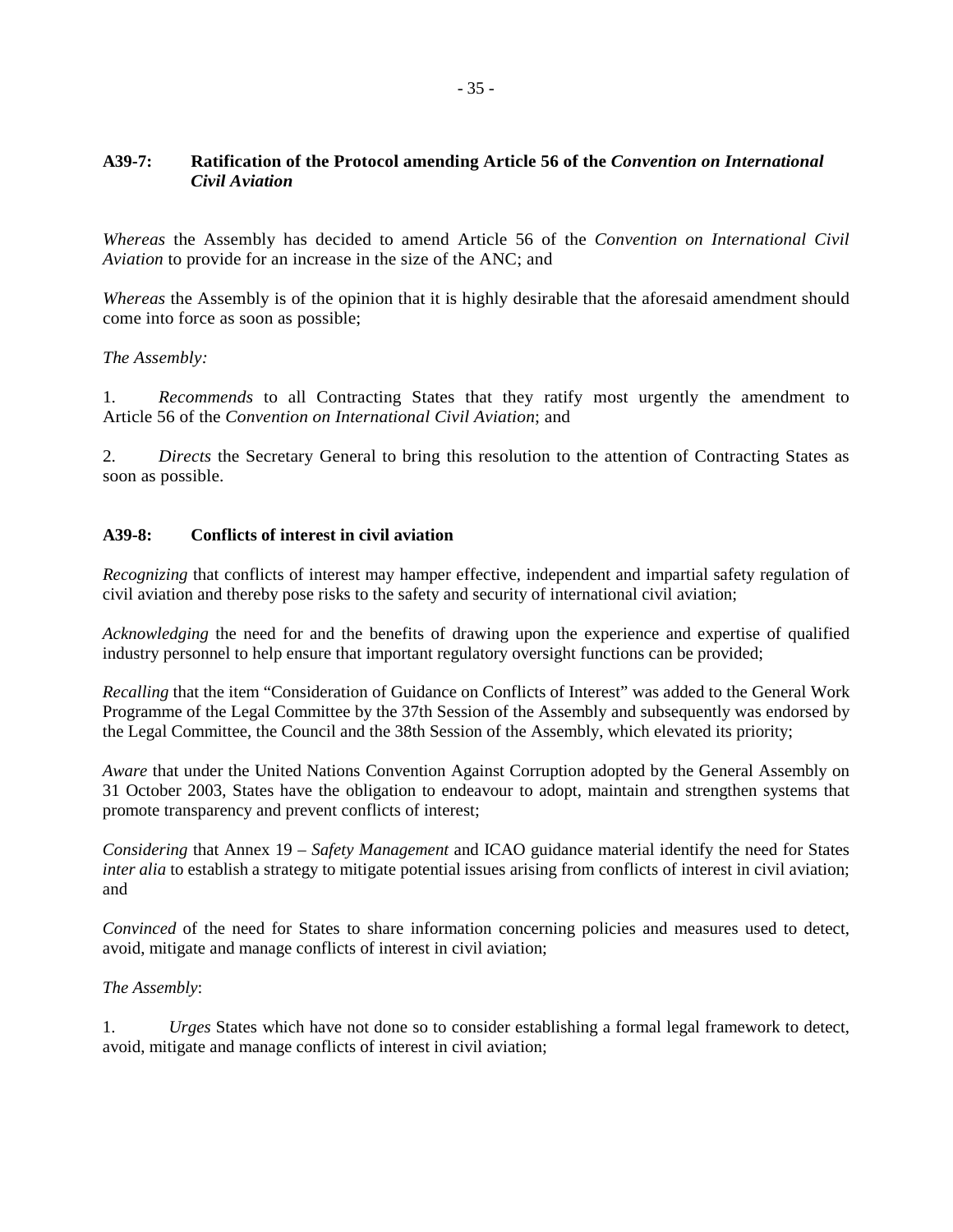### A39-7: Ratification of the Protocol amending Article 56 of the *Convention on International Civil Aviation*

*Whereas* the Assembly has decided to amend Article 56 of the *Convention on International Civil Aviation* to provide for an increase in the size of the ANC; and

*Whereas* the Assembly is of the opinion that it is highly desirable that the aforesaid amendment should come into force as soon as possible;

*The Assembly:*

1. *Recommends* to all Contracting States that they ratify most urgently the amendment to Article 56 of the *Convention on International Civil Aviation*; and

2. *Directs* the Secretary General to bring this resolution to the attention of Contracting States as soon as possible.

### A39-8: Conflicts of interest in civil aviation

*Recognizing* that conflicts of interest may hamper effective, independent and impartial safety regulation of civil aviation and thereby pose risks to the safety and security of international civil aviation;

*Acknowledging* the need for and the benefits of drawing upon the experience and expertise of qualified industry personnel to help ensure that important regulatory oversight functions can be provided;

*Recalling* that the item "Consideration of Guidance on Conflicts of Interest" was added to the General Work Programme of the Legal Committee by the 37th Session of the Assembly and subsequently was endorsed by the Legal Committee, the Council and the 38th Session of the Assembly, which elevated its priority;

*Aware* that under the United Nations Convention Against Corruption adopted by the General Assembly on 31 October 2003, States have the obligation to endeavour to adopt, maintain and strengthen systems that promote transparency and prevent conflicts of interest;

*Considering* that Annex 19 – *Safety Management* and ICAO guidance material identify the need for States *inter alia* to establish a strategy to mitigate potential issues arising from conflicts of interest in civil aviation; and

*Convinced* of the need for States to share information concerning policies and measures used to detect, avoid, mitigate and manage conflicts of interest in civil aviation;

*The Assembly*:

1. *Urges* States which have not done so to consider establishing a formal legal framework to detect, avoid, mitigate and manage conflicts of interest in civil aviation;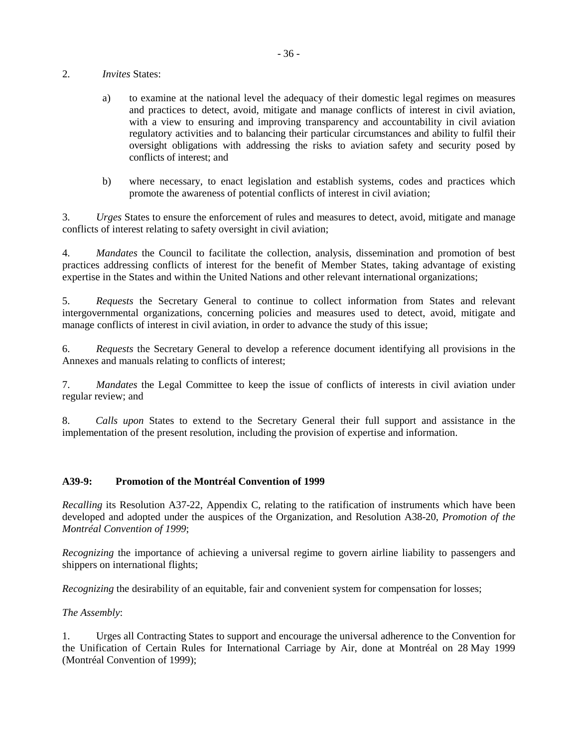2. *Invites* States:

   a) to examine at the national level the adequacy of their domestic legal regimes on measures and practices to detect, avoid, mitigate and manage conflicts of interest in civil aviation, with a view to ensuring and improving transparency and accountability in civil aviation regulatory activities and to balancing their particular circumstances and ability to fulfil their oversight obligations with addressing the risks to aviation safety and security posed by conflicts of interest; and

   b) where necessary, to enact legislation and establish systems, codes and practices which promote the awareness of potential conflicts of interest in civil aviation;

3. *Urges* States to ensure the enforcement of rules and measures to detect, avoid, mitigate and manage conflicts of interest relating to safety oversight in civil aviation;

4. *Mandates* the Council to facilitate the collection, analysis, dissemination and promotion of best practices addressing conflicts of interest for the benefit of Member States, taking advantage of existing expertise in the States and within the United Nations and other relevant international organizations;

5. *Requests* the Secretary General to continue to collect information from States and relevant intergovernmental organizations, concerning policies and measures used to detect, avoid, mitigate and manage conflicts of interest in civil aviation, in order to advance the study of this issue;

6. *Requests* the Secretary General to develop a reference document identifying all provisions in the Annexes and manuals relating to conflicts of interest;

7. *Mandates* the Legal Committee to keep the issue of conflicts of interests in civil aviation under regular review; and

8. *Calls upon* States to extend to the Secretary General their full support and assistance in the implementation of the present resolution, including the provision of expertise and information.

**A39-9: Promotion of the Montréal Convention of 1999**

*Recalling* its Resolution A37-22, Appendix C, relating to the ratification of instruments which have been developed and adopted under the auspices of the Organization, and Resolution A38-20, *Promotion of the Montréal Convention of 1999*;

*Recognizing* the importance of achieving a universal regime to govern airline liability to passengers and shippers on international flights;

*Recognizing* the desirability of an equitable, fair and convenient system for compensation for losses;

*The Assembly*:

1. Urges all Contracting States to support and encourage the universal adherence to the Convention for the Unification of Certain Rules for International Carriage by Air, done at Montréal on 28 May 1999 (Montréal Convention of 1999);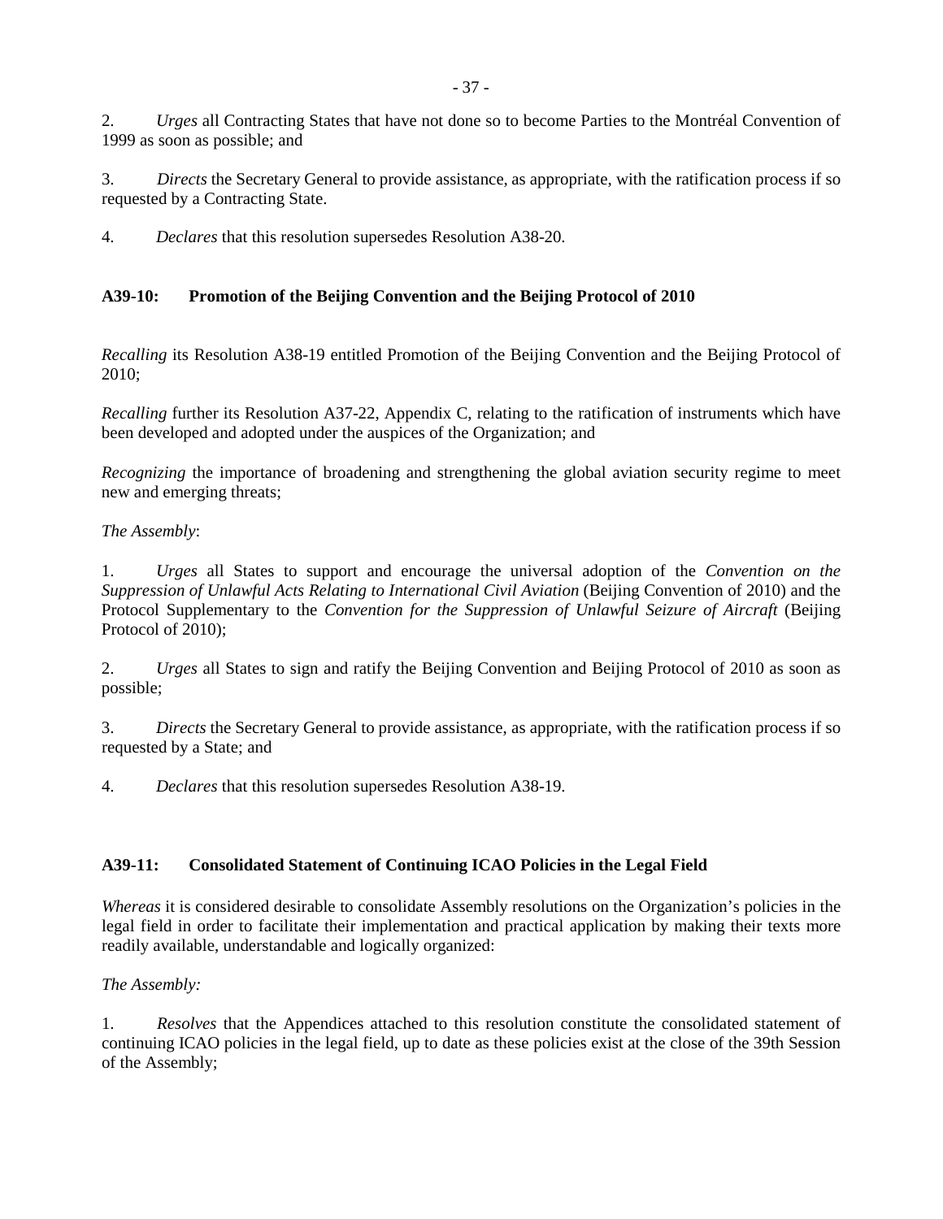2. *Urges* all Contracting States that have not done so to become Parties to the Montréal Convention of 1999 as soon as possible; and

3. *Directs* the Secretary General to provide assistance, as appropriate, with the ratification process if so requested by a Contracting State.

4. *Declares* that this resolution supersedes Resolution A38-20.

### A39-10: Promotion of the Beijing Convention and the Beijing Protocol of 2010

*Recalling* its Resolution A38-19 entitled Promotion of the Beijing Convention and the Beijing Protocol of 2010;

*Recalling* further its Resolution A37-22, Appendix C, relating to the ratification of instruments which have been developed and adopted under the auspices of the Organization; and

*Recognizing* the importance of broadening and strengthening the global aviation security regime to meet new and emerging threats;

*The Assembly*:

1. *Urges* all States to support and encourage the universal adoption of the *Convention on the Suppression of Unlawful Acts Relating to International Civil Aviation* (Beijing Convention of 2010) and the Protocol Supplementary to the *Convention for the Suppression of Unlawful Seizure of Aircraft* (Beijing Protocol of 2010);

2. *Urges* all States to sign and ratify the Beijing Convention and Beijing Protocol of 2010 as soon as possible;

3. *Directs* the Secretary General to provide assistance, as appropriate, with the ratification process if so requested by a State; and

4. *Declares* that this resolution supersedes Resolution A38-19.

### A39-11: Consolidated Statement of Continuing ICAO Policies in the Legal Field

*Whereas* it is considered desirable to consolidate Assembly resolutions on the Organization's policies in the legal field in order to facilitate their implementation and practical application by making their texts more readily available, understandable and logically organized:

*The Assembly:*

1. *Resolves* that the Appendices attached to this resolution constitute the consolidated statement of continuing ICAO policies in the legal field, up to date as these policies exist at the close of the 39th Session of the Assembly;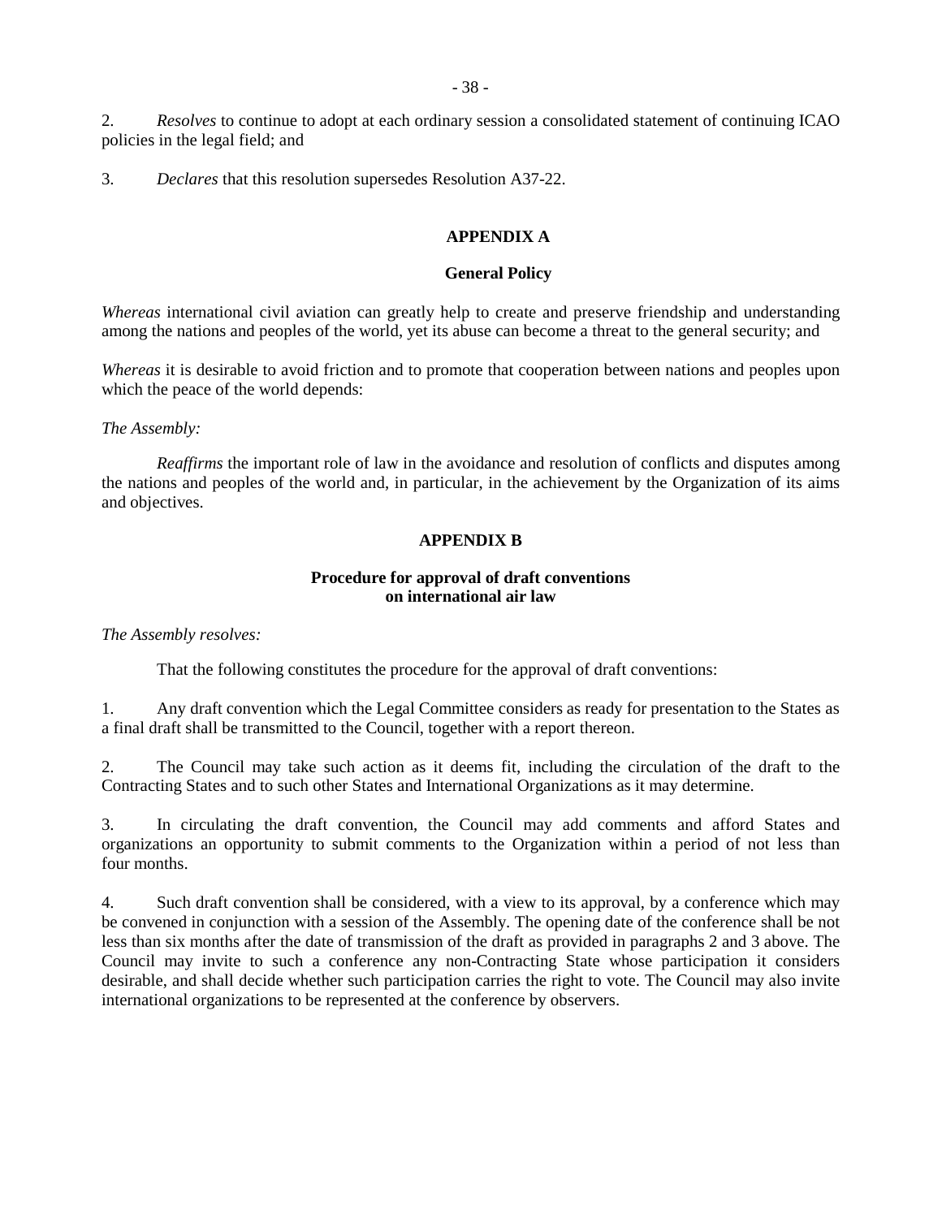2. *Resolves* to continue to adopt at each ordinary session a consolidated statement of continuing ICAO policies in the legal field; and

3. *Declares* that this resolution supersedes Resolution A37-22.

## APPENDIX A

### General Policy

*Whereas* international civil aviation can greatly help to create and preserve friendship and understanding among the nations and peoples of the world, yet its abuse can become a threat to the general security; and

*Whereas* it is desirable to avoid friction and to promote that cooperation between nations and peoples upon which the peace of the world depends:

*The Assembly:*

*Reaffirms* the important role of law in the avoidance and resolution of conflicts and disputes among the nations and peoples of the world and, in particular, in the achievement by the Organization of its aims and objectives.

## APPENDIX B

### Procedure for approval of draft conventions on international air law

*The Assembly resolves:*

That the following constitutes the procedure for the approval of draft conventions:

1. Any draft convention which the Legal Committee considers as ready for presentation to the States as a final draft shall be transmitted to the Council, together with a report thereon.

2. The Council may take such action as it deems fit, including the circulation of the draft to the Contracting States and to such other States and International Organizations as it may determine.

3. In circulating the draft convention, the Council may add comments and afford States and organizations an opportunity to submit comments to the Organization within a period of not less than four months.

4. Such draft convention shall be considered, with a view to its approval, by a conference which may be convened in conjunction with a session of the Assembly. The opening date of the conference shall be not less than six months after the date of transmission of the draft as provided in paragraphs 2 and 3 above. The Council may invite to such a conference any non-Contracting State whose participation it considers desirable, and shall decide whether such participation carries the right to vote. The Council may also invite international organizations to be represented at the conference by observers.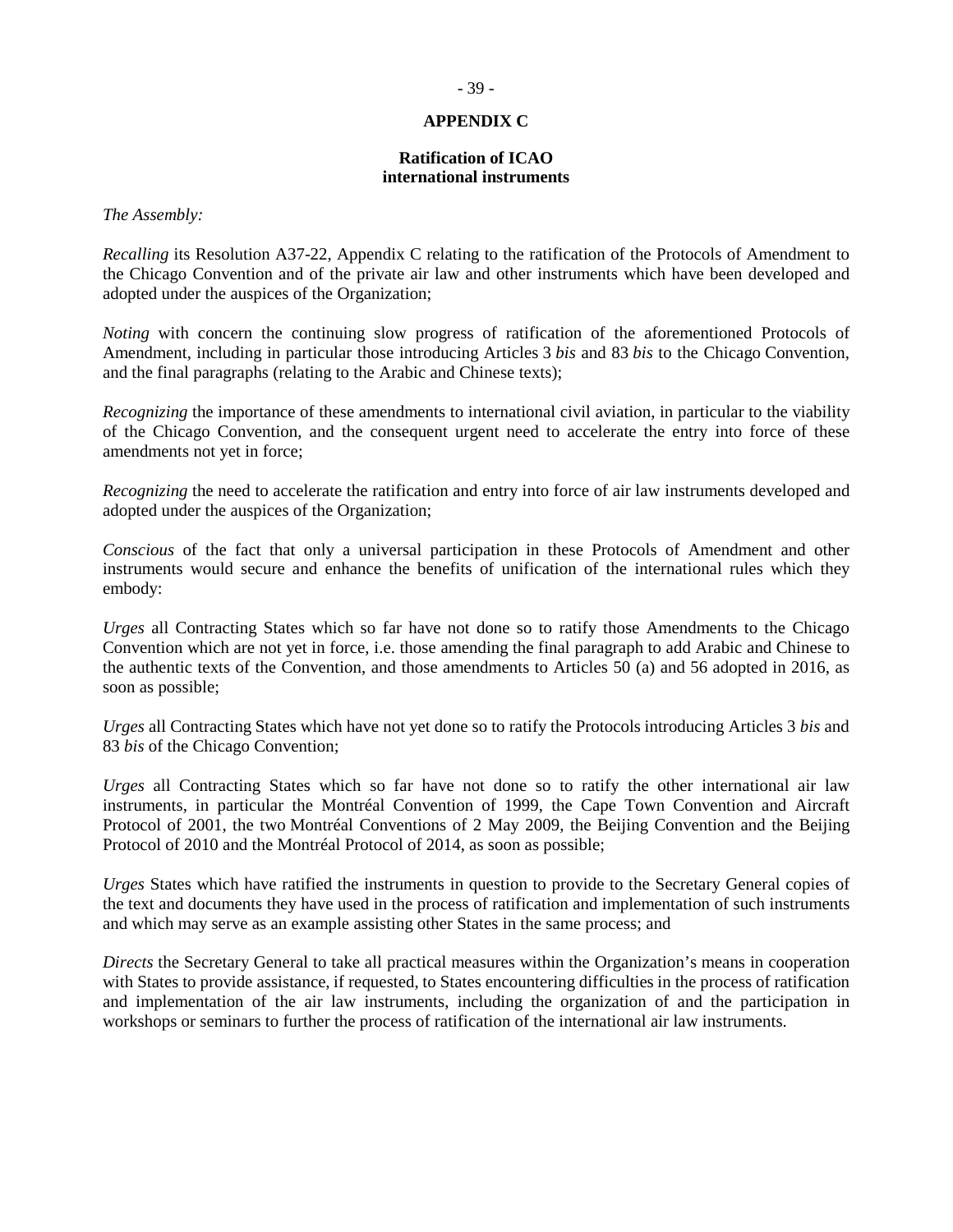## APPENDIX C

### Ratification of ICAO international instruments

*The Assembly:*

*Recalling* its Resolution A37-22, Appendix C relating to the ratification of the Protocols of Amendment to the Chicago Convention and of the private air law and other instruments which have been developed and adopted under the auspices of the Organization;

*Noting* with concern the continuing slow progress of ratification of the aforementioned Protocols of Amendment, including in particular those introducing Articles 3 *bis* and 83 *bis* to the Chicago Convention, and the final paragraphs (relating to the Arabic and Chinese texts);

*Recognizing* the importance of these amendments to international civil aviation, in particular to the viability of the Chicago Convention, and the consequent urgent need to accelerate the entry into force of these amendments not yet in force;

*Recognizing* the need to accelerate the ratification and entry into force of air law instruments developed and adopted under the auspices of the Organization;

*Conscious* of the fact that only a universal participation in these Protocols of Amendment and other instruments would secure and enhance the benefits of unification of the international rules which they embody:

*Urges* all Contracting States which so far have not done so to ratify those Amendments to the Chicago Convention which are not yet in force, i.e. those amending the final paragraph to add Arabic and Chinese to the authentic texts of the Convention, and those amendments to Articles 50 (a) and 56 adopted in 2016, as soon as possible;

*Urges* all Contracting States which have not yet done so to ratify the Protocols introducing Articles 3 *bis* and 83 *bis* of the Chicago Convention;

*Urges* all Contracting States which so far have not done so to ratify the other international air law instruments, in particular the Montréal Convention of 1999, the Cape Town Convention and Aircraft Protocol of 2001, the two Montréal Conventions of 2 May 2009, the Beijing Convention and the Beijing Protocol of 2010 and the Montréal Protocol of 2014, as soon as possible;

*Urges* States which have ratified the instruments in question to provide to the Secretary General copies of the text and documents they have used in the process of ratification and implementation of such instruments and which may serve as an example assisting other States in the same process; and

*Directs* the Secretary General to take all practical measures within the Organization's means in cooperation with States to provide assistance, if requested, to States encountering difficulties in the process of ratification and implementation of the air law instruments, including the organization of and the participation in workshops or seminars to further the process of ratification of the international air law instruments.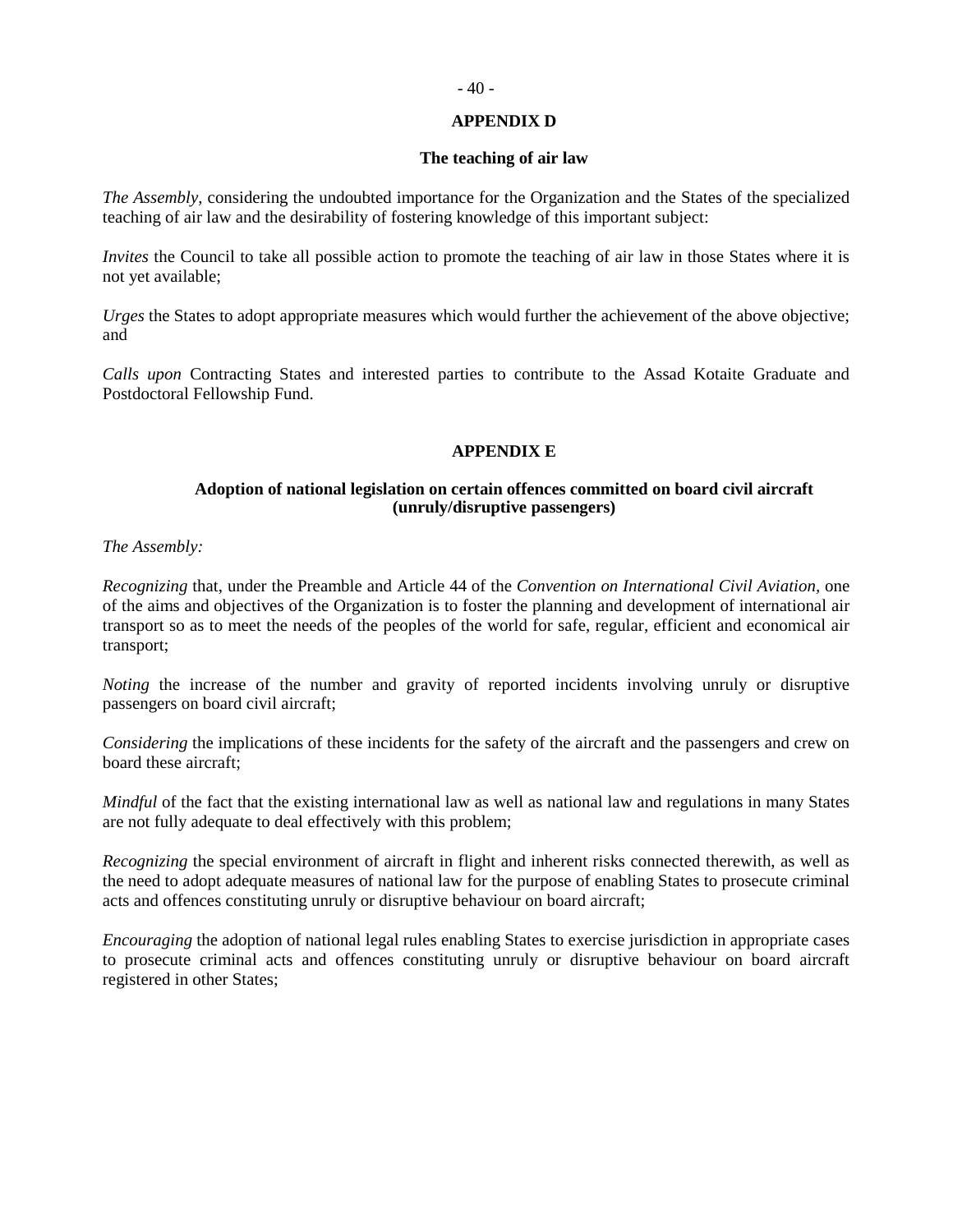## APPENDIX D

### The teaching of air law

*The Assembly*, considering the undoubted importance for the Organization and the States of the specialized teaching of air law and the desirability of fostering knowledge of this important subject:

*Invites* the Council to take all possible action to promote the teaching of air law in those States where it is not yet available;

*Urges* the States to adopt appropriate measures which would further the achievement of the above objective; and

*Calls upon* Contracting States and interested parties to contribute to the Assad Kotaite Graduate and Postdoctoral Fellowship Fund.

## APPENDIX E

### Adoption of national legislation on certain offences committed on board civil aircraft (unruly/disruptive passengers)

*The Assembly:*

*Recognizing* that, under the Preamble and Article 44 of the *Convention on International Civil Aviation,* one of the aims and objectives of the Organization is to foster the planning and development of international air transport so as to meet the needs of the peoples of the world for safe, regular, efficient and economical air transport;

*Noting* the increase of the number and gravity of reported incidents involving unruly or disruptive passengers on board civil aircraft;

*Considering* the implications of these incidents for the safety of the aircraft and the passengers and crew on board these aircraft;

*Mindful* of the fact that the existing international law as well as national law and regulations in many States are not fully adequate to deal effectively with this problem;

*Recognizing* the special environment of aircraft in flight and inherent risks connected therewith, as well as the need to adopt adequate measures of national law for the purpose of enabling States to prosecute criminal acts and offences constituting unruly or disruptive behaviour on board aircraft;

*Encouraging* the adoption of national legal rules enabling States to exercise jurisdiction in appropriate cases to prosecute criminal acts and offences constituting unruly or disruptive behaviour on board aircraft registered in other States;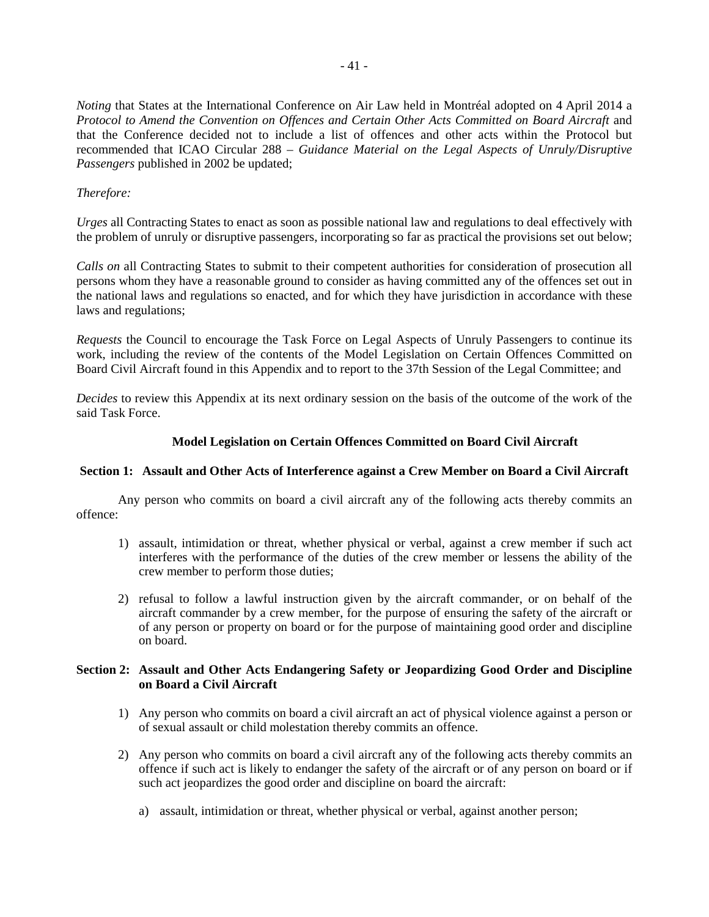*Noting* that States at the International Conference on Air Law held in Montréal adopted on 4 April 2014 a *Protocol to Amend the Convention on Offences and Certain Other Acts Committed on Board Aircraft* and that the Conference decided not to include a list of offences and other acts within the Protocol but recommended that ICAO Circular 288 – *Guidance Material on the Legal Aspects of Unruly/Disruptive Passengers* published in 2002 be updated;

*Therefore:*

*Urges* all Contracting States to enact as soon as possible national law and regulations to deal effectively with the problem of unruly or disruptive passengers, incorporating so far as practical the provisions set out below;

*Calls on* all Contracting States to submit to their competent authorities for consideration of prosecution all persons whom they have a reasonable ground to consider as having committed any of the offences set out in the national laws and regulations so enacted, and for which they have jurisdiction in accordance with these laws and regulations;

*Requests* the Council to encourage the Task Force on Legal Aspects of Unruly Passengers to continue its work, including the review of the contents of the Model Legislation on Certain Offences Committed on Board Civil Aircraft found in this Appendix and to report to the 37th Session of the Legal Committee; and

*Decides* to review this Appendix at its next ordinary session on the basis of the outcome of the work of the said Task Force.

## Model Legislation on Certain Offences Committed on Board Civil Aircraft

### Section 1: Assault and Other Acts of Interference against a Crew Member on Board a Civil Aircraft

Any person who commits on board a civil aircraft any of the following acts thereby commits an offence:

1) assault, intimidation or threat, whether physical or verbal, against a crew member if such act interferes with the performance of the duties of the crew member or lessens the ability of the crew member to perform those duties;

2) refusal to follow a lawful instruction given by the aircraft commander, or on behalf of the aircraft commander by a crew member, for the purpose of ensuring the safety of the aircraft or of any person or property on board or for the purpose of maintaining good order and discipline on board.

### Section 2: Assault and Other Acts Endangering Safety or Jeopardizing Good Order and Discipline on Board a Civil Aircraft

1) Any person who commits on board a civil aircraft an act of physical violence against a person or of sexual assault or child molestation thereby commits an offence.

2) Any person who commits on board a civil aircraft any of the following acts thereby commits an offence if such act is likely to endanger the safety of the aircraft or of any person on board or if such act jeopardizes the good order and discipline on board the aircraft:

   a) assault, intimidation or threat, whether physical or verbal, against another person;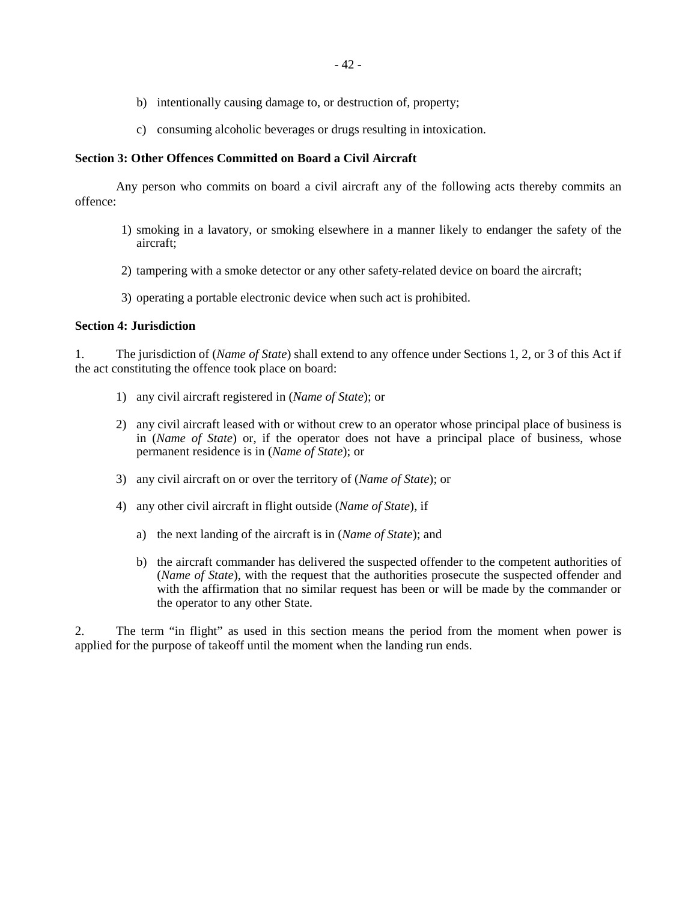b) intentionally causing damage to, or destruction of, property;

c) consuming alcoholic beverages or drugs resulting in intoxication.

**Section 3: Other Offences Committed on Board a Civil Aircraft**

Any person who commits on board a civil aircraft any of the following acts thereby commits an offence:

1) smoking in a lavatory, or smoking elsewhere in a manner likely to endanger the safety of the aircraft;

2) tampering with a smoke detector or any other safety-related device on board the aircraft;

3) operating a portable electronic device when such act is prohibited.

**Section 4: Jurisdiction**

1. The jurisdiction of (*Name of State*) shall extend to any offence under Sections 1, 2, or 3 of this Act if the act constituting the offence took place on board:

1) any civil aircraft registered in (*Name of State*); or

2) any civil aircraft leased with or without crew to an operator whose principal place of business is in (*Name of State*) or, if the operator does not have a principal place of business, whose permanent residence is in (*Name of State*); or

3) any civil aircraft on or over the territory of (*Name of State*); or

4) any other civil aircraft in flight outside (*Name of State*), if

   a) the next landing of the aircraft is in (*Name of State*); and

   b) the aircraft commander has delivered the suspected offender to the competent authorities of (*Name of State*), with the request that the authorities prosecute the suspected offender and with the affirmation that no similar request has been or will be made by the commander or the operator to any other State.

2. The term "in flight" as used in this section means the period from the moment when power is applied for the purpose of takeoff until the moment when the landing run ends.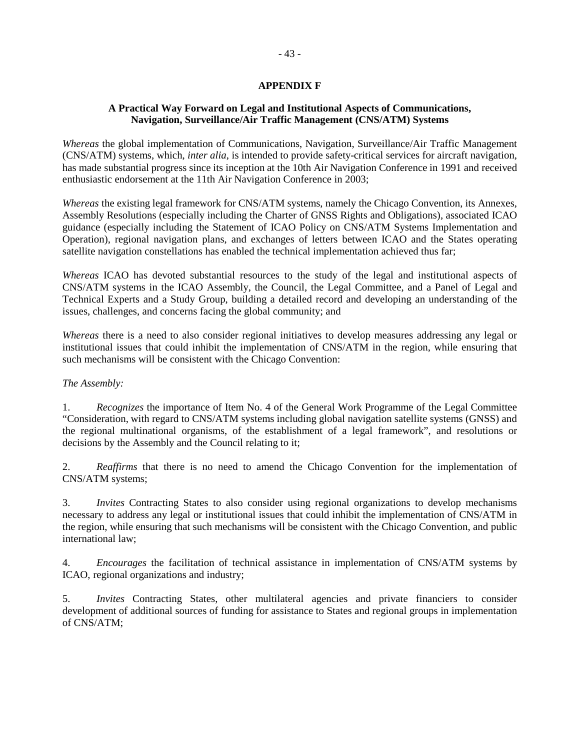## APPENDIX F

### A Practical Way Forward on Legal and Institutional Aspects of Communications, Navigation, Surveillance/Air Traffic Management (CNS/ATM) Systems

*Whereas* the global implementation of Communications, Navigation, Surveillance/Air Traffic Management (CNS/ATM) systems, which, *inter alia*, is intended to provide safety-critical services for aircraft navigation, has made substantial progress since its inception at the 10th Air Navigation Conference in 1991 and received enthusiastic endorsement at the 11th Air Navigation Conference in 2003;

*Whereas* the existing legal framework for CNS/ATM systems, namely the Chicago Convention, its Annexes, Assembly Resolutions (especially including the Charter of GNSS Rights and Obligations), associated ICAO guidance (especially including the Statement of ICAO Policy on CNS/ATM Systems Implementation and Operation), regional navigation plans, and exchanges of letters between ICAO and the States operating satellite navigation constellations has enabled the technical implementation achieved thus far;

*Whereas* ICAO has devoted substantial resources to the study of the legal and institutional aspects of CNS/ATM systems in the ICAO Assembly, the Council, the Legal Committee, and a Panel of Legal and Technical Experts and a Study Group, building a detailed record and developing an understanding of the issues, challenges, and concerns facing the global community; and

*Whereas* there is a need to also consider regional initiatives to develop measures addressing any legal or institutional issues that could inhibit the implementation of CNS/ATM in the region, while ensuring that such mechanisms will be consistent with the Chicago Convention:

*The Assembly:*

1. *Recognizes* the importance of Item No. 4 of the General Work Programme of the Legal Committee "Consideration, with regard to CNS/ATM systems including global navigation satellite systems (GNSS) and the regional multinational organisms, of the establishment of a legal framework", and resolutions or decisions by the Assembly and the Council relating to it;

2. *Reaffirms* that there is no need to amend the Chicago Convention for the implementation of CNS/ATM systems;

3. *Invites* Contracting States to also consider using regional organizations to develop mechanisms necessary to address any legal or institutional issues that could inhibit the implementation of CNS/ATM in the region, while ensuring that such mechanisms will be consistent with the Chicago Convention, and public international law;

4. *Encourages* the facilitation of technical assistance in implementation of CNS/ATM systems by ICAO, regional organizations and industry;

5. *Invites* Contracting States, other multilateral agencies and private financiers to consider development of additional sources of funding for assistance to States and regional groups in implementation of CNS/ATM;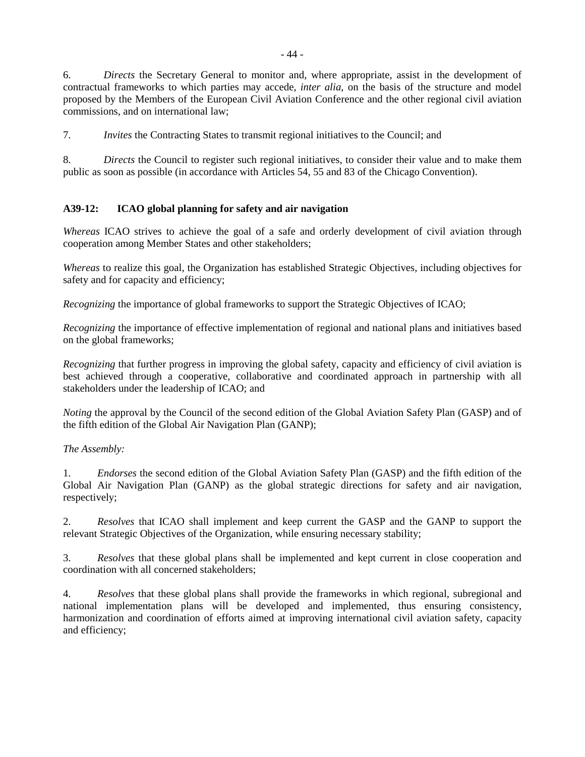6. *Directs* the Secretary General to monitor and, where appropriate, assist in the development of contractual frameworks to which parties may accede, *inter alia*, on the basis of the structure and model proposed by the Members of the European Civil Aviation Conference and the other regional civil aviation commissions, and on international law;

7. *Invites* the Contracting States to transmit regional initiatives to the Council; and

8. *Directs* the Council to register such regional initiatives, to consider their value and to make them public as soon as possible (in accordance with Articles 54, 55 and 83 of the Chicago Convention).

### A39-12: ICAO global planning for safety and air navigation

*Whereas* ICAO strives to achieve the goal of a safe and orderly development of civil aviation through cooperation among Member States and other stakeholders;

*Whereas* to realize this goal, the Organization has established Strategic Objectives, including objectives for safety and for capacity and efficiency;

*Recognizing* the importance of global frameworks to support the Strategic Objectives of ICAO;

*Recognizing* the importance of effective implementation of regional and national plans and initiatives based on the global frameworks;

*Recognizing* that further progress in improving the global safety, capacity and efficiency of civil aviation is best achieved through a cooperative, collaborative and coordinated approach in partnership with all stakeholders under the leadership of ICAO; and

*Noting* the approval by the Council of the second edition of the Global Aviation Safety Plan (GASP) and of the fifth edition of the Global Air Navigation Plan (GANP);

*The Assembly:*

1. *Endorses* the second edition of the Global Aviation Safety Plan (GASP) and the fifth edition of the Global Air Navigation Plan (GANP) as the global strategic directions for safety and air navigation, respectively;

2. *Resolves* that ICAO shall implement and keep current the GASP and the GANP to support the relevant Strategic Objectives of the Organization, while ensuring necessary stability;

3. *Resolves* that these global plans shall be implemented and kept current in close cooperation and coordination with all concerned stakeholders;

4. *Resolves* that these global plans shall provide the frameworks in which regional, subregional and national implementation plans will be developed and implemented, thus ensuring consistency, harmonization and coordination of efforts aimed at improving international civil aviation safety, capacity and efficiency;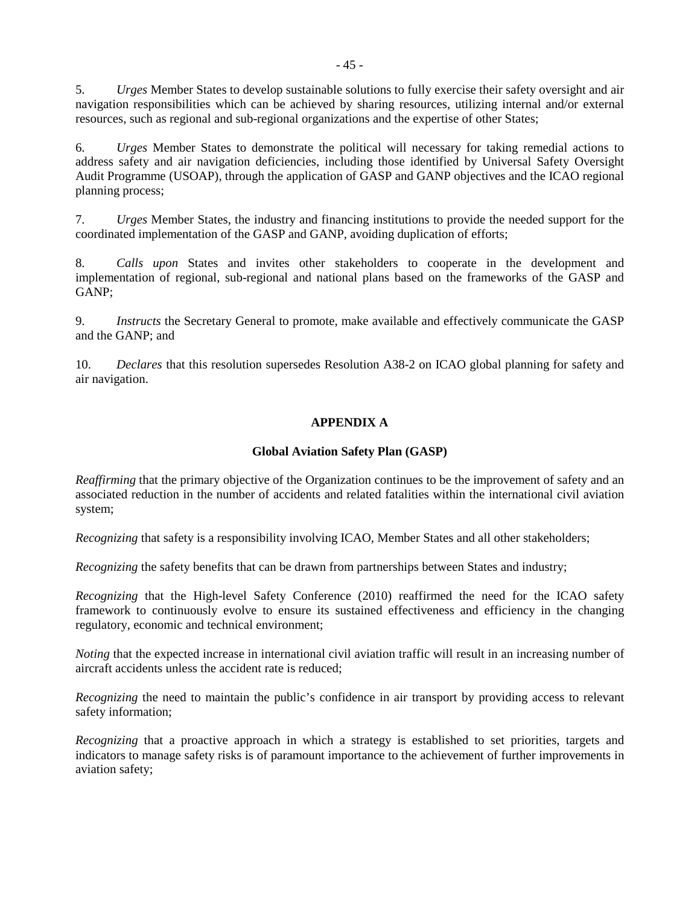5. *Urges* Member States to develop sustainable solutions to fully exercise their safety oversight and air navigation responsibilities which can be achieved by sharing resources, utilizing internal and/or external resources, such as regional and sub-regional organizations and the expertise of other States;

6. *Urges* Member States to demonstrate the political will necessary for taking remedial actions to address safety and air navigation deficiencies, including those identified by Universal Safety Oversight Audit Programme (USOAP), through the application of GASP and GANP objectives and the ICAO regional planning process;

7. *Urges* Member States, the industry and financing institutions to provide the needed support for the coordinated implementation of the GASP and GANP, avoiding duplication of efforts;

8. *Calls upon* States and invites other stakeholders to cooperate in the development and implementation of regional, sub-regional and national plans based on the frameworks of the GASP and GANP;

9. *Instructs* the Secretary General to promote, make available and effectively communicate the GASP and the GANP; and

10. *Declares* that this resolution supersedes Resolution A38-2 on ICAO global planning for safety and air navigation.

## APPENDIX A

### Global Aviation Safety Plan (GASP)

*Reaffirming* that the primary objective of the Organization continues to be the improvement of safety and an associated reduction in the number of accidents and related fatalities within the international civil aviation system;

*Recognizing* that safety is a responsibility involving ICAO, Member States and all other stakeholders;

*Recognizing* the safety benefits that can be drawn from partnerships between States and industry;

*Recognizing* that the High-level Safety Conference (2010) reaffirmed the need for the ICAO safety framework to continuously evolve to ensure its sustained effectiveness and efficiency in the changing regulatory, economic and technical environment;

*Noting* that the expected increase in international civil aviation traffic will result in an increasing number of aircraft accidents unless the accident rate is reduced;

*Recognizing* the need to maintain the public's confidence in air transport by providing access to relevant safety information;

*Recognizing* that a proactive approach in which a strategy is established to set priorities, targets and indicators to manage safety risks is of paramount importance to the achievement of further improvements in aviation safety;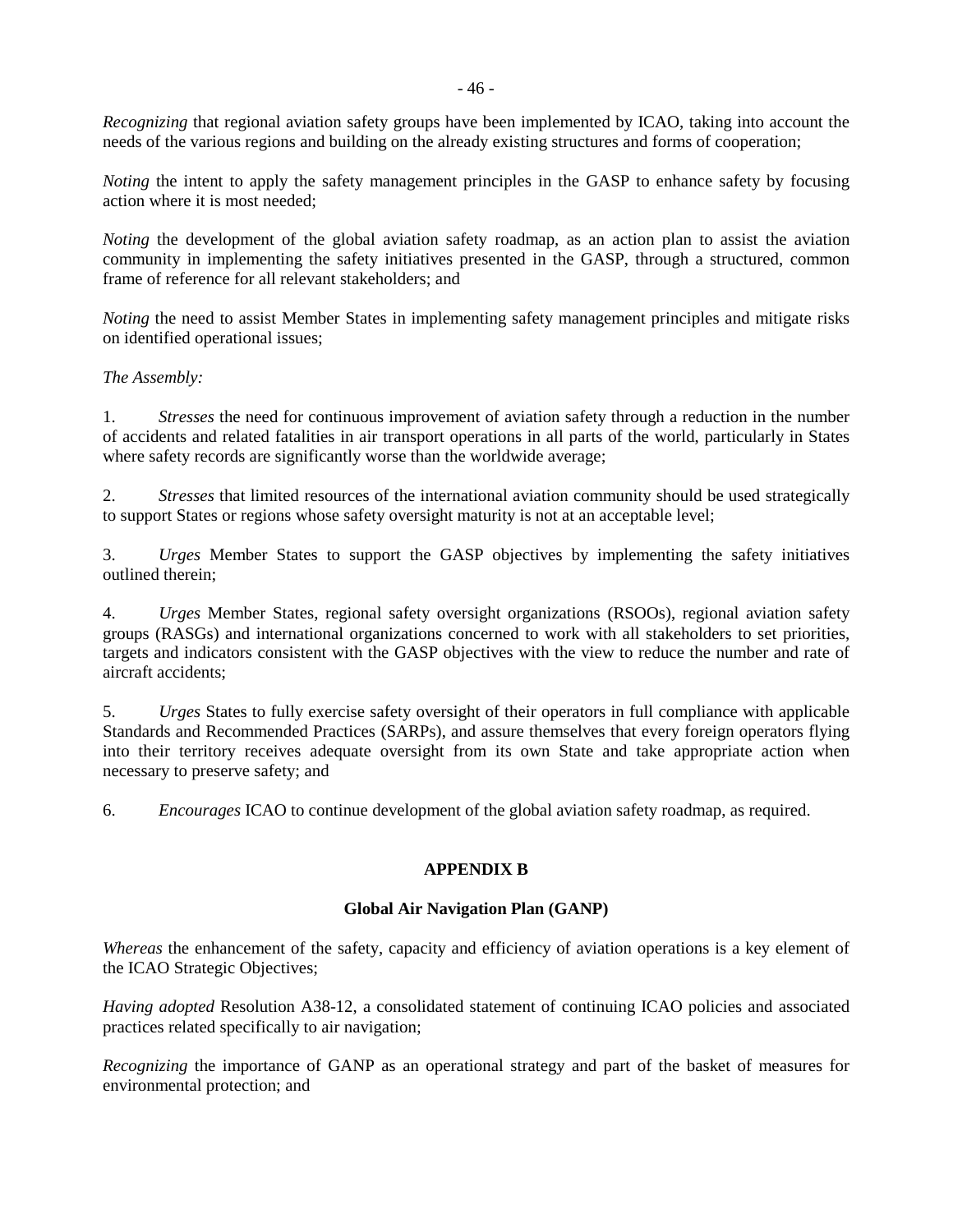*Recognizing* that regional aviation safety groups have been implemented by ICAO, taking into account the needs of the various regions and building on the already existing structures and forms of cooperation;

*Noting* the intent to apply the safety management principles in the GASP to enhance safety by focusing action where it is most needed;

*Noting* the development of the global aviation safety roadmap, as an action plan to assist the aviation community in implementing the safety initiatives presented in the GASP, through a structured, common frame of reference for all relevant stakeholders; and

*Noting* the need to assist Member States in implementing safety management principles and mitigate risks on identified operational issues;

*The Assembly:*

1. *Stresses* the need for continuous improvement of aviation safety through a reduction in the number of accidents and related fatalities in air transport operations in all parts of the world, particularly in States where safety records are significantly worse than the worldwide average;

2. *Stresses* that limited resources of the international aviation community should be used strategically to support States or regions whose safety oversight maturity is not at an acceptable level;

3. *Urges* Member States to support the GASP objectives by implementing the safety initiatives outlined therein;

4. *Urges* Member States, regional safety oversight organizations (RSOOs), regional aviation safety groups (RASGs) and international organizations concerned to work with all stakeholders to set priorities, targets and indicators consistent with the GASP objectives with the view to reduce the number and rate of aircraft accidents;

5. *Urges* States to fully exercise safety oversight of their operators in full compliance with applicable Standards and Recommended Practices (SARPs), and assure themselves that every foreign operators flying into their territory receives adequate oversight from its own State and take appropriate action when necessary to preserve safety; and

6. *Encourages* ICAO to continue development of the global aviation safety roadmap, as required.

## APPENDIX B

### Global Air Navigation Plan (GANP)

*Whereas* the enhancement of the safety, capacity and efficiency of aviation operations is a key element of the ICAO Strategic Objectives;

*Having adopted* Resolution A38-12, a consolidated statement of continuing ICAO policies and associated practices related specifically to air navigation;

*Recognizing* the importance of GANP as an operational strategy and part of the basket of measures for environmental protection; and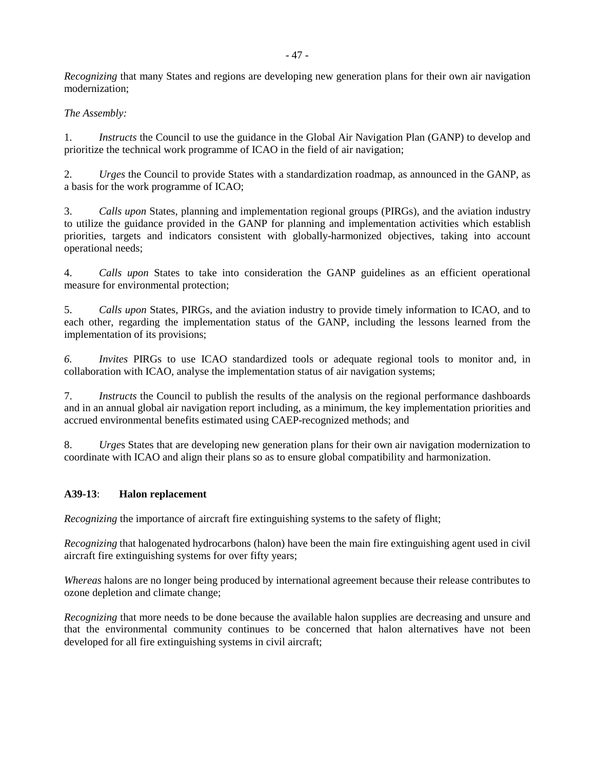*Recognizing* that many States and regions are developing new generation plans for their own air navigation modernization;

*The Assembly:*

1. *Instructs* the Council to use the guidance in the Global Air Navigation Plan (GANP) to develop and prioritize the technical work programme of ICAO in the field of air navigation;

2. *Urges* the Council to provide States with a standardization roadmap, as announced in the GANP, as a basis for the work programme of ICAO;

3. *Calls upon* States, planning and implementation regional groups (PIRGs), and the aviation industry to utilize the guidance provided in the GANP for planning and implementation activities which establish priorities, targets and indicators consistent with globally-harmonized objectives, taking into account operational needs;

4. *Calls upon* States to take into consideration the GANP guidelines as an efficient operational measure for environmental protection;

5. *Calls upon* States, PIRGs, and the aviation industry to provide timely information to ICAO, and to each other, regarding the implementation status of the GANP, including the lessons learned from the implementation of its provisions;

*6.* *Invites* PIRGs to use ICAO standardized tools or adequate regional tools to monitor and, in collaboration with ICAO, analyse the implementation status of air navigation systems;

7. *Instructs* the Council to publish the results of the analysis on the regional performance dashboards and in an annual global air navigation report including, as a minimum, the key implementation priorities and accrued environmental benefits estimated using CAEP-recognized methods; and

8. *Urge*s States that are developing new generation plans for their own air navigation modernization to coordinate with ICAO and align their plans so as to ensure global compatibility and harmonization.

**A39-13**: **Halon replacement**

*Recognizing* the importance of aircraft fire extinguishing systems to the safety of flight;

*Recognizing* that halogenated hydrocarbons (halon) have been the main fire extinguishing agent used in civil aircraft fire extinguishing systems for over fifty years;

*Whereas* halons are no longer being produced by international agreement because their release contributes to ozone depletion and climate change;

*Recognizing* that more needs to be done because the available halon supplies are decreasing and unsure and that the environmental community continues to be concerned that halon alternatives have not been developed for all fire extinguishing systems in civil aircraft;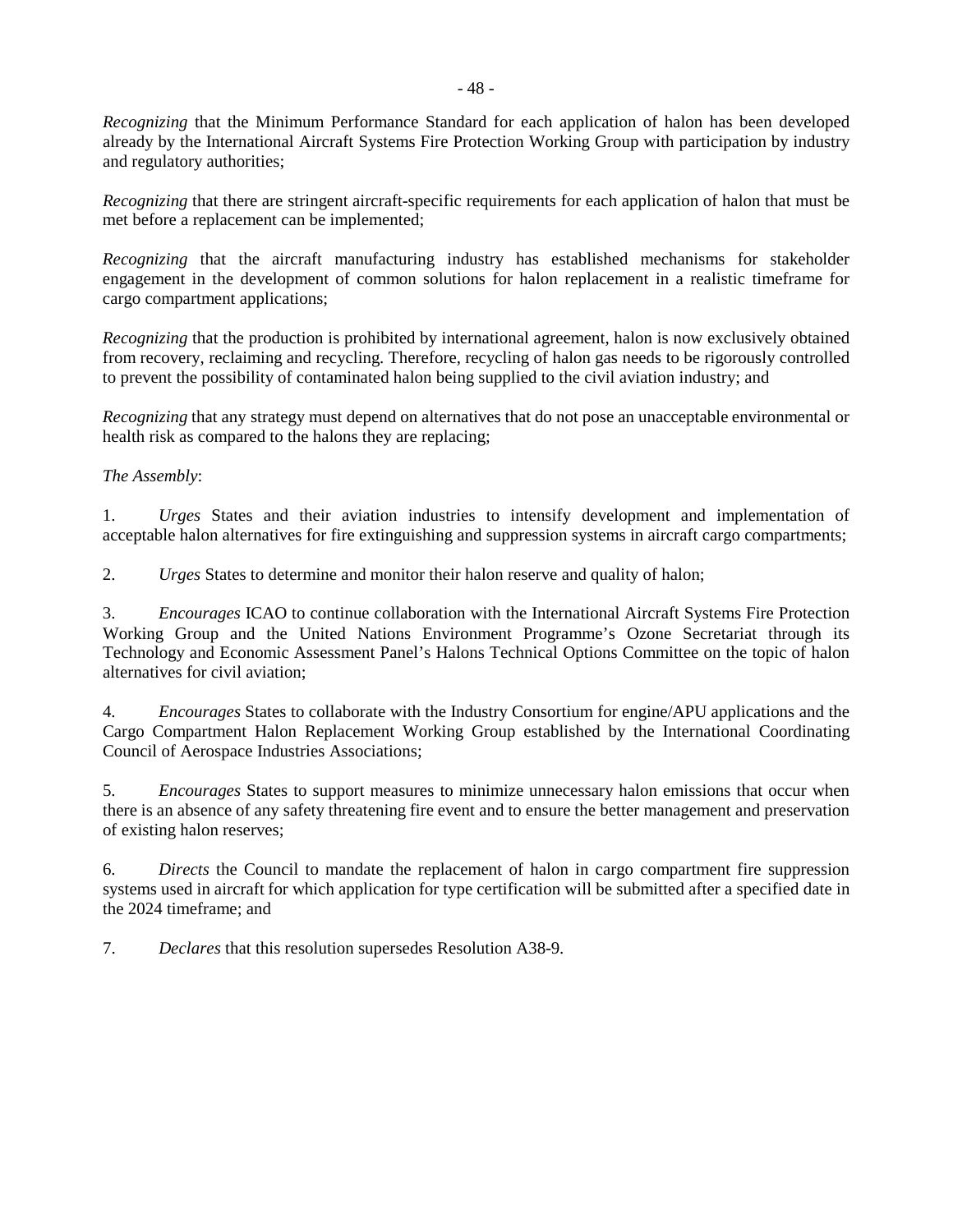*Recognizing* that the Minimum Performance Standard for each application of halon has been developed already by the International Aircraft Systems Fire Protection Working Group with participation by industry and regulatory authorities;

*Recognizing* that there are stringent aircraft-specific requirements for each application of halon that must be met before a replacement can be implemented;

*Recognizing* that the aircraft manufacturing industry has established mechanisms for stakeholder engagement in the development of common solutions for halon replacement in a realistic timeframe for cargo compartment applications;

*Recognizing* that the production is prohibited by international agreement, halon is now exclusively obtained from recovery, reclaiming and recycling. Therefore, recycling of halon gas needs to be rigorously controlled to prevent the possibility of contaminated halon being supplied to the civil aviation industry; and

*Recognizing* that any strategy must depend on alternatives that do not pose an unacceptable environmental or health risk as compared to the halons they are replacing;

*The Assembly*:

1. *Urges* States and their aviation industries to intensify development and implementation of acceptable halon alternatives for fire extinguishing and suppression systems in aircraft cargo compartments;

2. *Urges* States to determine and monitor their halon reserve and quality of halon;

3. *Encourages* ICAO to continue collaboration with the International Aircraft Systems Fire Protection Working Group and the United Nations Environment Programme's Ozone Secretariat through its Technology and Economic Assessment Panel's Halons Technical Options Committee on the topic of halon alternatives for civil aviation;

4. *Encourages* States to collaborate with the Industry Consortium for engine/APU applications and the Cargo Compartment Halon Replacement Working Group established by the International Coordinating Council of Aerospace Industries Associations;

5. *Encourages* States to support measures to minimize unnecessary halon emissions that occur when there is an absence of any safety threatening fire event and to ensure the better management and preservation of existing halon reserves;

6. *Directs* the Council to mandate the replacement of halon in cargo compartment fire suppression systems used in aircraft for which application for type certification will be submitted after a specified date in the 2024 timeframe; and

7. *Declares* that this resolution supersedes Resolution A38-9.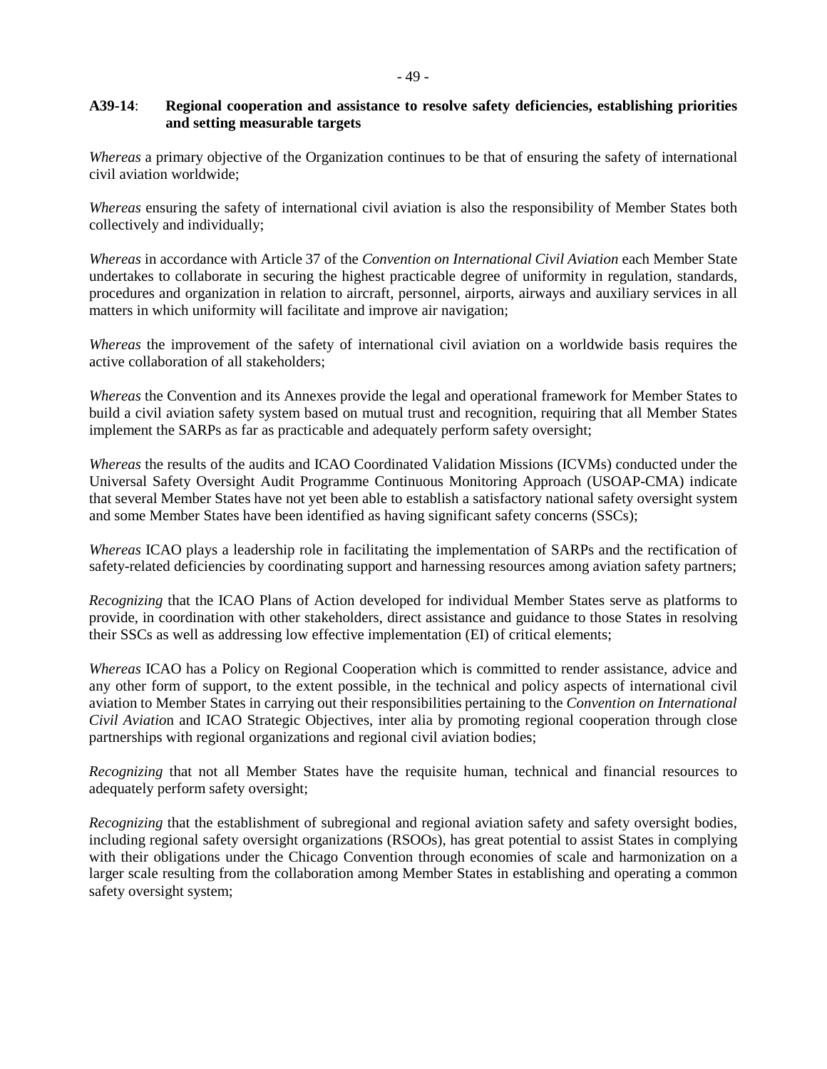**A39-14**: **Regional cooperation and assistance to resolve safety deficiencies, establishing priorities and setting measurable targets**

*Whereas* a primary objective of the Organization continues to be that of ensuring the safety of international civil aviation worldwide;

*Whereas* ensuring the safety of international civil aviation is also the responsibility of Member States both collectively and individually;

*Whereas* in accordance with Article 37 of the *Convention on International Civil Aviation* each Member State undertakes to collaborate in securing the highest practicable degree of uniformity in regulation, standards, procedures and organization in relation to aircraft, personnel, airports, airways and auxiliary services in all matters in which uniformity will facilitate and improve air navigation;

*Whereas* the improvement of the safety of international civil aviation on a worldwide basis requires the active collaboration of all stakeholders;

*Whereas* the Convention and its Annexes provide the legal and operational framework for Member States to build a civil aviation safety system based on mutual trust and recognition, requiring that all Member States implement the SARPs as far as practicable and adequately perform safety oversight;

*Whereas* the results of the audits and ICAO Coordinated Validation Missions (ICVMs) conducted under the Universal Safety Oversight Audit Programme Continuous Monitoring Approach (USOAP-CMA) indicate that several Member States have not yet been able to establish a satisfactory national safety oversight system and some Member States have been identified as having significant safety concerns (SSCs);

*Whereas* ICAO plays a leadership role in facilitating the implementation of SARPs and the rectification of safety-related deficiencies by coordinating support and harnessing resources among aviation safety partners;

*Recognizing* that the ICAO Plans of Action developed for individual Member States serve as platforms to provide, in coordination with other stakeholders, direct assistance and guidance to those States in resolving their SSCs as well as addressing low effective implementation (EI) of critical elements;

*Whereas* ICAO has a Policy on Regional Cooperation which is committed to render assistance, advice and any other form of support, to the extent possible, in the technical and policy aspects of international civil aviation to Member States in carrying out their responsibilities pertaining to the *Convention on International Civil Aviation* and ICAO Strategic Objectives, inter alia by promoting regional cooperation through close partnerships with regional organizations and regional civil aviation bodies;

*Recognizing* that not all Member States have the requisite human, technical and financial resources to adequately perform safety oversight;

*Recognizing* that the establishment of subregional and regional aviation safety and safety oversight bodies, including regional safety oversight organizations (RSOOs), has great potential to assist States in complying with their obligations under the Chicago Convention through economies of scale and harmonization on a larger scale resulting from the collaboration among Member States in establishing and operating a common safety oversight system;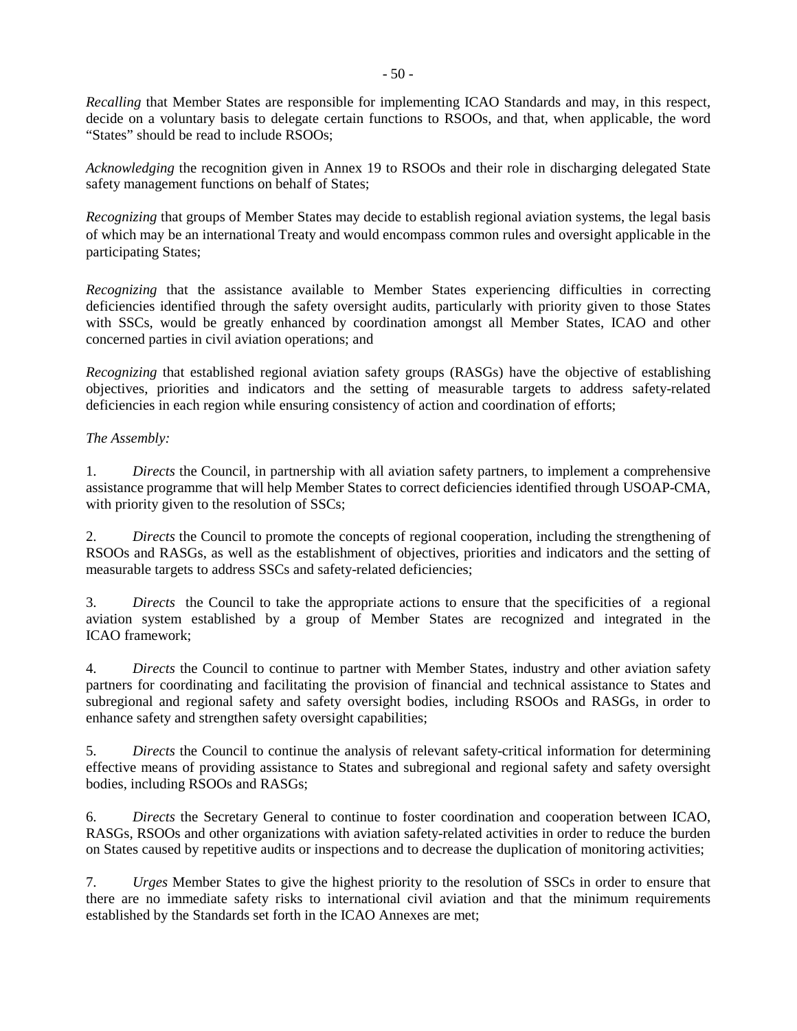*Recalling* that Member States are responsible for implementing ICAO Standards and may, in this respect, decide on a voluntary basis to delegate certain functions to RSOOs, and that, when applicable, the word "States" should be read to include RSOOs;

*Acknowledging* the recognition given in Annex 19 to RSOOs and their role in discharging delegated State safety management functions on behalf of States;

*Recognizing* that groups of Member States may decide to establish regional aviation systems, the legal basis of which may be an international Treaty and would encompass common rules and oversight applicable in the participating States;

*Recognizing* that the assistance available to Member States experiencing difficulties in correcting deficiencies identified through the safety oversight audits, particularly with priority given to those States with SSCs, would be greatly enhanced by coordination amongst all Member States, ICAO and other concerned parties in civil aviation operations; and

*Recognizing* that established regional aviation safety groups (RASGs) have the objective of establishing objectives, priorities and indicators and the setting of measurable targets to address safety-related deficiencies in each region while ensuring consistency of action and coordination of efforts;

*The Assembly:*

1. *Directs* the Council, in partnership with all aviation safety partners, to implement a comprehensive assistance programme that will help Member States to correct deficiencies identified through USOAP-CMA, with priority given to the resolution of SSCs;

2. *Directs* the Council to promote the concepts of regional cooperation, including the strengthening of RSOOs and RASGs, as well as the establishment of objectives, priorities and indicators and the setting of measurable targets to address SSCs and safety-related deficiencies;

3. *Directs* the Council to take the appropriate actions to ensure that the specificities of a regional aviation system established by a group of Member States are recognized and integrated in the ICAO framework;

4. *Directs* the Council to continue to partner with Member States, industry and other aviation safety partners for coordinating and facilitating the provision of financial and technical assistance to States and subregional and regional safety and safety oversight bodies, including RSOOs and RASGs, in order to enhance safety and strengthen safety oversight capabilities;

5. *Directs* the Council to continue the analysis of relevant safety-critical information for determining effective means of providing assistance to States and subregional and regional safety and safety oversight bodies, including RSOOs and RASGs;

6. *Directs* the Secretary General to continue to foster coordination and cooperation between ICAO, RASGs, RSOOs and other organizations with aviation safety-related activities in order to reduce the burden on States caused by repetitive audits or inspections and to decrease the duplication of monitoring activities;

7. *Urges* Member States to give the highest priority to the resolution of SSCs in order to ensure that there are no immediate safety risks to international civil aviation and that the minimum requirements established by the Standards set forth in the ICAO Annexes are met;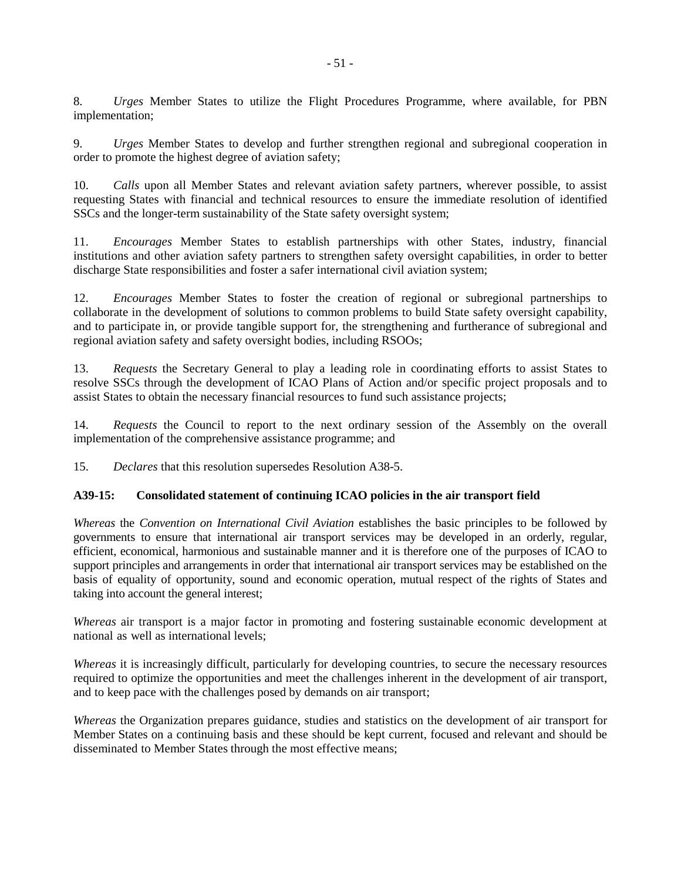8. *Urges* Member States to utilize the Flight Procedures Programme, where available, for PBN implementation;

9. *Urges* Member States to develop and further strengthen regional and subregional cooperation in order to promote the highest degree of aviation safety;

10. *Calls* upon all Member States and relevant aviation safety partners, wherever possible, to assist requesting States with financial and technical resources to ensure the immediate resolution of identified SSCs and the longer-term sustainability of the State safety oversight system;

11. *Encourages* Member States to establish partnerships with other States, industry, financial institutions and other aviation safety partners to strengthen safety oversight capabilities, in order to better discharge State responsibilities and foster a safer international civil aviation system;

12. *Encourages* Member States to foster the creation of regional or subregional partnerships to collaborate in the development of solutions to common problems to build State safety oversight capability, and to participate in, or provide tangible support for, the strengthening and furtherance of subregional and regional aviation safety and safety oversight bodies, including RSOOs;

13. *Requests* the Secretary General to play a leading role in coordinating efforts to assist States to resolve SSCs through the development of ICAO Plans of Action and/or specific project proposals and to assist States to obtain the necessary financial resources to fund such assistance projects;

14. *Requests* the Council to report to the next ordinary session of the Assembly on the overall implementation of the comprehensive assistance programme; and

15. *Declares* that this resolution supersedes Resolution A38-5.

### A39-15: Consolidated statement of continuing ICAO policies in the air transport field

*Whereas* the *Convention on International Civil Aviation* establishes the basic principles to be followed by governments to ensure that international air transport services may be developed in an orderly, regular, efficient, economical, harmonious and sustainable manner and it is therefore one of the purposes of ICAO to support principles and arrangements in order that international air transport services may be established on the basis of equality of opportunity, sound and economic operation, mutual respect of the rights of States and taking into account the general interest;

*Whereas* air transport is a major factor in promoting and fostering sustainable economic development at national as well as international levels;

*Whereas* it is increasingly difficult, particularly for developing countries, to secure the necessary resources required to optimize the opportunities and meet the challenges inherent in the development of air transport, and to keep pace with the challenges posed by demands on air transport;

*Whereas* the Organization prepares guidance, studies and statistics on the development of air transport for Member States on a continuing basis and these should be kept current, focused and relevant and should be disseminated to Member States through the most effective means;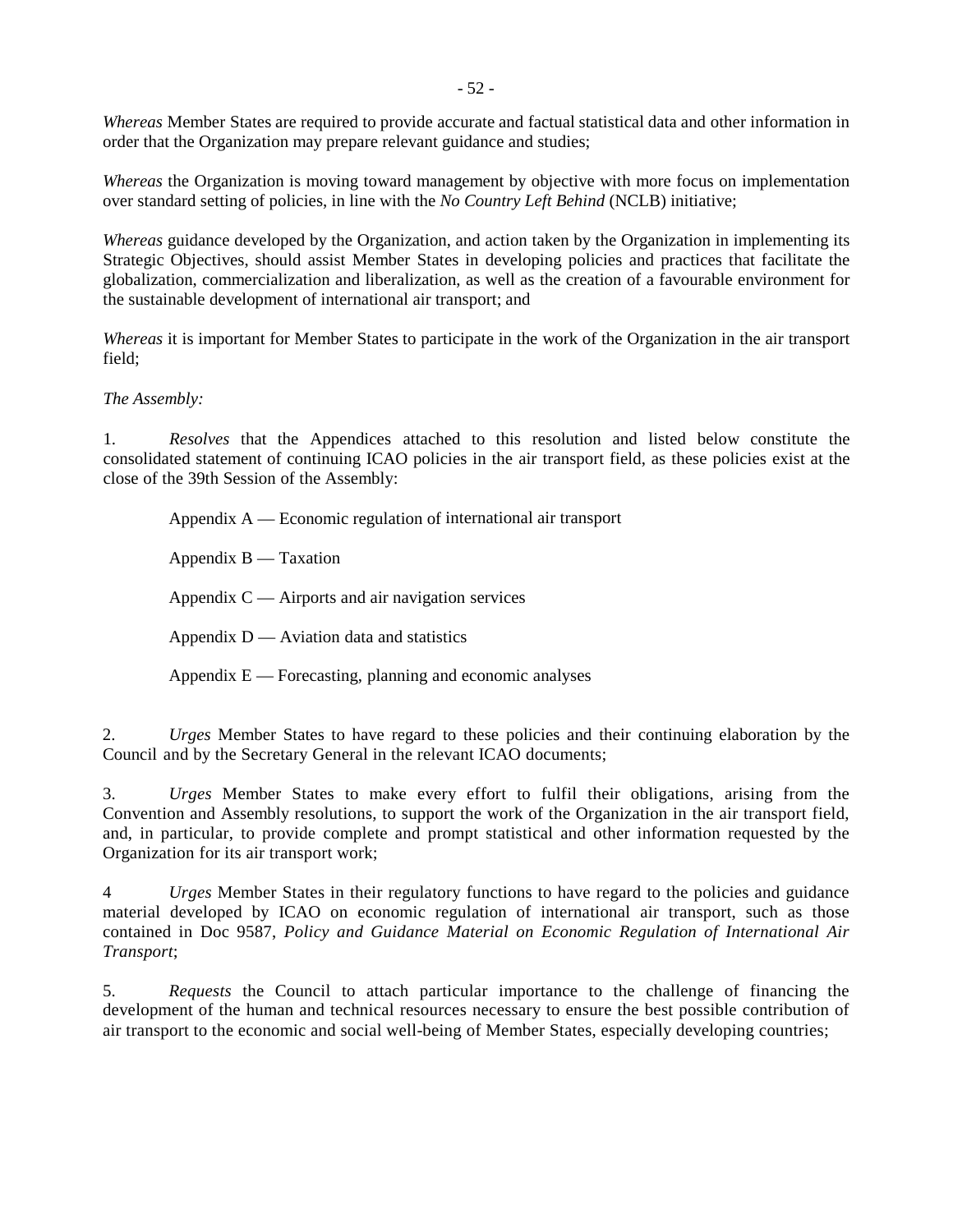*Whereas* Member States are required to provide accurate and factual statistical data and other information in order that the Organization may prepare relevant guidance and studies;

*Whereas* the Organization is moving toward management by objective with more focus on implementation over standard setting of policies, in line with the *No Country Left Behind* (NCLB) initiative;

*Whereas* guidance developed by the Organization, and action taken by the Organization in implementing its Strategic Objectives, should assist Member States in developing policies and practices that facilitate the globalization, commercialization and liberalization, as well as the creation of a favourable environment for the sustainable development of international air transport; and

*Whereas* it is important for Member States to participate in the work of the Organization in the air transport field;

*The Assembly:*

1. *Resolves* that the Appendices attached to this resolution and listed below constitute the consolidated statement of continuing ICAO policies in the air transport field, as these policies exist at the close of the 39th Session of the Assembly:

   Appendix A — Economic regulation of international air transport

   Appendix B — Taxation

   Appendix C — Airports and air navigation services

   Appendix D — Aviation data and statistics

   Appendix E — Forecasting, planning and economic analyses

2. *Urges* Member States to have regard to these policies and their continuing elaboration by the Council and by the Secretary General in the relevant ICAO documents;

3. *Urges* Member States to make every effort to fulfil their obligations, arising from the Convention and Assembly resolutions, to support the work of the Organization in the air transport field, and, in particular, to provide complete and prompt statistical and other information requested by the Organization for its air transport work;

4 *Urges* Member States in their regulatory functions to have regard to the policies and guidance material developed by ICAO on economic regulation of international air transport, such as those contained in Doc 9587, *Policy and Guidance Material on Economic Regulation of International Air Transport*;

5. *Requests* the Council to attach particular importance to the challenge of financing the development of the human and technical resources necessary to ensure the best possible contribution of air transport to the economic and social well-being of Member States, especially developing countries;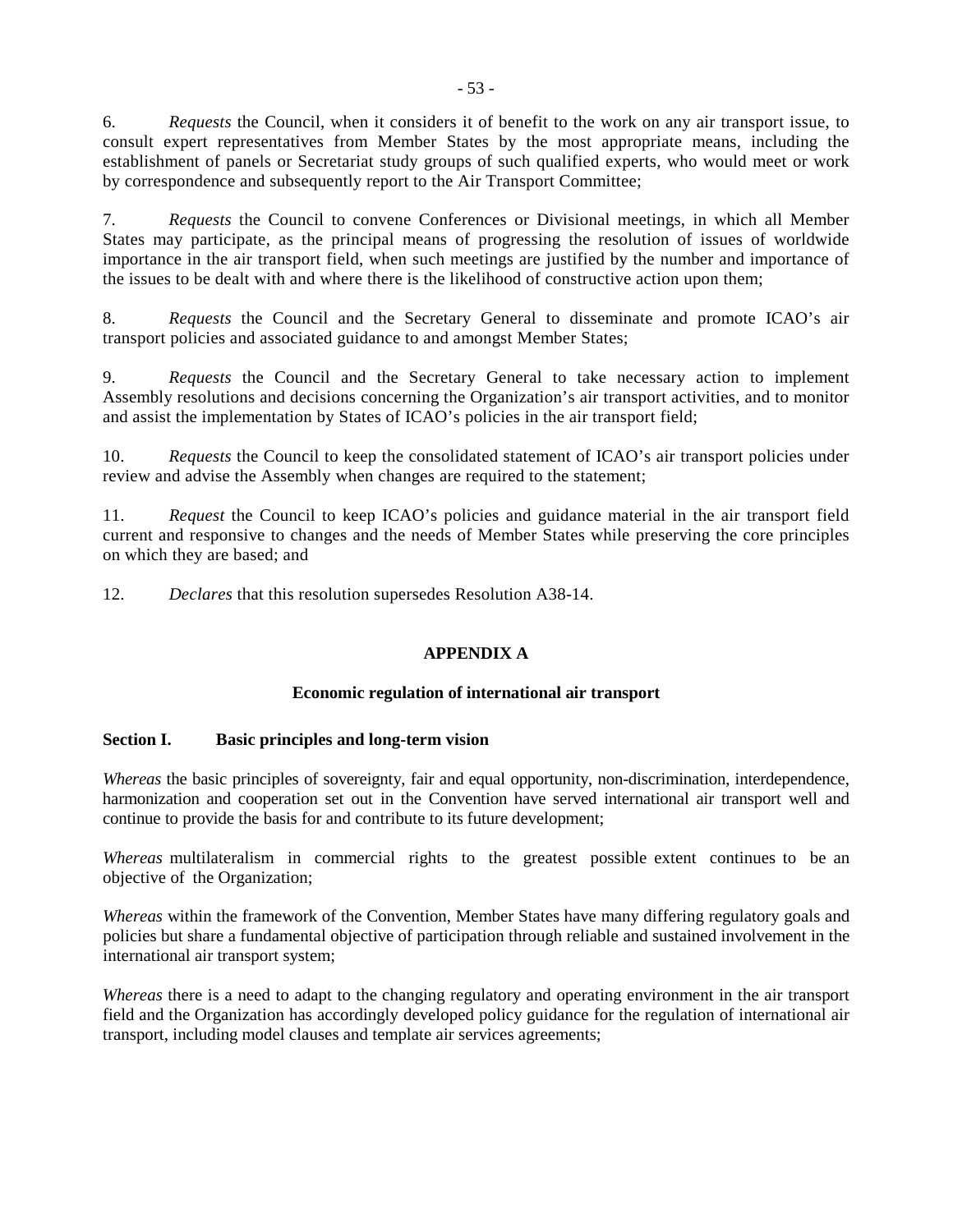6. *Requests* the Council, when it considers it of benefit to the work on any air transport issue, to consult expert representatives from Member States by the most appropriate means, including the establishment of panels or Secretariat study groups of such qualified experts, who would meet or work by correspondence and subsequently report to the Air Transport Committee;

7. *Requests* the Council to convene Conferences or Divisional meetings, in which all Member States may participate, as the principal means of progressing the resolution of issues of worldwide importance in the air transport field, when such meetings are justified by the number and importance of the issues to be dealt with and where there is the likelihood of constructive action upon them;

8. *Requests* the Council and the Secretary General to disseminate and promote ICAO's air transport policies and associated guidance to and amongst Member States;

9. *Requests* the Council and the Secretary General to take necessary action to implement Assembly resolutions and decisions concerning the Organization's air transport activities, and to monitor and assist the implementation by States of ICAO's policies in the air transport field;

10. *Requests* the Council to keep the consolidated statement of ICAO's air transport policies under review and advise the Assembly when changes are required to the statement;

11. *Request* the Council to keep ICAO's policies and guidance material in the air transport field current and responsive to changes and the needs of Member States while preserving the core principles on which they are based; and

12. *Declares* that this resolution supersedes Resolution A38-14.

## APPENDIX A

### Economic regulation of international air transport

**Section I. Basic principles and long-term vision**

*Whereas* the basic principles of sovereignty, fair and equal opportunity, non-discrimination, interdependence, harmonization and cooperation set out in the Convention have served international air transport well and continue to provide the basis for and contribute to its future development;

*Whereas* multilateralism in commercial rights to the greatest possible extent continues to be an objective of the Organization;

*Whereas* within the framework of the Convention, Member States have many differing regulatory goals and policies but share a fundamental objective of participation through reliable and sustained involvement in the international air transport system;

*Whereas* there is a need to adapt to the changing regulatory and operating environment in the air transport field and the Organization has accordingly developed policy guidance for the regulation of international air transport, including model clauses and template air services agreements;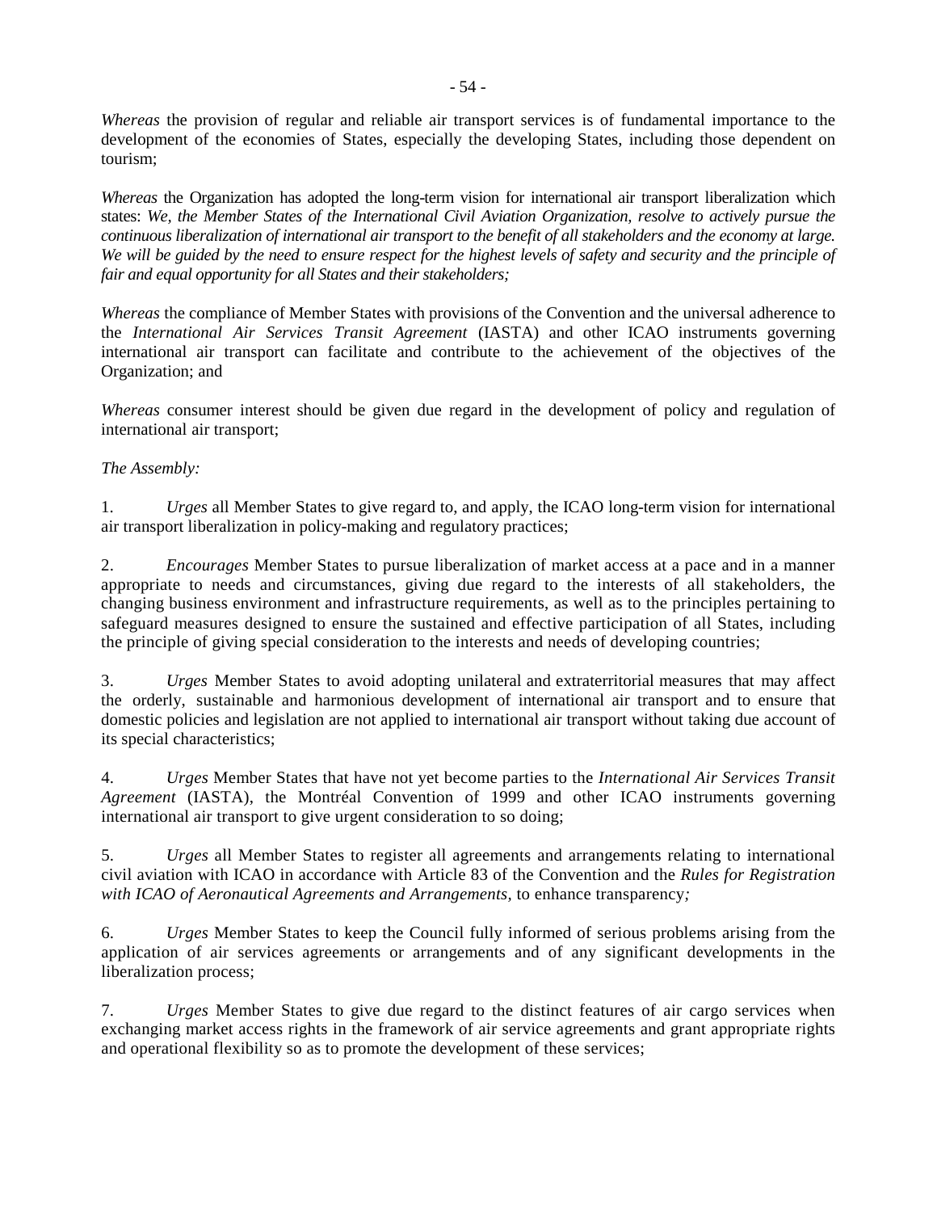*Whereas* the provision of regular and reliable air transport services is of fundamental importance to the development of the economies of States, especially the developing States, including those dependent on tourism;

*Whereas* the Organization has adopted the long-term vision for international air transport liberalization which states: *We, the Member States of the International Civil Aviation Organization, resolve to actively pursue the continuous liberalization of international air transport to the benefit of all stakeholders and the economy at large. We will be guided by the need to ensure respect for the highest levels of safety and security and the principle of fair and equal opportunity for all States and their stakeholders;*

*Whereas* the compliance of Member States with provisions of the Convention and the universal adherence to the *International Air Services Transit Agreement* (IASTA) and other ICAO instruments governing international air transport can facilitate and contribute to the achievement of the objectives of the Organization; and

*Whereas* consumer interest should be given due regard in the development of policy and regulation of international air transport;

*The Assembly:*

1. *Urges* all Member States to give regard to, and apply, the ICAO long-term vision for international air transport liberalization in policy-making and regulatory practices;

2. *Encourages* Member States to pursue liberalization of market access at a pace and in a manner appropriate to needs and circumstances, giving due regard to the interests of all stakeholders, the changing business environment and infrastructure requirements, as well as to the principles pertaining to safeguard measures designed to ensure the sustained and effective participation of all States, including the principle of giving special consideration to the interests and needs of developing countries;

3. *Urges* Member States to avoid adopting unilateral and extraterritorial measures that may affect the orderly, sustainable and harmonious development of international air transport and to ensure that domestic policies and legislation are not applied to international air transport without taking due account of its special characteristics;

4. *Urges* Member States that have not yet become parties to the *International Air Services Transit Agreement* (IASTA), the Montréal Convention of 1999 and other ICAO instruments governing international air transport to give urgent consideration to so doing;

5. *Urges* all Member States to register all agreements and arrangements relating to international civil aviation with ICAO in accordance with Article 83 of the Convention and the *Rules for Registration with ICAO of Aeronautical Agreements and Arrangements*, to enhance transparency*;*

6. *Urges* Member States to keep the Council fully informed of serious problems arising from the application of air services agreements or arrangements and of any significant developments in the liberalization process;

7. *Urges* Member States to give due regard to the distinct features of air cargo services when exchanging market access rights in the framework of air service agreements and grant appropriate rights and operational flexibility so as to promote the development of these services;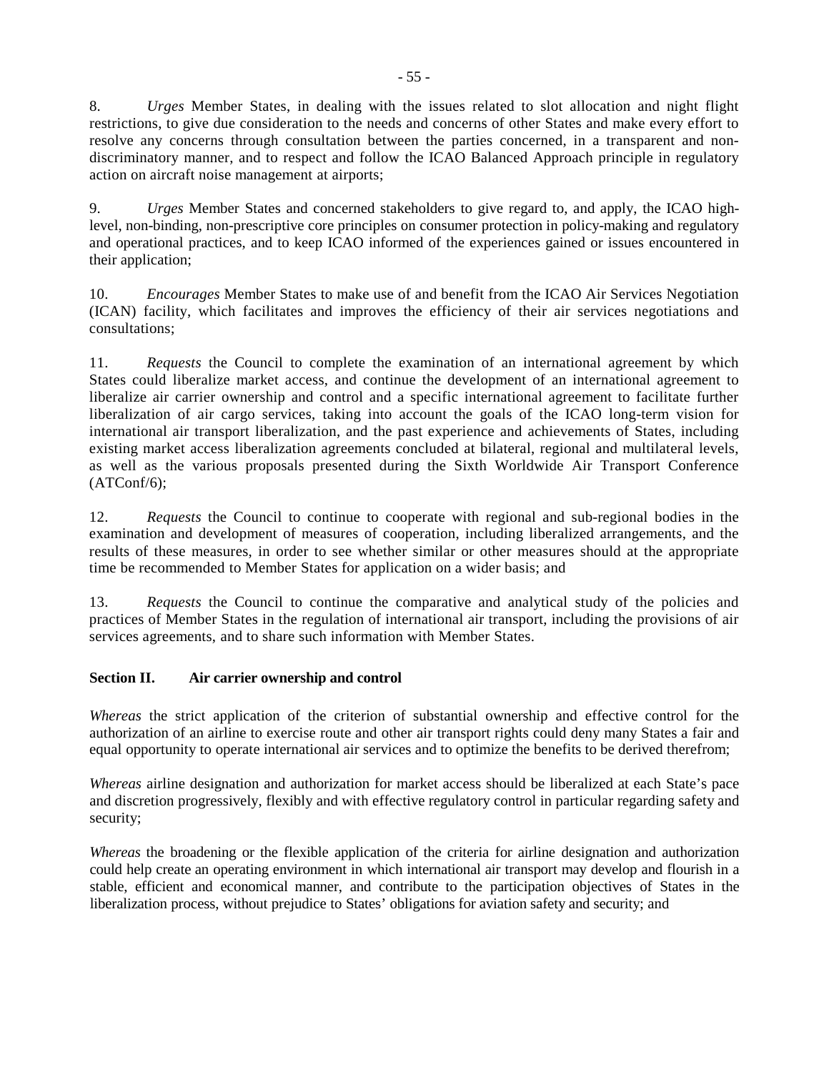8. *Urges* Member States, in dealing with the issues related to slot allocation and night flight restrictions, to give due consideration to the needs and concerns of other States and make every effort to resolve any concerns through consultation between the parties concerned, in a transparent and non-discriminatory manner, and to respect and follow the ICAO Balanced Approach principle in regulatory action on aircraft noise management at airports;

9. *Urges* Member States and concerned stakeholders to give regard to, and apply, the ICAO high-level, non-binding, non-prescriptive core principles on consumer protection in policy-making and regulatory and operational practices, and to keep ICAO informed of the experiences gained or issues encountered in their application;

10. *Encourages* Member States to make use of and benefit from the ICAO Air Services Negotiation (ICAN) facility, which facilitates and improves the efficiency of their air services negotiations and consultations;

11. *Requests* the Council to complete the examination of an international agreement by which States could liberalize market access, and continue the development of an international agreement to liberalize air carrier ownership and control and a specific international agreement to facilitate further liberalization of air cargo services, taking into account the goals of the ICAO long-term vision for international air transport liberalization, and the past experience and achievements of States, including existing market access liberalization agreements concluded at bilateral, regional and multilateral levels, as well as the various proposals presented during the Sixth Worldwide Air Transport Conference (ATConf/6);

12. *Requests* the Council to continue to cooperate with regional and sub-regional bodies in the examination and development of measures of cooperation, including liberalized arrangements, and the results of these measures, in order to see whether similar or other measures should at the appropriate time be recommended to Member States for application on a wider basis; and

13. *Requests* the Council to continue the comparative and analytical study of the policies and practices of Member States in the regulation of international air transport, including the provisions of air services agreements, and to share such information with Member States.

### Section II. Air carrier ownership and control

*Whereas* the strict application of the criterion of substantial ownership and effective control for the authorization of an airline to exercise route and other air transport rights could deny many States a fair and equal opportunity to operate international air services and to optimize the benefits to be derived therefrom;

*Whereas* airline designation and authorization for market access should be liberalized at each State's pace and discretion progressively, flexibly and with effective regulatory control in particular regarding safety and security;

*Whereas* the broadening or the flexible application of the criteria for airline designation and authorization could help create an operating environment in which international air transport may develop and flourish in a stable, efficient and economical manner, and contribute to the participation objectives of States in the liberalization process, without prejudice to States' obligations for aviation safety and security; and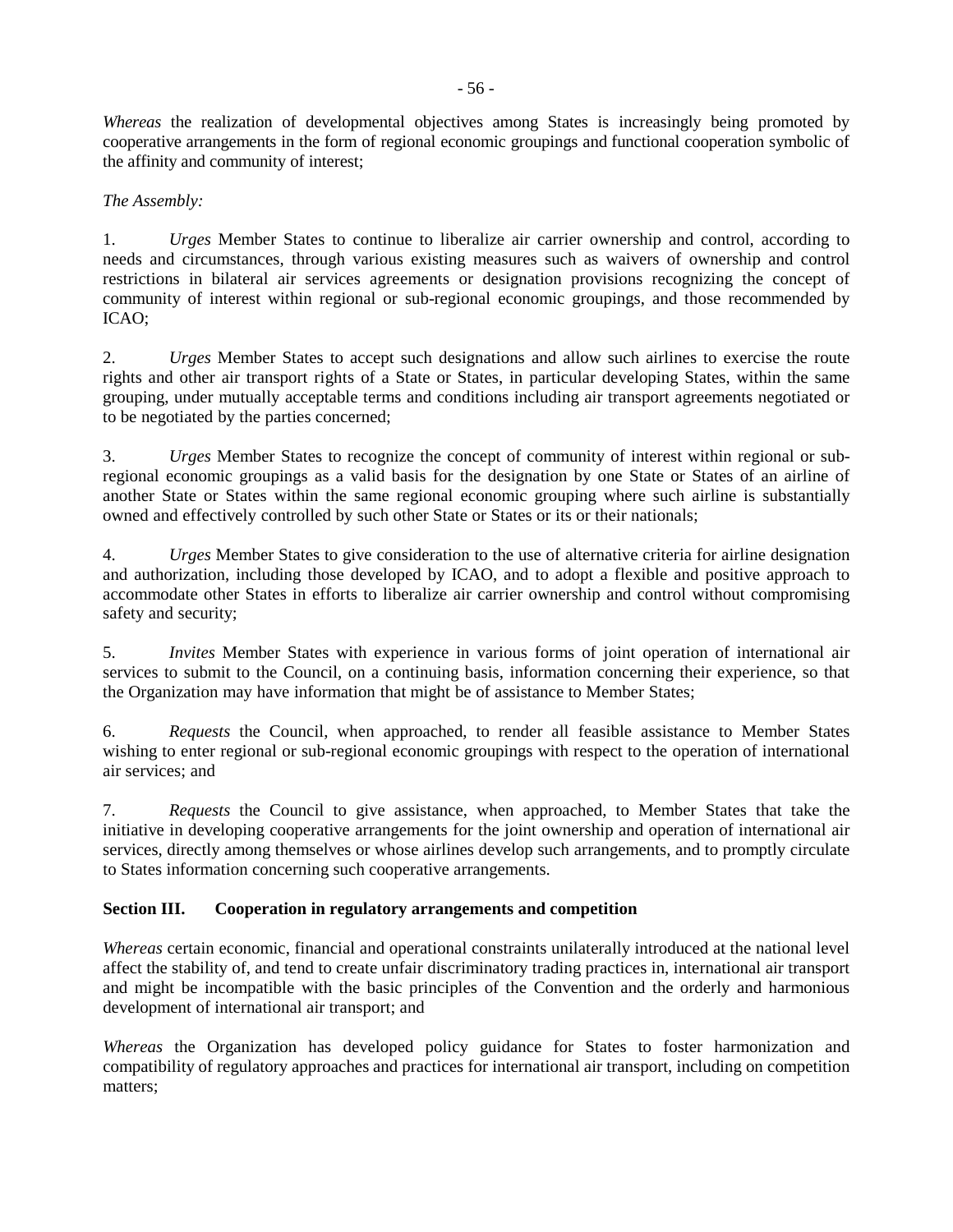*Whereas* the realization of developmental objectives among States is increasingly being promoted by cooperative arrangements in the form of regional economic groupings and functional cooperation symbolic of the affinity and community of interest;

*The Assembly:*

1. *Urges* Member States to continue to liberalize air carrier ownership and control, according to needs and circumstances, through various existing measures such as waivers of ownership and control restrictions in bilateral air services agreements or designation provisions recognizing the concept of community of interest within regional or sub-regional economic groupings, and those recommended by ICAO;

2. *Urges* Member States to accept such designations and allow such airlines to exercise the route rights and other air transport rights of a State or States, in particular developing States, within the same grouping, under mutually acceptable terms and conditions including air transport agreements negotiated or to be negotiated by the parties concerned;

3. *Urges* Member States to recognize the concept of community of interest within regional or sub-regional economic groupings as a valid basis for the designation by one State or States of an airline of another State or States within the same regional economic grouping where such airline is substantially owned and effectively controlled by such other State or States or its or their nationals;

4. *Urges* Member States to give consideration to the use of alternative criteria for airline designation and authorization, including those developed by ICAO, and to adopt a flexible and positive approach to accommodate other States in efforts to liberalize air carrier ownership and control without compromising safety and security;

5. *Invites* Member States with experience in various forms of joint operation of international air services to submit to the Council, on a continuing basis, information concerning their experience, so that the Organization may have information that might be of assistance to Member States;

6. *Requests* the Council, when approached, to render all feasible assistance to Member States wishing to enter regional or sub-regional economic groupings with respect to the operation of international air services; and

7. *Requests* the Council to give assistance, when approached, to Member States that take the initiative in developing cooperative arrangements for the joint ownership and operation of international air services, directly among themselves or whose airlines develop such arrangements, and to promptly circulate to States information concerning such cooperative arrangements.

**Section III. Cooperation in regulatory arrangements and competition**

*Whereas* certain economic, financial and operational constraints unilaterally introduced at the national level affect the stability of, and tend to create unfair discriminatory trading practices in, international air transport and might be incompatible with the basic principles of the Convention and the orderly and harmonious development of international air transport; and

*Whereas* the Organization has developed policy guidance for States to foster harmonization and compatibility of regulatory approaches and practices for international air transport, including on competition matters;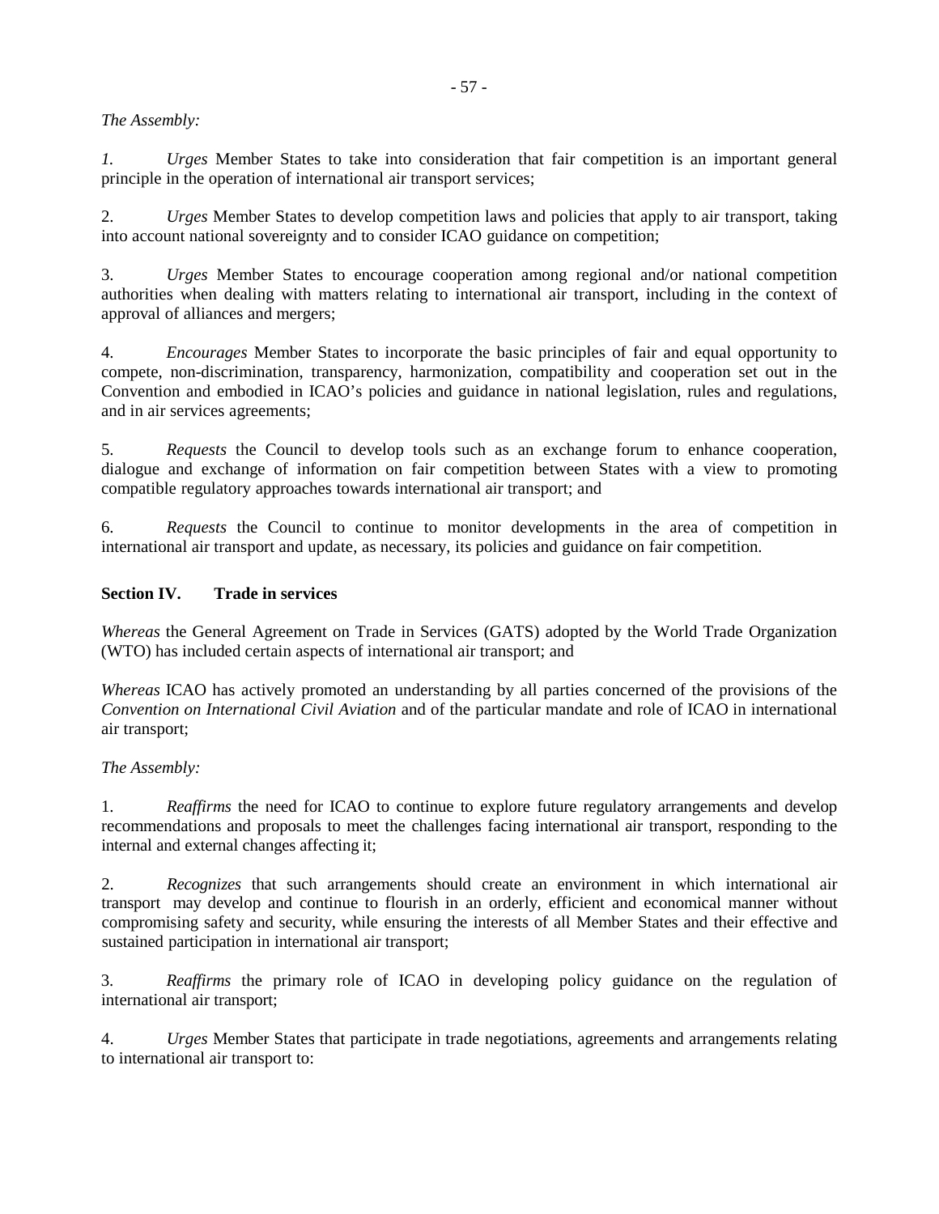*The Assembly:*

*1.* *Urges* Member States to take into consideration that fair competition is an important general principle in the operation of international air transport services;

2. *Urges* Member States to develop competition laws and policies that apply to air transport, taking into account national sovereignty and to consider ICAO guidance on competition;

3. *Urges* Member States to encourage cooperation among regional and/or national competition authorities when dealing with matters relating to international air transport, including in the context of approval of alliances and mergers;

4. *Encourages* Member States to incorporate the basic principles of fair and equal opportunity to compete, non-discrimination, transparency, harmonization, compatibility and cooperation set out in the Convention and embodied in ICAO's policies and guidance in national legislation, rules and regulations, and in air services agreements;

5. *Requests* the Council to develop tools such as an exchange forum to enhance cooperation, dialogue and exchange of information on fair competition between States with a view to promoting compatible regulatory approaches towards international air transport; and

6. *Requests* the Council to continue to monitor developments in the area of competition in international air transport and update, as necessary, its policies and guidance on fair competition.

**Section IV. Trade in services**

*Whereas* the General Agreement on Trade in Services (GATS) adopted by the World Trade Organization (WTO) has included certain aspects of international air transport; and

*Whereas* ICAO has actively promoted an understanding by all parties concerned of the provisions of the *Convention on International Civil Aviation* and of the particular mandate and role of ICAO in international air transport;

*The Assembly:*

1. *Reaffirms* the need for ICAO to continue to explore future regulatory arrangements and develop recommendations and proposals to meet the challenges facing international air transport, responding to the internal and external changes affecting it;

2. *Recognizes* that such arrangements should create an environment in which international air transport may develop and continue to flourish in an orderly, efficient and economical manner without compromising safety and security, while ensuring the interests of all Member States and their effective and sustained participation in international air transport;

3. *Reaffirms* the primary role of ICAO in developing policy guidance on the regulation of international air transport;

4. *Urges* Member States that participate in trade negotiations, agreements and arrangements relating to international air transport to: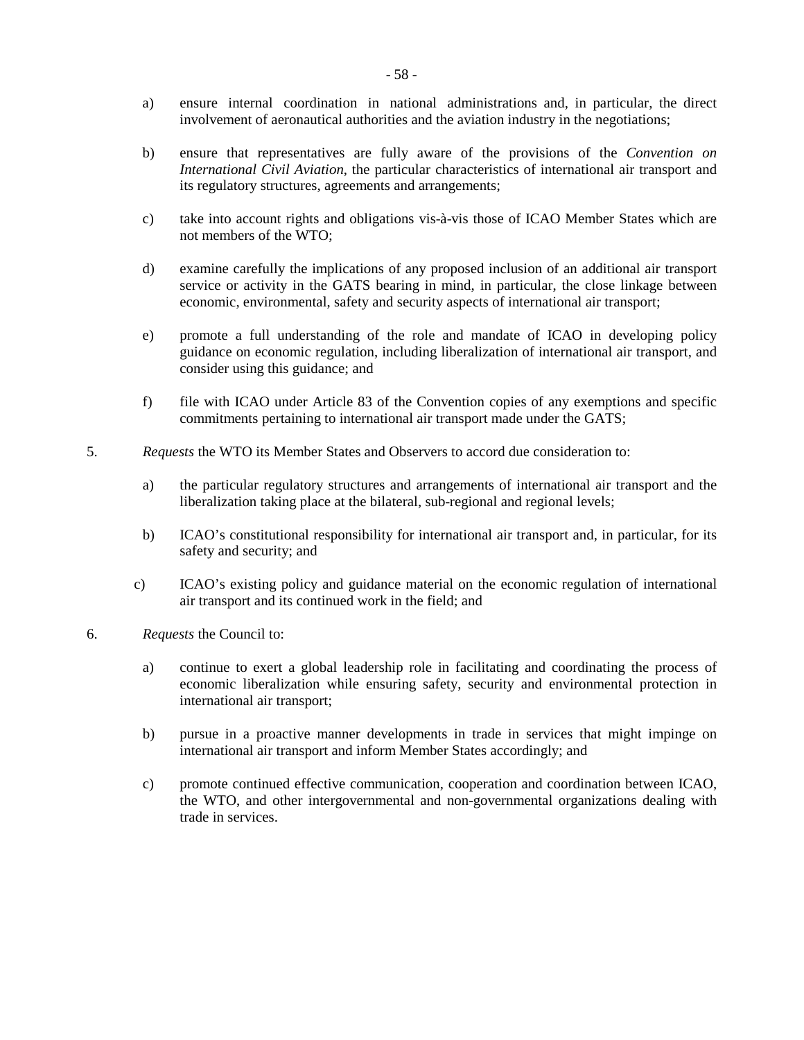a) ensure internal coordination in national administrations and, in particular, the direct involvement of aeronautical authorities and the aviation industry in the negotiations;

b) ensure that representatives are fully aware of the provisions of the *Convention on International Civil Aviation*, the particular characteristics of international air transport and its regulatory structures, agreements and arrangements;

c) take into account rights and obligations vis-à-vis those of ICAO Member States which are not members of the WTO;

d) examine carefully the implications of any proposed inclusion of an additional air transport service or activity in the GATS bearing in mind, in particular, the close linkage between economic, environmental, safety and security aspects of international air transport;

e) promote a full understanding of the role and mandate of ICAO in developing policy guidance on economic regulation, including liberalization of international air transport, and consider using this guidance; and

f) file with ICAO under Article 83 of the Convention copies of any exemptions and specific commitments pertaining to international air transport made under the GATS;

5. *Requests* the WTO its Member States and Observers to accord due consideration to:

a) the particular regulatory structures and arrangements of international air transport and the liberalization taking place at the bilateral, sub-regional and regional levels;

b) ICAO's constitutional responsibility for international air transport and, in particular, for its safety and security; and

c) ICAO's existing policy and guidance material on the economic regulation of international air transport and its continued work in the field; and

6. *Requests* the Council to:

a) continue to exert a global leadership role in facilitating and coordinating the process of economic liberalization while ensuring safety, security and environmental protection in international air transport;

b) pursue in a proactive manner developments in trade in services that might impinge on international air transport and inform Member States accordingly; and

c) promote continued effective communication, cooperation and coordination between ICAO, the WTO, and other intergovernmental and non-governmental organizations dealing with trade in services.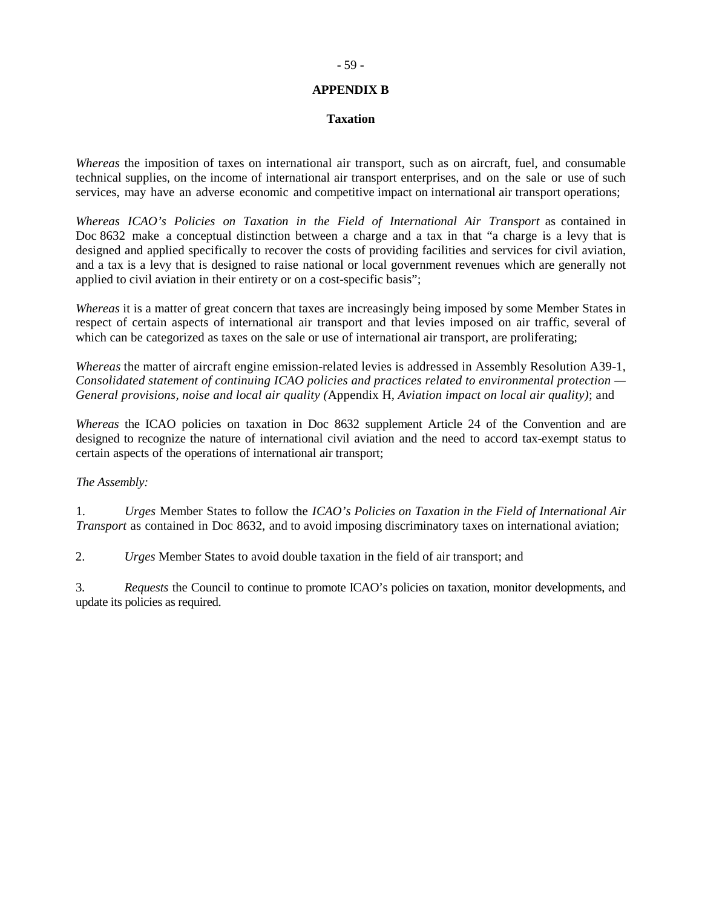## APPENDIX B

### Taxation

*Whereas* the imposition of taxes on international air transport, such as on aircraft, fuel, and consumable technical supplies, on the income of international air transport enterprises, and on the sale or use of such services, may have an adverse economic and competitive impact on international air transport operations;

*Whereas ICAO's Policies on Taxation in the Field of International Air Transport* as contained in Doc 8632 make a conceptual distinction between a charge and a tax in that "a charge is a levy that is designed and applied specifically to recover the costs of providing facilities and services for civil aviation, and a tax is a levy that is designed to raise national or local government revenues which are generally not applied to civil aviation in their entirety or on a cost-specific basis";

*Whereas* it is a matter of great concern that taxes are increasingly being imposed by some Member States in respect of certain aspects of international air transport and that levies imposed on air traffic, several of which can be categorized as taxes on the sale or use of international air transport, are proliferating;

*Whereas* the matter of aircraft engine emission-related levies is addressed in Assembly Resolution A39-1, *Consolidated statement of continuing ICAO policies and practices related to environmental protection — General provisions, noise and local air quality (*Appendix H, *Aviation impact on local air quality)*; and

*Whereas* the ICAO policies on taxation in Doc 8632 supplement Article 24 of the Convention and are designed to recognize the nature of international civil aviation and the need to accord tax-exempt status to certain aspects of the operations of international air transport;

*The Assembly:*

1. *Urges* Member States to follow the *ICAO's Policies on Taxation in the Field of International Air Transport* as contained in Doc 8632, and to avoid imposing discriminatory taxes on international aviation;

2. *Urges* Member States to avoid double taxation in the field of air transport; and

3. *Requests* the Council to continue to promote ICAO's policies on taxation, monitor developments, and update its policies as required.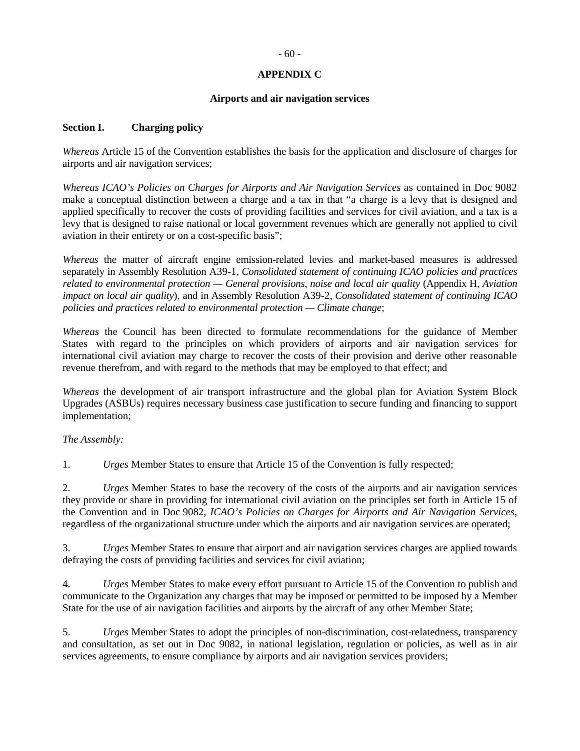## APPENDIX C

### Airports and air navigation services

**Section I. Charging policy**

*Whereas* Article 15 of the Convention establishes the basis for the application and disclosure of charges for airports and air navigation services;

*Whereas ICAO's Policies on Charges for Airports and Air Navigation Services* as contained in Doc 9082 make a conceptual distinction between a charge and a tax in that "a charge is a levy that is designed and applied specifically to recover the costs of providing facilities and services for civil aviation, and a tax is a levy that is designed to raise national or local government revenues which are generally not applied to civil aviation in their entirety or on a cost-specific basis";

*Whereas* the matter of aircraft engine emission-related levies and market-based measures is addressed separately in Assembly Resolution A39-1, *Consolidated statement of continuing ICAO policies and practices related to environmental protection — General provisions, noise and local air quality* (Appendix H, *Aviation impact on local air quality*), and in Assembly Resolution A39-2, *Consolidated statement of continuing ICAO policies and practices related to environmental protection — Climate change*;

*Whereas* the Council has been directed to formulate recommendations for the guidance of Member States with regard to the principles on which providers of airports and air navigation services for international civil aviation may charge to recover the costs of their provision and derive other reasonable revenue therefrom, and with regard to the methods that may be employed to that effect; and

*Whereas* the development of air transport infrastructure and the global plan for Aviation System Block Upgrades (ASBUs) requires necessary business case justification to secure funding and financing to support implementation;

*The Assembly:*

1. *Urges* Member States to ensure that Article 15 of the Convention is fully respected;

2. *Urges* Member States to base the recovery of the costs of the airports and air navigation services they provide or share in providing for international civil aviation on the principles set forth in Article 15 of the Convention and in Doc 9082, *ICAO's Policies on Charges for Airports and Air Navigation Services*, regardless of the organizational structure under which the airports and air navigation services are operated;

3. *Urges* Member States to ensure that airport and air navigation services charges are applied towards defraying the costs of providing facilities and services for civil aviation;

4. *Urges* Member States to make every effort pursuant to Article 15 of the Convention to publish and communicate to the Organization any charges that may be imposed or permitted to be imposed by a Member State for the use of air navigation facilities and airports by the aircraft of any other Member State;

5. *Urges* Member States to adopt the principles of non-discrimination, cost-relatedness, transparency and consultation, as set out in Doc 9082, in national legislation, regulation or policies, as well as in air services agreements, to ensure compliance by airports and air navigation services providers;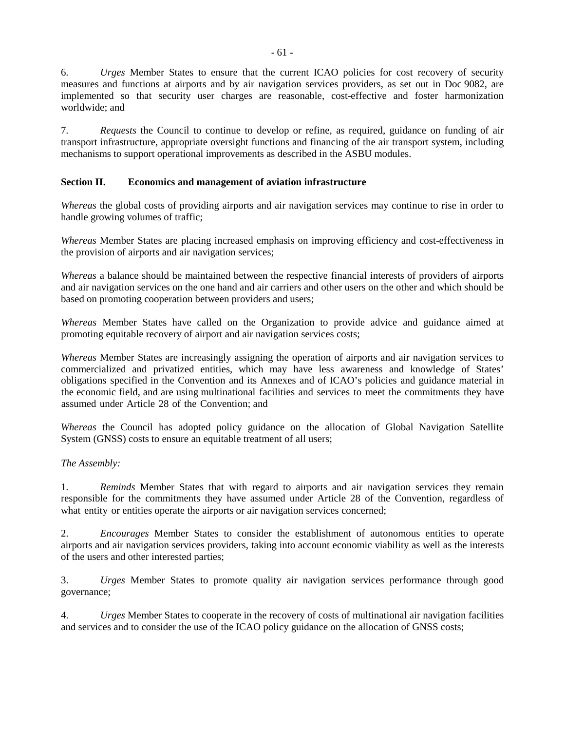6. *Urges* Member States to ensure that the current ICAO policies for cost recovery of security measures and functions at airports and by air navigation services providers, as set out in Doc 9082, are implemented so that security user charges are reasonable, cost-effective and foster harmonization worldwide; and

7. *Requests* the Council to continue to develop or refine, as required, guidance on funding of air transport infrastructure, appropriate oversight functions and financing of the air transport system, including mechanisms to support operational improvements as described in the ASBU modules.

**Section II. Economics and management of aviation infrastructure**

*Whereas* the global costs of providing airports and air navigation services may continue to rise in order to handle growing volumes of traffic;

*Whereas* Member States are placing increased emphasis on improving efficiency and cost-effectiveness in the provision of airports and air navigation services;

*Whereas* a balance should be maintained between the respective financial interests of providers of airports and air navigation services on the one hand and air carriers and other users on the other and which should be based on promoting cooperation between providers and users;

*Whereas* Member States have called on the Organization to provide advice and guidance aimed at promoting equitable recovery of airport and air navigation services costs;

*Whereas* Member States are increasingly assigning the operation of airports and air navigation services to commercialized and privatized entities, which may have less awareness and knowledge of States' obligations specified in the Convention and its Annexes and of ICAO's policies and guidance material in the economic field, and are using multinational facilities and services to meet the commitments they have assumed under Article 28 of the Convention; and

*Whereas* the Council has adopted policy guidance on the allocation of Global Navigation Satellite System (GNSS) costs to ensure an equitable treatment of all users;

*The Assembly:*

1. *Reminds* Member States that with regard to airports and air navigation services they remain responsible for the commitments they have assumed under Article 28 of the Convention, regardless of what entity or entities operate the airports or air navigation services concerned;

2. *Encourages* Member States to consider the establishment of autonomous entities to operate airports and air navigation services providers, taking into account economic viability as well as the interests of the users and other interested parties;

3. *Urges* Member States to promote quality air navigation services performance through good governance;

4. *Urges* Member States to cooperate in the recovery of costs of multinational air navigation facilities and services and to consider the use of the ICAO policy guidance on the allocation of GNSS costs;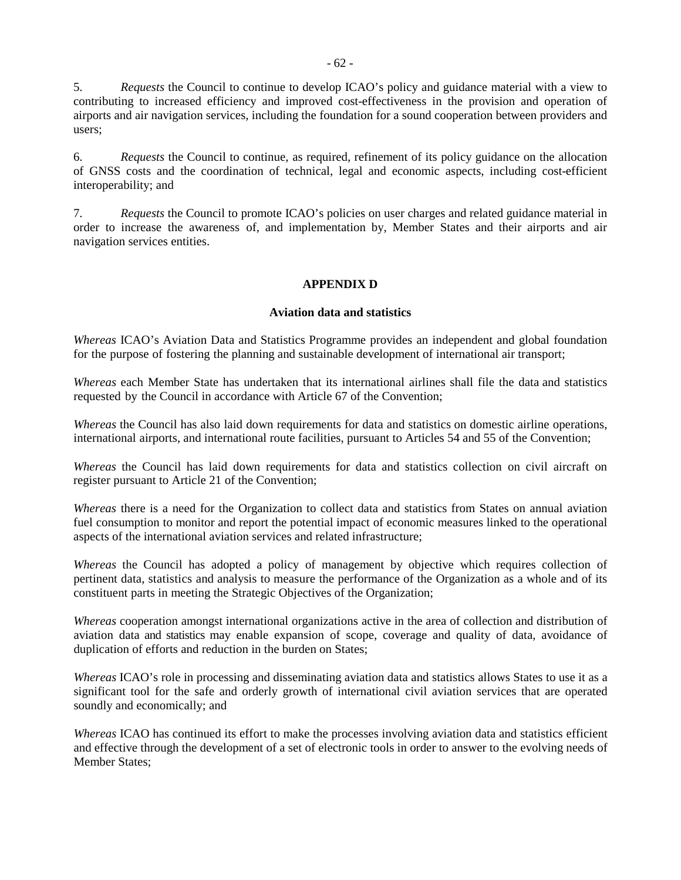5. *Requests* the Council to continue to develop ICAO's policy and guidance material with a view to contributing to increased efficiency and improved cost-effectiveness in the provision and operation of airports and air navigation services, including the foundation for a sound cooperation between providers and users;

6. *Requests* the Council to continue, as required, refinement of its policy guidance on the allocation of GNSS costs and the coordination of technical, legal and economic aspects, including cost-efficient interoperability; and

7. *Requests* the Council to promote ICAO's policies on user charges and related guidance material in order to increase the awareness of, and implementation by, Member States and their airports and air navigation services entities.

## APPENDIX D

### Aviation data and statistics

*Whereas* ICAO's Aviation Data and Statistics Programme provides an independent and global foundation for the purpose of fostering the planning and sustainable development of international air transport;

*Whereas* each Member State has undertaken that its international airlines shall file the data and statistics requested by the Council in accordance with Article 67 of the Convention;

*Whereas* the Council has also laid down requirements for data and statistics on domestic airline operations, international airports, and international route facilities, pursuant to Articles 54 and 55 of the Convention;

*Whereas* the Council has laid down requirements for data and statistics collection on civil aircraft on register pursuant to Article 21 of the Convention;

*Whereas* there is a need for the Organization to collect data and statistics from States on annual aviation fuel consumption to monitor and report the potential impact of economic measures linked to the operational aspects of the international aviation services and related infrastructure;

*Whereas* the Council has adopted a policy of management by objective which requires collection of pertinent data, statistics and analysis to measure the performance of the Organization as a whole and of its constituent parts in meeting the Strategic Objectives of the Organization;

*Whereas* cooperation amongst international organizations active in the area of collection and distribution of aviation data and statistics may enable expansion of scope, coverage and quality of data, avoidance of duplication of efforts and reduction in the burden on States;

*Whereas* ICAO's role in processing and disseminating aviation data and statistics allows States to use it as a significant tool for the safe and orderly growth of international civil aviation services that are operated soundly and economically; and

*Whereas* ICAO has continued its effort to make the processes involving aviation data and statistics efficient and effective through the development of a set of electronic tools in order to answer to the evolving needs of Member States;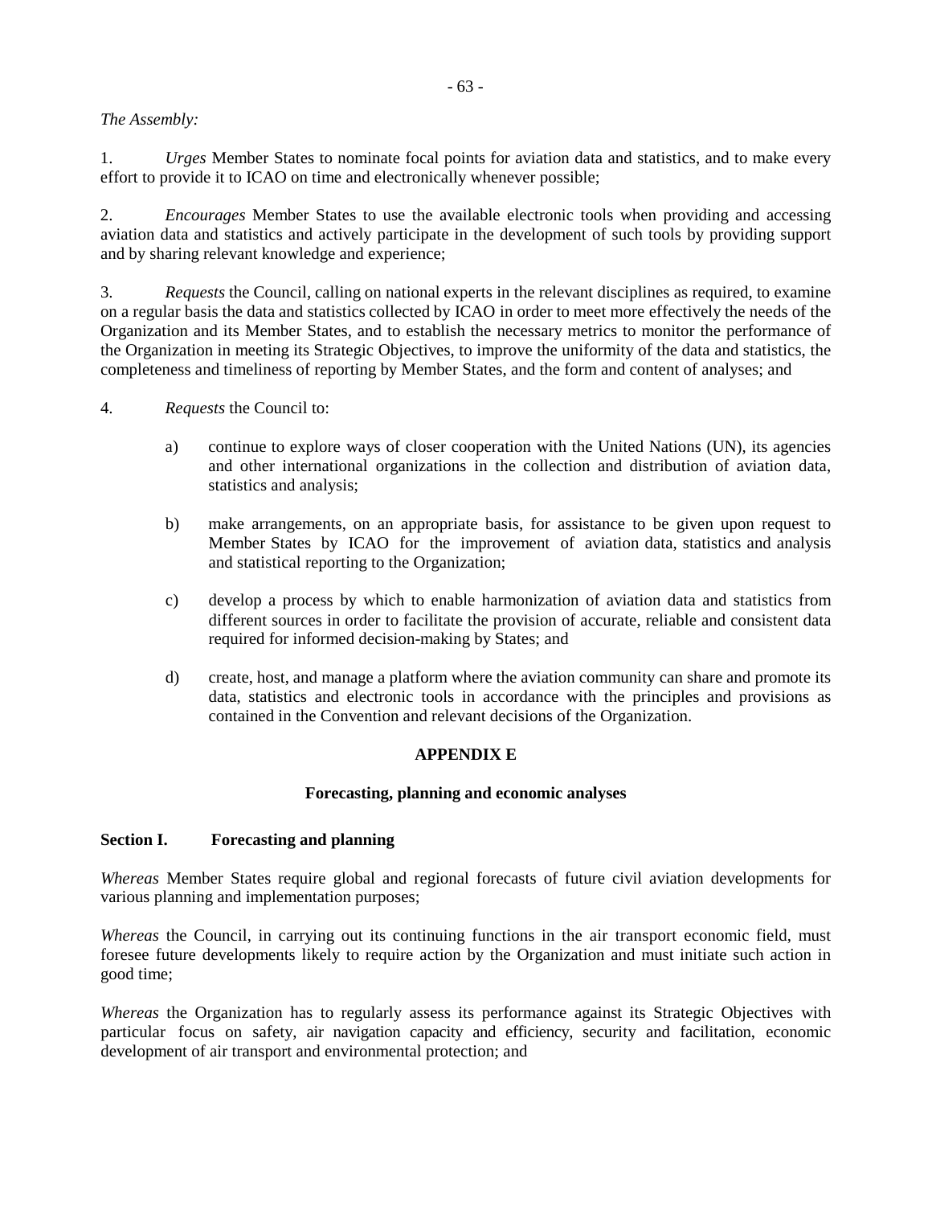*The Assembly:*

1. *Urges* Member States to nominate focal points for aviation data and statistics, and to make every effort to provide it to ICAO on time and electronically whenever possible;

2. *Encourages* Member States to use the available electronic tools when providing and accessing aviation data and statistics and actively participate in the development of such tools by providing support and by sharing relevant knowledge and experience;

3. *Requests* the Council, calling on national experts in the relevant disciplines as required, to examine on a regular basis the data and statistics collected by ICAO in order to meet more effectively the needs of the Organization and its Member States, and to establish the necessary metrics to monitor the performance of the Organization in meeting its Strategic Objectives, to improve the uniformity of the data and statistics, the completeness and timeliness of reporting by Member States, and the form and content of analyses; and

4. *Requests* the Council to:

   a) continue to explore ways of closer cooperation with the United Nations (UN), its agencies and other international organizations in the collection and distribution of aviation data, statistics and analysis;

   b) make arrangements, on an appropriate basis, for assistance to be given upon request to Member States by ICAO for the improvement of aviation data, statistics and analysis and statistical reporting to the Organization;

   c) develop a process by which to enable harmonization of aviation data and statistics from different sources in order to facilitate the provision of accurate, reliable and consistent data required for informed decision-making by States; and

   d) create, host, and manage a platform where the aviation community can share and promote its data, statistics and electronic tools in accordance with the principles and provisions as contained in the Convention and relevant decisions of the Organization.

## APPENDIX E

### Forecasting, planning and economic analyses

#### Section I. Forecasting and planning

*Whereas* Member States require global and regional forecasts of future civil aviation developments for various planning and implementation purposes;

*Whereas* the Council, in carrying out its continuing functions in the air transport economic field, must foresee future developments likely to require action by the Organization and must initiate such action in good time;

*Whereas* the Organization has to regularly assess its performance against its Strategic Objectives with particular focus on safety, air navigation capacity and efficiency, security and facilitation, economic development of air transport and environmental protection; and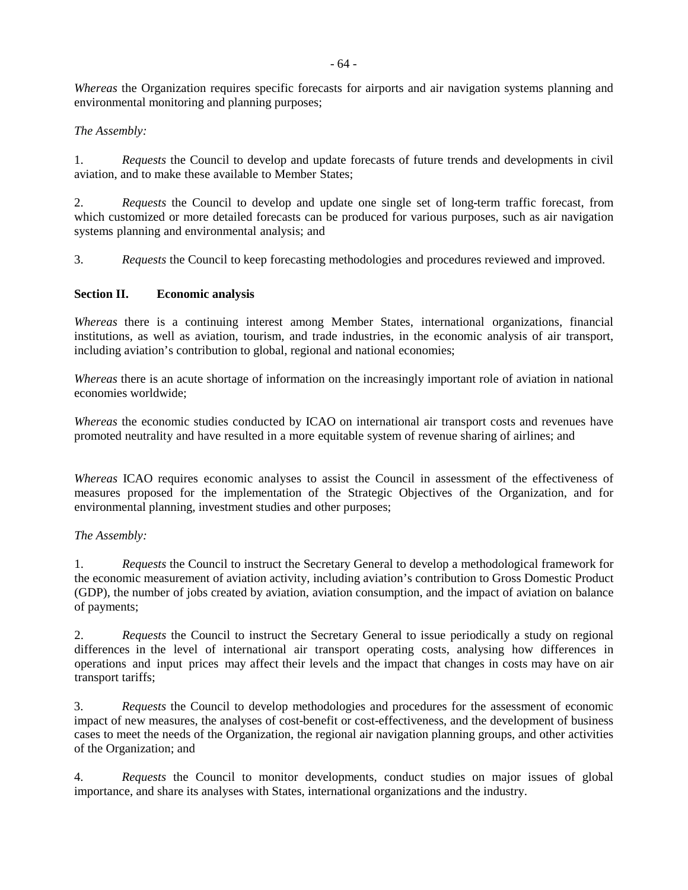*Whereas* the Organization requires specific forecasts for airports and air navigation systems planning and environmental monitoring and planning purposes;

*The Assembly:*

1. *Requests* the Council to develop and update forecasts of future trends and developments in civil aviation, and to make these available to Member States;

2. *Requests* the Council to develop and update one single set of long-term traffic forecast, from which customized or more detailed forecasts can be produced for various purposes, such as air navigation systems planning and environmental analysis; and

3. *Requests* the Council to keep forecasting methodologies and procedures reviewed and improved.

**Section II. Economic analysis**

*Whereas* there is a continuing interest among Member States, international organizations, financial institutions, as well as aviation, tourism, and trade industries, in the economic analysis of air transport, including aviation's contribution to global, regional and national economies;

*Whereas* there is an acute shortage of information on the increasingly important role of aviation in national economies worldwide;

*Whereas* the economic studies conducted by ICAO on international air transport costs and revenues have promoted neutrality and have resulted in a more equitable system of revenue sharing of airlines; and

*Whereas* ICAO requires economic analyses to assist the Council in assessment of the effectiveness of measures proposed for the implementation of the Strategic Objectives of the Organization, and for environmental planning, investment studies and other purposes;

*The Assembly:*

1. *Requests* the Council to instruct the Secretary General to develop a methodological framework for the economic measurement of aviation activity, including aviation's contribution to Gross Domestic Product (GDP), the number of jobs created by aviation, aviation consumption, and the impact of aviation on balance of payments;

2. *Requests* the Council to instruct the Secretary General to issue periodically a study on regional differences in the level of international air transport operating costs, analysing how differences in operations and input prices may affect their levels and the impact that changes in costs may have on air transport tariffs;

3. *Requests* the Council to develop methodologies and procedures for the assessment of economic impact of new measures, the analyses of cost-benefit or cost-effectiveness, and the development of business cases to meet the needs of the Organization, the regional air navigation planning groups, and other activities of the Organization; and

4. *Requests* the Council to monitor developments, conduct studies on major issues of global importance, and share its analyses with States, international organizations and the industry.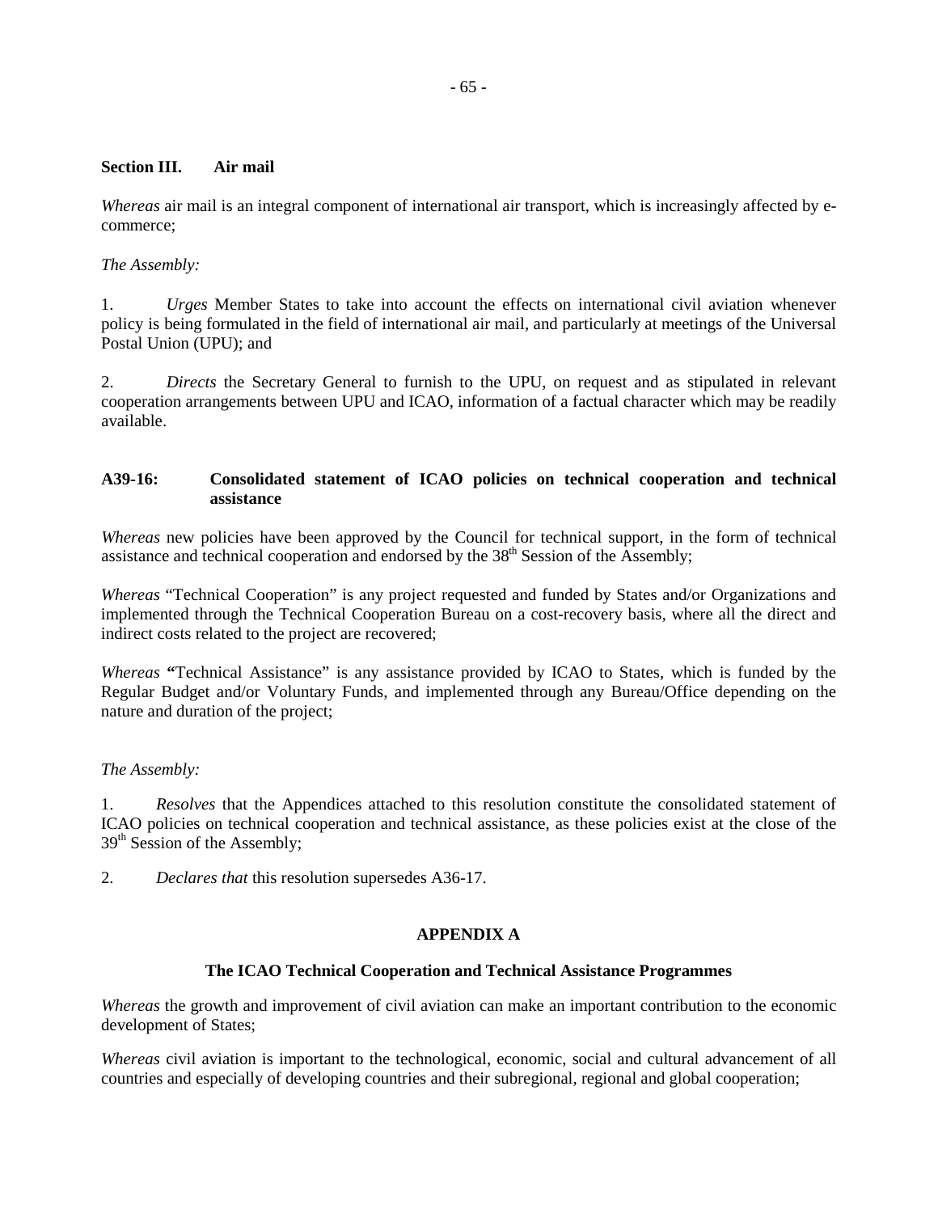**Section III. Air mail**

*Whereas* air mail is an integral component of international air transport, which is increasingly affected by e-commerce;

*The Assembly:*

1. *Urges* Member States to take into account the effects on international civil aviation whenever policy is being formulated in the field of international air mail, and particularly at meetings of the Universal Postal Union (UPU); and

2. *Directs* the Secretary General to furnish to the UPU, on request and as stipulated in relevant cooperation arrangements between UPU and ICAO, information of a factual character which may be readily available.

## A39-16: Consolidated statement of ICAO policies on technical cooperation and technical assistance

*Whereas* new policies have been approved by the Council for technical support, in the form of technical assistance and technical cooperation and endorsed by the 38th Session of the Assembly;

*Whereas* "Technical Cooperation" is any project requested and funded by States and/or Organizations and implemented through the Technical Cooperation Bureau on a cost-recovery basis, where all the direct and indirect costs related to the project are recovered;

*Whereas* **"**Technical Assistance" is any assistance provided by ICAO to States, which is funded by the Regular Budget and/or Voluntary Funds, and implemented through any Bureau/Office depending on the nature and duration of the project;

*The Assembly:*

1. *Resolves* that the Appendices attached to this resolution constitute the consolidated statement of ICAO policies on technical cooperation and technical assistance, as these policies exist at the close of the 39th Session of the Assembly;

2. *Declares that* this resolution supersedes A36-17.

### APPENDIX A

### The ICAO Technical Cooperation and Technical Assistance Programmes

*Whereas* the growth and improvement of civil aviation can make an important contribution to the economic development of States;

*Whereas* civil aviation is important to the technological, economic, social and cultural advancement of all countries and especially of developing countries and their subregional, regional and global cooperation;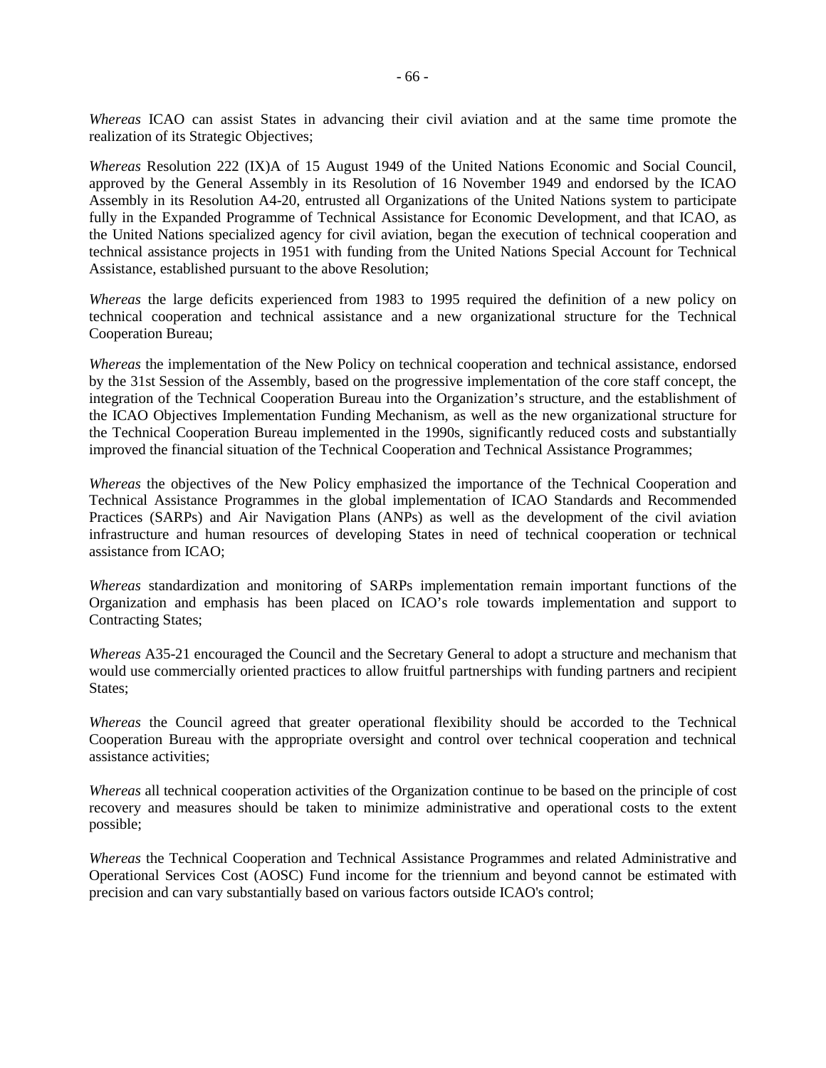*Whereas* ICAO can assist States in advancing their civil aviation and at the same time promote the realization of its Strategic Objectives;

*Whereas* Resolution 222 (IX)A of 15 August 1949 of the United Nations Economic and Social Council, approved by the General Assembly in its Resolution of 16 November 1949 and endorsed by the ICAO Assembly in its Resolution A4-20, entrusted all Organizations of the United Nations system to participate fully in the Expanded Programme of Technical Assistance for Economic Development, and that ICAO, as the United Nations specialized agency for civil aviation, began the execution of technical cooperation and technical assistance projects in 1951 with funding from the United Nations Special Account for Technical Assistance, established pursuant to the above Resolution;

*Whereas* the large deficits experienced from 1983 to 1995 required the definition of a new policy on technical cooperation and technical assistance and a new organizational structure for the Technical Cooperation Bureau;

*Whereas* the implementation of the New Policy on technical cooperation and technical assistance, endorsed by the 31st Session of the Assembly, based on the progressive implementation of the core staff concept, the integration of the Technical Cooperation Bureau into the Organization's structure, and the establishment of the ICAO Objectives Implementation Funding Mechanism, as well as the new organizational structure for the Technical Cooperation Bureau implemented in the 1990s, significantly reduced costs and substantially improved the financial situation of the Technical Cooperation and Technical Assistance Programmes;

*Whereas* the objectives of the New Policy emphasized the importance of the Technical Cooperation and Technical Assistance Programmes in the global implementation of ICAO Standards and Recommended Practices (SARPs) and Air Navigation Plans (ANPs) as well as the development of the civil aviation infrastructure and human resources of developing States in need of technical cooperation or technical assistance from ICAO;

*Whereas* standardization and monitoring of SARPs implementation remain important functions of the Organization and emphasis has been placed on ICAO's role towards implementation and support to Contracting States;

*Whereas* A35-21 encouraged the Council and the Secretary General to adopt a structure and mechanism that would use commercially oriented practices to allow fruitful partnerships with funding partners and recipient States;

*Whereas* the Council agreed that greater operational flexibility should be accorded to the Technical Cooperation Bureau with the appropriate oversight and control over technical cooperation and technical assistance activities;

*Whereas* all technical cooperation activities of the Organization continue to be based on the principle of cost recovery and measures should be taken to minimize administrative and operational costs to the extent possible;

*Whereas* the Technical Cooperation and Technical Assistance Programmes and related Administrative and Operational Services Cost (AOSC) Fund income for the triennium and beyond cannot be estimated with precision and can vary substantially based on various factors outside ICAO's control;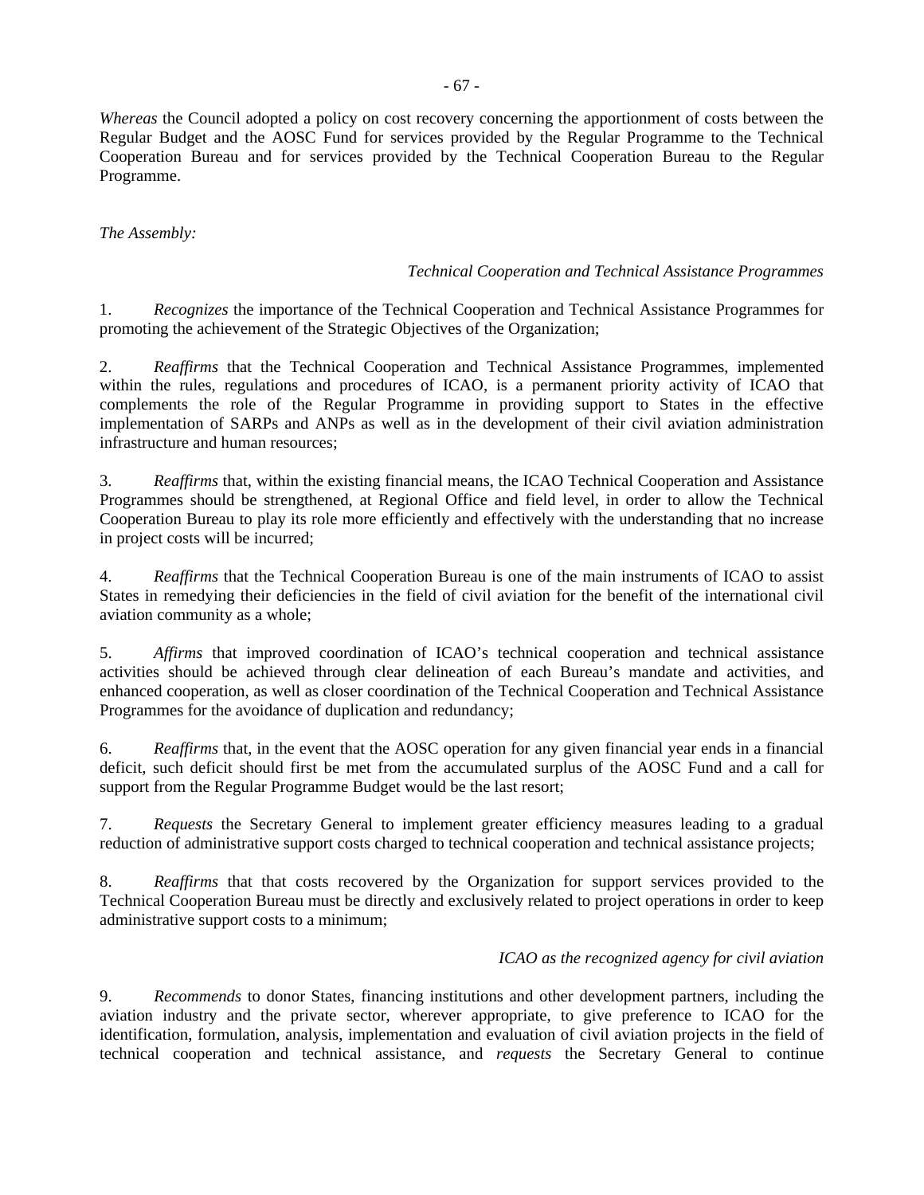*Whereas* the Council adopted a policy on cost recovery concerning the apportionment of costs between the Regular Budget and the AOSC Fund for services provided by the Regular Programme to the Technical Cooperation Bureau and for services provided by the Technical Cooperation Bureau to the Regular Programme.

*The Assembly:*

*Technical Cooperation and Technical Assistance Programmes*

1. *Recognizes* the importance of the Technical Cooperation and Technical Assistance Programmes for promoting the achievement of the Strategic Objectives of the Organization;

2. *Reaffirms* that the Technical Cooperation and Technical Assistance Programmes, implemented within the rules, regulations and procedures of ICAO, is a permanent priority activity of ICAO that complements the role of the Regular Programme in providing support to States in the effective implementation of SARPs and ANPs as well as in the development of their civil aviation administration infrastructure and human resources;

3. *Reaffirms* that, within the existing financial means, the ICAO Technical Cooperation and Assistance Programmes should be strengthened, at Regional Office and field level, in order to allow the Technical Cooperation Bureau to play its role more efficiently and effectively with the understanding that no increase in project costs will be incurred;

4. *Reaffirms* that the Technical Cooperation Bureau is one of the main instruments of ICAO to assist States in remedying their deficiencies in the field of civil aviation for the benefit of the international civil aviation community as a whole;

5. *Affirms* that improved coordination of ICAO's technical cooperation and technical assistance activities should be achieved through clear delineation of each Bureau's mandate and activities, and enhanced cooperation, as well as closer coordination of the Technical Cooperation and Technical Assistance Programmes for the avoidance of duplication and redundancy;

6. *Reaffirms* that, in the event that the AOSC operation for any given financial year ends in a financial deficit, such deficit should first be met from the accumulated surplus of the AOSC Fund and a call for support from the Regular Programme Budget would be the last resort;

7. *Requests* the Secretary General to implement greater efficiency measures leading to a gradual reduction of administrative support costs charged to technical cooperation and technical assistance projects;

8. *Reaffirms* that that costs recovered by the Organization for support services provided to the Technical Cooperation Bureau must be directly and exclusively related to project operations in order to keep administrative support costs to a minimum;

*ICAO as the recognized agency for civil aviation*

9. *Recommends* to donor States, financing institutions and other development partners, including the aviation industry and the private sector, wherever appropriate, to give preference to ICAO for the identification, formulation, analysis, implementation and evaluation of civil aviation projects in the field of technical cooperation and technical assistance, and *requests* the Secretary General to continue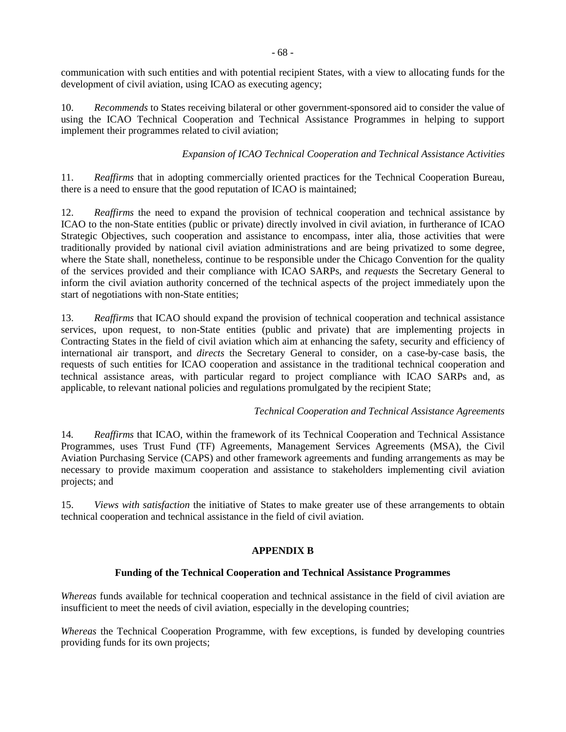communication with such entities and with potential recipient States, with a view to allocating funds for the development of civil aviation, using ICAO as executing agency;

10. *Recommends* to States receiving bilateral or other government-sponsored aid to consider the value of using the ICAO Technical Cooperation and Technical Assistance Programmes in helping to support implement their programmes related to civil aviation;

*Expansion of ICAO Technical Cooperation and Technical Assistance Activities*

11. *Reaffirms* that in adopting commercially oriented practices for the Technical Cooperation Bureau, there is a need to ensure that the good reputation of ICAO is maintained;

12. *Reaffirms* the need to expand the provision of technical cooperation and technical assistance by ICAO to the non-State entities (public or private) directly involved in civil aviation, in furtherance of ICAO Strategic Objectives, such cooperation and assistance to encompass, inter alia, those activities that were traditionally provided by national civil aviation administrations and are being privatized to some degree, where the State shall, nonetheless, continue to be responsible under the Chicago Convention for the quality of the services provided and their compliance with ICAO SARPs, and *requests* the Secretary General to inform the civil aviation authority concerned of the technical aspects of the project immediately upon the start of negotiations with non-State entities;

13. *Reaffirms* that ICAO should expand the provision of technical cooperation and technical assistance services, upon request, to non-State entities (public and private) that are implementing projects in Contracting States in the field of civil aviation which aim at enhancing the safety, security and efficiency of international air transport, and *directs* the Secretary General to consider, on a case-by-case basis, the requests of such entities for ICAO cooperation and assistance in the traditional technical cooperation and technical assistance areas, with particular regard to project compliance with ICAO SARPs and, as applicable, to relevant national policies and regulations promulgated by the recipient State;

*Technical Cooperation and Technical Assistance Agreements*

14. *Reaffirms* that ICAO, within the framework of its Technical Cooperation and Technical Assistance Programmes, uses Trust Fund (TF) Agreements, Management Services Agreements (MSA), the Civil Aviation Purchasing Service (CAPS) and other framework agreements and funding arrangements as may be necessary to provide maximum cooperation and assistance to stakeholders implementing civil aviation projects; and

15. *Views with satisfaction* the initiative of States to make greater use of these arrangements to obtain technical cooperation and technical assistance in the field of civil aviation.

## APPENDIX B

### Funding of the Technical Cooperation and Technical Assistance Programmes

*Whereas* funds available for technical cooperation and technical assistance in the field of civil aviation are insufficient to meet the needs of civil aviation, especially in the developing countries;

*Whereas* the Technical Cooperation Programme, with few exceptions, is funded by developing countries providing funds for its own projects;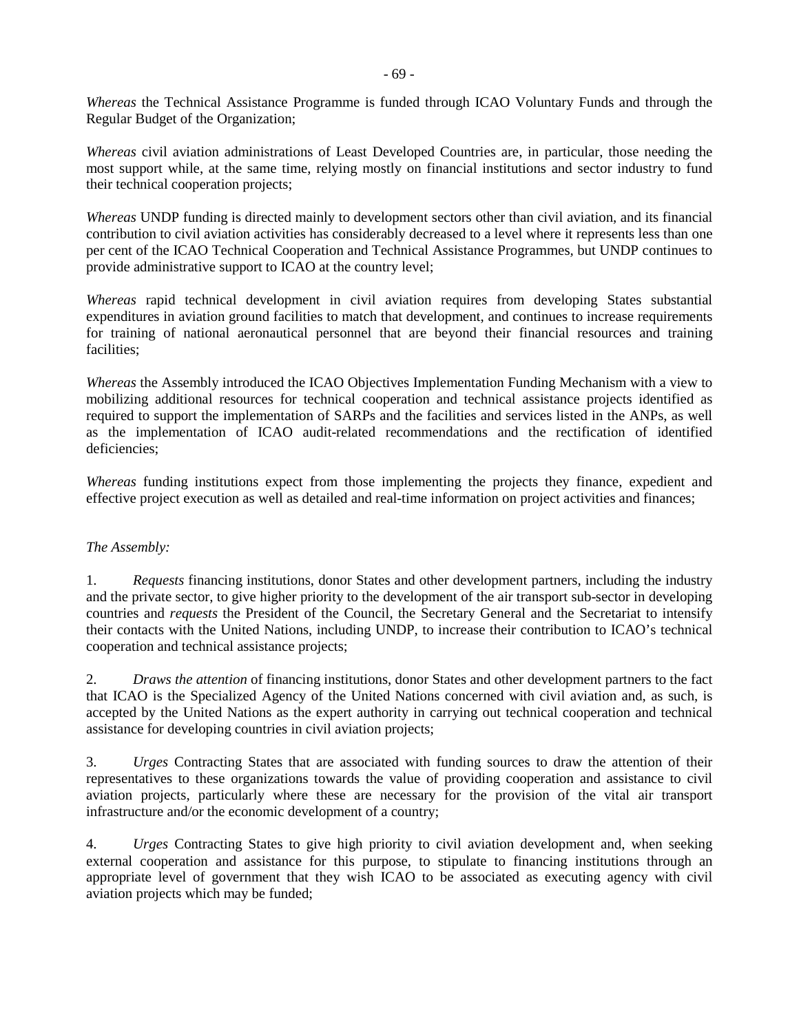*Whereas* the Technical Assistance Programme is funded through ICAO Voluntary Funds and through the Regular Budget of the Organization;

*Whereas* civil aviation administrations of Least Developed Countries are, in particular, those needing the most support while, at the same time, relying mostly on financial institutions and sector industry to fund their technical cooperation projects;

*Whereas* UNDP funding is directed mainly to development sectors other than civil aviation, and its financial contribution to civil aviation activities has considerably decreased to a level where it represents less than one per cent of the ICAO Technical Cooperation and Technical Assistance Programmes, but UNDP continues to provide administrative support to ICAO at the country level;

*Whereas* rapid technical development in civil aviation requires from developing States substantial expenditures in aviation ground facilities to match that development, and continues to increase requirements for training of national aeronautical personnel that are beyond their financial resources and training facilities;

*Whereas* the Assembly introduced the ICAO Objectives Implementation Funding Mechanism with a view to mobilizing additional resources for technical cooperation and technical assistance projects identified as required to support the implementation of SARPs and the facilities and services listed in the ANPs, as well as the implementation of ICAO audit-related recommendations and the rectification of identified deficiencies;

*Whereas* funding institutions expect from those implementing the projects they finance, expedient and effective project execution as well as detailed and real-time information on project activities and finances;

*The Assembly:*

1. *Requests* financing institutions, donor States and other development partners, including the industry and the private sector, to give higher priority to the development of the air transport sub-sector in developing countries and *requests* the President of the Council, the Secretary General and the Secretariat to intensify their contacts with the United Nations, including UNDP, to increase their contribution to ICAO's technical cooperation and technical assistance projects;

2. *Draws the attention* of financing institutions, donor States and other development partners to the fact that ICAO is the Specialized Agency of the United Nations concerned with civil aviation and, as such, is accepted by the United Nations as the expert authority in carrying out technical cooperation and technical assistance for developing countries in civil aviation projects;

3. *Urges* Contracting States that are associated with funding sources to draw the attention of their representatives to these organizations towards the value of providing cooperation and assistance to civil aviation projects, particularly where these are necessary for the provision of the vital air transport infrastructure and/or the economic development of a country;

4. *Urges* Contracting States to give high priority to civil aviation development and, when seeking external cooperation and assistance for this purpose, to stipulate to financing institutions through an appropriate level of government that they wish ICAO to be associated as executing agency with civil aviation projects which may be funded;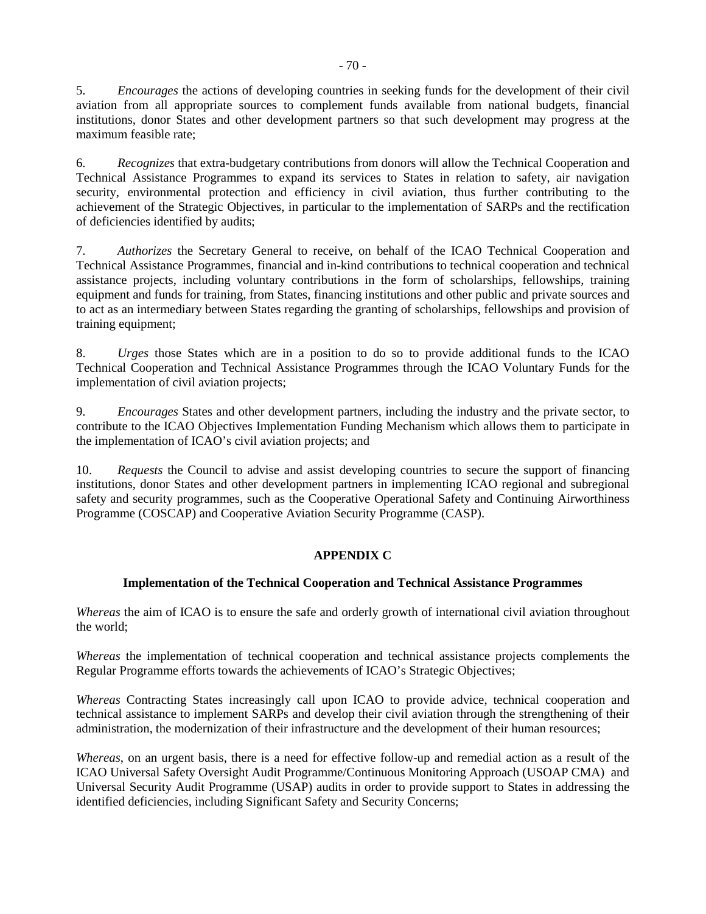5. *Encourages* the actions of developing countries in seeking funds for the development of their civil aviation from all appropriate sources to complement funds available from national budgets, financial institutions, donor States and other development partners so that such development may progress at the maximum feasible rate;

6. *Recognizes* that extra-budgetary contributions from donors will allow the Technical Cooperation and Technical Assistance Programmes to expand its services to States in relation to safety, air navigation security, environmental protection and efficiency in civil aviation, thus further contributing to the achievement of the Strategic Objectives, in particular to the implementation of SARPs and the rectification of deficiencies identified by audits;

7. *Authorizes* the Secretary General to receive, on behalf of the ICAO Technical Cooperation and Technical Assistance Programmes, financial and in-kind contributions to technical cooperation and technical assistance projects, including voluntary contributions in the form of scholarships, fellowships, training equipment and funds for training, from States, financing institutions and other public and private sources and to act as an intermediary between States regarding the granting of scholarships, fellowships and provision of training equipment;

8. *Urges* those States which are in a position to do so to provide additional funds to the ICAO Technical Cooperation and Technical Assistance Programmes through the ICAO Voluntary Funds for the implementation of civil aviation projects;

9. *Encourages* States and other development partners, including the industry and the private sector, to contribute to the ICAO Objectives Implementation Funding Mechanism which allows them to participate in the implementation of ICAO's civil aviation projects; and

10. *Requests* the Council to advise and assist developing countries to secure the support of financing institutions, donor States and other development partners in implementing ICAO regional and subregional safety and security programmes, such as the Cooperative Operational Safety and Continuing Airworthiness Programme (COSCAP) and Cooperative Aviation Security Programme (CASP).

## APPENDIX C

### Implementation of the Technical Cooperation and Technical Assistance Programmes

*Whereas* the aim of ICAO is to ensure the safe and orderly growth of international civil aviation throughout the world;

*Whereas* the implementation of technical cooperation and technical assistance projects complements the Regular Programme efforts towards the achievements of ICAO's Strategic Objectives;

*Whereas* Contracting States increasingly call upon ICAO to provide advice, technical cooperation and technical assistance to implement SARPs and develop their civil aviation through the strengthening of their administration, the modernization of their infrastructure and the development of their human resources;

*Whereas*, on an urgent basis, there is a need for effective follow-up and remedial action as a result of the ICAO Universal Safety Oversight Audit Programme/Continuous Monitoring Approach (USOAP CMA) and Universal Security Audit Programme (USAP) audits in order to provide support to States in addressing the identified deficiencies, including Significant Safety and Security Concerns;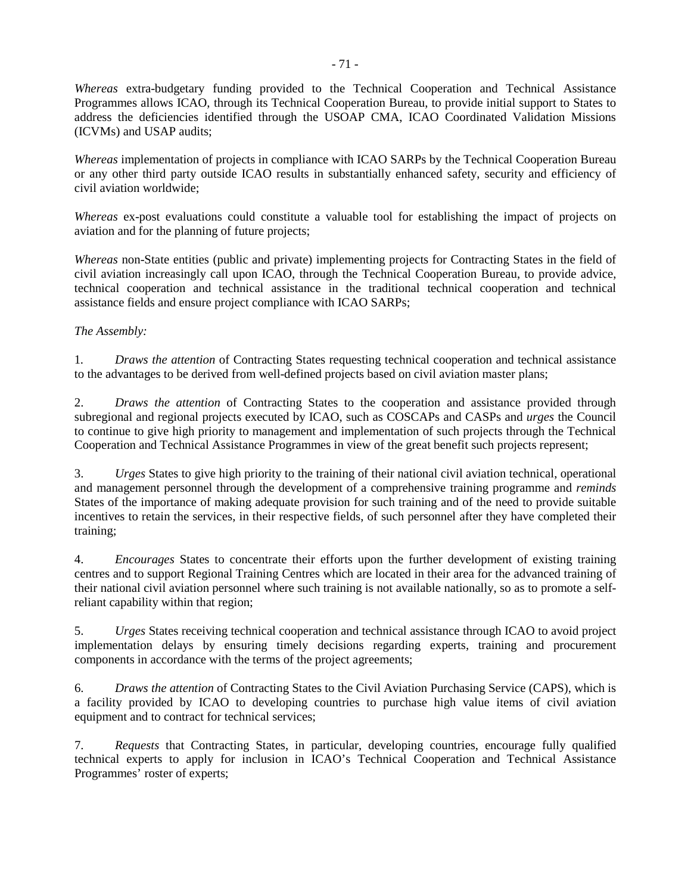*Whereas* extra-budgetary funding provided to the Technical Cooperation and Technical Assistance Programmes allows ICAO, through its Technical Cooperation Bureau, to provide initial support to States to address the deficiencies identified through the USOAP CMA, ICAO Coordinated Validation Missions (ICVMs) and USAP audits;

*Whereas* implementation of projects in compliance with ICAO SARPs by the Technical Cooperation Bureau or any other third party outside ICAO results in substantially enhanced safety, security and efficiency of civil aviation worldwide;

*Whereas* ex-post evaluations could constitute a valuable tool for establishing the impact of projects on aviation and for the planning of future projects;

*Whereas* non-State entities (public and private) implementing projects for Contracting States in the field of civil aviation increasingly call upon ICAO, through the Technical Cooperation Bureau, to provide advice, technical cooperation and technical assistance in the traditional technical cooperation and technical assistance fields and ensure project compliance with ICAO SARPs;

*The Assembly:*

1. *Draws the attention* of Contracting States requesting technical cooperation and technical assistance to the advantages to be derived from well-defined projects based on civil aviation master plans;

2. *Draws the attention* of Contracting States to the cooperation and assistance provided through subregional and regional projects executed by ICAO, such as COSCAPs and CASPs and *urges* the Council to continue to give high priority to management and implementation of such projects through the Technical Cooperation and Technical Assistance Programmes in view of the great benefit such projects represent;

3. *Urges* States to give high priority to the training of their national civil aviation technical, operational and management personnel through the development of a comprehensive training programme and *reminds* States of the importance of making adequate provision for such training and of the need to provide suitable incentives to retain the services, in their respective fields, of such personnel after they have completed their training;

4. *Encourages* States to concentrate their efforts upon the further development of existing training centres and to support Regional Training Centres which are located in their area for the advanced training of their national civil aviation personnel where such training is not available nationally, so as to promote a self-reliant capability within that region;

5. *Urges* States receiving technical cooperation and technical assistance through ICAO to avoid project implementation delays by ensuring timely decisions regarding experts, training and procurement components in accordance with the terms of the project agreements;

6. *Draws the attention* of Contracting States to the Civil Aviation Purchasing Service (CAPS), which is a facility provided by ICAO to developing countries to purchase high value items of civil aviation equipment and to contract for technical services;

7. *Requests* that Contracting States, in particular, developing countries, encourage fully qualified technical experts to apply for inclusion in ICAO's Technical Cooperation and Technical Assistance Programmes' roster of experts;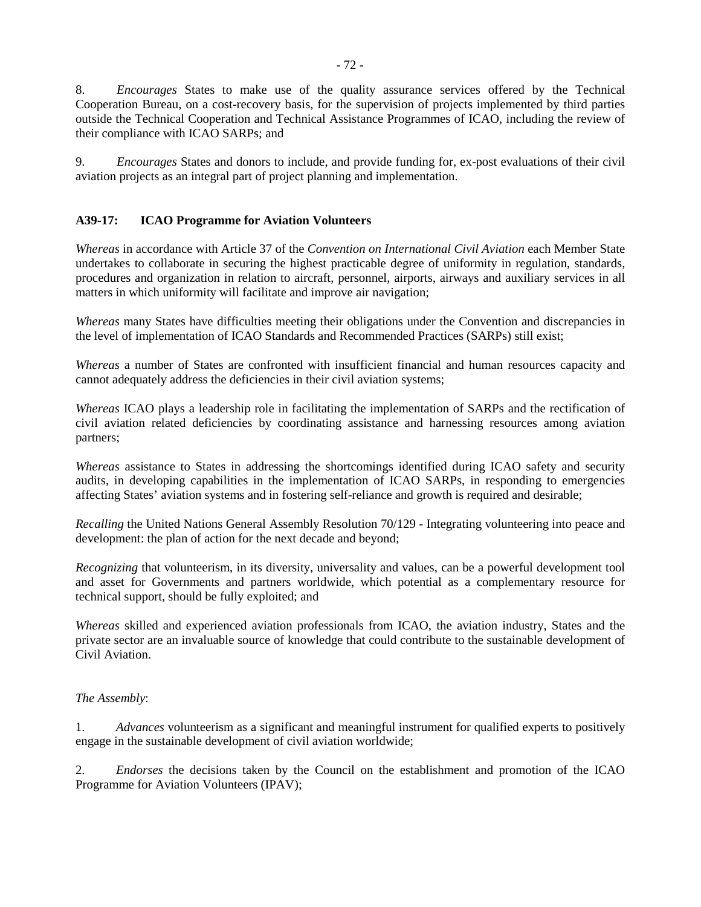8. *Encourages* States to make use of the quality assurance services offered by the Technical Cooperation Bureau, on a cost-recovery basis, for the supervision of projects implemented by third parties outside the Technical Cooperation and Technical Assistance Programmes of ICAO, including the review of their compliance with ICAO SARPs; and

9. *Encourages* States and donors to include, and provide funding for, ex-post evaluations of their civil aviation projects as an integral part of project planning and implementation.

### A39-17: ICAO Programme for Aviation Volunteers

*Whereas* in accordance with Article 37 of the *Convention on International Civil Aviation* each Member State undertakes to collaborate in securing the highest practicable degree of uniformity in regulation, standards, procedures and organization in relation to aircraft, personnel, airports, airways and auxiliary services in all matters in which uniformity will facilitate and improve air navigation;

*Whereas* many States have difficulties meeting their obligations under the Convention and discrepancies in the level of implementation of ICAO Standards and Recommended Practices (SARPs) still exist;

*Whereas* a number of States are confronted with insufficient financial and human resources capacity and cannot adequately address the deficiencies in their civil aviation systems;

*Whereas* ICAO plays a leadership role in facilitating the implementation of SARPs and the rectification of civil aviation related deficiencies by coordinating assistance and harnessing resources among aviation partners;

*Whereas* assistance to States in addressing the shortcomings identified during ICAO safety and security audits, in developing capabilities in the implementation of ICAO SARPs, in responding to emergencies affecting States' aviation systems and in fostering self-reliance and growth is required and desirable;

*Recalling* the United Nations General Assembly Resolution 70/129 - Integrating volunteering into peace and development: the plan of action for the next decade and beyond;

*Recognizing* that volunteerism, in its diversity, universality and values, can be a powerful development tool and asset for Governments and partners worldwide, which potential as a complementary resource for technical support, should be fully exploited; and

*Whereas* skilled and experienced aviation professionals from ICAO, the aviation industry, States and the private sector are an invaluable source of knowledge that could contribute to the sustainable development of Civil Aviation.

*The Assembly*:

1. *Advances* volunteerism as a significant and meaningful instrument for qualified experts to positively engage in the sustainable development of civil aviation worldwide;

2. *Endorses* the decisions taken by the Council on the establishment and promotion of the ICAO Programme for Aviation Volunteers (IPAV);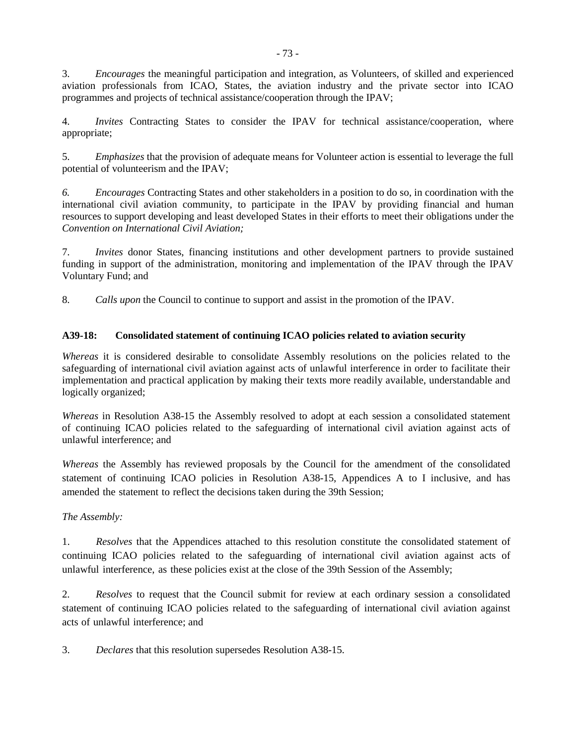3. *Encourages* the meaningful participation and integration, as Volunteers, of skilled and experienced aviation professionals from ICAO, States, the aviation industry and the private sector into ICAO programmes and projects of technical assistance/cooperation through the IPAV;

4. *Invites* Contracting States to consider the IPAV for technical assistance/cooperation, where appropriate;

5. *Emphasizes* that the provision of adequate means for Volunteer action is essential to leverage the full potential of volunteerism and the IPAV;

*6. Encourages* Contracting States and other stakeholders in a position to do so, in coordination with the international civil aviation community, to participate in the IPAV by providing financial and human resources to support developing and least developed States in their efforts to meet their obligations under the *Convention on International Civil Aviation;*

7. *Invites* donor States, financing institutions and other development partners to provide sustained funding in support of the administration, monitoring and implementation of the IPAV through the IPAV Voluntary Fund; and

8. *Calls upon* the Council to continue to support and assist in the promotion of the IPAV.

**A39-18: Consolidated statement of continuing ICAO policies related to aviation security**

*Whereas* it is considered desirable to consolidate Assembly resolutions on the policies related to the safeguarding of international civil aviation against acts of unlawful interference in order to facilitate their implementation and practical application by making their texts more readily available, understandable and logically organized;

*Whereas* in Resolution A38-15 the Assembly resolved to adopt at each session a consolidated statement of continuing ICAO policies related to the safeguarding of international civil aviation against acts of unlawful interference; and

*Whereas* the Assembly has reviewed proposals by the Council for the amendment of the consolidated statement of continuing ICAO policies in Resolution A38-15, Appendices A to I inclusive, and has amended the statement to reflect the decisions taken during the 39th Session;

*The Assembly:*

1. *Resolves* that the Appendices attached to this resolution constitute the consolidated statement of continuing ICAO policies related to the safeguarding of international civil aviation against acts of unlawful interference, as these policies exist at the close of the 39th Session of the Assembly;

2. *Resolves* to request that the Council submit for review at each ordinary session a consolidated statement of continuing ICAO policies related to the safeguarding of international civil aviation against acts of unlawful interference; and

3. *Declares* that this resolution supersedes Resolution A38-15.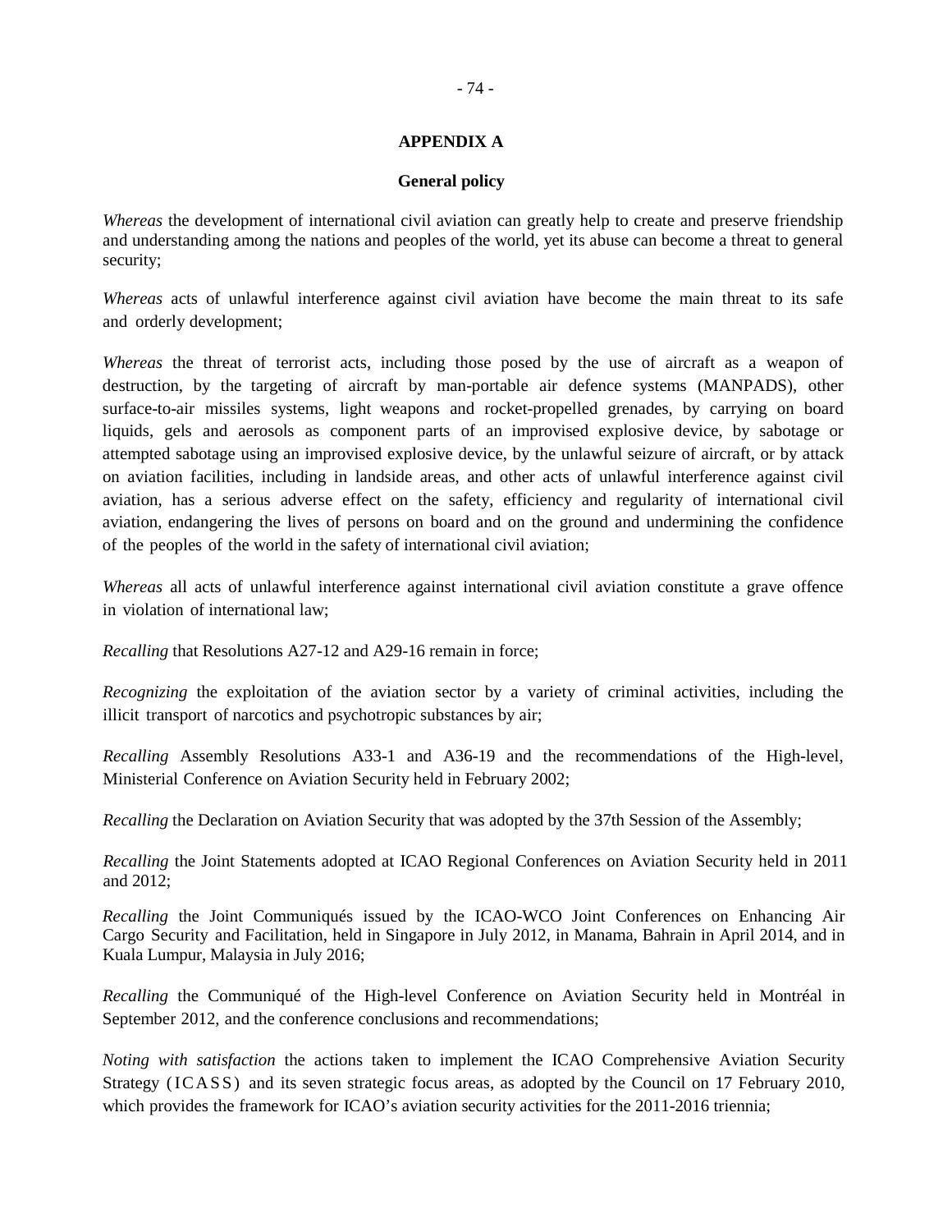## APPENDIX A

### General policy

*Whereas* the development of international civil aviation can greatly help to create and preserve friendship and understanding among the nations and peoples of the world, yet its abuse can become a threat to general security;

*Whereas* acts of unlawful interference against civil aviation have become the main threat to its safe and orderly development;

*Whereas* the threat of terrorist acts, including those posed by the use of aircraft as a weapon of destruction, by the targeting of aircraft by man-portable air defence systems (MANPADS), other surface-to-air missiles systems, light weapons and rocket-propelled grenades, by carrying on board liquids, gels and aerosols as component parts of an improvised explosive device, by sabotage or attempted sabotage using an improvised explosive device, by the unlawful seizure of aircraft, or by attack on aviation facilities, including in landside areas, and other acts of unlawful interference against civil aviation, has a serious adverse effect on the safety, efficiency and regularity of international civil aviation, endangering the lives of persons on board and on the ground and undermining the confidence of the peoples of the world in the safety of international civil aviation;

*Whereas* all acts of unlawful interference against international civil aviation constitute a grave offence in violation of international law;

*Recalling* that Resolutions A27-12 and A29-16 remain in force;

*Recognizing* the exploitation of the aviation sector by a variety of criminal activities, including the illicit transport of narcotics and psychotropic substances by air;

*Recalling* Assembly Resolutions A33-1 and A36-19 and the recommendations of the High-level, Ministerial Conference on Aviation Security held in February 2002;

*Recalling* the Declaration on Aviation Security that was adopted by the 37th Session of the Assembly;

*Recalling* the Joint Statements adopted at ICAO Regional Conferences on Aviation Security held in 2011 and 2012;

*Recalling* the Joint Communiqués issued by the ICAO-WCO Joint Conferences on Enhancing Air Cargo Security and Facilitation, held in Singapore in July 2012, in Manama, Bahrain in April 2014, and in Kuala Lumpur, Malaysia in July 2016;

*Recalling* the Communiqué of the High-level Conference on Aviation Security held in Montréal in September 2012, and the conference conclusions and recommendations;

*Noting with satisfaction* the actions taken to implement the ICAO Comprehensive Aviation Security Strategy (ICASS) and its seven strategic focus areas, as adopted by the Council on 17 February 2010, which provides the framework for ICAO's aviation security activities for the 2011-2016 triennia;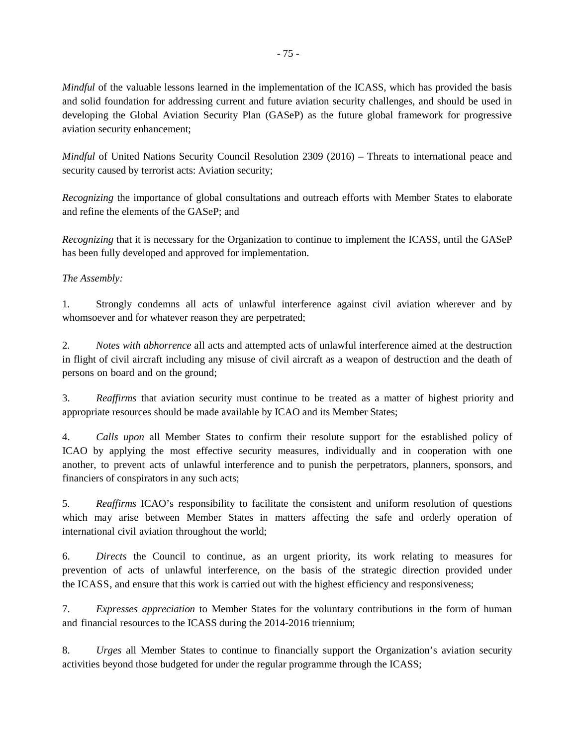*Mindful* of the valuable lessons learned in the implementation of the ICASS, which has provided the basis and solid foundation for addressing current and future aviation security challenges, and should be used in developing the Global Aviation Security Plan (GASeP) as the future global framework for progressive aviation security enhancement;

*Mindful* of United Nations Security Council Resolution 2309 (2016) – Threats to international peace and security caused by terrorist acts: Aviation security;

*Recognizing* the importance of global consultations and outreach efforts with Member States to elaborate and refine the elements of the GASeP; and

*Recognizing* that it is necessary for the Organization to continue to implement the ICASS, until the GASeP has been fully developed and approved for implementation.

*The Assembly:*

1. Strongly condemns all acts of unlawful interference against civil aviation wherever and by whomsoever and for whatever reason they are perpetrated;

2. *Notes with abhorrence* all acts and attempted acts of unlawful interference aimed at the destruction in flight of civil aircraft including any misuse of civil aircraft as a weapon of destruction and the death of persons on board and on the ground;

3. *Reaffirms* that aviation security must continue to be treated as a matter of highest priority and appropriate resources should be made available by ICAO and its Member States;

4. *Calls upon* all Member States to confirm their resolute support for the established policy of ICAO by applying the most effective security measures, individually and in cooperation with one another, to prevent acts of unlawful interference and to punish the perpetrators, planners, sponsors, and financiers of conspirators in any such acts;

5. *Reaffirms* ICAO's responsibility to facilitate the consistent and uniform resolution of questions which may arise between Member States in matters affecting the safe and orderly operation of international civil aviation throughout the world;

6. *Directs* the Council to continue, as an urgent priority, its work relating to measures for prevention of acts of unlawful interference, on the basis of the strategic direction provided under the ICASS, and ensure that this work is carried out with the highest efficiency and responsiveness;

7. *Expresses appreciation* to Member States for the voluntary contributions in the form of human and financial resources to the ICASS during the 2014-2016 triennium;

8. *Urges* all Member States to continue to financially support the Organization's aviation security activities beyond those budgeted for under the regular programme through the ICASS;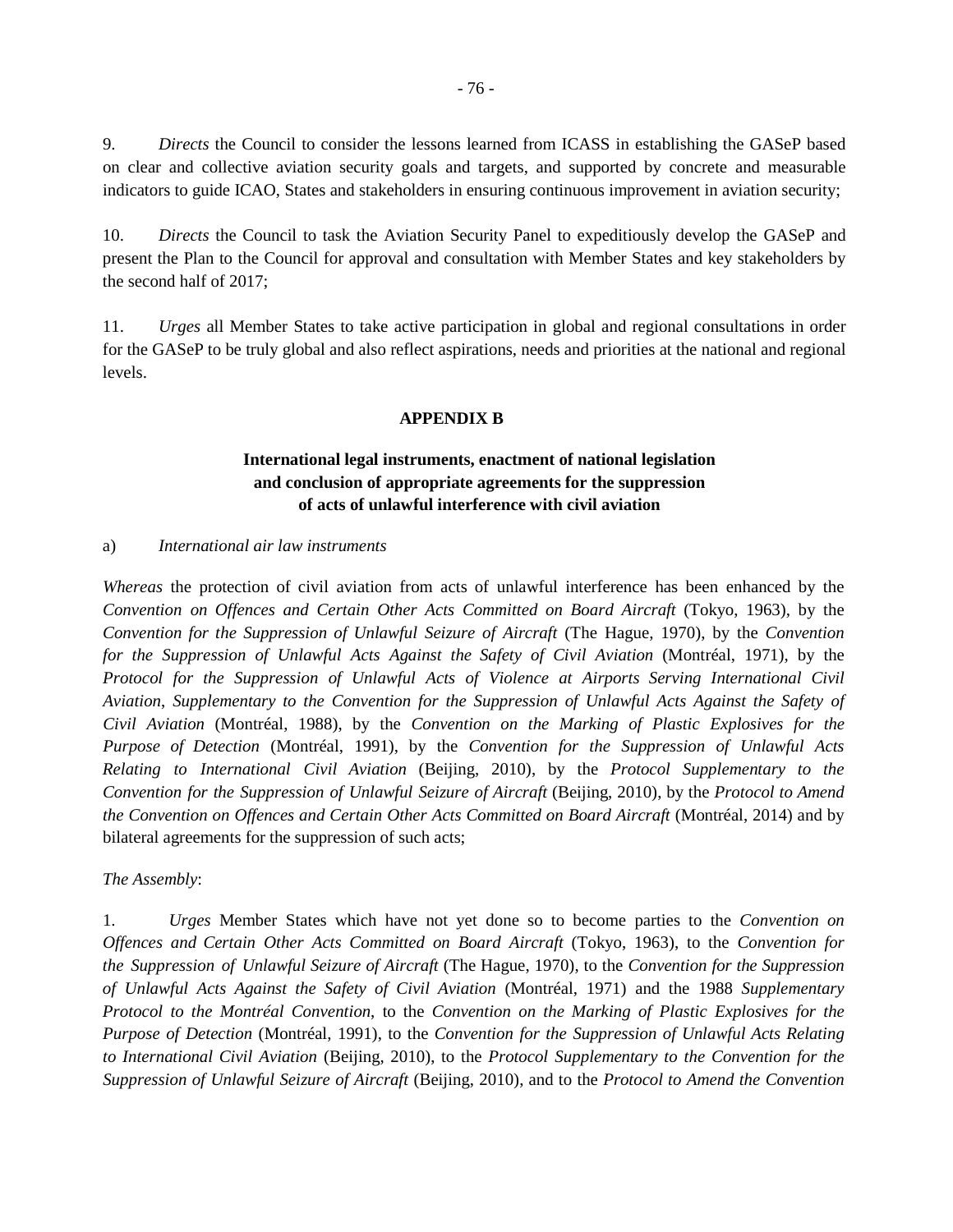9. *Directs* the Council to consider the lessons learned from ICASS in establishing the GASeP based on clear and collective aviation security goals and targets, and supported by concrete and measurable indicators to guide ICAO, States and stakeholders in ensuring continuous improvement in aviation security;

10. *Directs* the Council to task the Aviation Security Panel to expeditiously develop the GASeP and present the Plan to the Council for approval and consultation with Member States and key stakeholders by the second half of 2017;

11. *Urges* all Member States to take active participation in global and regional consultations in order for the GASeP to be truly global and also reflect aspirations, needs and priorities at the national and regional levels.

## APPENDIX B

### International legal instruments, enactment of national legislation and conclusion of appropriate agreements for the suppression of acts of unlawful interference with civil aviation

a) *International air law instruments*

*Whereas* the protection of civil aviation from acts of unlawful interference has been enhanced by the *Convention on Offences and Certain Other Acts Committed on Board Aircraft* (Tokyo, 1963), by the *Convention for the Suppression of Unlawful Seizure of Aircraft* (The Hague, 1970), by the *Convention for the Suppression of Unlawful Acts Against the Safety of Civil Aviation* (Montréal, 1971), by the *Protocol for the Suppression of Unlawful Acts of Violence at Airports Serving International Civil Aviation, Supplementary to the Convention for the Suppression of Unlawful Acts Against the Safety of Civil Aviation* (Montréal, 1988), by the *Convention on the Marking of Plastic Explosives for the Purpose of Detection* (Montréal, 1991), by the *Convention for the Suppression of Unlawful Acts Relating to International Civil Aviation* (Beijing, 2010), by the *Protocol Supplementary to the Convention for the Suppression of Unlawful Seizure of Aircraft* (Beijing, 2010), by the *Protocol to Amend the Convention on Offences and Certain Other Acts Committed on Board Aircraft* (Montréal, 2014) and by bilateral agreements for the suppression of such acts;

*The Assembly*:

1. *Urges* Member States which have not yet done so to become parties to the *Convention on Offences and Certain Other Acts Committed on Board Aircraft* (Tokyo, 1963), to the *Convention for the Suppression of Unlawful Seizure of Aircraft* (The Hague, 1970), to the *Convention for the Suppression of Unlawful Acts Against the Safety of Civil Aviation* (Montréal, 1971) and the 1988 *Supplementary Protocol to the Montréal Convention*, to the *Convention on the Marking of Plastic Explosives for the Purpose of Detection* (Montréal, 1991), to the *Convention for the Suppression of Unlawful Acts Relating to International Civil Aviation* (Beijing, 2010), to the *Protocol Supplementary to the Convention for the Suppression of Unlawful Seizure of Aircraft* (Beijing, 2010), and to the *Protocol to Amend the Convention*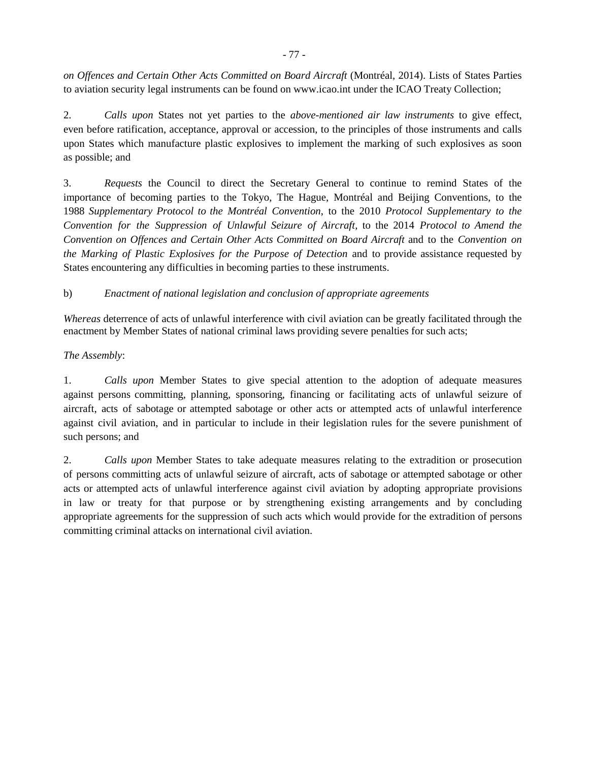*on Offences and Certain Other Acts Committed on Board Aircraft* (Montréal, 2014). Lists of States Parties to aviation security legal instruments can be found on www.icao.int under the ICAO Treaty Collection;

2. *Calls upon* States not yet parties to the *above-mentioned air law instruments* to give effect, even before ratification, acceptance, approval or accession, to the principles of those instruments and calls upon States which manufacture plastic explosives to implement the marking of such explosives as soon as possible; and

3. *Requests* the Council to direct the Secretary General to continue to remind States of the importance of becoming parties to the Tokyo, The Hague, Montréal and Beijing Conventions, to the 1988 *Supplementary Protocol to the Montréal Convention*, to the 2010 *Protocol Supplementary to the Convention for the Suppression of Unlawful Seizure of Aircraft*, to the 2014 *Protocol to Amend the Convention on Offences and Certain Other Acts Committed on Board Aircraft* and to the *Convention on the Marking of Plastic Explosives for the Purpose of Detection* and to provide assistance requested by States encountering any difficulties in becoming parties to these instruments.

b) *Enactment of national legislation and conclusion of appropriate agreements*

*Whereas* deterrence of acts of unlawful interference with civil aviation can be greatly facilitated through the enactment by Member States of national criminal laws providing severe penalties for such acts;

*The Assembly*:

1. *Calls upon* Member States to give special attention to the adoption of adequate measures against persons committing, planning, sponsoring, financing or facilitating acts of unlawful seizure of aircraft, acts of sabotage or attempted sabotage or other acts or attempted acts of unlawful interference against civil aviation, and in particular to include in their legislation rules for the severe punishment of such persons; and

2. *Calls upon* Member States to take adequate measures relating to the extradition or prosecution of persons committing acts of unlawful seizure of aircraft, acts of sabotage or attempted sabotage or other acts or attempted acts of unlawful interference against civil aviation by adopting appropriate provisions in law or treaty for that purpose or by strengthening existing arrangements and by concluding appropriate agreements for the suppression of such acts which would provide for the extradition of persons committing criminal attacks on international civil aviation.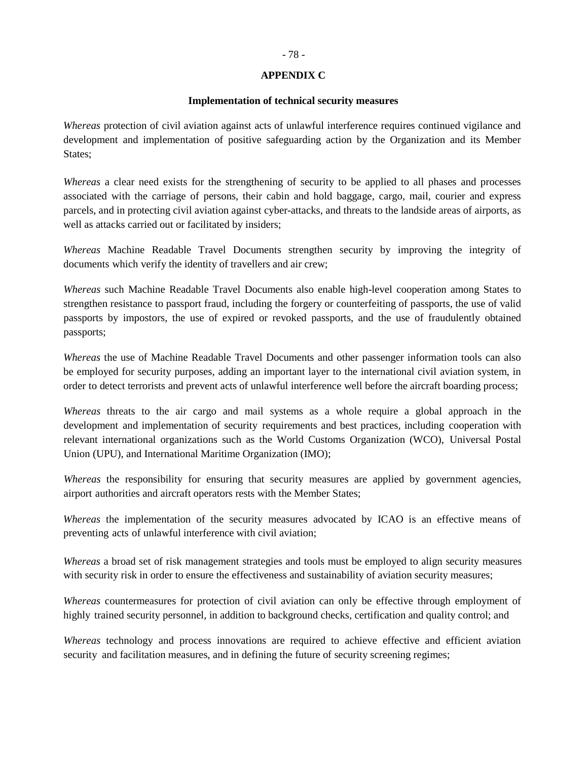## APPENDIX C

### Implementation of technical security measures

*Whereas* protection of civil aviation against acts of unlawful interference requires continued vigilance and development and implementation of positive safeguarding action by the Organization and its Member States;

*Whereas* a clear need exists for the strengthening of security to be applied to all phases and processes associated with the carriage of persons, their cabin and hold baggage, cargo, mail, courier and express parcels, and in protecting civil aviation against cyber-attacks, and threats to the landside areas of airports, as well as attacks carried out or facilitated by insiders;

*Whereas* Machine Readable Travel Documents strengthen security by improving the integrity of documents which verify the identity of travellers and air crew;

*Whereas* such Machine Readable Travel Documents also enable high-level cooperation among States to strengthen resistance to passport fraud, including the forgery or counterfeiting of passports, the use of valid passports by impostors, the use of expired or revoked passports, and the use of fraudulently obtained passports;

*Whereas* the use of Machine Readable Travel Documents and other passenger information tools can also be employed for security purposes, adding an important layer to the international civil aviation system, in order to detect terrorists and prevent acts of unlawful interference well before the aircraft boarding process;

*Whereas* threats to the air cargo and mail systems as a whole require a global approach in the development and implementation of security requirements and best practices, including cooperation with relevant international organizations such as the World Customs Organization (WCO), Universal Postal Union (UPU), and International Maritime Organization (IMO);

*Whereas* the responsibility for ensuring that security measures are applied by government agencies, airport authorities and aircraft operators rests with the Member States;

*Whereas* the implementation of the security measures advocated by ICAO is an effective means of preventing acts of unlawful interference with civil aviation;

*Whereas* a broad set of risk management strategies and tools must be employed to align security measures with security risk in order to ensure the effectiveness and sustainability of aviation security measures;

*Whereas* countermeasures for protection of civil aviation can only be effective through employment of highly trained security personnel, in addition to background checks, certification and quality control; and

*Whereas* technology and process innovations are required to achieve effective and efficient aviation security and facilitation measures, and in defining the future of security screening regimes;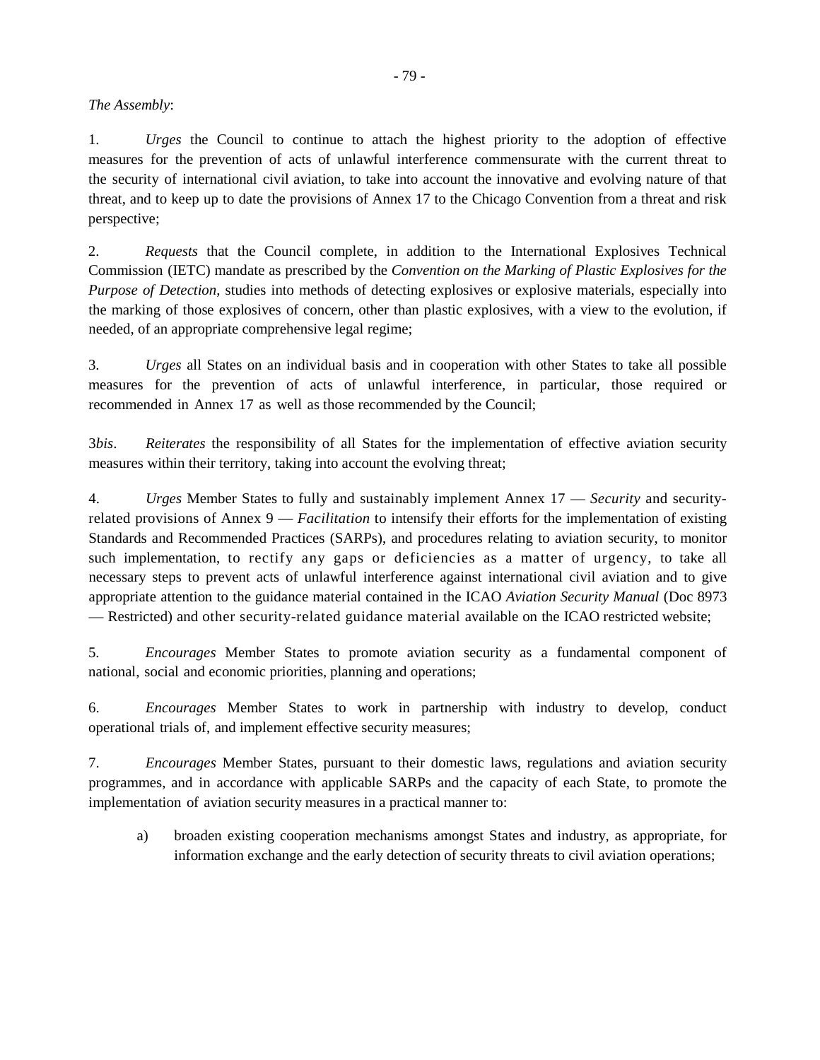*The Assembly*:

1. *Urges* the Council to continue to attach the highest priority to the adoption of effective measures for the prevention of acts of unlawful interference commensurate with the current threat to the security of international civil aviation, to take into account the innovative and evolving nature of that threat, and to keep up to date the provisions of Annex 17 to the Chicago Convention from a threat and risk perspective;

2. *Requests* that the Council complete, in addition to the International Explosives Technical Commission (IETC) mandate as prescribed by the *Convention on the Marking of Plastic Explosives for the Purpose of Detection*, studies into methods of detecting explosives or explosive materials, especially into the marking of those explosives of concern, other than plastic explosives, with a view to the evolution, if needed, of an appropriate comprehensive legal regime;

3. *Urges* all States on an individual basis and in cooperation with other States to take all possible measures for the prevention of acts of unlawful interference, in particular, those required or recommended in Annex 17 as well as those recommended by the Council;

3*bis*. *Reiterates* the responsibility of all States for the implementation of effective aviation security measures within their territory, taking into account the evolving threat;

4. *Urges* Member States to fully and sustainably implement Annex 17 — *Security* and security-related provisions of Annex 9 — *Facilitation* to intensify their efforts for the implementation of existing Standards and Recommended Practices (SARPs), and procedures relating to aviation security, to monitor such implementation, to rectify any gaps or deficiencies as a matter of urgency, to take all necessary steps to prevent acts of unlawful interference against international civil aviation and to give appropriate attention to the guidance material contained in the ICAO *Aviation Security Manual* (Doc 8973 — Restricted) and other security-related guidance material available on the ICAO restricted website;

5. *Encourages* Member States to promote aviation security as a fundamental component of national, social and economic priorities, planning and operations;

6. *Encourages* Member States to work in partnership with industry to develop, conduct operational trials of, and implement effective security measures;

7. *Encourages* Member States, pursuant to their domestic laws, regulations and aviation security programmes, and in accordance with applicable SARPs and the capacity of each State, to promote the implementation of aviation security measures in a practical manner to:

a) broaden existing cooperation mechanisms amongst States and industry, as appropriate, for information exchange and the early detection of security threats to civil aviation operations;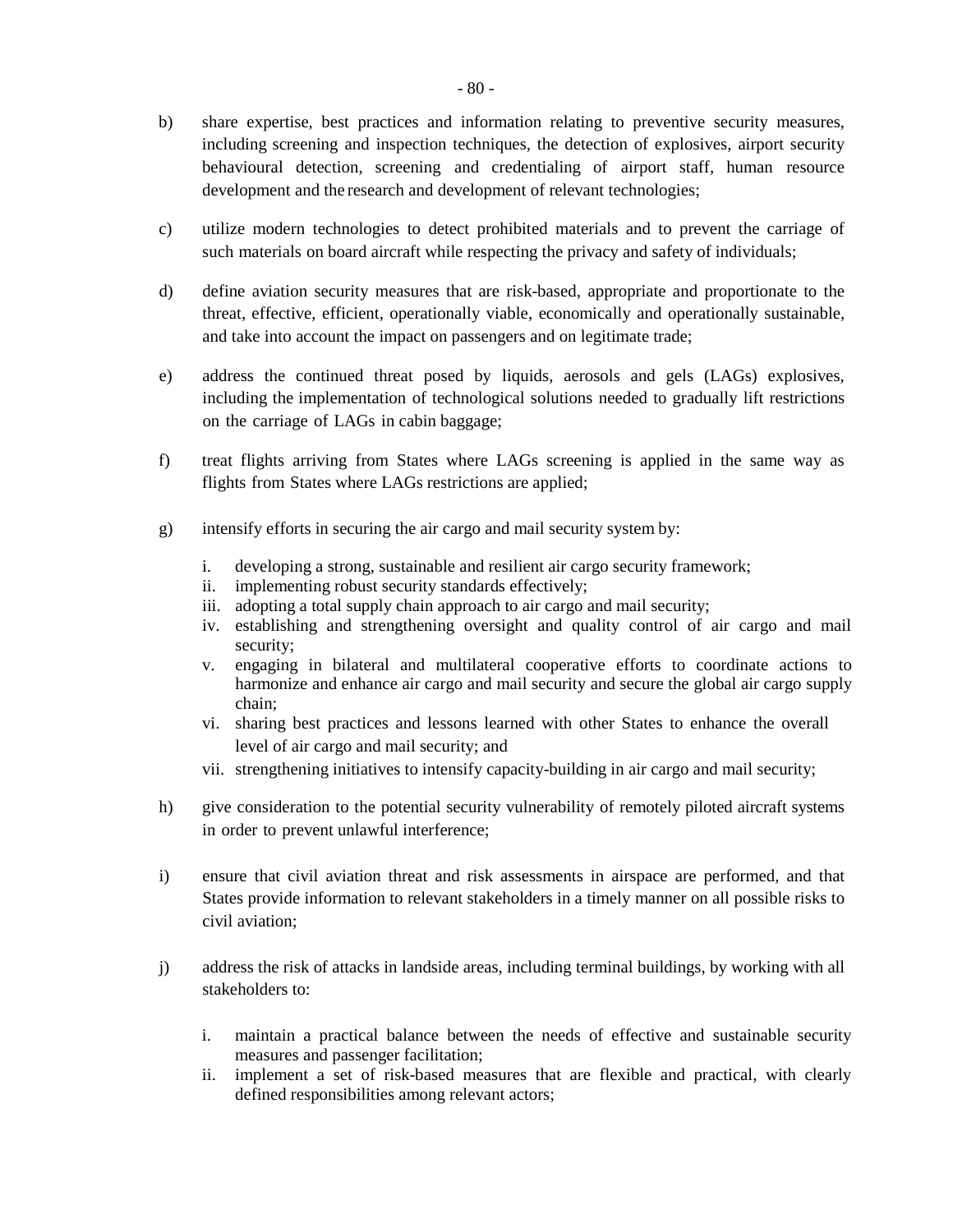b) share expertise, best practices and information relating to preventive security measures, including screening and inspection techniques, the detection of explosives, airport security behavioural detection, screening and credentialing of airport staff, human resource development and the research and development of relevant technologies;

c) utilize modern technologies to detect prohibited materials and to prevent the carriage of such materials on board aircraft while respecting the privacy and safety of individuals;

d) define aviation security measures that are risk-based, appropriate and proportionate to the threat, effective, efficient, operationally viable, economically and operationally sustainable, and take into account the impact on passengers and on legitimate trade;

e) address the continued threat posed by liquids, aerosols and gels (LAGs) explosives, including the implementation of technological solutions needed to gradually lift restrictions on the carriage of LAGs in cabin baggage;

f) treat flights arriving from States where LAGs screening is applied in the same way as flights from States where LAGs restrictions are applied;

g) intensify efforts in securing the air cargo and mail security system by:

   i. developing a strong, sustainable and resilient air cargo security framework;
   ii. implementing robust security standards effectively;
   iii. adopting a total supply chain approach to air cargo and mail security;
   iv. establishing and strengthening oversight and quality control of air cargo and mail security;
   v. engaging in bilateral and multilateral cooperative efforts to coordinate actions to harmonize and enhance air cargo and mail security and secure the global air cargo supply chain;
   vi. sharing best practices and lessons learned with other States to enhance the overall level of air cargo and mail security; and
   vii. strengthening initiatives to intensify capacity-building in air cargo and mail security;

h) give consideration to the potential security vulnerability of remotely piloted aircraft systems in order to prevent unlawful interference;

i) ensure that civil aviation threat and risk assessments in airspace are performed, and that States provide information to relevant stakeholders in a timely manner on all possible risks to civil aviation;

j) address the risk of attacks in landside areas, including terminal buildings, by working with all stakeholders to:

   i. maintain a practical balance between the needs of effective and sustainable security measures and passenger facilitation;
   ii. implement a set of risk-based measures that are flexible and practical, with clearly defined responsibilities among relevant actors;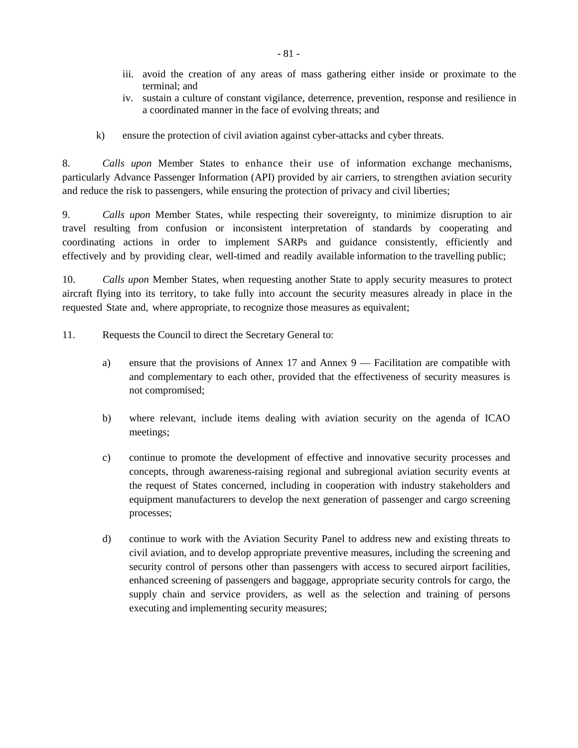iii. avoid the creation of any areas of mass gathering either inside or proximate to the terminal; and
iv. sustain a culture of constant vigilance, deterrence, prevention, response and resilience in a coordinated manner in the face of evolving threats; and

k) ensure the protection of civil aviation against cyber-attacks and cyber threats.

8. *Calls upon* Member States to enhance their use of information exchange mechanisms, particularly Advance Passenger Information (API) provided by air carriers, to strengthen aviation security and reduce the risk to passengers, while ensuring the protection of privacy and civil liberties;

9. *Calls upon* Member States, while respecting their sovereignty, to minimize disruption to air travel resulting from confusion or inconsistent interpretation of standards by cooperating and coordinating actions in order to implement SARPs and guidance consistently, efficiently and effectively and by providing clear, well-timed and readily available information to the travelling public;

10. *Calls upon* Member States, when requesting another State to apply security measures to protect aircraft flying into its territory, to take fully into account the security measures already in place in the requested State and, where appropriate, to recognize those measures as equivalent;

11. Requests the Council to direct the Secretary General to:

a) ensure that the provisions of Annex 17 and Annex 9 — Facilitation are compatible with and complementary to each other, provided that the effectiveness of security measures is not compromised;

b) where relevant, include items dealing with aviation security on the agenda of ICAO meetings;

c) continue to promote the development of effective and innovative security processes and concepts, through awareness-raising regional and subregional aviation security events at the request of States concerned, including in cooperation with industry stakeholders and equipment manufacturers to develop the next generation of passenger and cargo screening processes;

d) continue to work with the Aviation Security Panel to address new and existing threats to civil aviation, and to develop appropriate preventive measures, including the screening and security control of persons other than passengers with access to secured airport facilities, enhanced screening of passengers and baggage, appropriate security controls for cargo, the supply chain and service providers, as well as the selection and training of persons executing and implementing security measures;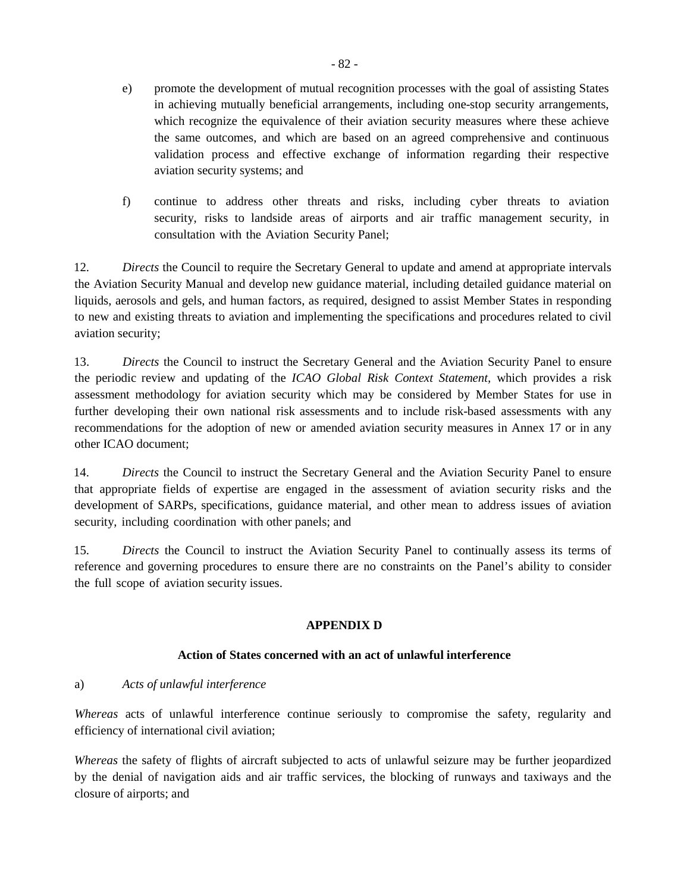e) promote the development of mutual recognition processes with the goal of assisting States in achieving mutually beneficial arrangements, including one-stop security arrangements, which recognize the equivalence of their aviation security measures where these achieve the same outcomes, and which are based on an agreed comprehensive and continuous validation process and effective exchange of information regarding their respective aviation security systems; and

f) continue to address other threats and risks, including cyber threats to aviation security, risks to landside areas of airports and air traffic management security, in consultation with the Aviation Security Panel;

12. *Directs* the Council to require the Secretary General to update and amend at appropriate intervals the Aviation Security Manual and develop new guidance material, including detailed guidance material on liquids, aerosols and gels, and human factors, as required, designed to assist Member States in responding to new and existing threats to aviation and implementing the specifications and procedures related to civil aviation security;

13. *Directs* the Council to instruct the Secretary General and the Aviation Security Panel to ensure the periodic review and updating of the *ICAO Global Risk Context Statement*, which provides a risk assessment methodology for aviation security which may be considered by Member States for use in further developing their own national risk assessments and to include risk-based assessments with any recommendations for the adoption of new or amended aviation security measures in Annex 17 or in any other ICAO document;

14. *Directs* the Council to instruct the Secretary General and the Aviation Security Panel to ensure that appropriate fields of expertise are engaged in the assessment of aviation security risks and the development of SARPs, specifications, guidance material, and other mean to address issues of aviation security, including coordination with other panels; and

15. *Directs* the Council to instruct the Aviation Security Panel to continually assess its terms of reference and governing procedures to ensure there are no constraints on the Panel's ability to consider the full scope of aviation security issues.

## APPENDIX D

### Action of States concerned with an act of unlawful interference

a) *Acts of unlawful interference*

*Whereas* acts of unlawful interference continue seriously to compromise the safety, regularity and efficiency of international civil aviation;

*Whereas* the safety of flights of aircraft subjected to acts of unlawful seizure may be further jeopardized by the denial of navigation aids and air traffic services, the blocking of runways and taxiways and the closure of airports; and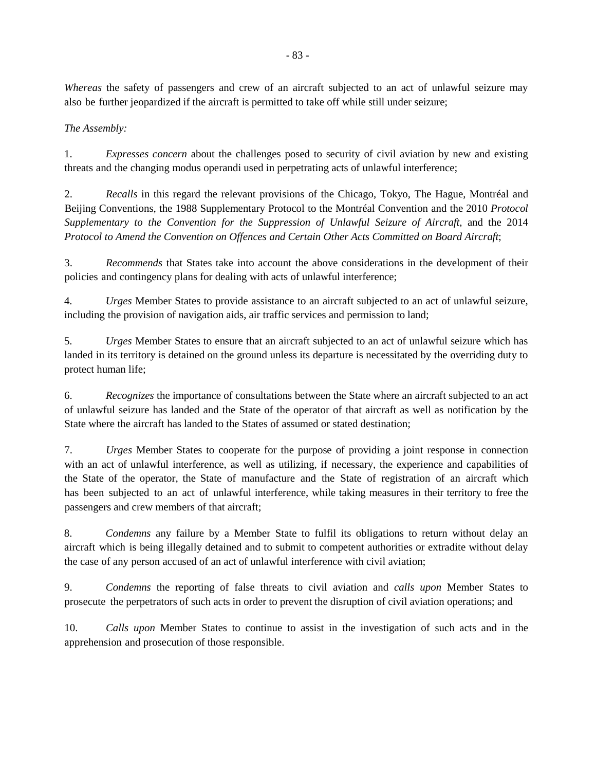*Whereas* the safety of passengers and crew of an aircraft subjected to an act of unlawful seizure may also be further jeopardized if the aircraft is permitted to take off while still under seizure;

*The Assembly:*

1. *Expresses concern* about the challenges posed to security of civil aviation by new and existing threats and the changing modus operandi used in perpetrating acts of unlawful interference;

2. *Recalls* in this regard the relevant provisions of the Chicago, Tokyo, The Hague, Montréal and Beijing Conventions, the 1988 Supplementary Protocol to the Montréal Convention and the 2010 *Protocol Supplementary to the Convention for the Suppression of Unlawful Seizure of Aircraft*, and the 2014 *Protocol to Amend the Convention on Offences and Certain Other Acts Committed on Board Aircraft*;

3. *Recommends* that States take into account the above considerations in the development of their policies and contingency plans for dealing with acts of unlawful interference;

4. *Urges* Member States to provide assistance to an aircraft subjected to an act of unlawful seizure, including the provision of navigation aids, air traffic services and permission to land;

5. *Urges* Member States to ensure that an aircraft subjected to an act of unlawful seizure which has landed in its territory is detained on the ground unless its departure is necessitated by the overriding duty to protect human life;

6. *Recognizes* the importance of consultations between the State where an aircraft subjected to an act of unlawful seizure has landed and the State of the operator of that aircraft as well as notification by the State where the aircraft has landed to the States of assumed or stated destination;

7. *Urges* Member States to cooperate for the purpose of providing a joint response in connection with an act of unlawful interference, as well as utilizing, if necessary, the experience and capabilities of the State of the operator, the State of manufacture and the State of registration of an aircraft which has been subjected to an act of unlawful interference, while taking measures in their territory to free the passengers and crew members of that aircraft;

8. *Condemns* any failure by a Member State to fulfil its obligations to return without delay an aircraft which is being illegally detained and to submit to competent authorities or extradite without delay the case of any person accused of an act of unlawful interference with civil aviation;

9. *Condemns* the reporting of false threats to civil aviation and *calls upon* Member States to prosecute the perpetrators of such acts in order to prevent the disruption of civil aviation operations; and

10. *Calls upon* Member States to continue to assist in the investigation of such acts and in the apprehension and prosecution of those responsible.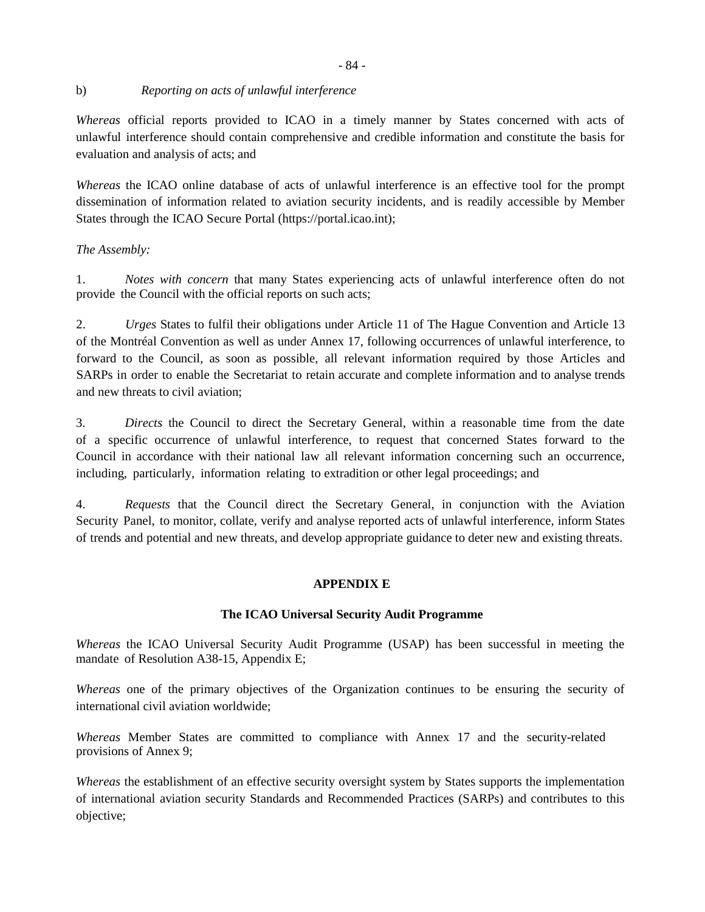b) *Reporting on acts of unlawful interference*

*Whereas* official reports provided to ICAO in a timely manner by States concerned with acts of unlawful interference should contain comprehensive and credible information and constitute the basis for evaluation and analysis of acts; and

*Whereas* the ICAO online database of acts of unlawful interference is an effective tool for the prompt dissemination of information related to aviation security incidents, and is readily accessible by Member States through the ICAO Secure Portal (https://portal.icao.int);

*The Assembly:*

1. *Notes with concern* that many States experiencing acts of unlawful interference often do not provide the Council with the official reports on such acts;

2. *Urges* States to fulfil their obligations under Article 11 of The Hague Convention and Article 13 of the Montréal Convention as well as under Annex 17, following occurrences of unlawful interference, to forward to the Council, as soon as possible, all relevant information required by those Articles and SARPs in order to enable the Secretariat to retain accurate and complete information and to analyse trends and new threats to civil aviation;

3. *Directs* the Council to direct the Secretary General, within a reasonable time from the date of a specific occurrence of unlawful interference, to request that concerned States forward to the Council in accordance with their national law all relevant information concerning such an occurrence, including, particularly, information relating to extradition or other legal proceedings; and

4. *Requests* that the Council direct the Secretary General, in conjunction with the Aviation Security Panel, to monitor, collate, verify and analyse reported acts of unlawful interference, inform States of trends and potential and new threats, and develop appropriate guidance to deter new and existing threats.

## APPENDIX E

### The ICAO Universal Security Audit Programme

*Whereas* the ICAO Universal Security Audit Programme (USAP) has been successful in meeting the mandate of Resolution A38-15, Appendix E;

*Whereas* one of the primary objectives of the Organization continues to be ensuring the security of international civil aviation worldwide;

*Whereas* Member States are committed to compliance with Annex 17 and the security-related provisions of Annex 9;

*Whereas* the establishment of an effective security oversight system by States supports the implementation of international aviation security Standards and Recommended Practices (SARPs) and contributes to this objective;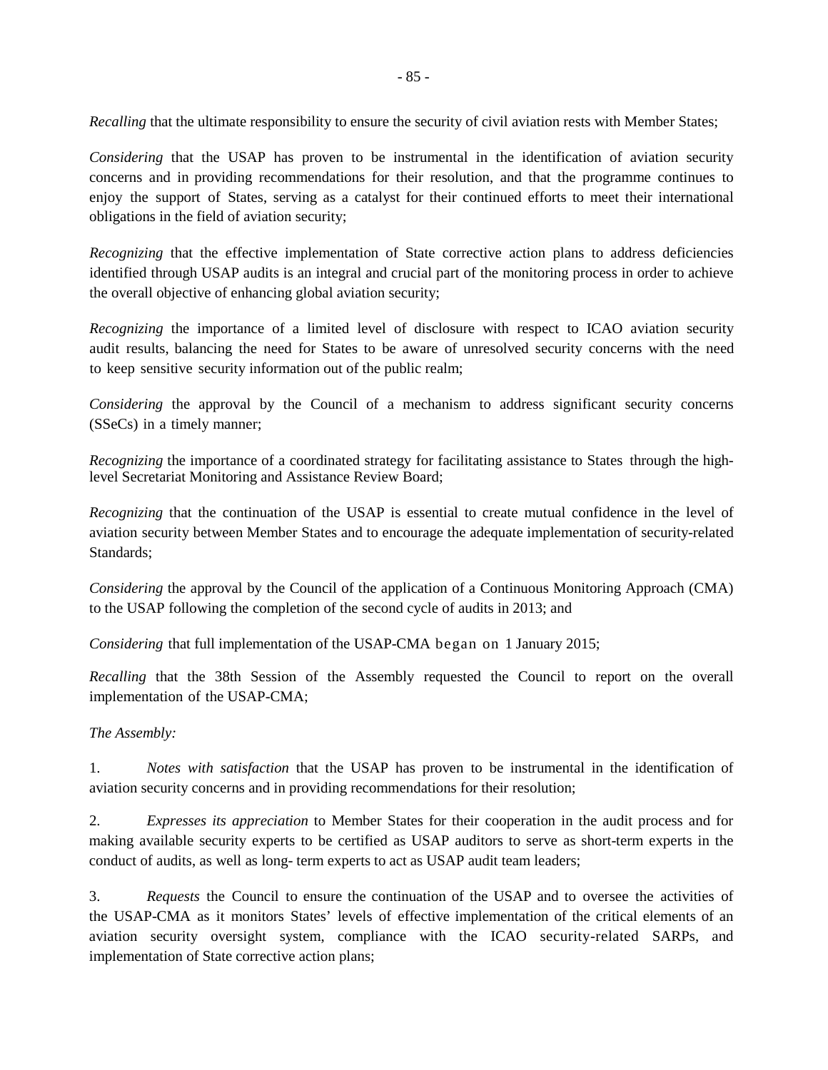*Recalling* that the ultimate responsibility to ensure the security of civil aviation rests with Member States;

*Considering* that the USAP has proven to be instrumental in the identification of aviation security concerns and in providing recommendations for their resolution, and that the programme continues to enjoy the support of States, serving as a catalyst for their continued efforts to meet their international obligations in the field of aviation security;

*Recognizing* that the effective implementation of State corrective action plans to address deficiencies identified through USAP audits is an integral and crucial part of the monitoring process in order to achieve the overall objective of enhancing global aviation security;

*Recognizing* the importance of a limited level of disclosure with respect to ICAO aviation security audit results, balancing the need for States to be aware of unresolved security concerns with the need to keep sensitive security information out of the public realm;

*Considering* the approval by the Council of a mechanism to address significant security concerns (SSeCs) in a timely manner;

*Recognizing* the importance of a coordinated strategy for facilitating assistance to States through the high-level Secretariat Monitoring and Assistance Review Board;

*Recognizing* that the continuation of the USAP is essential to create mutual confidence in the level of aviation security between Member States and to encourage the adequate implementation of security-related Standards;

*Considering* the approval by the Council of the application of a Continuous Monitoring Approach (CMA) to the USAP following the completion of the second cycle of audits in 2013; and

*Considering* that full implementation of the USAP-CMA began on 1 January 2015;

*Recalling* that the 38th Session of the Assembly requested the Council to report on the overall implementation of the USAP-CMA;

*The Assembly:*

1. *Notes with satisfaction* that the USAP has proven to be instrumental in the identification of aviation security concerns and in providing recommendations for their resolution;

2. *Expresses its appreciation* to Member States for their cooperation in the audit process and for making available security experts to be certified as USAP auditors to serve as short-term experts in the conduct of audits, as well as long- term experts to act as USAP audit team leaders;

3. *Requests* the Council to ensure the continuation of the USAP and to oversee the activities of the USAP-CMA as it monitors States' levels of effective implementation of the critical elements of an aviation security oversight system, compliance with the ICAO security-related SARPs, and implementation of State corrective action plans;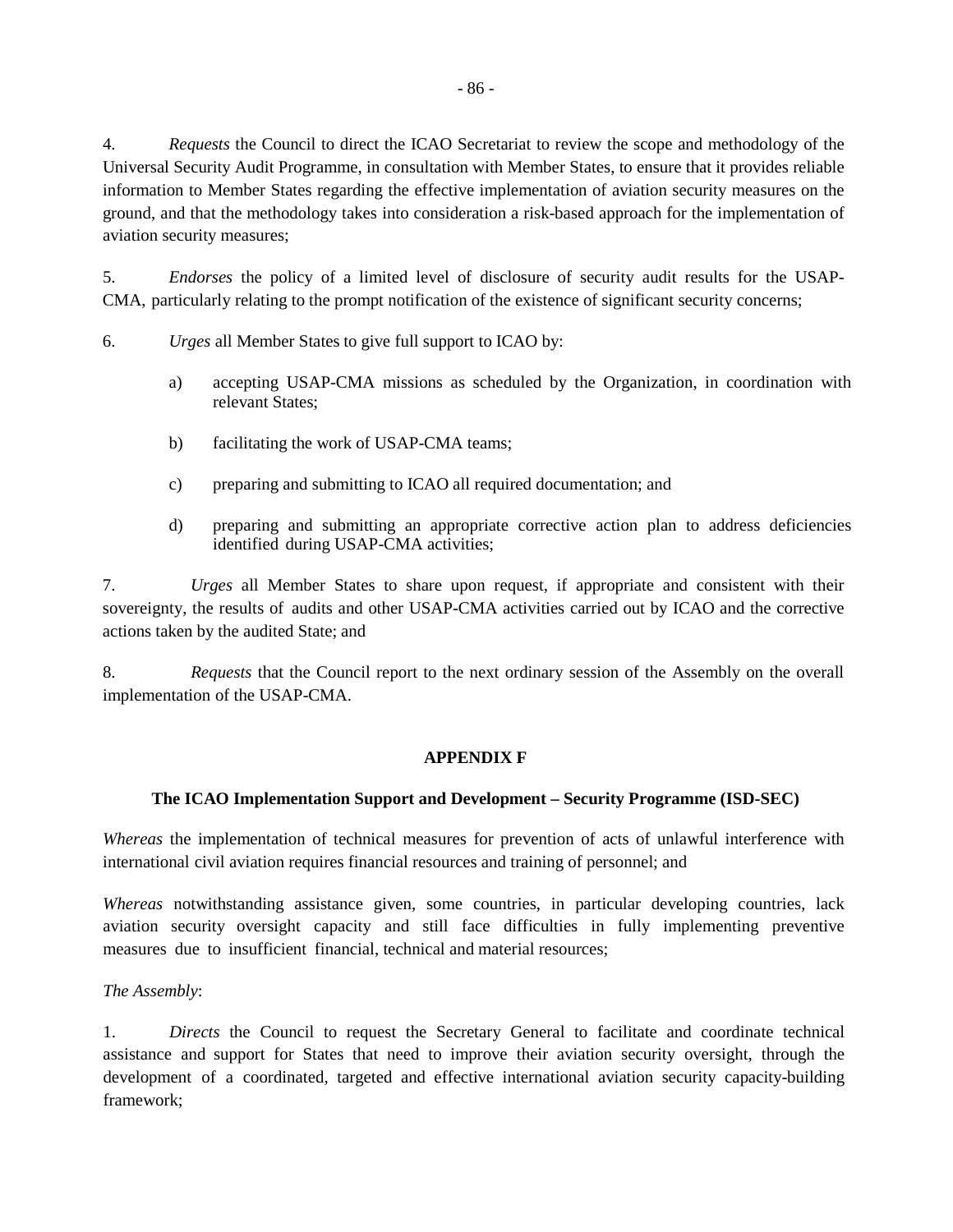4. *Requests* the Council to direct the ICAO Secretariat to review the scope and methodology of the Universal Security Audit Programme, in consultation with Member States, to ensure that it provides reliable information to Member States regarding the effective implementation of aviation security measures on the ground, and that the methodology takes into consideration a risk-based approach for the implementation of aviation security measures;

5. *Endorses* the policy of a limited level of disclosure of security audit results for the USAP-CMA, particularly relating to the prompt notification of the existence of significant security concerns;

6. *Urges* all Member States to give full support to ICAO by:

   a) accepting USAP-CMA missions as scheduled by the Organization, in coordination with relevant States;

   b) facilitating the work of USAP-CMA teams;

   c) preparing and submitting to ICAO all required documentation; and

   d) preparing and submitting an appropriate corrective action plan to address deficiencies identified during USAP-CMA activities;

7. *Urges* all Member States to share upon request, if appropriate and consistent with their sovereignty, the results of audits and other USAP-CMA activities carried out by ICAO and the corrective actions taken by the audited State; and

8. *Requests* that the Council report to the next ordinary session of the Assembly on the overall implementation of the USAP-CMA.

## APPENDIX F

### The ICAO Implementation Support and Development – Security Programme (ISD-SEC)

*Whereas* the implementation of technical measures for prevention of acts of unlawful interference with international civil aviation requires financial resources and training of personnel; and

*Whereas* notwithstanding assistance given, some countries, in particular developing countries, lack aviation security oversight capacity and still face difficulties in fully implementing preventive measures due to insufficient financial, technical and material resources;

*The Assembly*:

1. *Directs* the Council to request the Secretary General to facilitate and coordinate technical assistance and support for States that need to improve their aviation security oversight, through the development of a coordinated, targeted and effective international aviation security capacity-building framework;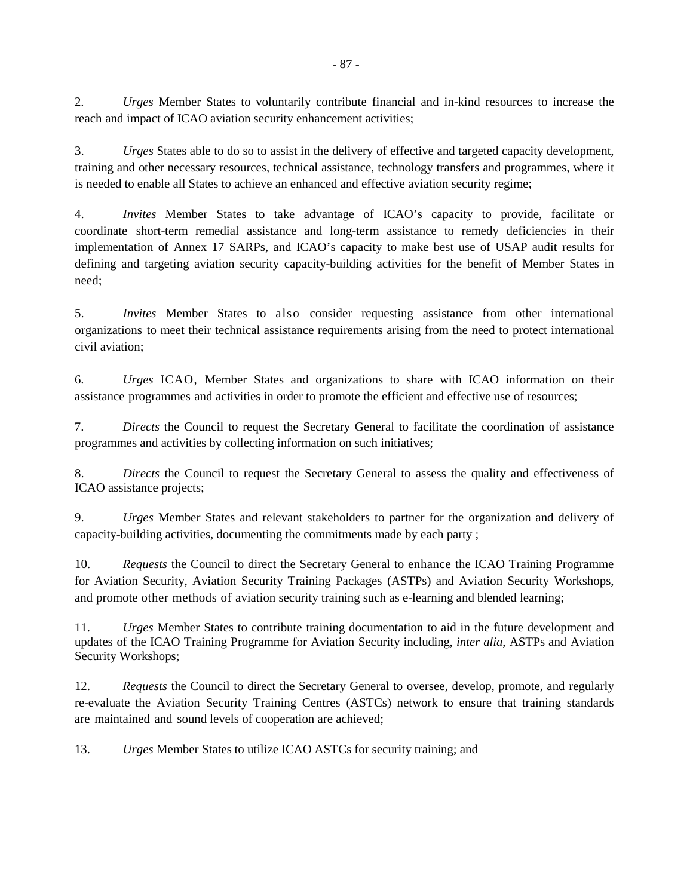2. *Urges* Member States to voluntarily contribute financial and in-kind resources to increase the reach and impact of ICAO aviation security enhancement activities;

3. *Urges* States able to do so to assist in the delivery of effective and targeted capacity development, training and other necessary resources, technical assistance, technology transfers and programmes, where it is needed to enable all States to achieve an enhanced and effective aviation security regime;

4. *Invites* Member States to take advantage of ICAO's capacity to provide, facilitate or coordinate short-term remedial assistance and long-term assistance to remedy deficiencies in their implementation of Annex 17 SARPs, and ICAO's capacity to make best use of USAP audit results for defining and targeting aviation security capacity-building activities for the benefit of Member States in need;

5. *Invites* Member States to also consider requesting assistance from other international organizations to meet their technical assistance requirements arising from the need to protect international civil aviation;

6. *Urges* ICAO, Member States and organizations to share with ICAO information on their assistance programmes and activities in order to promote the efficient and effective use of resources;

7. *Directs* the Council to request the Secretary General to facilitate the coordination of assistance programmes and activities by collecting information on such initiatives;

8. *Directs* the Council to request the Secretary General to assess the quality and effectiveness of ICAO assistance projects;

9. *Urges* Member States and relevant stakeholders to partner for the organization and delivery of capacity-building activities, documenting the commitments made by each party ;

10. *Requests* the Council to direct the Secretary General to enhance the ICAO Training Programme for Aviation Security, Aviation Security Training Packages (ASTPs) and Aviation Security Workshops, and promote other methods of aviation security training such as e-learning and blended learning;

11. *Urges* Member States to contribute training documentation to aid in the future development and updates of the ICAO Training Programme for Aviation Security including, *inter alia*, ASTPs and Aviation Security Workshops;

12. *Requests* the Council to direct the Secretary General to oversee, develop, promote, and regularly re-evaluate the Aviation Security Training Centres (ASTCs) network to ensure that training standards are maintained and sound levels of cooperation are achieved;

13. *Urges* Member States to utilize ICAO ASTCs for security training; and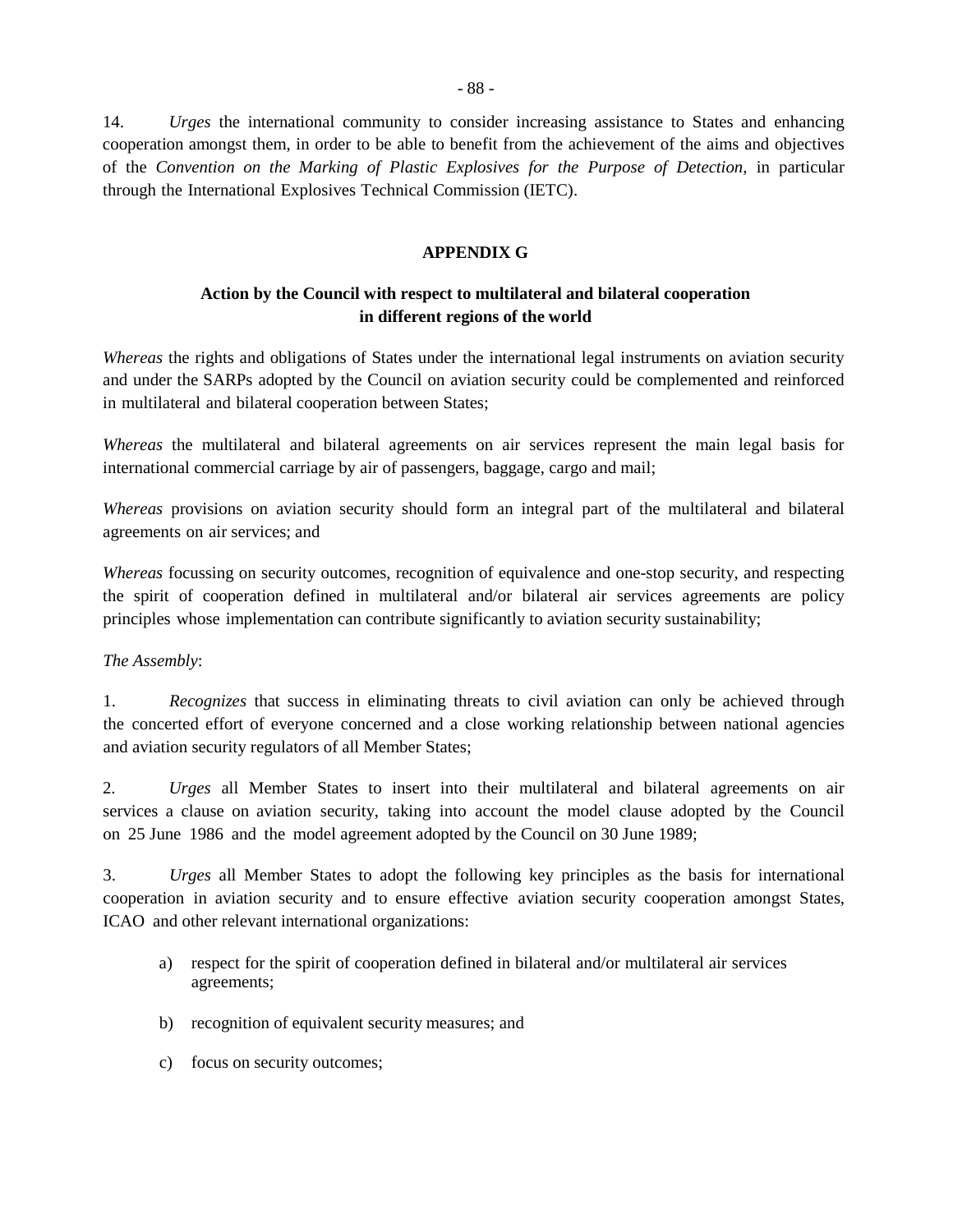14. *Urges* the international community to consider increasing assistance to States and enhancing cooperation amongst them, in order to be able to benefit from the achievement of the aims and objectives of the *Convention on the Marking of Plastic Explosives for the Purpose of Detection*, in particular through the International Explosives Technical Commission (IETC).

## APPENDIX G

### Action by the Council with respect to multilateral and bilateral cooperation in different regions of the world

*Whereas* the rights and obligations of States under the international legal instruments on aviation security and under the SARPs adopted by the Council on aviation security could be complemented and reinforced in multilateral and bilateral cooperation between States;

*Whereas* the multilateral and bilateral agreements on air services represent the main legal basis for international commercial carriage by air of passengers, baggage, cargo and mail;

*Whereas* provisions on aviation security should form an integral part of the multilateral and bilateral agreements on air services; and

*Whereas* focussing on security outcomes, recognition of equivalence and one-stop security, and respecting the spirit of cooperation defined in multilateral and/or bilateral air services agreements are policy principles whose implementation can contribute significantly to aviation security sustainability;

*The Assembly*:

1. *Recognizes* that success in eliminating threats to civil aviation can only be achieved through the concerted effort of everyone concerned and a close working relationship between national agencies and aviation security regulators of all Member States;

2. *Urges* all Member States to insert into their multilateral and bilateral agreements on air services a clause on aviation security, taking into account the model clause adopted by the Council on 25 June 1986 and the model agreement adopted by the Council on 30 June 1989;

3. *Urges* all Member States to adopt the following key principles as the basis for international cooperation in aviation security and to ensure effective aviation security cooperation amongst States, ICAO and other relevant international organizations:

   a) respect for the spirit of cooperation defined in bilateral and/or multilateral air services agreements;

   b) recognition of equivalent security measures; and

   c) focus on security outcomes;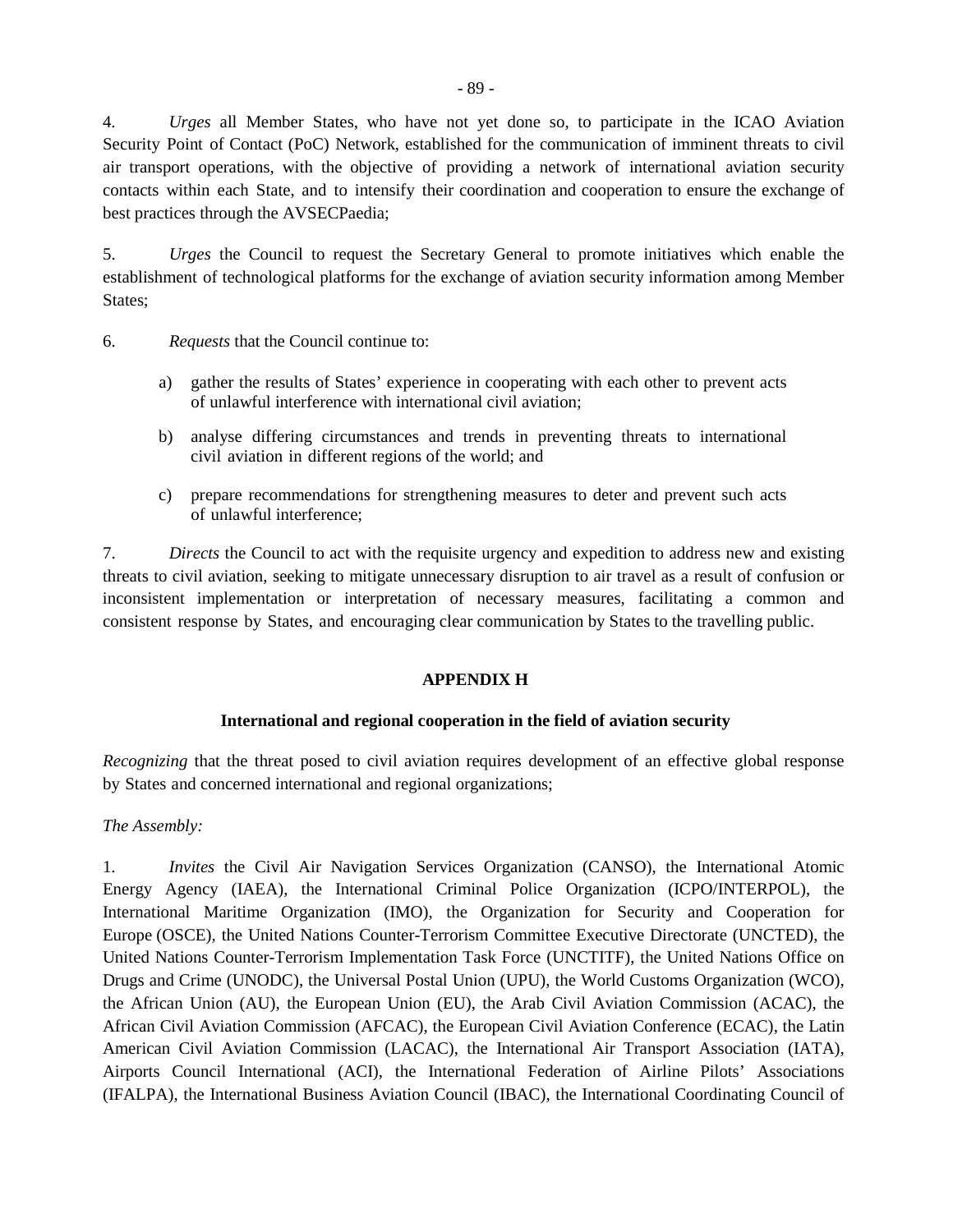4. *Urges* all Member States, who have not yet done so, to participate in the ICAO Aviation Security Point of Contact (PoC) Network, established for the communication of imminent threats to civil air transport operations, with the objective of providing a network of international aviation security contacts within each State, and to intensify their coordination and cooperation to ensure the exchange of best practices through the AVSECPaedia;

5. *Urges* the Council to request the Secretary General to promote initiatives which enable the establishment of technological platforms for the exchange of aviation security information among Member States;

6. *Requests* that the Council continue to:

a) gather the results of States' experience in cooperating with each other to prevent acts of unlawful interference with international civil aviation;

b) analyse differing circumstances and trends in preventing threats to international civil aviation in different regions of the world; and

c) prepare recommendations for strengthening measures to deter and prevent such acts of unlawful interference;

7. *Directs* the Council to act with the requisite urgency and expedition to address new and existing threats to civil aviation, seeking to mitigate unnecessary disruption to air travel as a result of confusion or inconsistent implementation or interpretation of necessary measures, facilitating a common and consistent response by States, and encouraging clear communication by States to the travelling public.

## APPENDIX H

### International and regional cooperation in the field of aviation security

*Recognizing* that the threat posed to civil aviation requires development of an effective global response by States and concerned international and regional organizations;

*The Assembly:*

1. *Invites* the Civil Air Navigation Services Organization (CANSO), the International Atomic Energy Agency (IAEA), the International Criminal Police Organization (ICPO/INTERPOL), the International Maritime Organization (IMO), the Organization for Security and Cooperation for Europe (OSCE), the United Nations Counter-Terrorism Committee Executive Directorate (UNCTED), the United Nations Counter-Terrorism Implementation Task Force (UNCTITF), the United Nations Office on Drugs and Crime (UNODC), the Universal Postal Union (UPU), the World Customs Organization (WCO), the African Union (AU), the European Union (EU), the Arab Civil Aviation Commission (ACAC), the African Civil Aviation Commission (AFCAC), the European Civil Aviation Conference (ECAC), the Latin American Civil Aviation Commission (LACAC), the International Air Transport Association (IATA), Airports Council International (ACI), the International Federation of Airline Pilots' Associations (IFALPA), the International Business Aviation Council (IBAC), the International Coordinating Council of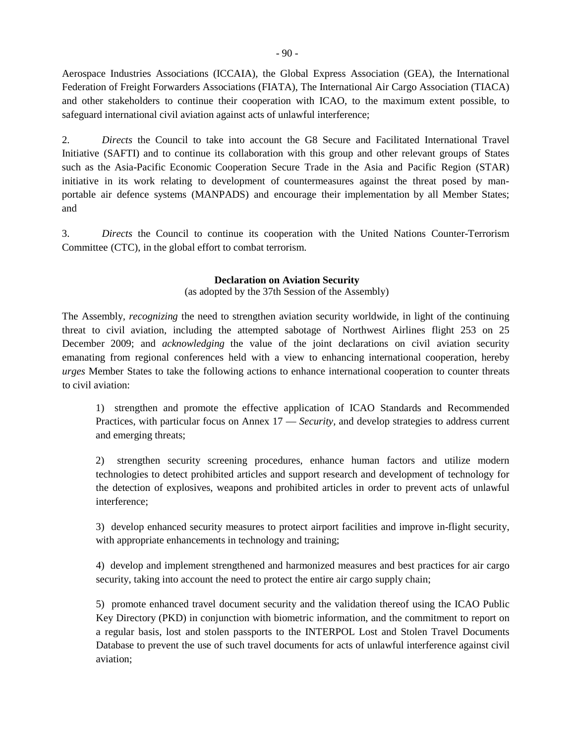Aerospace Industries Associations (ICCAIA), the Global Express Association (GEA), the International Federation of Freight Forwarders Associations (FIATA), The International Air Cargo Association (TIACA) and other stakeholders to continue their cooperation with ICAO, to the maximum extent possible, to safeguard international civil aviation against acts of unlawful interference;

2. *Directs* the Council to take into account the G8 Secure and Facilitated International Travel Initiative (SAFTI) and to continue its collaboration with this group and other relevant groups of States such as the Asia-Pacific Economic Cooperation Secure Trade in the Asia and Pacific Region (STAR) initiative in its work relating to development of countermeasures against the threat posed by man-portable air defence systems (MANPADS) and encourage their implementation by all Member States; and

3. *Directs* the Council to continue its cooperation with the United Nations Counter-Terrorism Committee (CTC), in the global effort to combat terrorism.

**Declaration on Aviation Security**

(as adopted by the 37th Session of the Assembly)

The Assembly, *recognizing* the need to strengthen aviation security worldwide, in light of the continuing threat to civil aviation, including the attempted sabotage of Northwest Airlines flight 253 on 25 December 2009; and *acknowledging* the value of the joint declarations on civil aviation security emanating from regional conferences held with a view to enhancing international cooperation, hereby *urges* Member States to take the following actions to enhance international cooperation to counter threats to civil aviation:

1) strengthen and promote the effective application of ICAO Standards and Recommended Practices, with particular focus on Annex 17 — *Security*, and develop strategies to address current and emerging threats;

2) strengthen security screening procedures, enhance human factors and utilize modern technologies to detect prohibited articles and support research and development of technology for the detection of explosives, weapons and prohibited articles in order to prevent acts of unlawful interference;

3) develop enhanced security measures to protect airport facilities and improve in-flight security, with appropriate enhancements in technology and training;

4) develop and implement strengthened and harmonized measures and best practices for air cargo security, taking into account the need to protect the entire air cargo supply chain;

5) promote enhanced travel document security and the validation thereof using the ICAO Public Key Directory (PKD) in conjunction with biometric information, and the commitment to report on a regular basis, lost and stolen passports to the INTERPOL Lost and Stolen Travel Documents Database to prevent the use of such travel documents for acts of unlawful interference against civil aviation;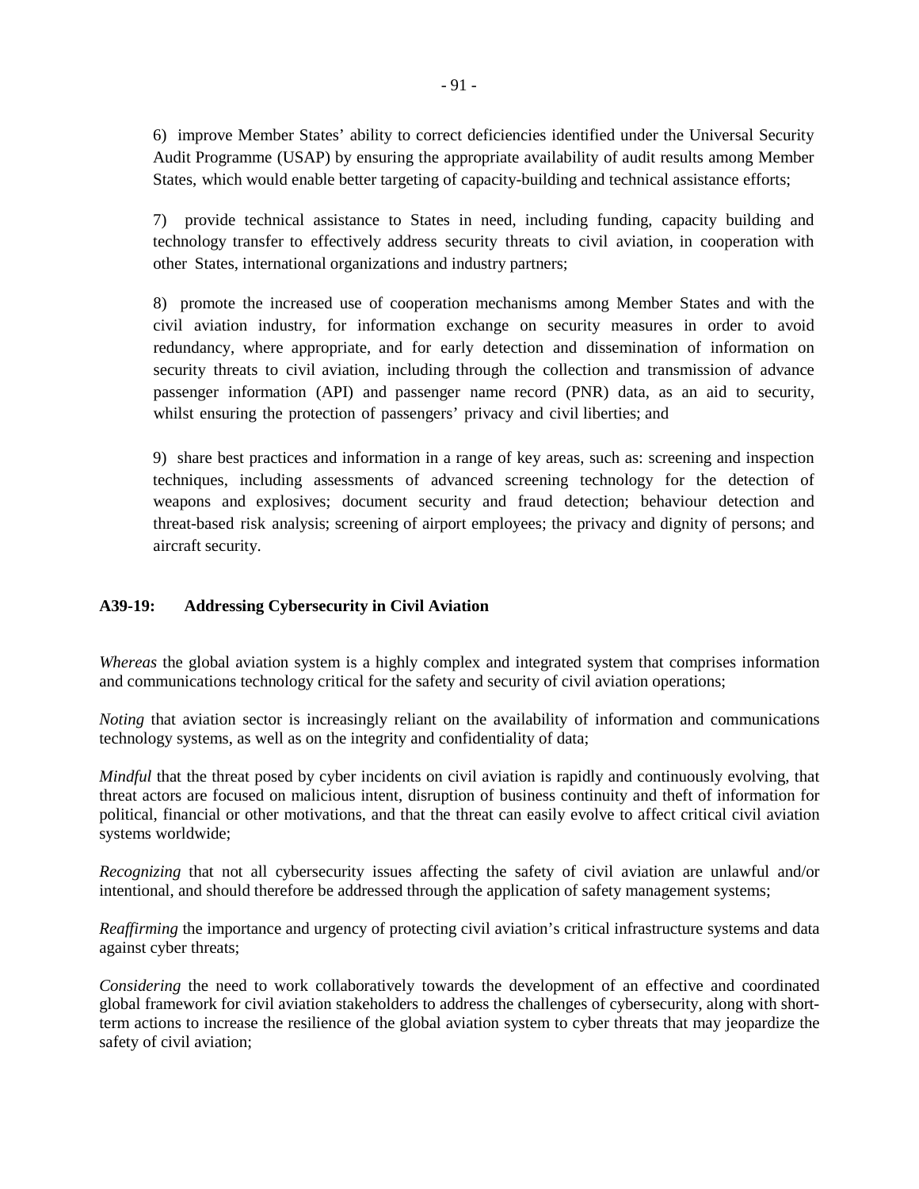6) improve Member States' ability to correct deficiencies identified under the Universal Security Audit Programme (USAP) by ensuring the appropriate availability of audit results among Member States, which would enable better targeting of capacity-building and technical assistance efforts;

7) provide technical assistance to States in need, including funding, capacity building and technology transfer to effectively address security threats to civil aviation, in cooperation with other States, international organizations and industry partners;

8) promote the increased use of cooperation mechanisms among Member States and with the civil aviation industry, for information exchange on security measures in order to avoid redundancy, where appropriate, and for early detection and dissemination of information on security threats to civil aviation, including through the collection and transmission of advance passenger information (API) and passenger name record (PNR) data, as an aid to security, whilst ensuring the protection of passengers' privacy and civil liberties; and

9) share best practices and information in a range of key areas, such as: screening and inspection techniques, including assessments of advanced screening technology for the detection of weapons and explosives; document security and fraud detection; behaviour detection and threat-based risk analysis; screening of airport employees; the privacy and dignity of persons; and aircraft security.

## A39-19: Addressing Cybersecurity in Civil Aviation

*Whereas* the global aviation system is a highly complex and integrated system that comprises information and communications technology critical for the safety and security of civil aviation operations;

*Noting* that aviation sector is increasingly reliant on the availability of information and communications technology systems, as well as on the integrity and confidentiality of data;

*Mindful* that the threat posed by cyber incidents on civil aviation is rapidly and continuously evolving, that threat actors are focused on malicious intent, disruption of business continuity and theft of information for political, financial or other motivations, and that the threat can easily evolve to affect critical civil aviation systems worldwide;

*Recognizing* that not all cybersecurity issues affecting the safety of civil aviation are unlawful and/or intentional, and should therefore be addressed through the application of safety management systems;

*Reaffirming* the importance and urgency of protecting civil aviation's critical infrastructure systems and data against cyber threats;

*Considering* the need to work collaboratively towards the development of an effective and coordinated global framework for civil aviation stakeholders to address the challenges of cybersecurity, along with short-term actions to increase the resilience of the global aviation system to cyber threats that may jeopardize the safety of civil aviation;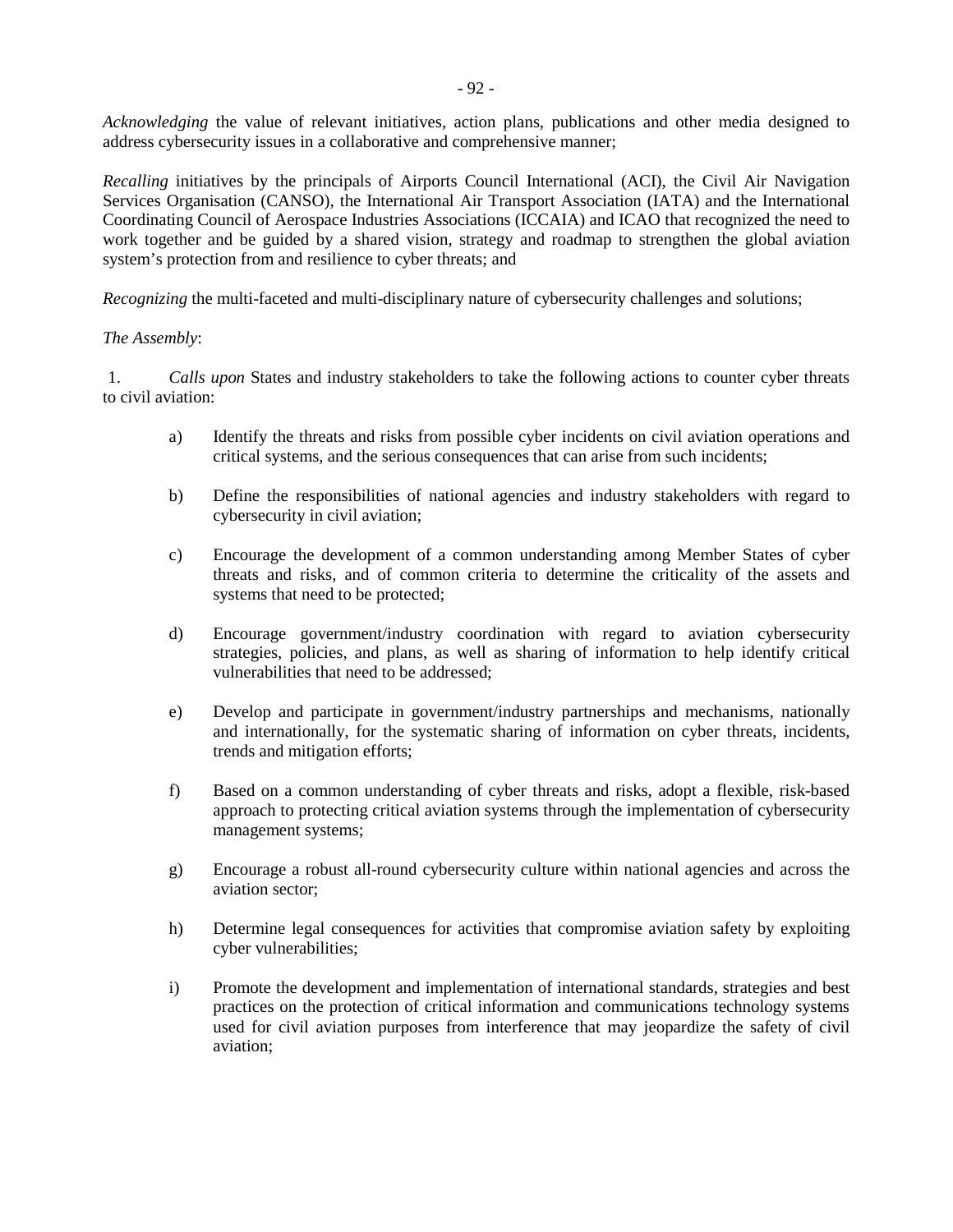*Acknowledging* the value of relevant initiatives, action plans, publications and other media designed to address cybersecurity issues in a collaborative and comprehensive manner;

*Recalling* initiatives by the principals of Airports Council International (ACI), the Civil Air Navigation Services Organisation (CANSO), the International Air Transport Association (IATA) and the International Coordinating Council of Aerospace Industries Associations (ICCAIA) and ICAO that recognized the need to work together and be guided by a shared vision, strategy and roadmap to strengthen the global aviation system's protection from and resilience to cyber threats; and

*Recognizing* the multi-faceted and multi-disciplinary nature of cybersecurity challenges and solutions;

*The Assembly*:

1. *Calls upon* States and industry stakeholders to take the following actions to counter cyber threats to civil aviation:

   a) Identify the threats and risks from possible cyber incidents on civil aviation operations and critical systems, and the serious consequences that can arise from such incidents;

   b) Define the responsibilities of national agencies and industry stakeholders with regard to cybersecurity in civil aviation;

   c) Encourage the development of a common understanding among Member States of cyber threats and risks, and of common criteria to determine the criticality of the assets and systems that need to be protected;

   d) Encourage government/industry coordination with regard to aviation cybersecurity strategies, policies, and plans, as well as sharing of information to help identify critical vulnerabilities that need to be addressed;

   e) Develop and participate in government/industry partnerships and mechanisms, nationally and internationally, for the systematic sharing of information on cyber threats, incidents, trends and mitigation efforts;

   f) Based on a common understanding of cyber threats and risks, adopt a flexible, risk-based approach to protecting critical aviation systems through the implementation of cybersecurity management systems;

   g) Encourage a robust all-round cybersecurity culture within national agencies and across the aviation sector;

   h) Determine legal consequences for activities that compromise aviation safety by exploiting cyber vulnerabilities;

   i) Promote the development and implementation of international standards, strategies and best practices on the protection of critical information and communications technology systems used for civil aviation purposes from interference that may jeopardize the safety of civil aviation;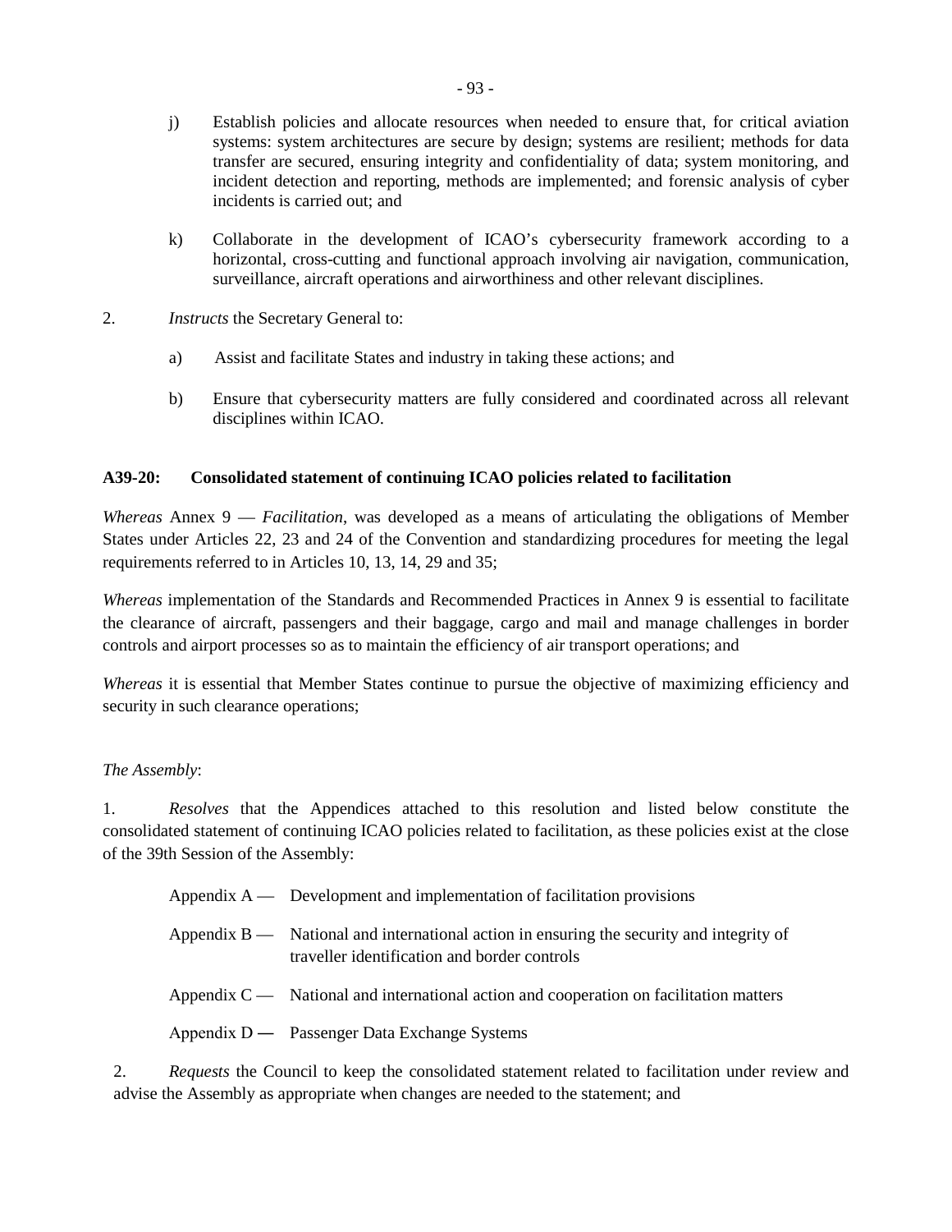j) Establish policies and allocate resources when needed to ensure that, for critical aviation systems: system architectures are secure by design; systems are resilient; methods for data transfer are secured, ensuring integrity and confidentiality of data; system monitoring, and incident detection and reporting, methods are implemented; and forensic analysis of cyber incidents is carried out; and

k) Collaborate in the development of ICAO's cybersecurity framework according to a horizontal, cross-cutting and functional approach involving air navigation, communication, surveillance, aircraft operations and airworthiness and other relevant disciplines.

2. *Instructs* the Secretary General to:

a) Assist and facilitate States and industry in taking these actions; and

b) Ensure that cybersecurity matters are fully considered and coordinated across all relevant disciplines within ICAO.

**A39-20: Consolidated statement of continuing ICAO policies related to facilitation**

*Whereas* Annex 9 — *Facilitation*, was developed as a means of articulating the obligations of Member States under Articles 22, 23 and 24 of the Convention and standardizing procedures for meeting the legal requirements referred to in Articles 10, 13, 14, 29 and 35;

*Whereas* implementation of the Standards and Recommended Practices in Annex 9 is essential to facilitate the clearance of aircraft, passengers and their baggage, cargo and mail and manage challenges in border controls and airport processes so as to maintain the efficiency of air transport operations; and

*Whereas* it is essential that Member States continue to pursue the objective of maximizing efficiency and security in such clearance operations;

*The Assembly*:

1. *Resolves* that the Appendices attached to this resolution and listed below constitute the consolidated statement of continuing ICAO policies related to facilitation, as these policies exist at the close of the 39th Session of the Assembly:

Appendix A — Development and implementation of facilitation provisions

Appendix B — National and international action in ensuring the security and integrity of traveller identification and border controls

Appendix C — National and international action and cooperation on facilitation matters

Appendix D — Passenger Data Exchange Systems

2. *Requests* the Council to keep the consolidated statement related to facilitation under review and advise the Assembly as appropriate when changes are needed to the statement; and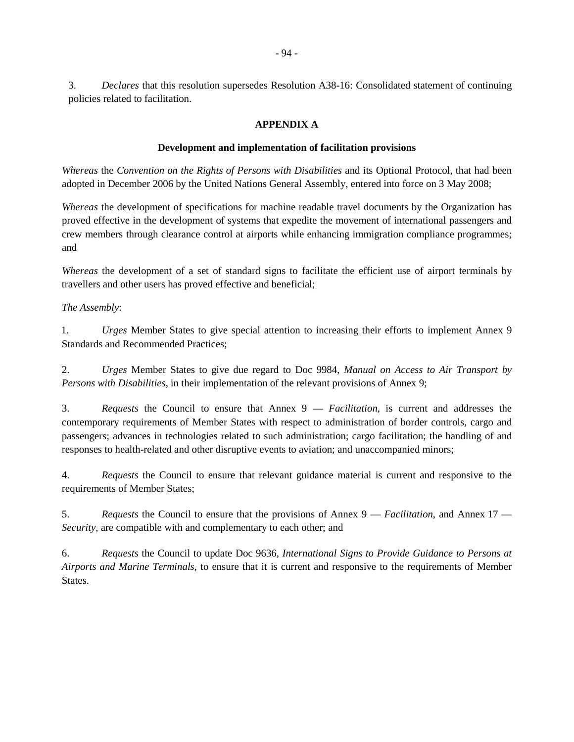3. *Declares* that this resolution supersedes Resolution A38-16: Consolidated statement of continuing policies related to facilitation.

## APPENDIX A

### Development and implementation of facilitation provisions

*Whereas* the *Convention on the Rights of Persons with Disabilities* and its Optional Protocol, that had been adopted in December 2006 by the United Nations General Assembly, entered into force on 3 May 2008;

*Whereas* the development of specifications for machine readable travel documents by the Organization has proved effective in the development of systems that expedite the movement of international passengers and crew members through clearance control at airports while enhancing immigration compliance programmes; and

*Whereas* the development of a set of standard signs to facilitate the efficient use of airport terminals by travellers and other users has proved effective and beneficial;

*The Assembly*:

1. *Urges* Member States to give special attention to increasing their efforts to implement Annex 9 Standards and Recommended Practices;

2. *Urges* Member States to give due regard to Doc 9984, *Manual on Access to Air Transport by Persons with Disabilities*, in their implementation of the relevant provisions of Annex 9;

3. *Requests* the Council to ensure that Annex 9 — *Facilitation*, is current and addresses the contemporary requirements of Member States with respect to administration of border controls, cargo and passengers; advances in technologies related to such administration; cargo facilitation; the handling of and responses to health-related and other disruptive events to aviation; and unaccompanied minors;

4. *Requests* the Council to ensure that relevant guidance material is current and responsive to the requirements of Member States;

5. *Requests* the Council to ensure that the provisions of Annex 9 — *Facilitation*, and Annex 17 — *Security*, are compatible with and complementary to each other; and

6. *Requests* the Council to update Doc 9636, *International Signs to Provide Guidance to Persons at Airports and Marine Terminals*, to ensure that it is current and responsive to the requirements of Member States.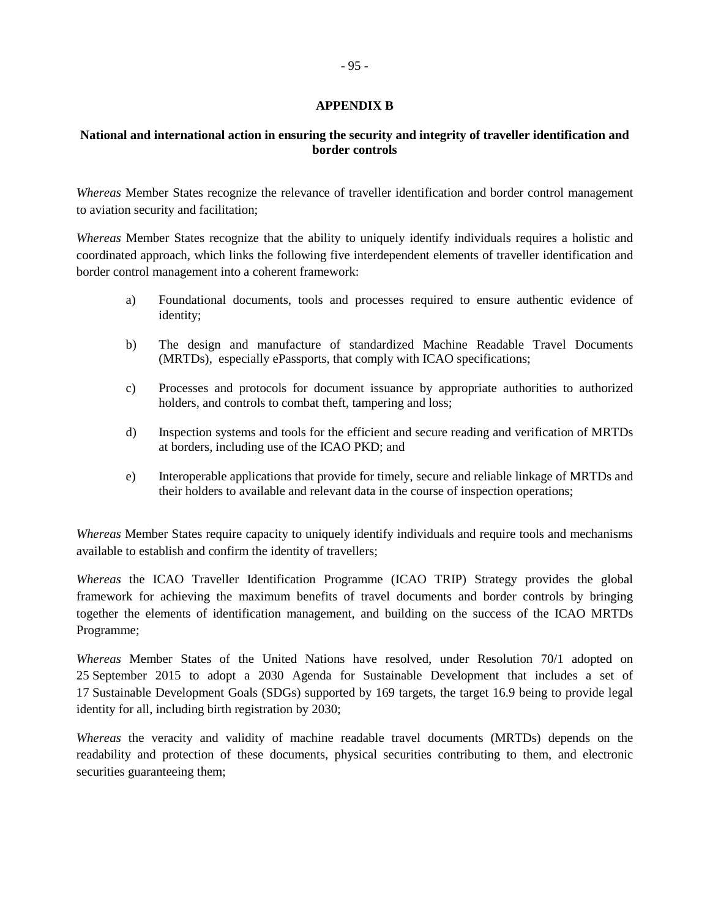## APPENDIX B

### National and international action in ensuring the security and integrity of traveller identification and border controls

*Whereas* Member States recognize the relevance of traveller identification and border control management to aviation security and facilitation;

*Whereas* Member States recognize that the ability to uniquely identify individuals requires a holistic and coordinated approach, which links the following five interdependent elements of traveller identification and border control management into a coherent framework:

a) Foundational documents, tools and processes required to ensure authentic evidence of identity;

b) The design and manufacture of standardized Machine Readable Travel Documents (MRTDs), especially ePassports, that comply with ICAO specifications;

c) Processes and protocols for document issuance by appropriate authorities to authorized holders, and controls to combat theft, tampering and loss;

d) Inspection systems and tools for the efficient and secure reading and verification of MRTDs at borders, including use of the ICAO PKD; and

e) Interoperable applications that provide for timely, secure and reliable linkage of MRTDs and their holders to available and relevant data in the course of inspection operations;

*Whereas* Member States require capacity to uniquely identify individuals and require tools and mechanisms available to establish and confirm the identity of travellers;

*Whereas* the ICAO Traveller Identification Programme (ICAO TRIP) Strategy provides the global framework for achieving the maximum benefits of travel documents and border controls by bringing together the elements of identification management, and building on the success of the ICAO MRTDs Programme;

*Whereas* Member States of the United Nations have resolved, under Resolution 70/1 adopted on 25 September 2015 to adopt a 2030 Agenda for Sustainable Development that includes a set of 17 Sustainable Development Goals (SDGs) supported by 169 targets, the target 16.9 being to provide legal identity for all, including birth registration by 2030;

*Whereas* the veracity and validity of machine readable travel documents (MRTDs) depends on the readability and protection of these documents, physical securities contributing to them, and electronic securities guaranteeing them;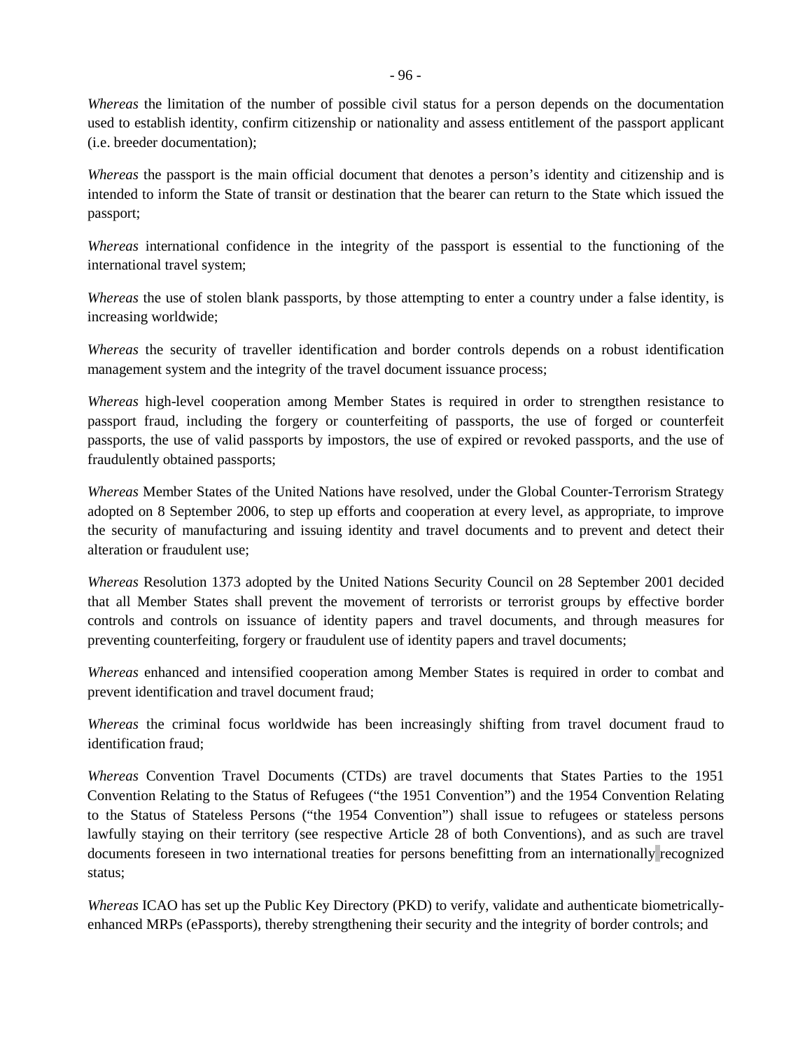*Whereas* the limitation of the number of possible civil status for a person depends on the documentation used to establish identity, confirm citizenship or nationality and assess entitlement of the passport applicant (i.e. breeder documentation);

*Whereas* the passport is the main official document that denotes a person's identity and citizenship and is intended to inform the State of transit or destination that the bearer can return to the State which issued the passport;

*Whereas* international confidence in the integrity of the passport is essential to the functioning of the international travel system;

*Whereas* the use of stolen blank passports, by those attempting to enter a country under a false identity, is increasing worldwide;

*Whereas* the security of traveller identification and border controls depends on a robust identification management system and the integrity of the travel document issuance process;

*Whereas* high-level cooperation among Member States is required in order to strengthen resistance to passport fraud, including the forgery or counterfeiting of passports, the use of forged or counterfeit passports, the use of valid passports by impostors, the use of expired or revoked passports, and the use of fraudulently obtained passports;

*Whereas* Member States of the United Nations have resolved, under the Global Counter-Terrorism Strategy adopted on 8 September 2006, to step up efforts and cooperation at every level, as appropriate, to improve the security of manufacturing and issuing identity and travel documents and to prevent and detect their alteration or fraudulent use;

*Whereas* Resolution 1373 adopted by the United Nations Security Council on 28 September 2001 decided that all Member States shall prevent the movement of terrorists or terrorist groups by effective border controls and controls on issuance of identity papers and travel documents, and through measures for preventing counterfeiting, forgery or fraudulent use of identity papers and travel documents;

*Whereas* enhanced and intensified cooperation among Member States is required in order to combat and prevent identification and travel document fraud;

*Whereas* the criminal focus worldwide has been increasingly shifting from travel document fraud to identification fraud;

*Whereas* Convention Travel Documents (CTDs) are travel documents that States Parties to the 1951 Convention Relating to the Status of Refugees ("the 1951 Convention") and the 1954 Convention Relating to the Status of Stateless Persons ("the 1954 Convention") shall issue to refugees or stateless persons lawfully staying on their territory (see respective Article 28 of both Conventions), and as such are travel documents foreseen in two international treaties for persons benefitting from an internationally recognized status;

*Whereas* ICAO has set up the Public Key Directory (PKD) to verify, validate and authenticate biometrically-enhanced MRPs (ePassports), thereby strengthening their security and the integrity of border controls; and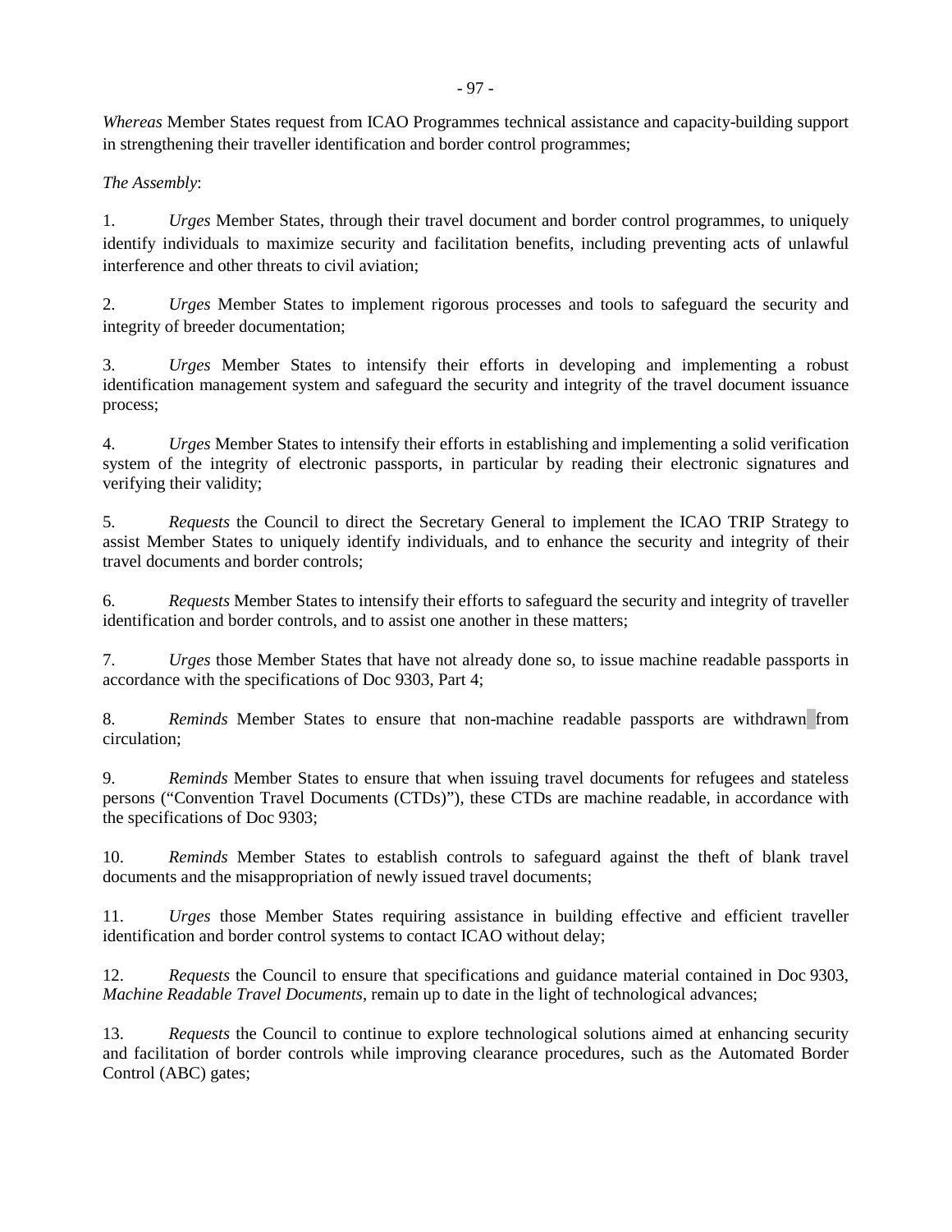*Whereas* Member States request from ICAO Programmes technical assistance and capacity-building support in strengthening their traveller identification and border control programmes;

*The Assembly*:

1. *Urges* Member States, through their travel document and border control programmes, to uniquely identify individuals to maximize security and facilitation benefits, including preventing acts of unlawful interference and other threats to civil aviation;

2. *Urges* Member States to implement rigorous processes and tools to safeguard the security and integrity of breeder documentation;

3. *Urges* Member States to intensify their efforts in developing and implementing a robust identification management system and safeguard the security and integrity of the travel document issuance process;

4. *Urges* Member States to intensify their efforts in establishing and implementing a solid verification system of the integrity of electronic passports, in particular by reading their electronic signatures and verifying their validity;

5. *Requests* the Council to direct the Secretary General to implement the ICAO TRIP Strategy to assist Member States to uniquely identify individuals, and to enhance the security and integrity of their travel documents and border controls;

6. *Requests* Member States to intensify their efforts to safeguard the security and integrity of traveller identification and border controls, and to assist one another in these matters;

7. *Urges* those Member States that have not already done so, to issue machine readable passports in accordance with the specifications of Doc 9303, Part 4;

8. *Reminds* Member States to ensure that non-machine readable passports are withdrawn from circulation;

9. *Reminds* Member States to ensure that when issuing travel documents for refugees and stateless persons ("Convention Travel Documents (CTDs)"), these CTDs are machine readable, in accordance with the specifications of Doc 9303;

10. *Reminds* Member States to establish controls to safeguard against the theft of blank travel documents and the misappropriation of newly issued travel documents;

11. *Urges* those Member States requiring assistance in building effective and efficient traveller identification and border control systems to contact ICAO without delay;

12. *Requests* the Council to ensure that specifications and guidance material contained in Doc 9303, *Machine Readable Travel Documents*, remain up to date in the light of technological advances;

13. *Requests* the Council to continue to explore technological solutions aimed at enhancing security and facilitation of border controls while improving clearance procedures, such as the Automated Border Control (ABC) gates;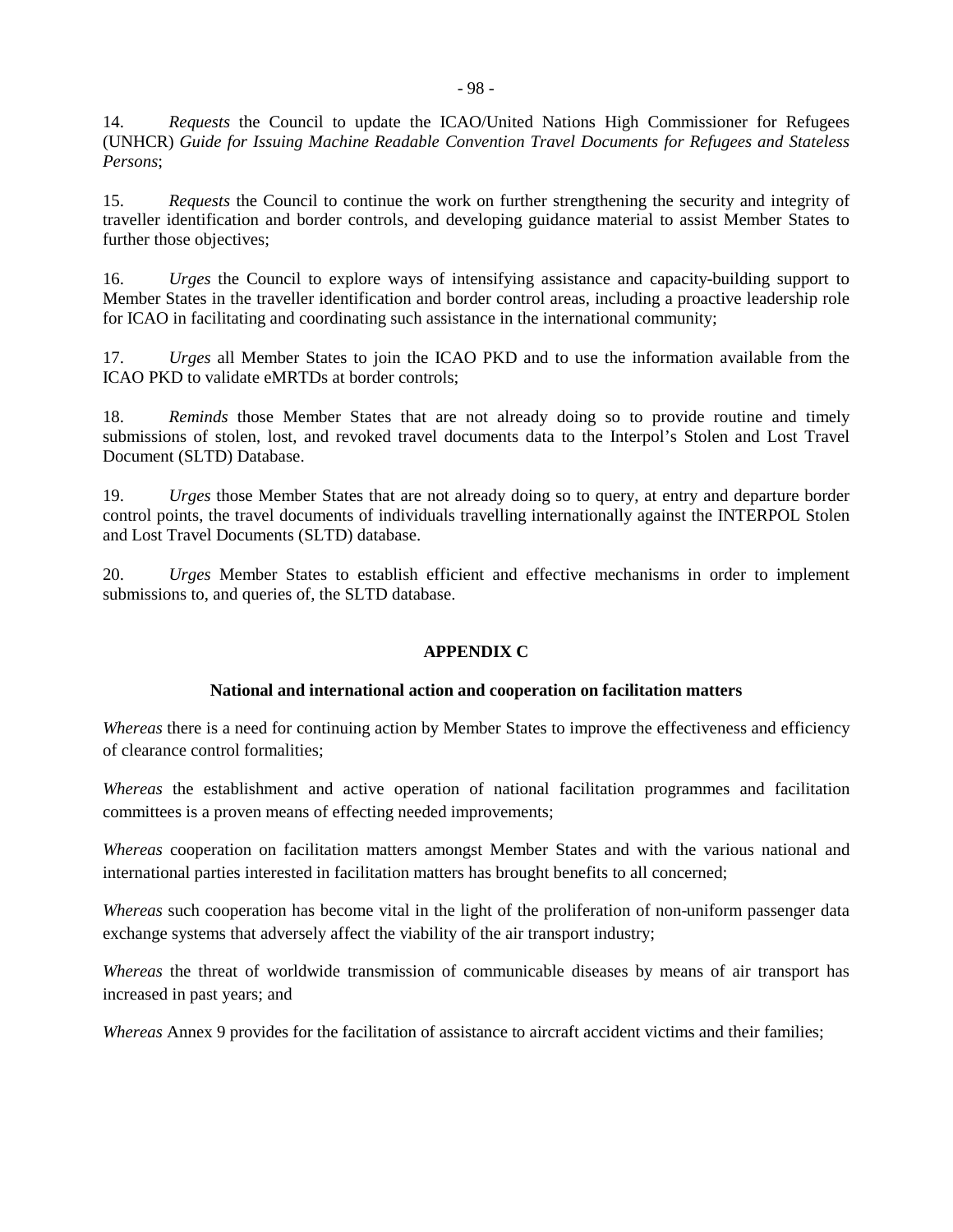14. *Requests* the Council to update the ICAO/United Nations High Commissioner for Refugees (UNHCR) *Guide for Issuing Machine Readable Convention Travel Documents for Refugees and Stateless Persons*;

15. *Requests* the Council to continue the work on further strengthening the security and integrity of traveller identification and border controls, and developing guidance material to assist Member States to further those objectives;

16. *Urges* the Council to explore ways of intensifying assistance and capacity-building support to Member States in the traveller identification and border control areas, including a proactive leadership role for ICAO in facilitating and coordinating such assistance in the international community;

17. *Urges* all Member States to join the ICAO PKD and to use the information available from the ICAO PKD to validate eMRTDs at border controls;

18. *Reminds* those Member States that are not already doing so to provide routine and timely submissions of stolen, lost, and revoked travel documents data to the Interpol's Stolen and Lost Travel Document (SLTD) Database.

19. *Urges* those Member States that are not already doing so to query, at entry and departure border control points, the travel documents of individuals travelling internationally against the INTERPOL Stolen and Lost Travel Documents (SLTD) database.

20. *Urges* Member States to establish efficient and effective mechanisms in order to implement submissions to, and queries of, the SLTD database.

## APPENDIX C

### National and international action and cooperation on facilitation matters

*Whereas* there is a need for continuing action by Member States to improve the effectiveness and efficiency of clearance control formalities;

*Whereas* the establishment and active operation of national facilitation programmes and facilitation committees is a proven means of effecting needed improvements;

*Whereas* cooperation on facilitation matters amongst Member States and with the various national and international parties interested in facilitation matters has brought benefits to all concerned;

*Whereas* such cooperation has become vital in the light of the proliferation of non-uniform passenger data exchange systems that adversely affect the viability of the air transport industry;

*Whereas* the threat of worldwide transmission of communicable diseases by means of air transport has increased in past years; and

*Whereas* Annex 9 provides for the facilitation of assistance to aircraft accident victims and their families;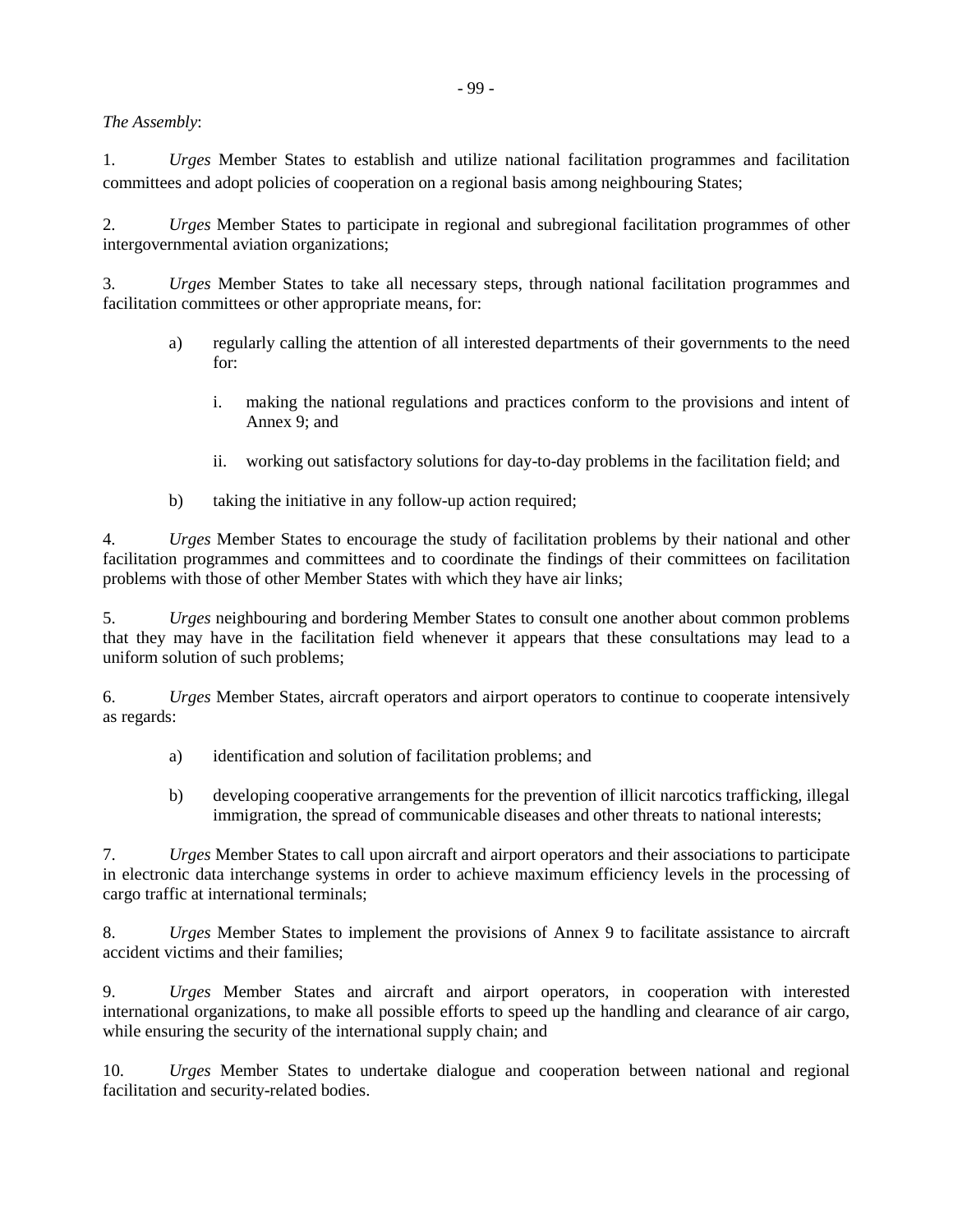*The Assembly*:

1. *Urges* Member States to establish and utilize national facilitation programmes and facilitation committees and adopt policies of cooperation on a regional basis among neighbouring States;

2. *Urges* Member States to participate in regional and subregional facilitation programmes of other intergovernmental aviation organizations;

3. *Urges* Member States to take all necessary steps, through national facilitation programmes and facilitation committees or other appropriate means, for:

   a) regularly calling the attention of all interested departments of their governments to the need for:

      i. making the national regulations and practices conform to the provisions and intent of Annex 9; and

      ii. working out satisfactory solutions for day-to-day problems in the facilitation field; and

   b) taking the initiative in any follow-up action required;

4. *Urges* Member States to encourage the study of facilitation problems by their national and other facilitation programmes and committees and to coordinate the findings of their committees on facilitation problems with those of other Member States with which they have air links;

5. *Urges* neighbouring and bordering Member States to consult one another about common problems that they may have in the facilitation field whenever it appears that these consultations may lead to a uniform solution of such problems;

6. *Urges* Member States, aircraft operators and airport operators to continue to cooperate intensively as regards:

   a) identification and solution of facilitation problems; and

   b) developing cooperative arrangements for the prevention of illicit narcotics trafficking, illegal immigration, the spread of communicable diseases and other threats to national interests;

7. *Urges* Member States to call upon aircraft and airport operators and their associations to participate in electronic data interchange systems in order to achieve maximum efficiency levels in the processing of cargo traffic at international terminals;

8. *Urges* Member States to implement the provisions of Annex 9 to facilitate assistance to aircraft accident victims and their families;

9. *Urges* Member States and aircraft and airport operators, in cooperation with interested international organizations, to make all possible efforts to speed up the handling and clearance of air cargo, while ensuring the security of the international supply chain; and

10. *Urges* Member States to undertake dialogue and cooperation between national and regional facilitation and security-related bodies.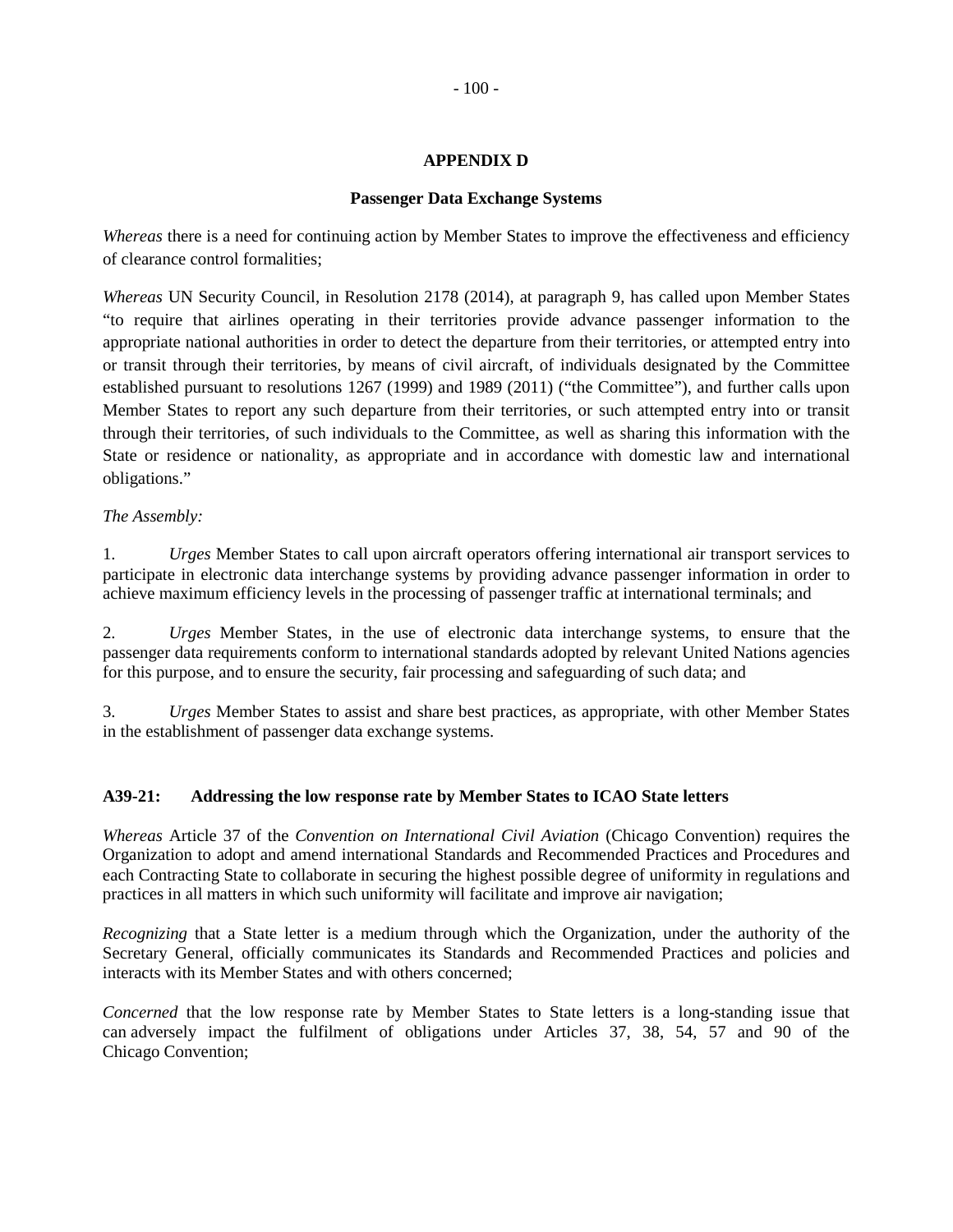## APPENDIX D

### Passenger Data Exchange Systems

*Whereas* there is a need for continuing action by Member States to improve the effectiveness and efficiency of clearance control formalities;

*Whereas* UN Security Council, in Resolution 2178 (2014), at paragraph 9, has called upon Member States "to require that airlines operating in their territories provide advance passenger information to the appropriate national authorities in order to detect the departure from their territories, or attempted entry into or transit through their territories, by means of civil aircraft, of individuals designated by the Committee established pursuant to resolutions 1267 (1999) and 1989 (2011) ("the Committee"), and further calls upon Member States to report any such departure from their territories, or such attempted entry into or transit through their territories, of such individuals to the Committee, as well as sharing this information with the State or residence or nationality, as appropriate and in accordance with domestic law and international obligations."

*The Assembly:*

1. *Urges* Member States to call upon aircraft operators offering international air transport services to participate in electronic data interchange systems by providing advance passenger information in order to achieve maximum efficiency levels in the processing of passenger traffic at international terminals; and

2. *Urges* Member States, in the use of electronic data interchange systems, to ensure that the passenger data requirements conform to international standards adopted by relevant United Nations agencies for this purpose, and to ensure the security, fair processing and safeguarding of such data; and

3. *Urges* Member States to assist and share best practices, as appropriate, with other Member States in the establishment of passenger data exchange systems.

### A39-21: Addressing the low response rate by Member States to ICAO State letters

*Whereas* Article 37 of the *Convention on International Civil Aviation* (Chicago Convention) requires the Organization to adopt and amend international Standards and Recommended Practices and Procedures and each Contracting State to collaborate in securing the highest possible degree of uniformity in regulations and practices in all matters in which such uniformity will facilitate and improve air navigation;

*Recognizing* that a State letter is a medium through which the Organization, under the authority of the Secretary General, officially communicates its Standards and Recommended Practices and policies and interacts with its Member States and with others concerned;

*Concerned* that the low response rate by Member States to State letters is a long-standing issue that can adversely impact the fulfilment of obligations under Articles 37, 38, 54, 57 and 90 of the Chicago Convention;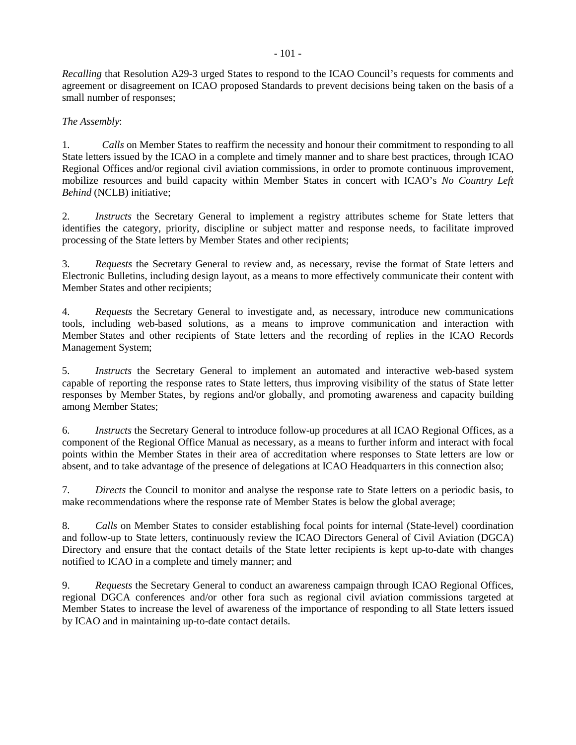*Recalling* that Resolution A29-3 urged States to respond to the ICAO Council's requests for comments and agreement or disagreement on ICAO proposed Standards to prevent decisions being taken on the basis of a small number of responses;

*The Assembly*:

1. *Calls* on Member States to reaffirm the necessity and honour their commitment to responding to all State letters issued by the ICAO in a complete and timely manner and to share best practices, through ICAO Regional Offices and/or regional civil aviation commissions, in order to promote continuous improvement, mobilize resources and build capacity within Member States in concert with ICAO's *No Country Left Behind* (NCLB) initiative;

2. *Instructs* the Secretary General to implement a registry attributes scheme for State letters that identifies the category, priority, discipline or subject matter and response needs, to facilitate improved processing of the State letters by Member States and other recipients;

3. *Requests* the Secretary General to review and, as necessary, revise the format of State letters and Electronic Bulletins, including design layout, as a means to more effectively communicate their content with Member States and other recipients;

4. *Requests* the Secretary General to investigate and, as necessary, introduce new communications tools, including web-based solutions, as a means to improve communication and interaction with Member States and other recipients of State letters and the recording of replies in the ICAO Records Management System;

5. *Instructs* the Secretary General to implement an automated and interactive web-based system capable of reporting the response rates to State letters, thus improving visibility of the status of State letter responses by Member States, by regions and/or globally, and promoting awareness and capacity building among Member States;

6. *Instructs* the Secretary General to introduce follow-up procedures at all ICAO Regional Offices, as a component of the Regional Office Manual as necessary, as a means to further inform and interact with focal points within the Member States in their area of accreditation where responses to State letters are low or absent, and to take advantage of the presence of delegations at ICAO Headquarters in this connection also;

7. *Directs* the Council to monitor and analyse the response rate to State letters on a periodic basis, to make recommendations where the response rate of Member States is below the global average;

8. *Calls* on Member States to consider establishing focal points for internal (State-level) coordination and follow-up to State letters, continuously review the ICAO Directors General of Civil Aviation (DGCA) Directory and ensure that the contact details of the State letter recipients is kept up-to-date with changes notified to ICAO in a complete and timely manner; and

9. *Requests* the Secretary General to conduct an awareness campaign through ICAO Regional Offices, regional DGCA conferences and/or other fora such as regional civil aviation commissions targeted at Member States to increase the level of awareness of the importance of responding to all State letters issued by ICAO and in maintaining up-to-date contact details.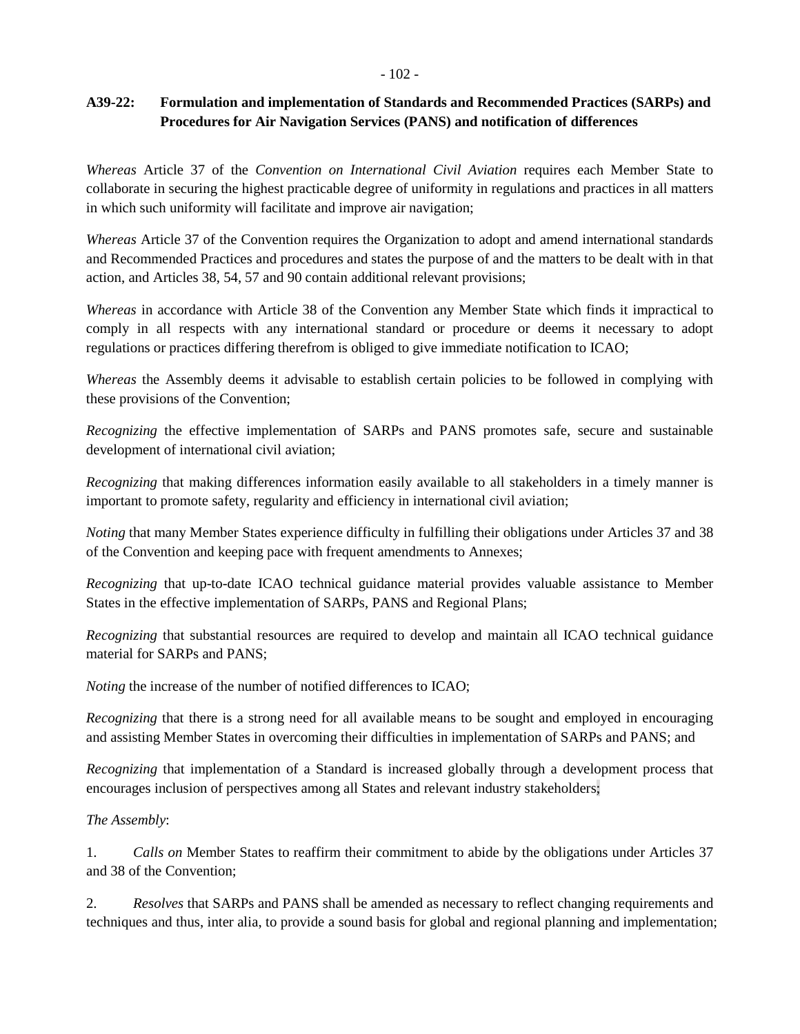## A39-22: Formulation and implementation of Standards and Recommended Practices (SARPs) and Procedures for Air Navigation Services (PANS) and notification of differences

*Whereas* Article 37 of the *Convention on International Civil Aviation* requires each Member State to collaborate in securing the highest practicable degree of uniformity in regulations and practices in all matters in which such uniformity will facilitate and improve air navigation;

*Whereas* Article 37 of the Convention requires the Organization to adopt and amend international standards and Recommended Practices and procedures and states the purpose of and the matters to be dealt with in that action, and Articles 38, 54, 57 and 90 contain additional relevant provisions;

*Whereas* in accordance with Article 38 of the Convention any Member State which finds it impractical to comply in all respects with any international standard or procedure or deems it necessary to adopt regulations or practices differing therefrom is obliged to give immediate notification to ICAO;

*Whereas* the Assembly deems it advisable to establish certain policies to be followed in complying with these provisions of the Convention;

*Recognizing* the effective implementation of SARPs and PANS promotes safe, secure and sustainable development of international civil aviation;

*Recognizing* that making differences information easily available to all stakeholders in a timely manner is important to promote safety, regularity and efficiency in international civil aviation;

*Noting* that many Member States experience difficulty in fulfilling their obligations under Articles 37 and 38 of the Convention and keeping pace with frequent amendments to Annexes;

*Recognizing* that up-to-date ICAO technical guidance material provides valuable assistance to Member States in the effective implementation of SARPs, PANS and Regional Plans;

*Recognizing* that substantial resources are required to develop and maintain all ICAO technical guidance material for SARPs and PANS;

*Noting* the increase of the number of notified differences to ICAO;

*Recognizing* that there is a strong need for all available means to be sought and employed in encouraging and assisting Member States in overcoming their difficulties in implementation of SARPs and PANS; and

*Recognizing* that implementation of a Standard is increased globally through a development process that encourages inclusion of perspectives among all States and relevant industry stakeholders;

*The Assembly*:

1. *Calls on* Member States to reaffirm their commitment to abide by the obligations under Articles 37 and 38 of the Convention;

2. *Resolves* that SARPs and PANS shall be amended as necessary to reflect changing requirements and techniques and thus, inter alia, to provide a sound basis for global and regional planning and implementation;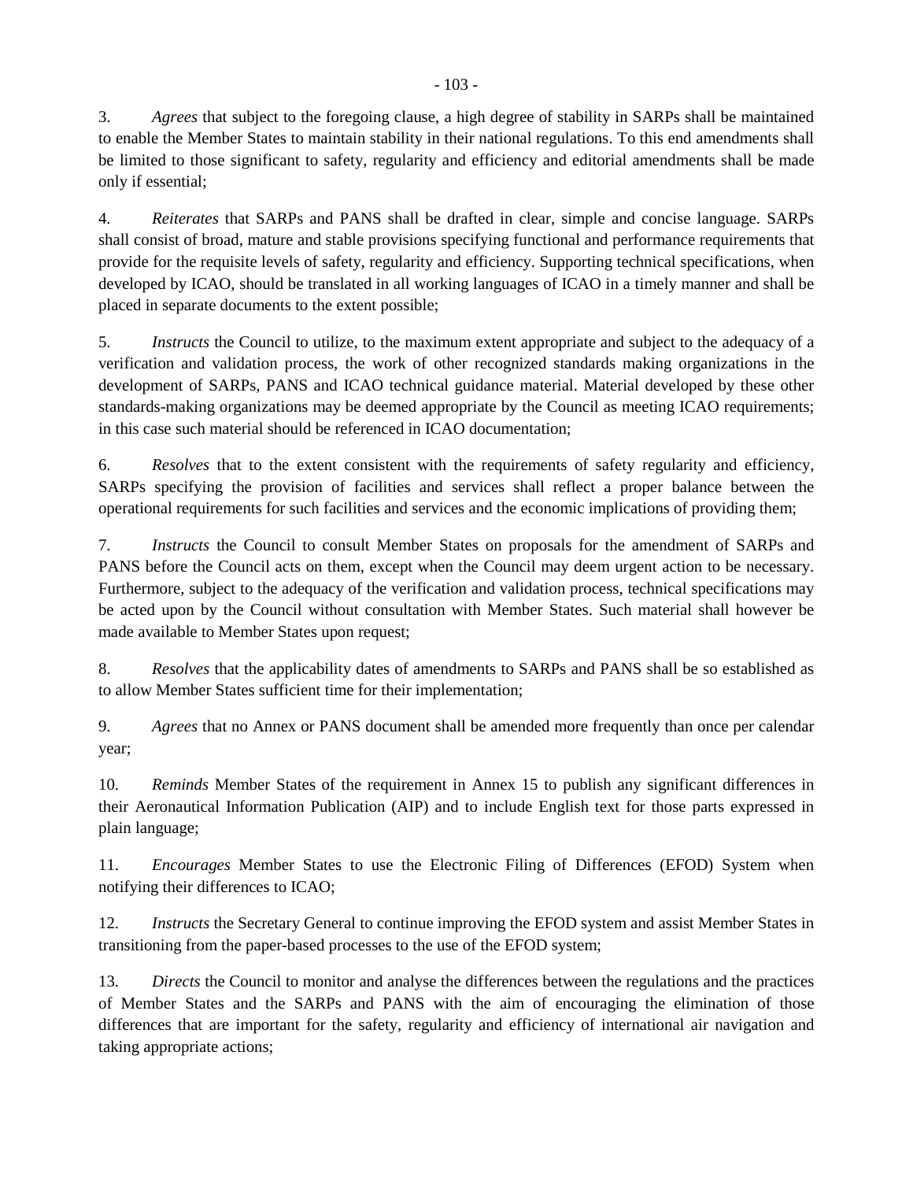3. *Agrees* that subject to the foregoing clause, a high degree of stability in SARPs shall be maintained to enable the Member States to maintain stability in their national regulations. To this end amendments shall be limited to those significant to safety, regularity and efficiency and editorial amendments shall be made only if essential;

4. *Reiterates* that SARPs and PANS shall be drafted in clear, simple and concise language. SARPs shall consist of broad, mature and stable provisions specifying functional and performance requirements that provide for the requisite levels of safety, regularity and efficiency. Supporting technical specifications, when developed by ICAO, should be translated in all working languages of ICAO in a timely manner and shall be placed in separate documents to the extent possible;

5. *Instructs* the Council to utilize, to the maximum extent appropriate and subject to the adequacy of a verification and validation process, the work of other recognized standards making organizations in the development of SARPs, PANS and ICAO technical guidance material. Material developed by these other standards-making organizations may be deemed appropriate by the Council as meeting ICAO requirements; in this case such material should be referenced in ICAO documentation;

6. *Resolves* that to the extent consistent with the requirements of safety regularity and efficiency, SARPs specifying the provision of facilities and services shall reflect a proper balance between the operational requirements for such facilities and services and the economic implications of providing them;

7. *Instructs* the Council to consult Member States on proposals for the amendment of SARPs and PANS before the Council acts on them, except when the Council may deem urgent action to be necessary. Furthermore, subject to the adequacy of the verification and validation process, technical specifications may be acted upon by the Council without consultation with Member States. Such material shall however be made available to Member States upon request;

8. *Resolves* that the applicability dates of amendments to SARPs and PANS shall be so established as to allow Member States sufficient time for their implementation;

9. *Agrees* that no Annex or PANS document shall be amended more frequently than once per calendar year;

10. *Reminds* Member States of the requirement in Annex 15 to publish any significant differences in their Aeronautical Information Publication (AIP) and to include English text for those parts expressed in plain language;

11. *Encourages* Member States to use the Electronic Filing of Differences (EFOD) System when notifying their differences to ICAO;

12. *Instructs* the Secretary General to continue improving the EFOD system and assist Member States in transitioning from the paper-based processes to the use of the EFOD system;

13. *Directs* the Council to monitor and analyse the differences between the regulations and the practices of Member States and the SARPs and PANS with the aim of encouraging the elimination of those differences that are important for the safety, regularity and efficiency of international air navigation and taking appropriate actions;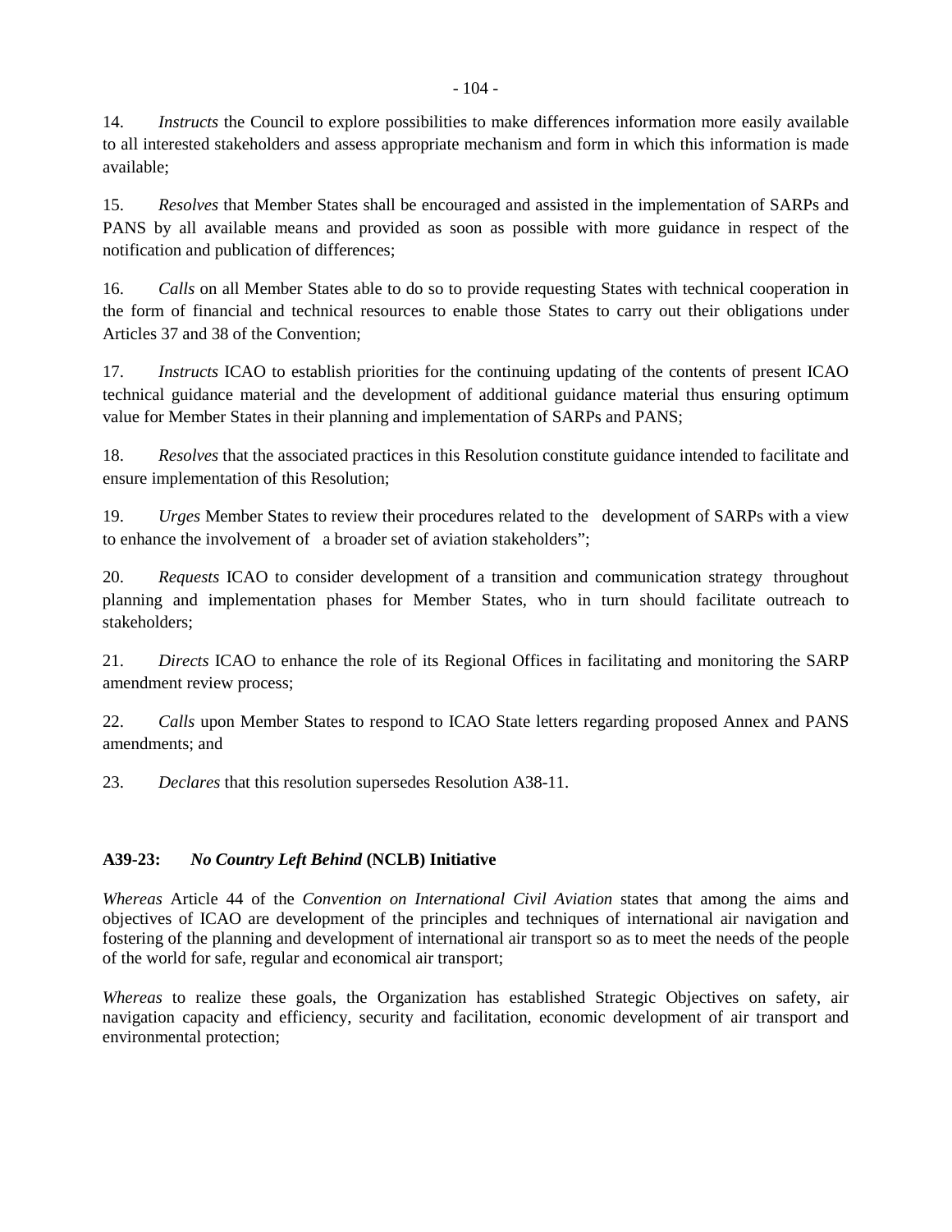14. *Instructs* the Council to explore possibilities to make differences information more easily available to all interested stakeholders and assess appropriate mechanism and form in which this information is made available;

15. *Resolves* that Member States shall be encouraged and assisted in the implementation of SARPs and PANS by all available means and provided as soon as possible with more guidance in respect of the notification and publication of differences;

16. *Calls* on all Member States able to do so to provide requesting States with technical cooperation in the form of financial and technical resources to enable those States to carry out their obligations under Articles 37 and 38 of the Convention;

17. *Instructs* ICAO to establish priorities for the continuing updating of the contents of present ICAO technical guidance material and the development of additional guidance material thus ensuring optimum value for Member States in their planning and implementation of SARPs and PANS;

18. *Resolves* that the associated practices in this Resolution constitute guidance intended to facilitate and ensure implementation of this Resolution;

19. *Urges* Member States to review their procedures related to the development of SARPs with a view to enhance the involvement of a broader set of aviation stakeholders";

20. *Requests* ICAO to consider development of a transition and communication strategy throughout planning and implementation phases for Member States, who in turn should facilitate outreach to stakeholders;

21. *Directs* ICAO to enhance the role of its Regional Offices in facilitating and monitoring the SARP amendment review process;

22. *Calls* upon Member States to respond to ICAO State letters regarding proposed Annex and PANS amendments; and

23. *Declares* that this resolution supersedes Resolution A38-11.

### A39-23: *No Country Left Behind* (NCLB) Initiative

*Whereas* Article 44 of the *Convention on International Civil Aviation* states that among the aims and objectives of ICAO are development of the principles and techniques of international air navigation and fostering of the planning and development of international air transport so as to meet the needs of the people of the world for safe, regular and economical air transport;

*Whereas* to realize these goals, the Organization has established Strategic Objectives on safety, air navigation capacity and efficiency, security and facilitation, economic development of air transport and environmental protection;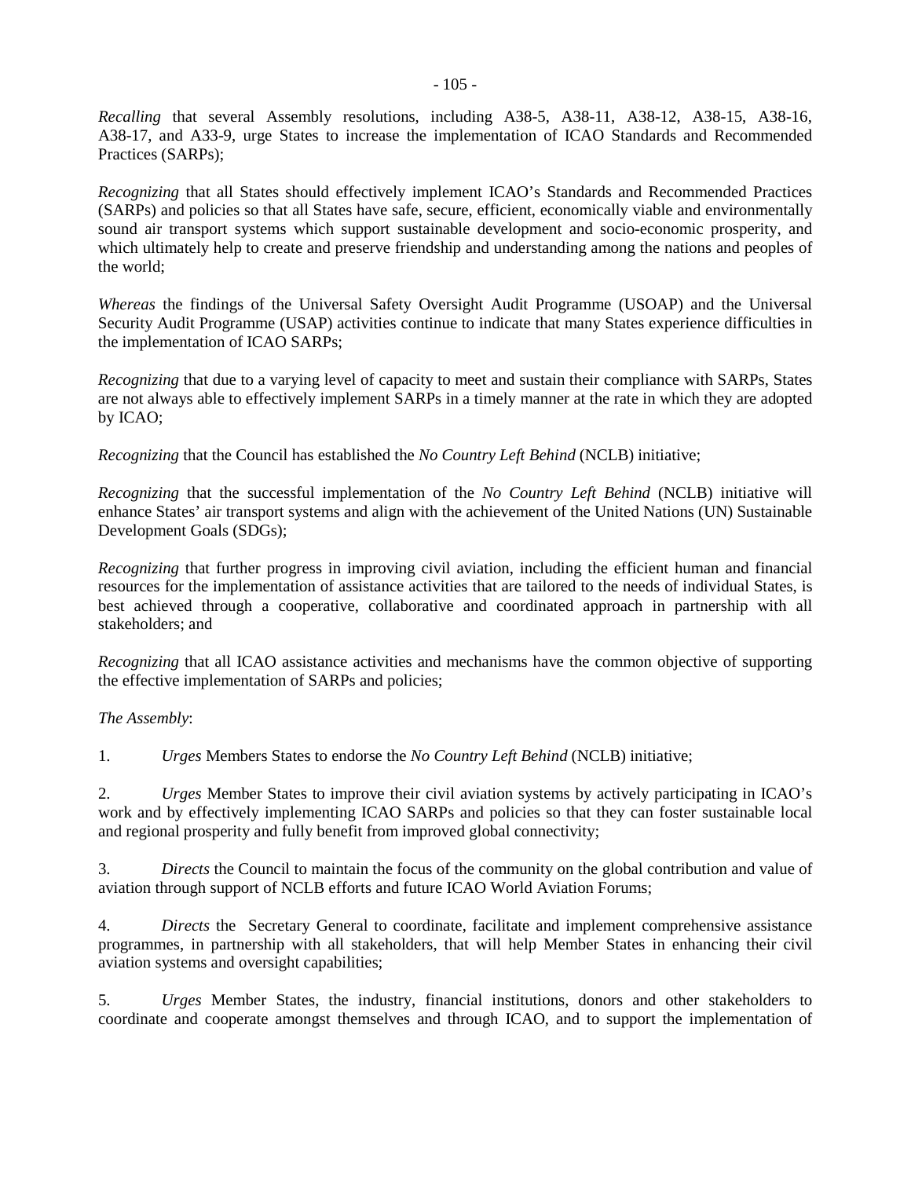*Recalling* that several Assembly resolutions, including A38-5, A38-11, A38-12, A38-15, A38-16, A38-17, and A33-9, urge States to increase the implementation of ICAO Standards and Recommended Practices (SARPs);

*Recognizing* that all States should effectively implement ICAO's Standards and Recommended Practices (SARPs) and policies so that all States have safe, secure, efficient, economically viable and environmentally sound air transport systems which support sustainable development and socio-economic prosperity, and which ultimately help to create and preserve friendship and understanding among the nations and peoples of the world;

*Whereas* the findings of the Universal Safety Oversight Audit Programme (USOAP) and the Universal Security Audit Programme (USAP) activities continue to indicate that many States experience difficulties in the implementation of ICAO SARPs;

*Recognizing* that due to a varying level of capacity to meet and sustain their compliance with SARPs, States are not always able to effectively implement SARPs in a timely manner at the rate in which they are adopted by ICAO;

*Recognizing* that the Council has established the *No Country Left Behind* (NCLB) initiative;

*Recognizing* that the successful implementation of the *No Country Left Behind* (NCLB) initiative will enhance States' air transport systems and align with the achievement of the United Nations (UN) Sustainable Development Goals (SDGs);

*Recognizing* that further progress in improving civil aviation, including the efficient human and financial resources for the implementation of assistance activities that are tailored to the needs of individual States, is best achieved through a cooperative, collaborative and coordinated approach in partnership with all stakeholders; and

*Recognizing* that all ICAO assistance activities and mechanisms have the common objective of supporting the effective implementation of SARPs and policies;

*The Assembly*:

1. *Urges* Members States to endorse the *No Country Left Behind* (NCLB) initiative;

2. *Urges* Member States to improve their civil aviation systems by actively participating in ICAO's work and by effectively implementing ICAO SARPs and policies so that they can foster sustainable local and regional prosperity and fully benefit from improved global connectivity;

3. *Directs* the Council to maintain the focus of the community on the global contribution and value of aviation through support of NCLB efforts and future ICAO World Aviation Forums;

4. *Directs* the Secretary General to coordinate, facilitate and implement comprehensive assistance programmes, in partnership with all stakeholders, that will help Member States in enhancing their civil aviation systems and oversight capabilities;

5. *Urges* Member States, the industry, financial institutions, donors and other stakeholders to coordinate and cooperate amongst themselves and through ICAO, and to support the implementation of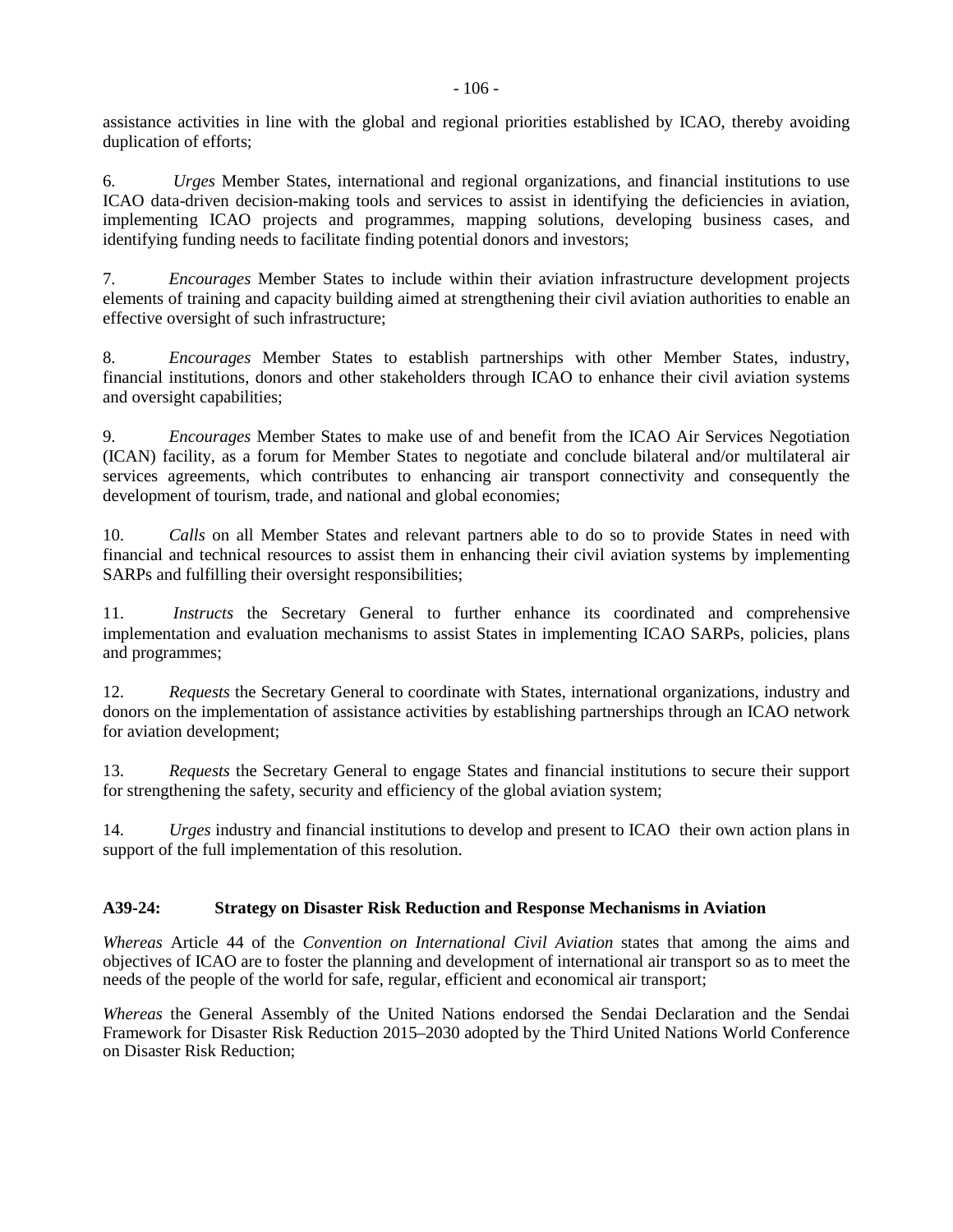assistance activities in line with the global and regional priorities established by ICAO, thereby avoiding duplication of efforts;

6. *Urges* Member States, international and regional organizations, and financial institutions to use ICAO data-driven decision-making tools and services to assist in identifying the deficiencies in aviation, implementing ICAO projects and programmes, mapping solutions, developing business cases, and identifying funding needs to facilitate finding potential donors and investors;

7. *Encourages* Member States to include within their aviation infrastructure development projects elements of training and capacity building aimed at strengthening their civil aviation authorities to enable an effective oversight of such infrastructure;

8. *Encourages* Member States to establish partnerships with other Member States, industry, financial institutions, donors and other stakeholders through ICAO to enhance their civil aviation systems and oversight capabilities;

9. *Encourages* Member States to make use of and benefit from the ICAO Air Services Negotiation (ICAN) facility, as a forum for Member States to negotiate and conclude bilateral and/or multilateral air services agreements, which contributes to enhancing air transport connectivity and consequently the development of tourism, trade, and national and global economies;

10. *Calls* on all Member States and relevant partners able to do so to provide States in need with financial and technical resources to assist them in enhancing their civil aviation systems by implementing SARPs and fulfilling their oversight responsibilities;

11. *Instructs* the Secretary General to further enhance its coordinated and comprehensive implementation and evaluation mechanisms to assist States in implementing ICAO SARPs, policies, plans and programmes;

12. *Requests* the Secretary General to coordinate with States, international organizations, industry and donors on the implementation of assistance activities by establishing partnerships through an ICAO network for aviation development;

13. *Requests* the Secretary General to engage States and financial institutions to secure their support for strengthening the safety, security and efficiency of the global aviation system;

14. *Urges* industry and financial institutions to develop and present to ICAO their own action plans in support of the full implementation of this resolution.

### A39-24: Strategy on Disaster Risk Reduction and Response Mechanisms in Aviation

*Whereas* Article 44 of the *Convention on International Civil Aviation* states that among the aims and objectives of ICAO are to foster the planning and development of international air transport so as to meet the needs of the people of the world for safe, regular, efficient and economical air transport;

*Whereas* the General Assembly of the United Nations endorsed the Sendai Declaration and the Sendai Framework for Disaster Risk Reduction 2015–2030 adopted by the Third United Nations World Conference on Disaster Risk Reduction;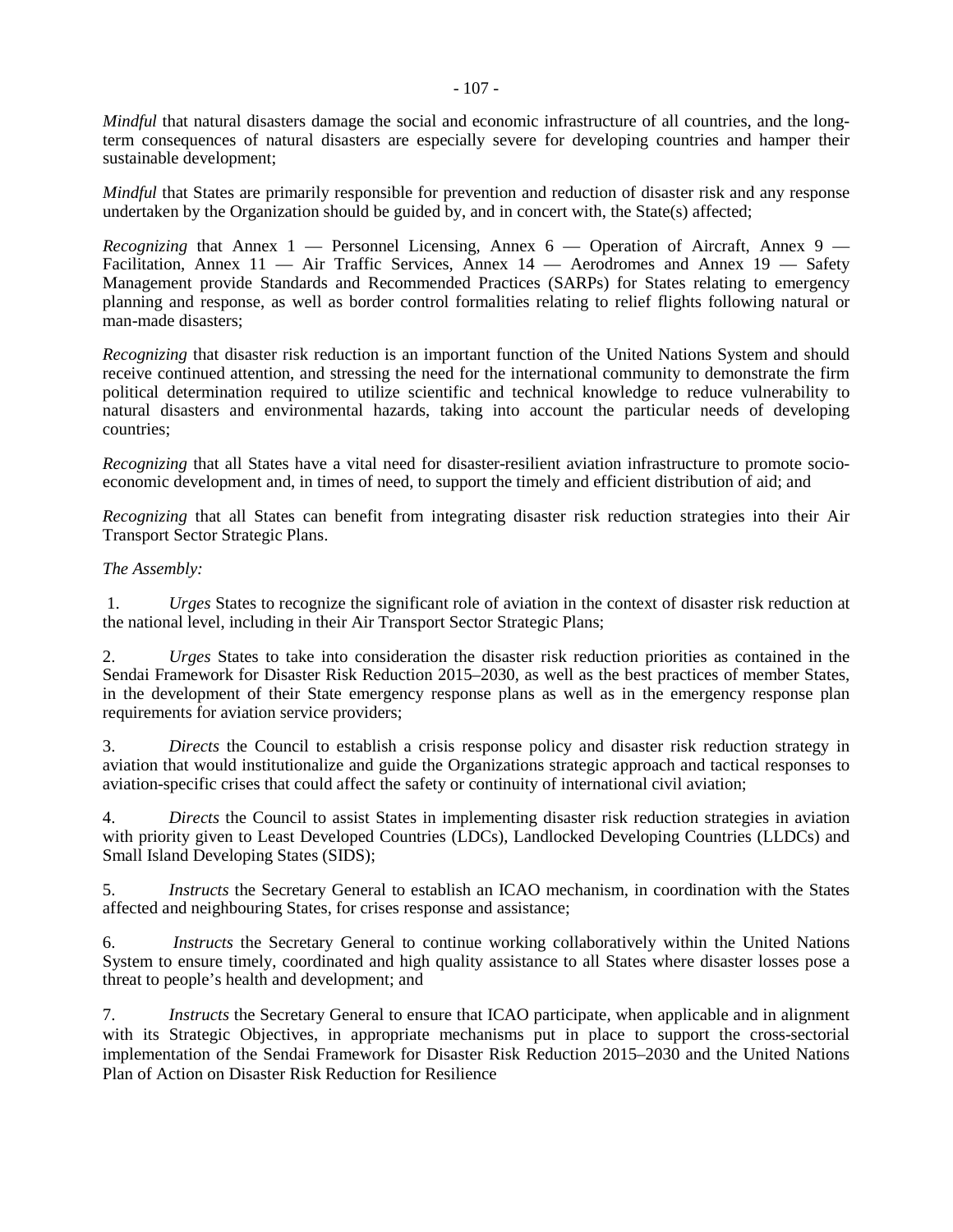*Mindful* that natural disasters damage the social and economic infrastructure of all countries, and the long-term consequences of natural disasters are especially severe for developing countries and hamper their sustainable development;

*Mindful* that States are primarily responsible for prevention and reduction of disaster risk and any response undertaken by the Organization should be guided by, and in concert with, the State(s) affected;

*Recognizing* that Annex 1 — Personnel Licensing, Annex 6 — Operation of Aircraft, Annex 9 — Facilitation, Annex 11 — Air Traffic Services, Annex 14 — Aerodromes and Annex 19 — Safety Management provide Standards and Recommended Practices (SARPs) for States relating to emergency planning and response, as well as border control formalities relating to relief flights following natural or man-made disasters;

*Recognizing* that disaster risk reduction is an important function of the United Nations System and should receive continued attention, and stressing the need for the international community to demonstrate the firm political determination required to utilize scientific and technical knowledge to reduce vulnerability to natural disasters and environmental hazards, taking into account the particular needs of developing countries;

*Recognizing* that all States have a vital need for disaster-resilient aviation infrastructure to promote socio-economic development and, in times of need, to support the timely and efficient distribution of aid; and

*Recognizing* that all States can benefit from integrating disaster risk reduction strategies into their Air Transport Sector Strategic Plans.

*The Assembly:*

1. *Urges* States to recognize the significant role of aviation in the context of disaster risk reduction at the national level, including in their Air Transport Sector Strategic Plans;

2. *Urges* States to take into consideration the disaster risk reduction priorities as contained in the Sendai Framework for Disaster Risk Reduction 2015–2030, as well as the best practices of member States, in the development of their State emergency response plans as well as in the emergency response plan requirements for aviation service providers;

3. *Directs* the Council to establish a crisis response policy and disaster risk reduction strategy in aviation that would institutionalize and guide the Organizations strategic approach and tactical responses to aviation-specific crises that could affect the safety or continuity of international civil aviation;

4. *Directs* the Council to assist States in implementing disaster risk reduction strategies in aviation with priority given to Least Developed Countries (LDCs), Landlocked Developing Countries (LLDCs) and Small Island Developing States (SIDS);

5. *Instructs* the Secretary General to establish an ICAO mechanism, in coordination with the States affected and neighbouring States, for crises response and assistance;

6. *Instructs* the Secretary General to continue working collaboratively within the United Nations System to ensure timely, coordinated and high quality assistance to all States where disaster losses pose a threat to people's health and development; and

7. *Instructs* the Secretary General to ensure that ICAO participate, when applicable and in alignment with its Strategic Objectives, in appropriate mechanisms put in place to support the cross-sectorial implementation of the Sendai Framework for Disaster Risk Reduction 2015–2030 and the United Nations Plan of Action on Disaster Risk Reduction for Resilience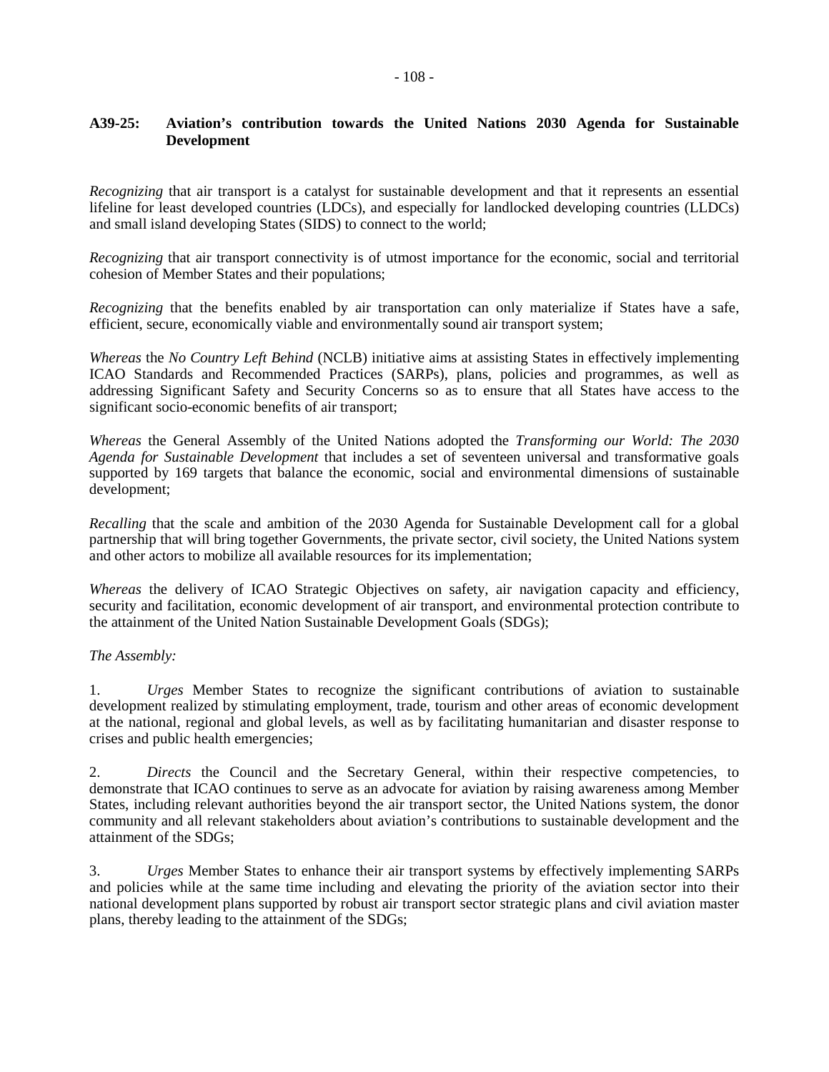## A39-25: Aviation's contribution towards the United Nations 2030 Agenda for Sustainable Development

*Recognizing* that air transport is a catalyst for sustainable development and that it represents an essential lifeline for least developed countries (LDCs), and especially for landlocked developing countries (LLDCs) and small island developing States (SIDS) to connect to the world;

*Recognizing* that air transport connectivity is of utmost importance for the economic, social and territorial cohesion of Member States and their populations;

*Recognizing* that the benefits enabled by air transportation can only materialize if States have a safe, efficient, secure, economically viable and environmentally sound air transport system;

*Whereas* the *No Country Left Behind* (NCLB) initiative aims at assisting States in effectively implementing ICAO Standards and Recommended Practices (SARPs), plans, policies and programmes, as well as addressing Significant Safety and Security Concerns so as to ensure that all States have access to the significant socio-economic benefits of air transport;

*Whereas* the General Assembly of the United Nations adopted the *Transforming our World: The 2030 Agenda for Sustainable Development* that includes a set of seventeen universal and transformative goals supported by 169 targets that balance the economic, social and environmental dimensions of sustainable development;

*Recalling* that the scale and ambition of the 2030 Agenda for Sustainable Development call for a global partnership that will bring together Governments, the private sector, civil society, the United Nations system and other actors to mobilize all available resources for its implementation;

*Whereas* the delivery of ICAO Strategic Objectives on safety, air navigation capacity and efficiency, security and facilitation, economic development of air transport, and environmental protection contribute to the attainment of the United Nation Sustainable Development Goals (SDGs);

*The Assembly:*

1. *Urges* Member States to recognize the significant contributions of aviation to sustainable development realized by stimulating employment, trade, tourism and other areas of economic development at the national, regional and global levels, as well as by facilitating humanitarian and disaster response to crises and public health emergencies;

2. *Directs* the Council and the Secretary General, within their respective competencies, to demonstrate that ICAO continues to serve as an advocate for aviation by raising awareness among Member States, including relevant authorities beyond the air transport sector, the United Nations system, the donor community and all relevant stakeholders about aviation's contributions to sustainable development and the attainment of the SDGs;

3. *Urges* Member States to enhance their air transport systems by effectively implementing SARPs and policies while at the same time including and elevating the priority of the aviation sector into their national development plans supported by robust air transport sector strategic plans and civil aviation master plans, thereby leading to the attainment of the SDGs;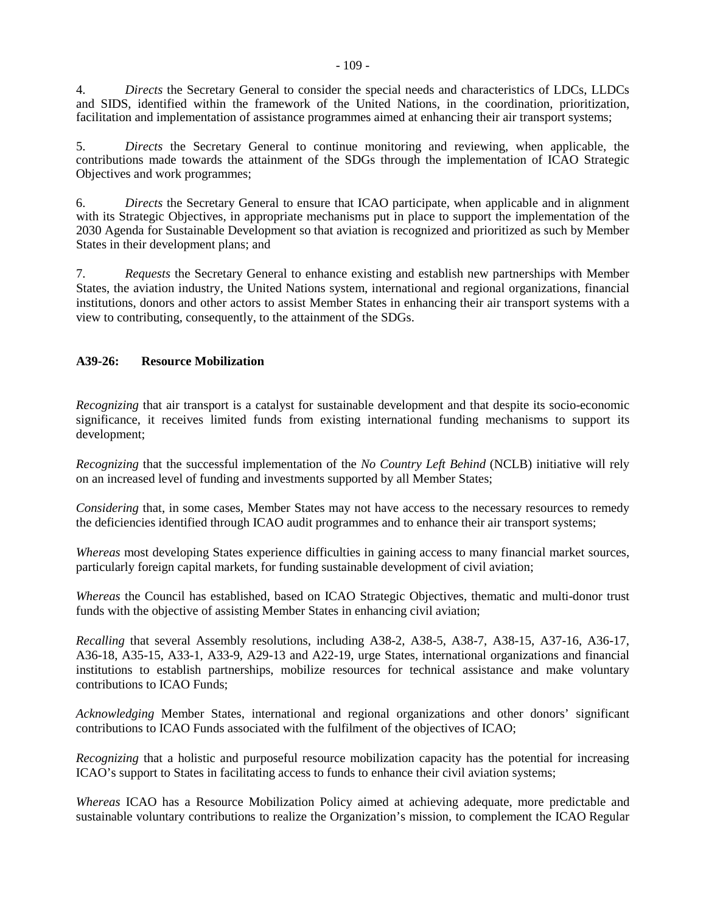4. *Directs* the Secretary General to consider the special needs and characteristics of LDCs, LLDCs and SIDS, identified within the framework of the United Nations, in the coordination, prioritization, facilitation and implementation of assistance programmes aimed at enhancing their air transport systems;

5. *Directs* the Secretary General to continue monitoring and reviewing, when applicable, the contributions made towards the attainment of the SDGs through the implementation of ICAO Strategic Objectives and work programmes;

6. *Directs* the Secretary General to ensure that ICAO participate, when applicable and in alignment with its Strategic Objectives, in appropriate mechanisms put in place to support the implementation of the 2030 Agenda for Sustainable Development so that aviation is recognized and prioritized as such by Member States in their development plans; and

7. *Requests* the Secretary General to enhance existing and establish new partnerships with Member States, the aviation industry, the United Nations system, international and regional organizations, financial institutions, donors and other actors to assist Member States in enhancing their air transport systems with a view to contributing, consequently, to the attainment of the SDGs.

### A39-26: Resource Mobilization

*Recognizing* that air transport is a catalyst for sustainable development and that despite its socio-economic significance, it receives limited funds from existing international funding mechanisms to support its development;

*Recognizing* that the successful implementation of the *No Country Left Behind* (NCLB) initiative will rely on an increased level of funding and investments supported by all Member States;

*Considering* that, in some cases, Member States may not have access to the necessary resources to remedy the deficiencies identified through ICAO audit programmes and to enhance their air transport systems;

*Whereas* most developing States experience difficulties in gaining access to many financial market sources, particularly foreign capital markets, for funding sustainable development of civil aviation;

*Whereas* the Council has established, based on ICAO Strategic Objectives, thematic and multi-donor trust funds with the objective of assisting Member States in enhancing civil aviation;

*Recalling* that several Assembly resolutions, including A38-2, A38-5, A38-7, A38-15, A37-16, A36-17, A36-18, A35-15, A33-1, A33-9, A29-13 and A22-19, urge States, international organizations and financial institutions to establish partnerships, mobilize resources for technical assistance and make voluntary contributions to ICAO Funds;

*Acknowledging* Member States, international and regional organizations and other donors' significant contributions to ICAO Funds associated with the fulfilment of the objectives of ICAO;

*Recognizing* that a holistic and purposeful resource mobilization capacity has the potential for increasing ICAO's support to States in facilitating access to funds to enhance their civil aviation systems;

*Whereas* ICAO has a Resource Mobilization Policy aimed at achieving adequate, more predictable and sustainable voluntary contributions to realize the Organization's mission, to complement the ICAO Regular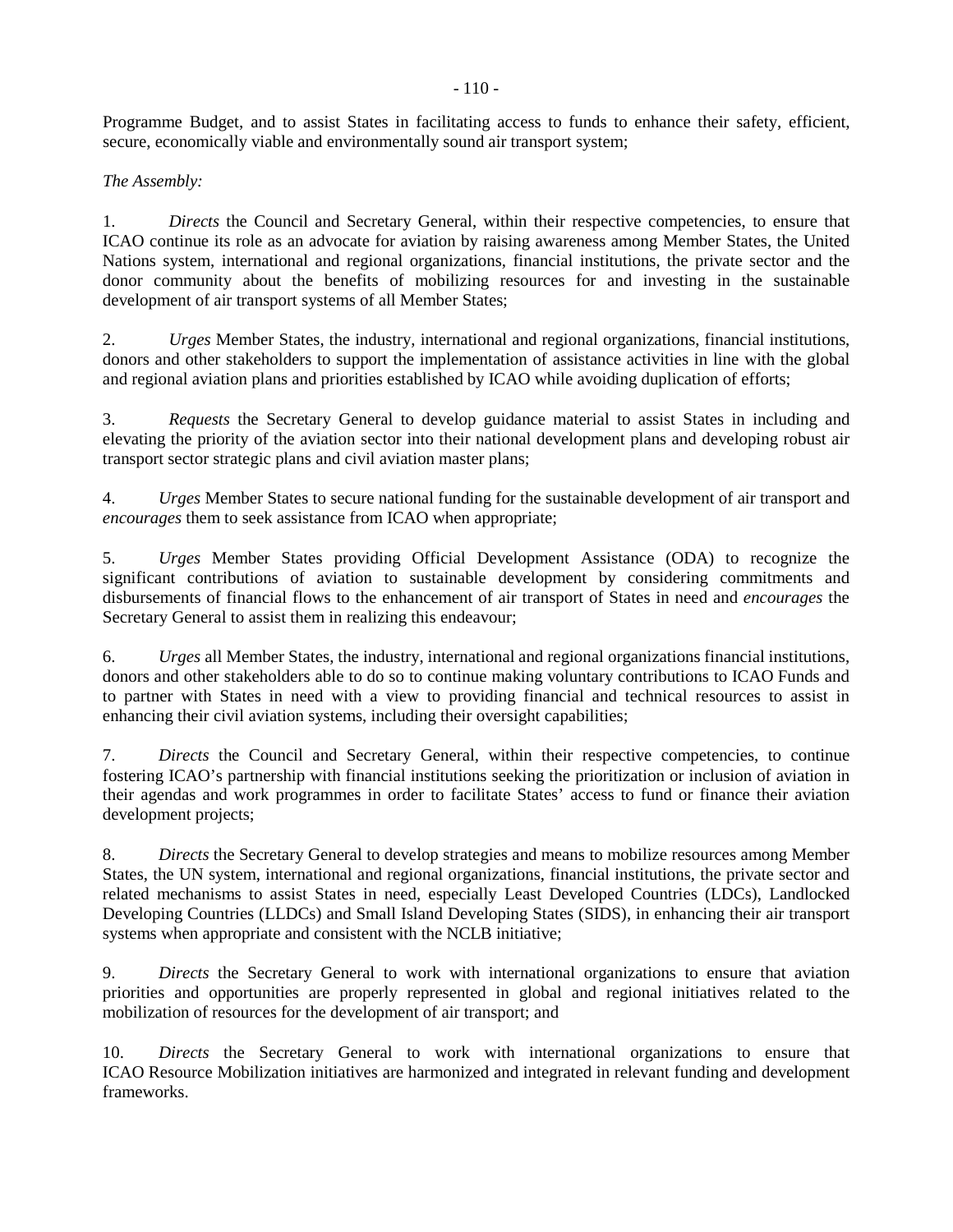Programme Budget, and to assist States in facilitating access to funds to enhance their safety, efficient, secure, economically viable and environmentally sound air transport system;

*The Assembly:*

1. *Directs* the Council and Secretary General, within their respective competencies, to ensure that ICAO continue its role as an advocate for aviation by raising awareness among Member States, the United Nations system, international and regional organizations, financial institutions, the private sector and the donor community about the benefits of mobilizing resources for and investing in the sustainable development of air transport systems of all Member States;

2. *Urges* Member States, the industry, international and regional organizations, financial institutions, donors and other stakeholders to support the implementation of assistance activities in line with the global and regional aviation plans and priorities established by ICAO while avoiding duplication of efforts;

3. *Requests* the Secretary General to develop guidance material to assist States in including and elevating the priority of the aviation sector into their national development plans and developing robust air transport sector strategic plans and civil aviation master plans;

4. *Urges* Member States to secure national funding for the sustainable development of air transport and *encourages* them to seek assistance from ICAO when appropriate;

5. *Urges* Member States providing Official Development Assistance (ODA) to recognize the significant contributions of aviation to sustainable development by considering commitments and disbursements of financial flows to the enhancement of air transport of States in need and *encourages* the Secretary General to assist them in realizing this endeavour;

6. *Urges* all Member States, the industry, international and regional organizations financial institutions, donors and other stakeholders able to do so to continue making voluntary contributions to ICAO Funds and to partner with States in need with a view to providing financial and technical resources to assist in enhancing their civil aviation systems, including their oversight capabilities;

7. *Directs* the Council and Secretary General, within their respective competencies, to continue fostering ICAO's partnership with financial institutions seeking the prioritization or inclusion of aviation in their agendas and work programmes in order to facilitate States' access to fund or finance their aviation development projects;

8. *Directs* the Secretary General to develop strategies and means to mobilize resources among Member States, the UN system, international and regional organizations, financial institutions, the private sector and related mechanisms to assist States in need, especially Least Developed Countries (LDCs), Landlocked Developing Countries (LLDCs) and Small Island Developing States (SIDS), in enhancing their air transport systems when appropriate and consistent with the NCLB initiative;

9. *Directs* the Secretary General to work with international organizations to ensure that aviation priorities and opportunities are properly represented in global and regional initiatives related to the mobilization of resources for the development of air transport; and

10. *Directs* the Secretary General to work with international organizations to ensure that ICAO Resource Mobilization initiatives are harmonized and integrated in relevant funding and development frameworks.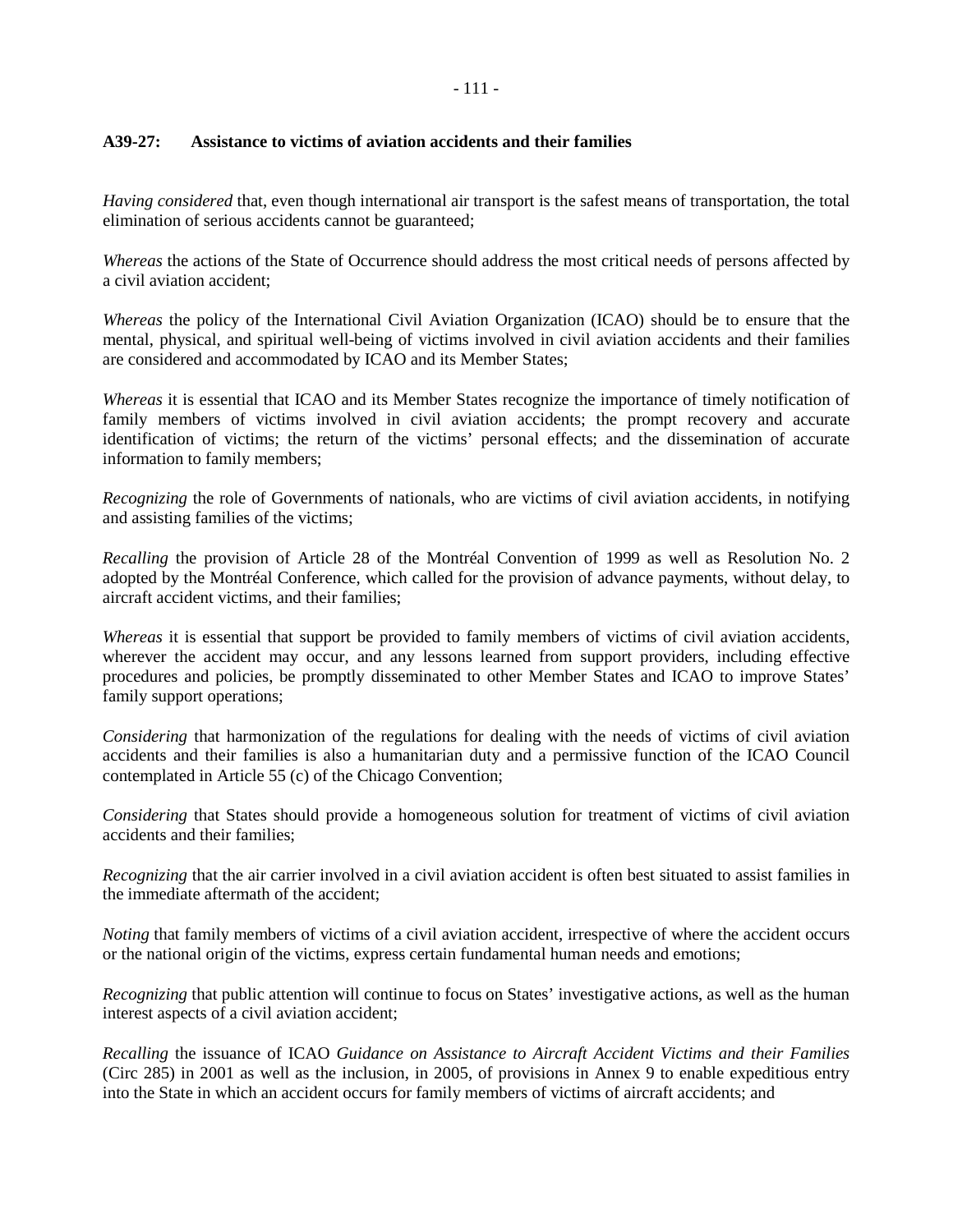**A39-27: Assistance to victims of aviation accidents and their families**

*Having considered* that, even though international air transport is the safest means of transportation, the total elimination of serious accidents cannot be guaranteed;

*Whereas* the actions of the State of Occurrence should address the most critical needs of persons affected by a civil aviation accident;

*Whereas* the policy of the International Civil Aviation Organization (ICAO) should be to ensure that the mental, physical, and spiritual well-being of victims involved in civil aviation accidents and their families are considered and accommodated by ICAO and its Member States;

*Whereas* it is essential that ICAO and its Member States recognize the importance of timely notification of family members of victims involved in civil aviation accidents; the prompt recovery and accurate identification of victims; the return of the victims' personal effects; and the dissemination of accurate information to family members;

*Recognizing* the role of Governments of nationals, who are victims of civil aviation accidents, in notifying and assisting families of the victims;

*Recalling* the provision of Article 28 of the Montréal Convention of 1999 as well as Resolution No. 2 adopted by the Montréal Conference, which called for the provision of advance payments, without delay, to aircraft accident victims, and their families;

*Whereas* it is essential that support be provided to family members of victims of civil aviation accidents, wherever the accident may occur, and any lessons learned from support providers, including effective procedures and policies, be promptly disseminated to other Member States and ICAO to improve States' family support operations;

*Considering* that harmonization of the regulations for dealing with the needs of victims of civil aviation accidents and their families is also a humanitarian duty and a permissive function of the ICAO Council contemplated in Article 55 (c) of the Chicago Convention;

*Considering* that States should provide a homogeneous solution for treatment of victims of civil aviation accidents and their families;

*Recognizing* that the air carrier involved in a civil aviation accident is often best situated to assist families in the immediate aftermath of the accident;

*Noting* that family members of victims of a civil aviation accident, irrespective of where the accident occurs or the national origin of the victims, express certain fundamental human needs and emotions;

*Recognizing* that public attention will continue to focus on States' investigative actions, as well as the human interest aspects of a civil aviation accident;

*Recalling* the issuance of ICAO *Guidance on Assistance to Aircraft Accident Victims and their Families* (Circ 285) in 2001 as well as the inclusion, in 2005, of provisions in Annex 9 to enable expeditious entry into the State in which an accident occurs for family members of victims of aircraft accidents; and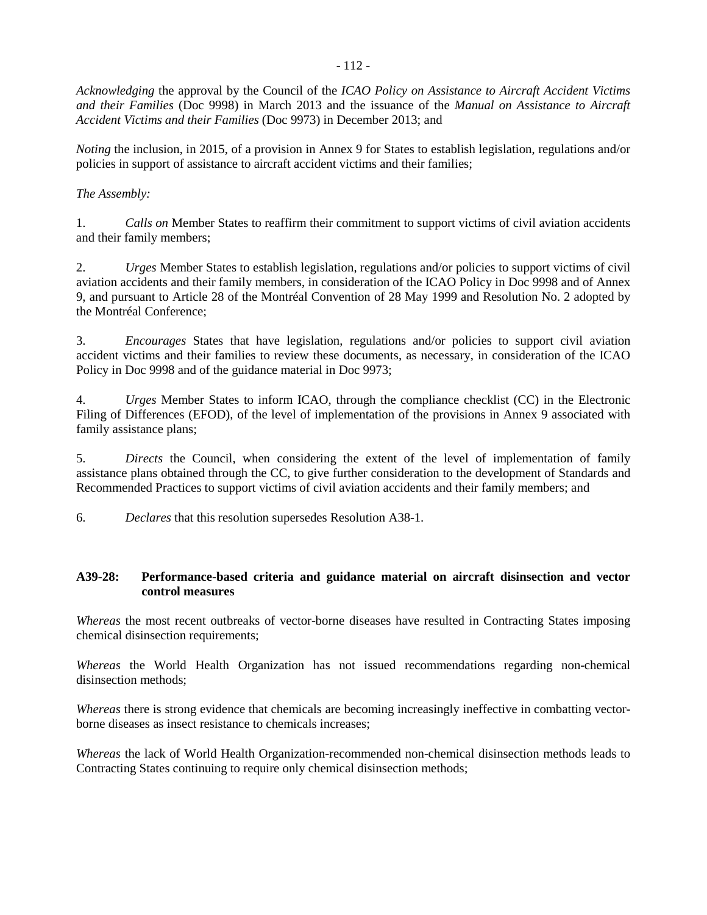*Acknowledging* the approval by the Council of the *ICAO Policy on Assistance to Aircraft Accident Victims and their Families* (Doc 9998) in March 2013 and the issuance of the *Manual on Assistance to Aircraft Accident Victims and their Families* (Doc 9973) in December 2013; and

*Noting* the inclusion, in 2015, of a provision in Annex 9 for States to establish legislation, regulations and/or policies in support of assistance to aircraft accident victims and their families;

*The Assembly:*

1. *Calls on* Member States to reaffirm their commitment to support victims of civil aviation accidents and their family members;

2. *Urges* Member States to establish legislation, regulations and/or policies to support victims of civil aviation accidents and their family members, in consideration of the ICAO Policy in Doc 9998 and of Annex 9, and pursuant to Article 28 of the Montréal Convention of 28 May 1999 and Resolution No. 2 adopted by the Montréal Conference;

3. *Encourages* States that have legislation, regulations and/or policies to support civil aviation accident victims and their families to review these documents, as necessary, in consideration of the ICAO Policy in Doc 9998 and of the guidance material in Doc 9973;

4. *Urges* Member States to inform ICAO, through the compliance checklist (CC) in the Electronic Filing of Differences (EFOD), of the level of implementation of the provisions in Annex 9 associated with family assistance plans;

5. *Directs* the Council, when considering the extent of the level of implementation of family assistance plans obtained through the CC, to give further consideration to the development of Standards and Recommended Practices to support victims of civil aviation accidents and their family members; and

6. *Declares* that this resolution supersedes Resolution A38-1.

**A39-28: Performance-based criteria and guidance material on aircraft disinsection and vector control measures**

*Whereas* the most recent outbreaks of vector-borne diseases have resulted in Contracting States imposing chemical disinsection requirements;

*Whereas* the World Health Organization has not issued recommendations regarding non-chemical disinsection methods;

*Whereas* there is strong evidence that chemicals are becoming increasingly ineffective in combatting vector-borne diseases as insect resistance to chemicals increases;

*Whereas* the lack of World Health Organization-recommended non-chemical disinsection methods leads to Contracting States continuing to require only chemical disinsection methods;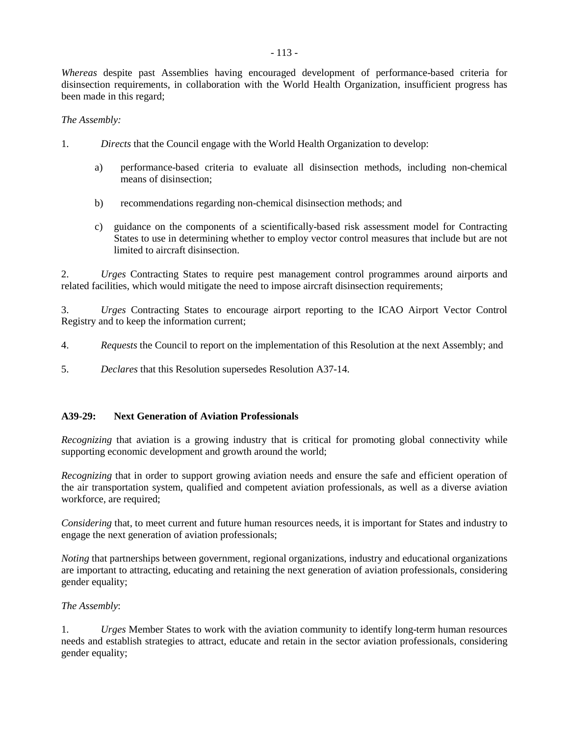*Whereas* despite past Assemblies having encouraged development of performance-based criteria for disinsection requirements, in collaboration with the World Health Organization, insufficient progress has been made in this regard;

*The Assembly:*

1. *Directs* that the Council engage with the World Health Organization to develop:

   a) performance-based criteria to evaluate all disinsection methods, including non-chemical means of disinsection;

   b) recommendations regarding non-chemical disinsection methods; and

   c) guidance on the components of a scientifically-based risk assessment model for Contracting States to use in determining whether to employ vector control measures that include but are not limited to aircraft disinsection.

2. *Urges* Contracting States to require pest management control programmes around airports and related facilities, which would mitigate the need to impose aircraft disinsection requirements;

3. *Urges* Contracting States to encourage airport reporting to the ICAO Airport Vector Control Registry and to keep the information current;

4. *Requests* the Council to report on the implementation of this Resolution at the next Assembly; and

5. *Declares* that this Resolution supersedes Resolution A37-14.

**A39-29: Next Generation of Aviation Professionals**

*Recognizing* that aviation is a growing industry that is critical for promoting global connectivity while supporting economic development and growth around the world;

*Recognizing* that in order to support growing aviation needs and ensure the safe and efficient operation of the air transportation system, qualified and competent aviation professionals, as well as a diverse aviation workforce, are required;

*Considering* that, to meet current and future human resources needs, it is important for States and industry to engage the next generation of aviation professionals;

*Noting* that partnerships between government, regional organizations, industry and educational organizations are important to attracting, educating and retaining the next generation of aviation professionals, considering gender equality;

*The Assembly*:

1. *Urges* Member States to work with the aviation community to identify long-term human resources needs and establish strategies to attract, educate and retain in the sector aviation professionals, considering gender equality;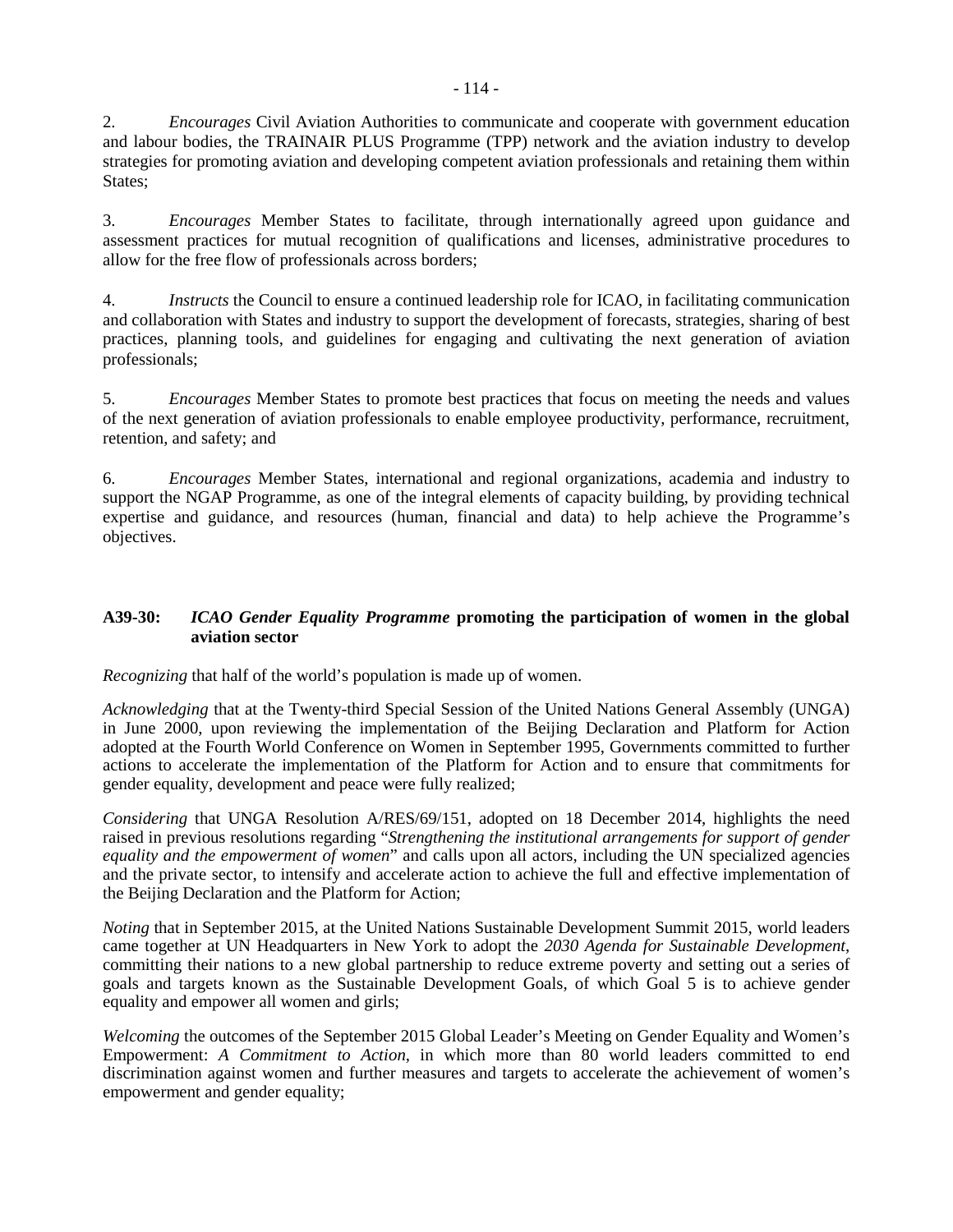2. *Encourages* Civil Aviation Authorities to communicate and cooperate with government education and labour bodies, the TRAINAIR PLUS Programme (TPP) network and the aviation industry to develop strategies for promoting aviation and developing competent aviation professionals and retaining them within States;

3. *Encourages* Member States to facilitate, through internationally agreed upon guidance and assessment practices for mutual recognition of qualifications and licenses, administrative procedures to allow for the free flow of professionals across borders;

4. *Instructs* the Council to ensure a continued leadership role for ICAO, in facilitating communication and collaboration with States and industry to support the development of forecasts, strategies, sharing of best practices, planning tools, and guidelines for engaging and cultivating the next generation of aviation professionals;

5. *Encourages* Member States to promote best practices that focus on meeting the needs and values of the next generation of aviation professionals to enable employee productivity, performance, recruitment, retention, and safety; and

6. *Encourages* Member States, international and regional organizations, academia and industry to support the NGAP Programme, as one of the integral elements of capacity building, by providing technical expertise and guidance, and resources (human, financial and data) to help achieve the Programme's objectives.

### A39-30: *ICAO Gender Equality Programme* promoting the participation of women in the global aviation sector

*Recognizing* that half of the world's population is made up of women.

*Acknowledging* that at the Twenty-third Special Session of the United Nations General Assembly (UNGA) in June 2000, upon reviewing the implementation of the Beijing Declaration and Platform for Action adopted at the Fourth World Conference on Women in September 1995, Governments committed to further actions to accelerate the implementation of the Platform for Action and to ensure that commitments for gender equality, development and peace were fully realized;

*Considering* that UNGA Resolution A/RES/69/151, adopted on 18 December 2014, highlights the need raised in previous resolutions regarding "*Strengthening the institutional arrangements for support of gender equality and the empowerment of women*" and calls upon all actors, including the UN specialized agencies and the private sector, to intensify and accelerate action to achieve the full and effective implementation of the Beijing Declaration and the Platform for Action;

*Noting* that in September 2015, at the United Nations Sustainable Development Summit 2015, world leaders came together at UN Headquarters in New York to adopt the *2030 Agenda for Sustainable Development*, committing their nations to a new global partnership to reduce extreme poverty and setting out a series of goals and targets known as the Sustainable Development Goals, of which Goal 5 is to achieve gender equality and empower all women and girls;

*Welcoming* the outcomes of the September 2015 Global Leader's Meeting on Gender Equality and Women's Empowerment: *A Commitment to Action*, in which more than 80 world leaders committed to end discrimination against women and further measures and targets to accelerate the achievement of women's empowerment and gender equality;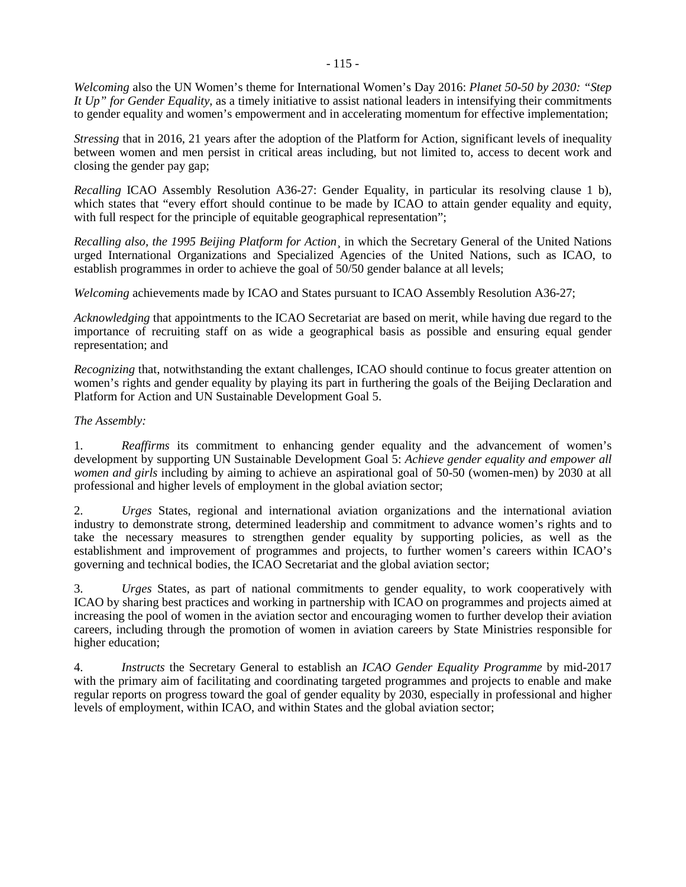*Welcoming* also the UN Women's theme for International Women's Day 2016: *Planet 50-50 by 2030: "Step It Up" for Gender Equality*, as a timely initiative to assist national leaders in intensifying their commitments to gender equality and women's empowerment and in accelerating momentum for effective implementation;

*Stressing* that in 2016, 21 years after the adoption of the Platform for Action, significant levels of inequality between women and men persist in critical areas including, but not limited to, access to decent work and closing the gender pay gap;

*Recalling* ICAO Assembly Resolution A36-27: Gender Equality, in particular its resolving clause 1 b), which states that "every effort should continue to be made by ICAO to attain gender equality and equity, with full respect for the principle of equitable geographical representation";

*Recalling also, the 1995 Beijing Platform for Action*¸ in which the Secretary General of the United Nations urged International Organizations and Specialized Agencies of the United Nations, such as ICAO, to establish programmes in order to achieve the goal of 50/50 gender balance at all levels;

*Welcoming* achievements made by ICAO and States pursuant to ICAO Assembly Resolution A36-27;

*Acknowledging* that appointments to the ICAO Secretariat are based on merit, while having due regard to the importance of recruiting staff on as wide a geographical basis as possible and ensuring equal gender representation; and

*Recognizing* that, notwithstanding the extant challenges, ICAO should continue to focus greater attention on women's rights and gender equality by playing its part in furthering the goals of the Beijing Declaration and Platform for Action and UN Sustainable Development Goal 5.

*The Assembly:*

1. *Reaffirms* its commitment to enhancing gender equality and the advancement of women's development by supporting UN Sustainable Development Goal 5: *Achieve gender equality and empower all women and girls* including by aiming to achieve an aspirational goal of 50-50 (women-men) by 2030 at all professional and higher levels of employment in the global aviation sector;

2. *Urges* States, regional and international aviation organizations and the international aviation industry to demonstrate strong, determined leadership and commitment to advance women's rights and to take the necessary measures to strengthen gender equality by supporting policies, as well as the establishment and improvement of programmes and projects, to further women's careers within ICAO's governing and technical bodies, the ICAO Secretariat and the global aviation sector;

3. *Urges* States, as part of national commitments to gender equality, to work cooperatively with ICAO by sharing best practices and working in partnership with ICAO on programmes and projects aimed at increasing the pool of women in the aviation sector and encouraging women to further develop their aviation careers, including through the promotion of women in aviation careers by State Ministries responsible for higher education;

4. *Instructs* the Secretary General to establish an *ICAO Gender Equality Programme* by mid-2017 with the primary aim of facilitating and coordinating targeted programmes and projects to enable and make regular reports on progress toward the goal of gender equality by 2030, especially in professional and higher levels of employment, within ICAO, and within States and the global aviation sector;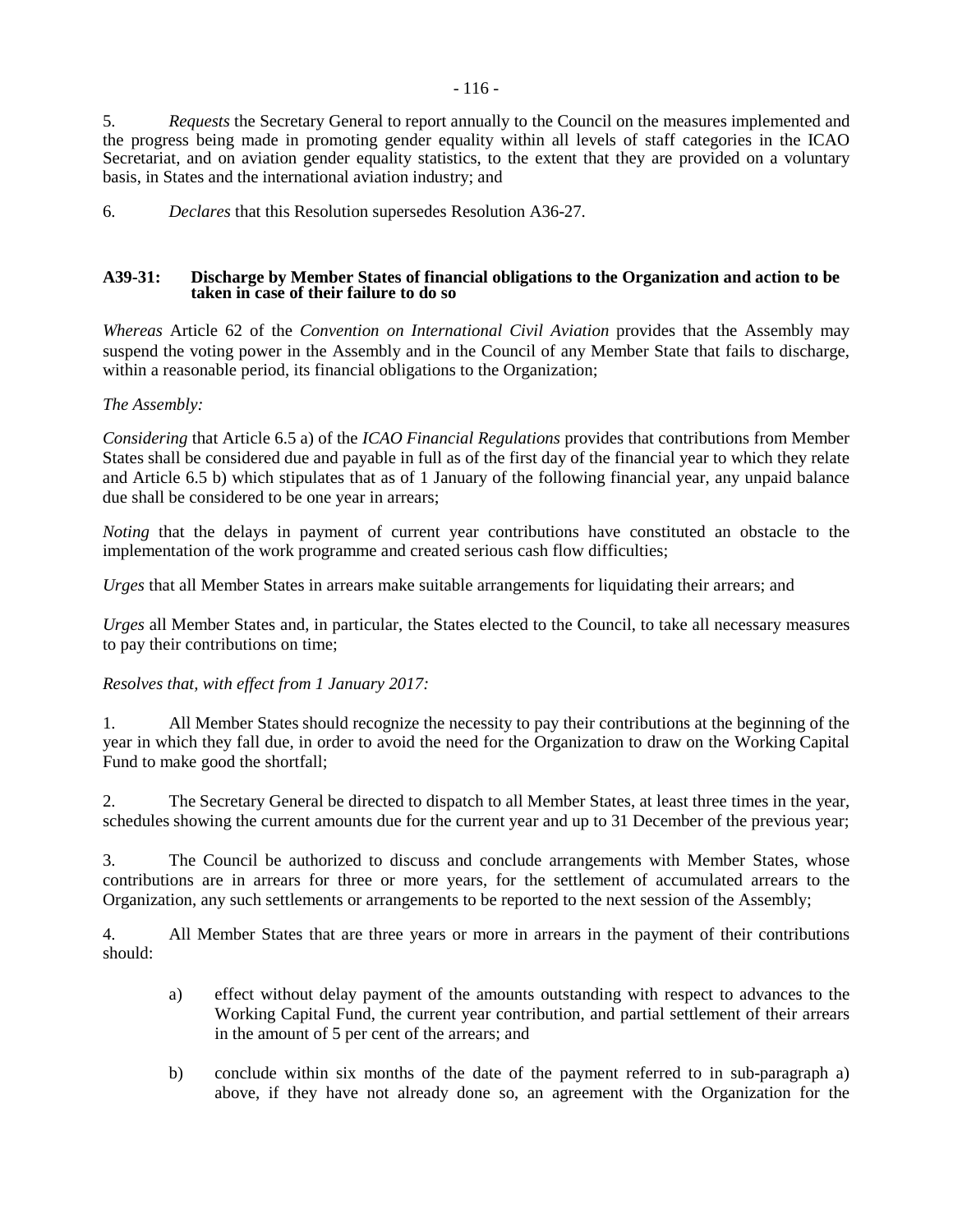5. *Requests* the Secretary General to report annually to the Council on the measures implemented and the progress being made in promoting gender equality within all levels of staff categories in the ICAO Secretariat, and on aviation gender equality statistics, to the extent that they are provided on a voluntary basis, in States and the international aviation industry; and

6. *Declares* that this Resolution supersedes Resolution A36-27.

### A39-31: Discharge by Member States of financial obligations to the Organization and action to be taken in case of their failure to do so

*Whereas* Article 62 of the *Convention on International Civil Aviation* provides that the Assembly may suspend the voting power in the Assembly and in the Council of any Member State that fails to discharge, within a reasonable period, its financial obligations to the Organization;

*The Assembly:*

*Considering* that Article 6.5 a) of the *ICAO Financial Regulations* provides that contributions from Member States shall be considered due and payable in full as of the first day of the financial year to which they relate and Article 6.5 b) which stipulates that as of 1 January of the following financial year, any unpaid balance due shall be considered to be one year in arrears;

*Noting* that the delays in payment of current year contributions have constituted an obstacle to the implementation of the work programme and created serious cash flow difficulties;

*Urges* that all Member States in arrears make suitable arrangements for liquidating their arrears; and

*Urges* all Member States and, in particular, the States elected to the Council, to take all necessary measures to pay their contributions on time;

*Resolves that, with effect from 1 January 2017:*

1. All Member States should recognize the necessity to pay their contributions at the beginning of the year in which they fall due, in order to avoid the need for the Organization to draw on the Working Capital Fund to make good the shortfall;

2. The Secretary General be directed to dispatch to all Member States, at least three times in the year, schedules showing the current amounts due for the current year and up to 31 December of the previous year;

3. The Council be authorized to discuss and conclude arrangements with Member States, whose contributions are in arrears for three or more years, for the settlement of accumulated arrears to the Organization, any such settlements or arrangements to be reported to the next session of the Assembly;

4. All Member States that are three years or more in arrears in the payment of their contributions should:

   a) effect without delay payment of the amounts outstanding with respect to advances to the Working Capital Fund, the current year contribution, and partial settlement of their arrears in the amount of 5 per cent of the arrears; and

   b) conclude within six months of the date of the payment referred to in sub-paragraph a) above, if they have not already done so, an agreement with the Organization for the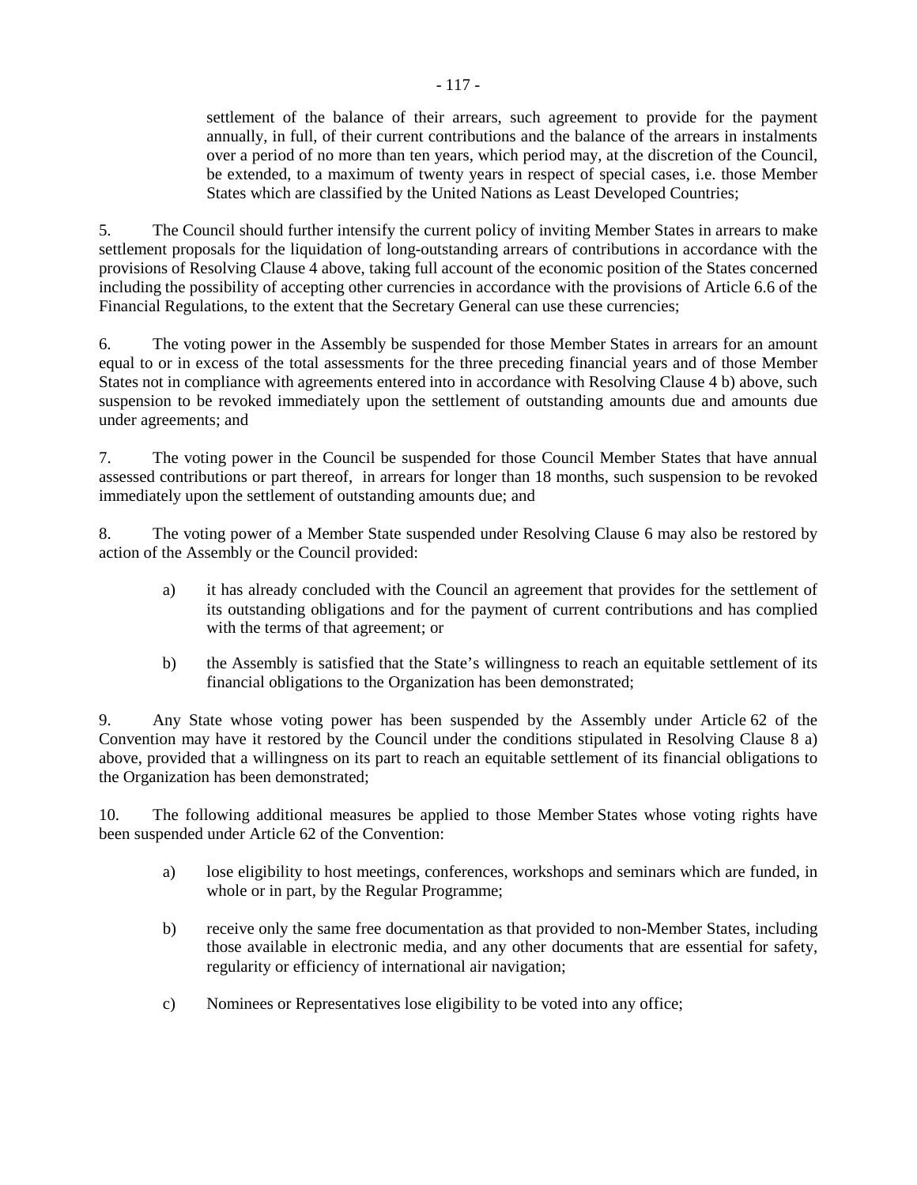settlement of the balance of their arrears, such agreement to provide for the payment annually, in full, of their current contributions and the balance of the arrears in instalments over a period of no more than ten years, which period may, at the discretion of the Council, be extended, to a maximum of twenty years in respect of special cases, i.e. those Member States which are classified by the United Nations as Least Developed Countries;

5. The Council should further intensify the current policy of inviting Member States in arrears to make settlement proposals for the liquidation of long-outstanding arrears of contributions in accordance with the provisions of Resolving Clause 4 above, taking full account of the economic position of the States concerned including the possibility of accepting other currencies in accordance with the provisions of Article 6.6 of the Financial Regulations, to the extent that the Secretary General can use these currencies;

6. The voting power in the Assembly be suspended for those Member States in arrears for an amount equal to or in excess of the total assessments for the three preceding financial years and of those Member States not in compliance with agreements entered into in accordance with Resolving Clause 4 b) above, such suspension to be revoked immediately upon the settlement of outstanding amounts due and amounts due under agreements; and

7. The voting power in the Council be suspended for those Council Member States that have annual assessed contributions or part thereof, in arrears for longer than 18 months, such suspension to be revoked immediately upon the settlement of outstanding amounts due; and

8. The voting power of a Member State suspended under Resolving Clause 6 may also be restored by action of the Assembly or the Council provided:

a) it has already concluded with the Council an agreement that provides for the settlement of its outstanding obligations and for the payment of current contributions and has complied with the terms of that agreement; or

b) the Assembly is satisfied that the State's willingness to reach an equitable settlement of its financial obligations to the Organization has been demonstrated;

9. Any State whose voting power has been suspended by the Assembly under Article 62 of the Convention may have it restored by the Council under the conditions stipulated in Resolving Clause 8 a) above, provided that a willingness on its part to reach an equitable settlement of its financial obligations to the Organization has been demonstrated;

10. The following additional measures be applied to those Member States whose voting rights have been suspended under Article 62 of the Convention:

a) lose eligibility to host meetings, conferences, workshops and seminars which are funded, in whole or in part, by the Regular Programme;

b) receive only the same free documentation as that provided to non-Member States, including those available in electronic media, and any other documents that are essential for safety, regularity or efficiency of international air navigation;

c) Nominees or Representatives lose eligibility to be voted into any office;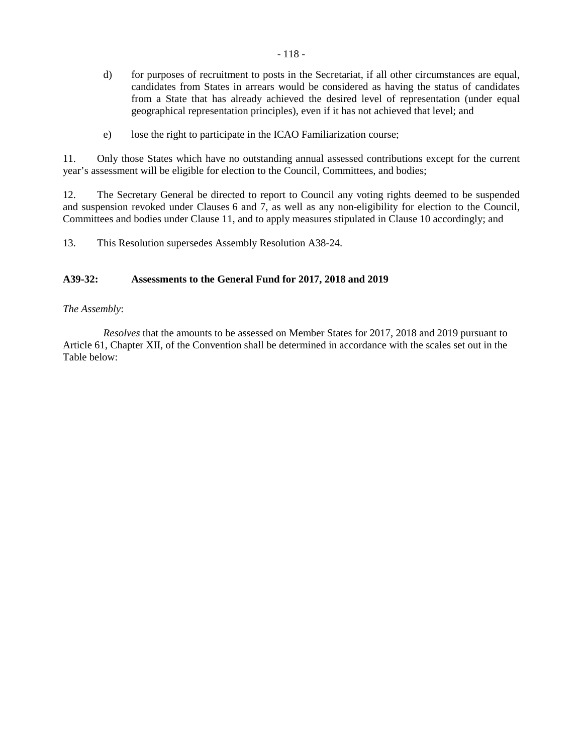d) for purposes of recruitment to posts in the Secretariat, if all other circumstances are equal, candidates from States in arrears would be considered as having the status of candidates from a State that has already achieved the desired level of representation (under equal geographical representation principles), even if it has not achieved that level; and

e) lose the right to participate in the ICAO Familiarization course;

11. Only those States which have no outstanding annual assessed contributions except for the current year's assessment will be eligible for election to the Council, Committees, and bodies;

12. The Secretary General be directed to report to Council any voting rights deemed to be suspended and suspension revoked under Clauses 6 and 7, as well as any non-eligibility for election to the Council, Committees and bodies under Clause 11, and to apply measures stipulated in Clause 10 accordingly; and

13. This Resolution supersedes Assembly Resolution A38-24.

**A39-32: Assessments to the General Fund for 2017, 2018 and 2019**

*The Assembly*:

*Resolves* that the amounts to be assessed on Member States for 2017, 2018 and 2019 pursuant to Article 61, Chapter XII, of the Convention shall be determined in accordance with the scales set out in the Table below: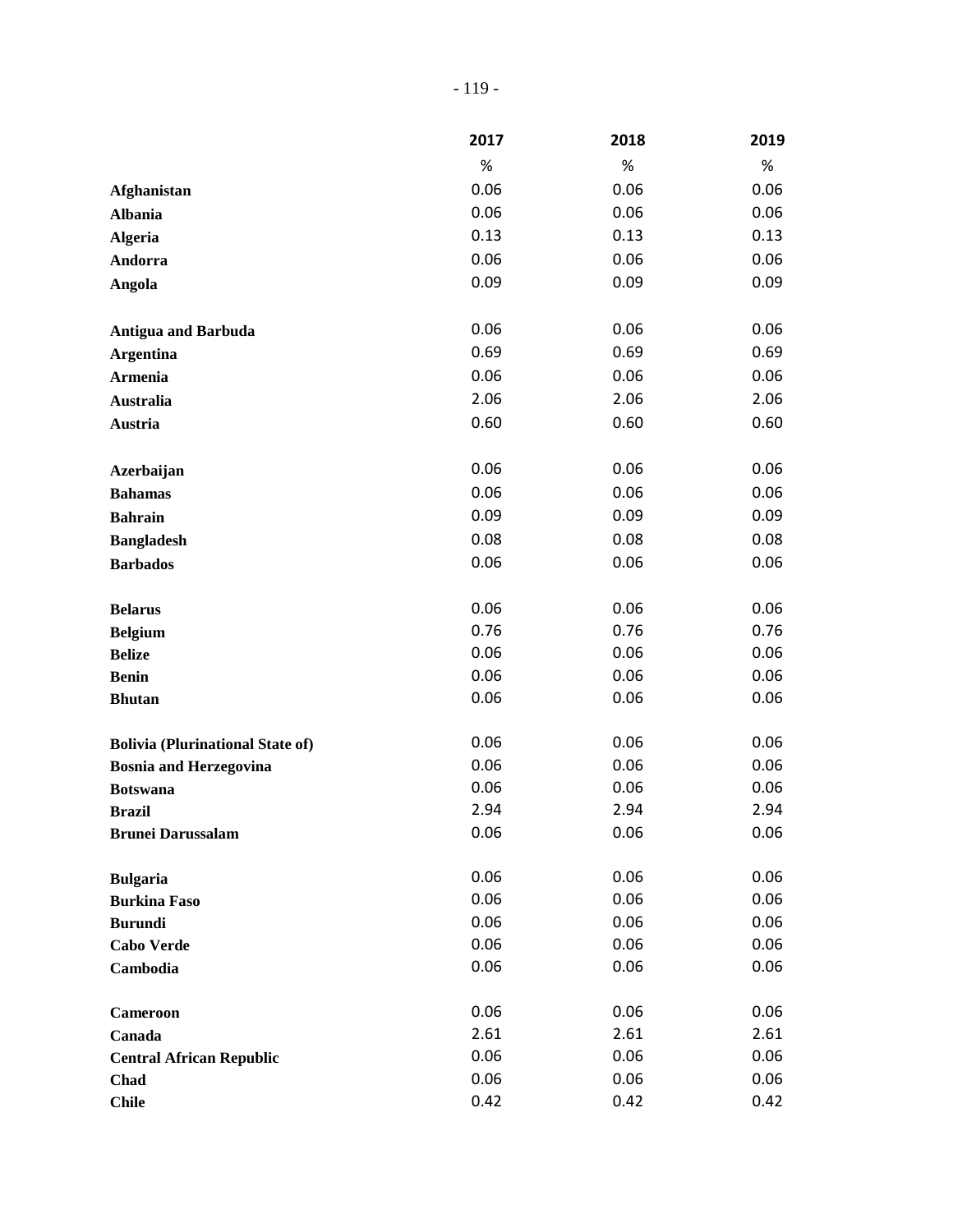| | 2017 | 2018 | 2019 |
|---|---|---|---|
| | % | % | % |
| **Afghanistan** | 0.06 | 0.06 | 0.06 |
| **Albania** | 0.06 | 0.06 | 0.06 |
| **Algeria** | 0.13 | 0.13 | 0.13 |
| **Andorra** | 0.06 | 0.06 | 0.06 |
| **Angola** | 0.09 | 0.09 | 0.09 |
| **Antigua and Barbuda** | 0.06 | 0.06 | 0.06 |
| **Argentina** | 0.69 | 0.69 | 0.69 |
| **Armenia** | 0.06 | 0.06 | 0.06 |
| **Australia** | 2.06 | 2.06 | 2.06 |
| **Austria** | 0.60 | 0.60 | 0.60 |
| **Azerbaijan** | 0.06 | 0.06 | 0.06 |
| **Bahamas** | 0.06 | 0.06 | 0.06 |
| **Bahrain** | 0.09 | 0.09 | 0.09 |
| **Bangladesh** | 0.08 | 0.08 | 0.08 |
| **Barbados** | 0.06 | 0.06 | 0.06 |
| **Belarus** | 0.06 | 0.06 | 0.06 |
| **Belgium** | 0.76 | 0.76 | 0.76 |
| **Belize** | 0.06 | 0.06 | 0.06 |
| **Benin** | 0.06 | 0.06 | 0.06 |
| **Bhutan** | 0.06 | 0.06 | 0.06 |
| **Bolivia (Plurinational State of)** | 0.06 | 0.06 | 0.06 |
| **Bosnia and Herzegovina** | 0.06 | 0.06 | 0.06 |
| **Botswana** | 0.06 | 0.06 | 0.06 |
| **Brazil** | 2.94 | 2.94 | 2.94 |
| **Brunei Darussalam** | 0.06 | 0.06 | 0.06 |
| **Bulgaria** | 0.06 | 0.06 | 0.06 |
| **Burkina Faso** | 0.06 | 0.06 | 0.06 |
| **Burundi** | 0.06 | 0.06 | 0.06 |
| **Cabo Verde** | 0.06 | 0.06 | 0.06 |
| **Cambodia** | 0.06 | 0.06 | 0.06 |
| **Cameroon** | 0.06 | 0.06 | 0.06 |
| **Canada** | 2.61 | 2.61 | 2.61 |
| **Central African Republic** | 0.06 | 0.06 | 0.06 |
| **Chad** | 0.06 | 0.06 | 0.06 |
| **Chile** | 0.42 | 0.42 | 0.42 |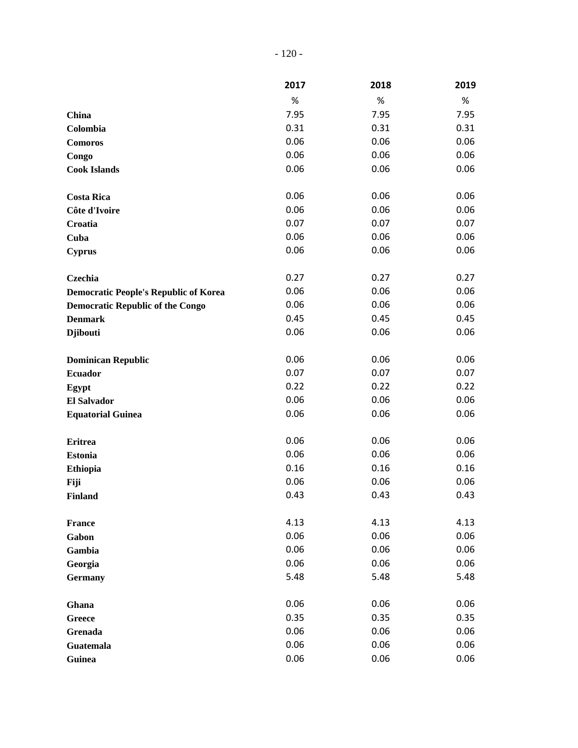| | 2017 | 2018 | 2019 |
|---|---|---|---|
| | % | % | % |
| **China** | 7.95 | 7.95 | 7.95 |
| **Colombia** | 0.31 | 0.31 | 0.31 |
| **Comoros** | 0.06 | 0.06 | 0.06 |
| **Congo** | 0.06 | 0.06 | 0.06 |
| **Cook Islands** | 0.06 | 0.06 | 0.06 |
| **Costa Rica** | 0.06 | 0.06 | 0.06 |
| **Côte d'Ivoire** | 0.06 | 0.06 | 0.06 |
| **Croatia** | 0.07 | 0.07 | 0.07 |
| **Cuba** | 0.06 | 0.06 | 0.06 |
| **Cyprus** | 0.06 | 0.06 | 0.06 |
| **Czechia** | 0.27 | 0.27 | 0.27 |
| **Democratic People's Republic of Korea** | 0.06 | 0.06 | 0.06 |
| **Democratic Republic of the Congo** | 0.06 | 0.06 | 0.06 |
| **Denmark** | 0.45 | 0.45 | 0.45 |
| **Djibouti** | 0.06 | 0.06 | 0.06 |
| **Dominican Republic** | 0.06 | 0.06 | 0.06 |
| **Ecuador** | 0.07 | 0.07 | 0.07 |
| **Egypt** | 0.22 | 0.22 | 0.22 |
| **El Salvador** | 0.06 | 0.06 | 0.06 |
| **Equatorial Guinea** | 0.06 | 0.06 | 0.06 |
| **Eritrea** | 0.06 | 0.06 | 0.06 |
| **Estonia** | 0.06 | 0.06 | 0.06 |
| **Ethiopia** | 0.16 | 0.16 | 0.16 |
| **Fiji** | 0.06 | 0.06 | 0.06 |
| **Finland** | 0.43 | 0.43 | 0.43 |
| **France** | 4.13 | 4.13 | 4.13 |
| **Gabon** | 0.06 | 0.06 | 0.06 |
| **Gambia** | 0.06 | 0.06 | 0.06 |
| **Georgia** | 0.06 | 0.06 | 0.06 |
| **Germany** | 5.48 | 5.48 | 5.48 |
| **Ghana** | 0.06 | 0.06 | 0.06 |
| **Greece** | 0.35 | 0.35 | 0.35 |
| **Grenada** | 0.06 | 0.06 | 0.06 |
| **Guatemala** | 0.06 | 0.06 | 0.06 |
| **Guinea** | 0.06 | 0.06 | 0.06 |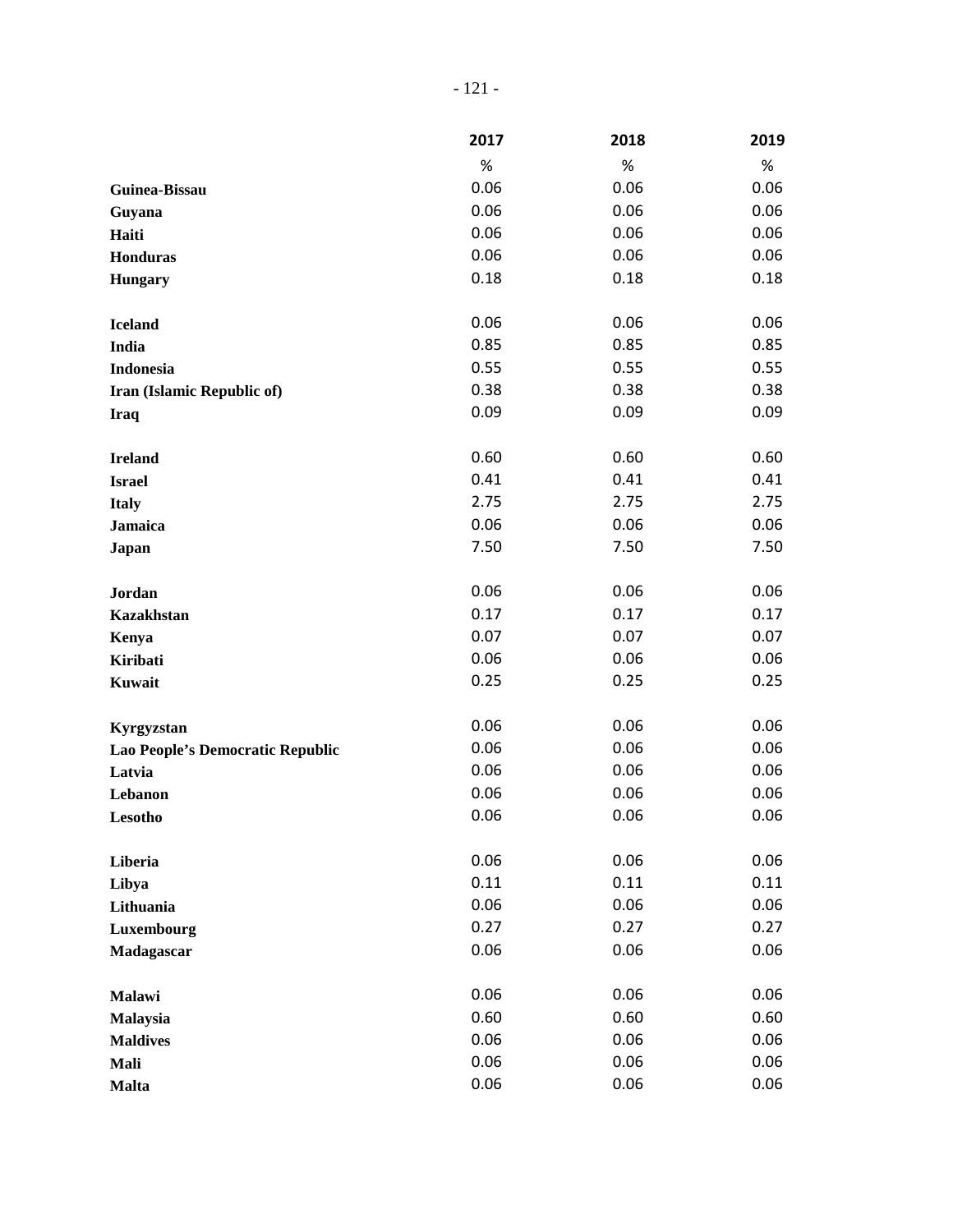| | 2017 | 2018 | 2019 |
|---|---|---|---|
| | % | % | % |
| **Guinea-Bissau** | 0.06 | 0.06 | 0.06 |
| **Guyana** | 0.06 | 0.06 | 0.06 |
| **Haiti** | 0.06 | 0.06 | 0.06 |
| **Honduras** | 0.06 | 0.06 | 0.06 |
| **Hungary** | 0.18 | 0.18 | 0.18 |
| **Iceland** | 0.06 | 0.06 | 0.06 |
| **India** | 0.85 | 0.85 | 0.85 |
| **Indonesia** | 0.55 | 0.55 | 0.55 |
| **Iran (Islamic Republic of)** | 0.38 | 0.38 | 0.38 |
| **Iraq** | 0.09 | 0.09 | 0.09 |
| **Ireland** | 0.60 | 0.60 | 0.60 |
| **Israel** | 0.41 | 0.41 | 0.41 |
| **Italy** | 2.75 | 2.75 | 2.75 |
| **Jamaica** | 0.06 | 0.06 | 0.06 |
| **Japan** | 7.50 | 7.50 | 7.50 |
| **Jordan** | 0.06 | 0.06 | 0.06 |
| **Kazakhstan** | 0.17 | 0.17 | 0.17 |
| **Kenya** | 0.07 | 0.07 | 0.07 |
| **Kiribati** | 0.06 | 0.06 | 0.06 |
| **Kuwait** | 0.25 | 0.25 | 0.25 |
| **Kyrgyzstan** | 0.06 | 0.06 | 0.06 |
| **Lao People's Democratic Republic** | 0.06 | 0.06 | 0.06 |
| **Latvia** | 0.06 | 0.06 | 0.06 |
| **Lebanon** | 0.06 | 0.06 | 0.06 |
| **Lesotho** | 0.06 | 0.06 | 0.06 |
| **Liberia** | 0.06 | 0.06 | 0.06 |
| **Libya** | 0.11 | 0.11 | 0.11 |
| **Lithuania** | 0.06 | 0.06 | 0.06 |
| **Luxembourg** | 0.27 | 0.27 | 0.27 |
| **Madagascar** | 0.06 | 0.06 | 0.06 |
| **Malawi** | 0.06 | 0.06 | 0.06 |
| **Malaysia** | 0.60 | 0.60 | 0.60 |
| **Maldives** | 0.06 | 0.06 | 0.06 |
| **Mali** | 0.06 | 0.06 | 0.06 |
| **Malta** | 0.06 | 0.06 | 0.06 |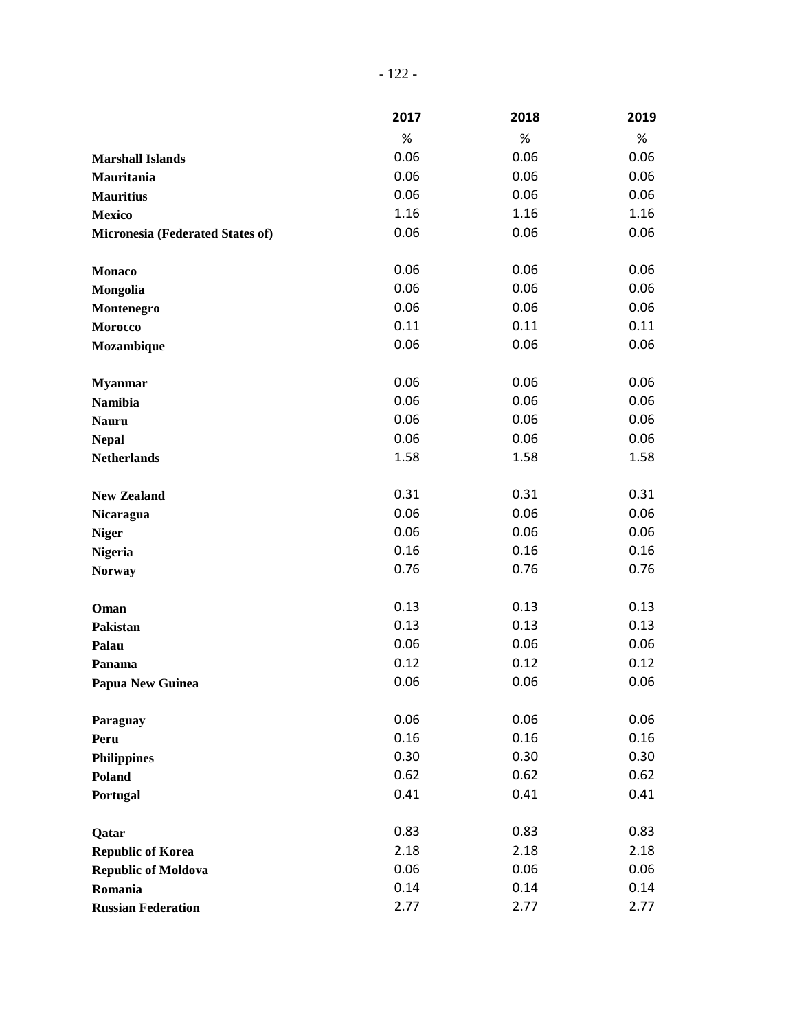| | 2017 | 2018 | 2019 |
|---|---|---|---|
| | % | % | % |
| **Marshall Islands** | 0.06 | 0.06 | 0.06 |
| **Mauritania** | 0.06 | 0.06 | 0.06 |
| **Mauritius** | 0.06 | 0.06 | 0.06 |
| **Mexico** | 1.16 | 1.16 | 1.16 |
| **Micronesia (Federated States of)** | 0.06 | 0.06 | 0.06 |
| **Monaco** | 0.06 | 0.06 | 0.06 |
| **Mongolia** | 0.06 | 0.06 | 0.06 |
| **Montenegro** | 0.06 | 0.06 | 0.06 |
| **Morocco** | 0.11 | 0.11 | 0.11 |
| **Mozambique** | 0.06 | 0.06 | 0.06 |
| **Myanmar** | 0.06 | 0.06 | 0.06 |
| **Namibia** | 0.06 | 0.06 | 0.06 |
| **Nauru** | 0.06 | 0.06 | 0.06 |
| **Nepal** | 0.06 | 0.06 | 0.06 |
| **Netherlands** | 1.58 | 1.58 | 1.58 |
| **New Zealand** | 0.31 | 0.31 | 0.31 |
| **Nicaragua** | 0.06 | 0.06 | 0.06 |
| **Niger** | 0.06 | 0.06 | 0.06 |
| **Nigeria** | 0.16 | 0.16 | 0.16 |
| **Norway** | 0.76 | 0.76 | 0.76 |
| **Oman** | 0.13 | 0.13 | 0.13 |
| **Pakistan** | 0.13 | 0.13 | 0.13 |
| **Palau** | 0.06 | 0.06 | 0.06 |
| **Panama** | 0.12 | 0.12 | 0.12 |
| **Papua New Guinea** | 0.06 | 0.06 | 0.06 |
| **Paraguay** | 0.06 | 0.06 | 0.06 |
| **Peru** | 0.16 | 0.16 | 0.16 |
| **Philippines** | 0.30 | 0.30 | 0.30 |
| **Poland** | 0.62 | 0.62 | 0.62 |
| **Portugal** | 0.41 | 0.41 | 0.41 |
| **Qatar** | 0.83 | 0.83 | 0.83 |
| **Republic of Korea** | 2.18 | 2.18 | 2.18 |
| **Republic of Moldova** | 0.06 | 0.06 | 0.06 |
| **Romania** | 0.14 | 0.14 | 0.14 |
| **Russian Federation** | 2.77 | 2.77 | 2.77 |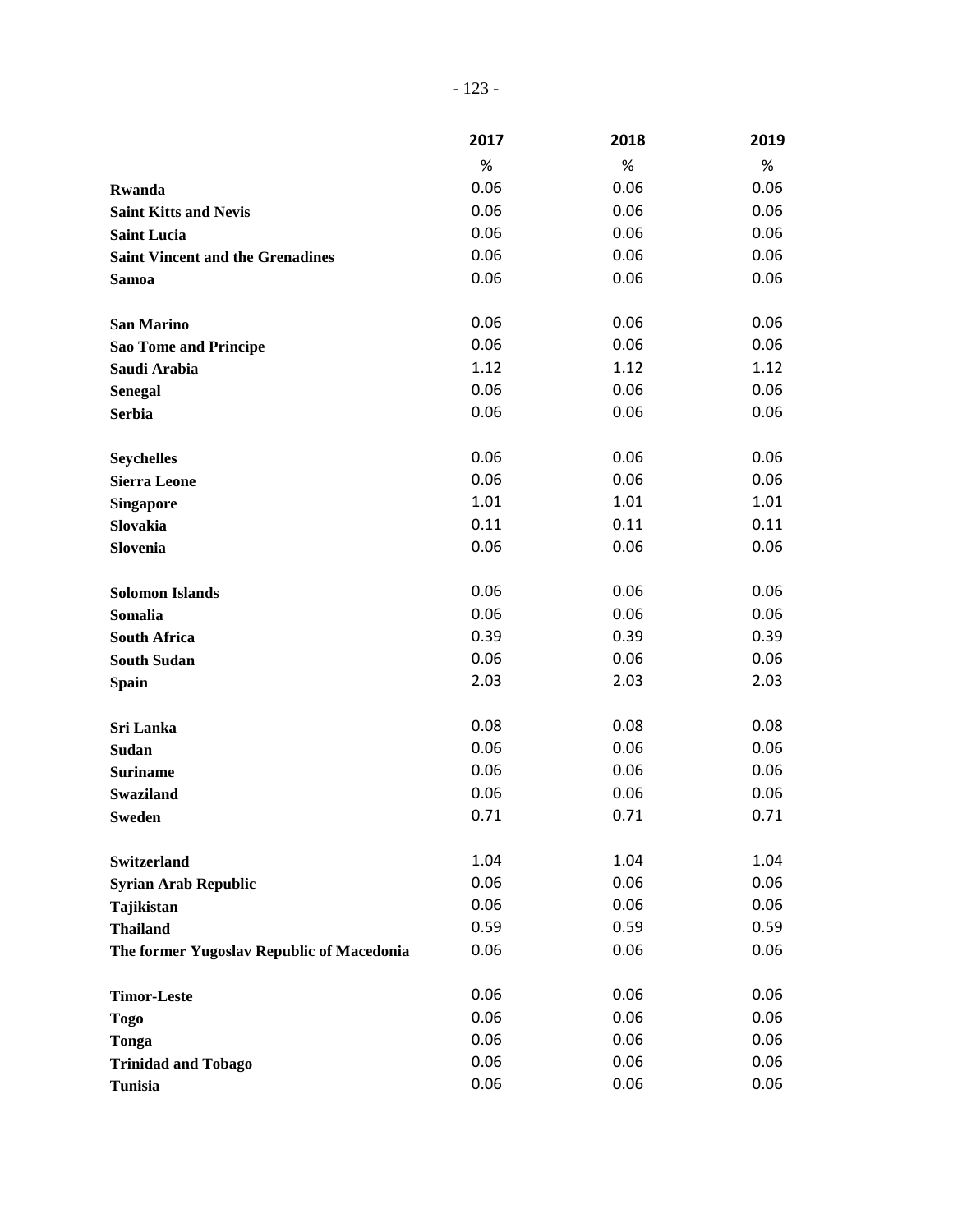| | 2017 | 2018 | 2019 |
|---|---|---|---|
| | % | % | % |
| **Rwanda** | 0.06 | 0.06 | 0.06 |
| **Saint Kitts and Nevis** | 0.06 | 0.06 | 0.06 |
| **Saint Lucia** | 0.06 | 0.06 | 0.06 |
| **Saint Vincent and the Grenadines** | 0.06 | 0.06 | 0.06 |
| **Samoa** | 0.06 | 0.06 | 0.06 |
| **San Marino** | 0.06 | 0.06 | 0.06 |
| **Sao Tome and Principe** | 0.06 | 0.06 | 0.06 |
| **Saudi Arabia** | 1.12 | 1.12 | 1.12 |
| **Senegal** | 0.06 | 0.06 | 0.06 |
| **Serbia** | 0.06 | 0.06 | 0.06 |
| **Seychelles** | 0.06 | 0.06 | 0.06 |
| **Sierra Leone** | 0.06 | 0.06 | 0.06 |
| **Singapore** | 1.01 | 1.01 | 1.01 |
| **Slovakia** | 0.11 | 0.11 | 0.11 |
| **Slovenia** | 0.06 | 0.06 | 0.06 |
| **Solomon Islands** | 0.06 | 0.06 | 0.06 |
| **Somalia** | 0.06 | 0.06 | 0.06 |
| **South Africa** | 0.39 | 0.39 | 0.39 |
| **South Sudan** | 0.06 | 0.06 | 0.06 |
| **Spain** | 2.03 | 2.03 | 2.03 |
| **Sri Lanka** | 0.08 | 0.08 | 0.08 |
| **Sudan** | 0.06 | 0.06 | 0.06 |
| **Suriname** | 0.06 | 0.06 | 0.06 |
| **Swaziland** | 0.06 | 0.06 | 0.06 |
| **Sweden** | 0.71 | 0.71 | 0.71 |
| **Switzerland** | 1.04 | 1.04 | 1.04 |
| **Syrian Arab Republic** | 0.06 | 0.06 | 0.06 |
| **Tajikistan** | 0.06 | 0.06 | 0.06 |
| **Thailand** | 0.59 | 0.59 | 0.59 |
| **The former Yugoslav Republic of Macedonia** | 0.06 | 0.06 | 0.06 |
| **Timor-Leste** | 0.06 | 0.06 | 0.06 |
| **Togo** | 0.06 | 0.06 | 0.06 |
| **Tonga** | 0.06 | 0.06 | 0.06 |
| **Trinidad and Tobago** | 0.06 | 0.06 | 0.06 |
| **Tunisia** | 0.06 | 0.06 | 0.06 |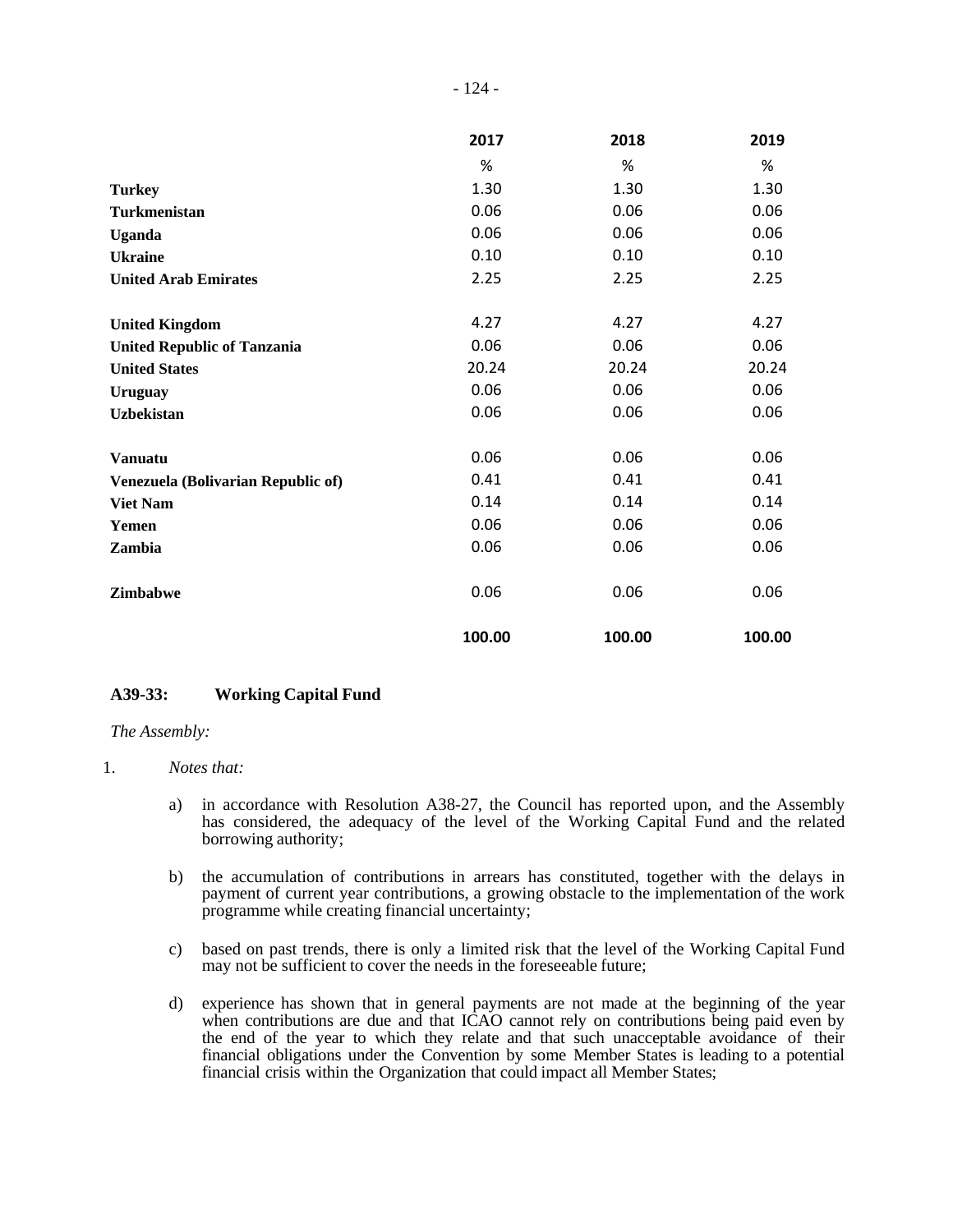| | 2017 | 2018 | 2019 |
|---|---|---|---|
| | % | % | % |
| **Turkey** | 1.30 | 1.30 | 1.30 |
| **Turkmenistan** | 0.06 | 0.06 | 0.06 |
| **Uganda** | 0.06 | 0.06 | 0.06 |
| **Ukraine** | 0.10 | 0.10 | 0.10 |
| **United Arab Emirates** | 2.25 | 2.25 | 2.25 |
| **United Kingdom** | 4.27 | 4.27 | 4.27 |
| **United Republic of Tanzania** | 0.06 | 0.06 | 0.06 |
| **United States** | 20.24 | 20.24 | 20.24 |
| **Uruguay** | 0.06 | 0.06 | 0.06 |
| **Uzbekistan** | 0.06 | 0.06 | 0.06 |
| **Vanuatu** | 0.06 | 0.06 | 0.06 |
| **Venezuela (Bolivarian Republic of)** | 0.41 | 0.41 | 0.41 |
| **Viet Nam** | 0.14 | 0.14 | 0.14 |
| **Yemen** | 0.06 | 0.06 | 0.06 |
| **Zambia** | 0.06 | 0.06 | 0.06 |
| **Zimbabwe** | 0.06 | 0.06 | 0.06 |
| | **100.00** | **100.00** | **100.00** |

### A39-33: Working Capital Fund

*The Assembly:*

1. *Notes that:*

   a) in accordance with Resolution A38-27, the Council has reported upon, and the Assembly has considered, the adequacy of the level of the Working Capital Fund and the related borrowing authority;

   b) the accumulation of contributions in arrears has constituted, together with the delays in payment of current year contributions, a growing obstacle to the implementation of the work programme while creating financial uncertainty;

   c) based on past trends, there is only a limited risk that the level of the Working Capital Fund may not be sufficient to cover the needs in the foreseeable future;

   d) experience has shown that in general payments are not made at the beginning of the year when contributions are due and that ICAO cannot rely on contributions being paid even by the end of the year to which they relate and that such unacceptable avoidance of their financial obligations under the Convention by some Member States is leading to a potential financial crisis within the Organization that could impact all Member States;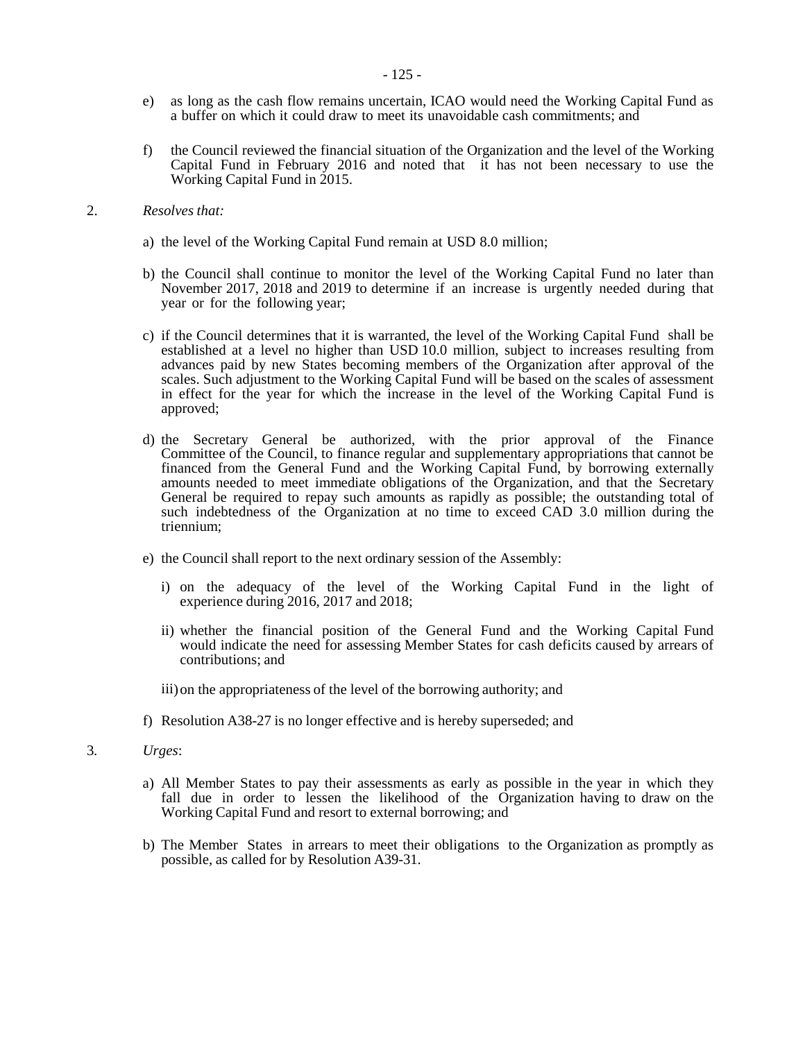e) as long as the cash flow remains uncertain, ICAO would need the Working Capital Fund as a buffer on which it could draw to meet its unavoidable cash commitments; and

f) the Council reviewed the financial situation of the Organization and the level of the Working Capital Fund in February 2016 and noted that it has not been necessary to use the Working Capital Fund in 2015.

2. *Resolves that:*

a) the level of the Working Capital Fund remain at USD 8.0 million;

b) the Council shall continue to monitor the level of the Working Capital Fund no later than November 2017, 2018 and 2019 to determine if an increase is urgently needed during that year or for the following year;

c) if the Council determines that it is warranted, the level of the Working Capital Fund shall be established at a level no higher than USD 10.0 million, subject to increases resulting from advances paid by new States becoming members of the Organization after approval of the scales. Such adjustment to the Working Capital Fund will be based on the scales of assessment in effect for the year for which the increase in the level of the Working Capital Fund is approved;

d) the Secretary General be authorized, with the prior approval of the Finance Committee of the Council, to finance regular and supplementary appropriations that cannot be financed from the General Fund and the Working Capital Fund, by borrowing externally amounts needed to meet immediate obligations of the Organization, and that the Secretary General be required to repay such amounts as rapidly as possible; the outstanding total of such indebtedness of the Organization at no time to exceed CAD 3.0 million during the triennium;

e) the Council shall report to the next ordinary session of the Assembly:

   i) on the adequacy of the level of the Working Capital Fund in the light of experience during 2016, 2017 and 2018;

   ii) whether the financial position of the General Fund and the Working Capital Fund would indicate the need for assessing Member States for cash deficits caused by arrears of contributions; and

   iii) on the appropriateness of the level of the borrowing authority; and

f) Resolution A38-27 is no longer effective and is hereby superseded; and

3. *Urges*:

a) All Member States to pay their assessments as early as possible in the year in which they fall due in order to lessen the likelihood of the Organization having to draw on the Working Capital Fund and resort to external borrowing; and

b) The Member States in arrears to meet their obligations to the Organization as promptly as possible, as called for by Resolution A39-31.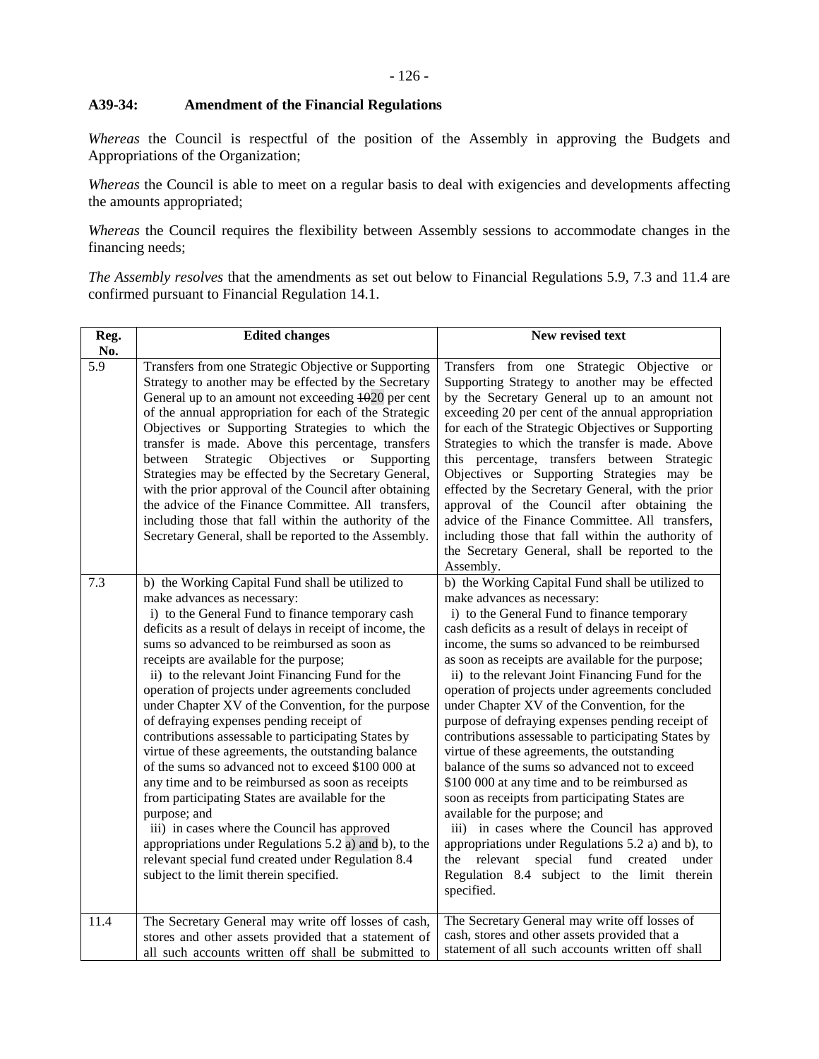**A39-34: Amendment of the Financial Regulations**

*Whereas* the Council is respectful of the position of the Assembly in approving the Budgets and Appropriations of the Organization;

*Whereas* the Council is able to meet on a regular basis to deal with exigencies and developments affecting the amounts appropriated;

*Whereas* the Council requires the flexibility between Assembly sessions to accommodate changes in the financing needs;

*The Assembly resolves* that the amendments as set out below to Financial Regulations 5.9, 7.3 and 11.4 are confirmed pursuant to Financial Regulation 14.1.

| Reg. No. | Edited changes | New revised text |
|---|---|---|
| 5.9 | Transfers from one Strategic Objective or Supporting Strategy to another may be effected by the Secretary General up to an amount not exceeding ~~10~~20 per cent of the annual appropriation for each of the Strategic Objectives or Supporting Strategies to which the transfer is made. Above this percentage, transfers between Strategic Objectives or Supporting Strategies may be effected by the Secretary General, with the prior approval of the Council after obtaining the advice of the Finance Committee. All transfers, including those that fall within the authority of the Secretary General, shall be reported to the Assembly. | Transfers from one Strategic Objective or Supporting Strategy to another may be effected by the Secretary General up to an amount not exceeding 20 per cent of the annual appropriation for each of the Strategic Objectives or Supporting Strategies to which the transfer is made. Above this percentage, transfers between Strategic Objectives or Supporting Strategies may be effected by the Secretary General, with the prior approval of the Council after obtaining the advice of the Finance Committee. All transfers, including those that fall within the authority of the Secretary General, shall be reported to the Assembly. |
| 7.3 | b) the Working Capital Fund shall be utilized to make advances as necessary:<br>i) to the General Fund to finance temporary cash deficits as a result of delays in receipt of income, the sums so advanced to be reimbursed as soon as receipts are available for the purpose;<br>ii) to the relevant Joint Financing Fund for the operation of projects under agreements concluded under Chapter XV of the Convention, for the purpose of defraying expenses pending receipt of contributions assessable to participating States by virtue of these agreements, the outstanding balance of the sums so advanced not to exceed \$100 000 at any time and to be reimbursed as soon as receipts from participating States are available for the purpose; and<br>iii) in cases where the Council has approved appropriations under Regulations 5.2 a) and b), to the relevant special fund created under Regulation 8.4 subject to the limit therein specified. | b) the Working Capital Fund shall be utilized to make advances as necessary:<br>i) to the General Fund to finance temporary cash deficits as a result of delays in receipt of income, the sums so advanced to be reimbursed as soon as receipts are available for the purpose;<br>ii) to the relevant Joint Financing Fund for the operation of projects under agreements concluded under Chapter XV of the Convention, for the purpose of defraying expenses pending receipt of contributions assessable to participating States by virtue of these agreements, the outstanding balance of the sums so advanced not to exceed \$100 000 at any time and to be reimbursed as soon as receipts from participating States are available for the purpose; and<br>iii) in cases where the Council has approved appropriations under Regulations 5.2 a) and b), to the relevant special fund created under Regulation 8.4 subject to the limit therein specified. |
| 11.4 | The Secretary General may write off losses of cash, stores and other assets provided that a statement of all such accounts written off shall be submitted to | The Secretary General may write off losses of cash, stores and other assets provided that a statement of all such accounts written off shall |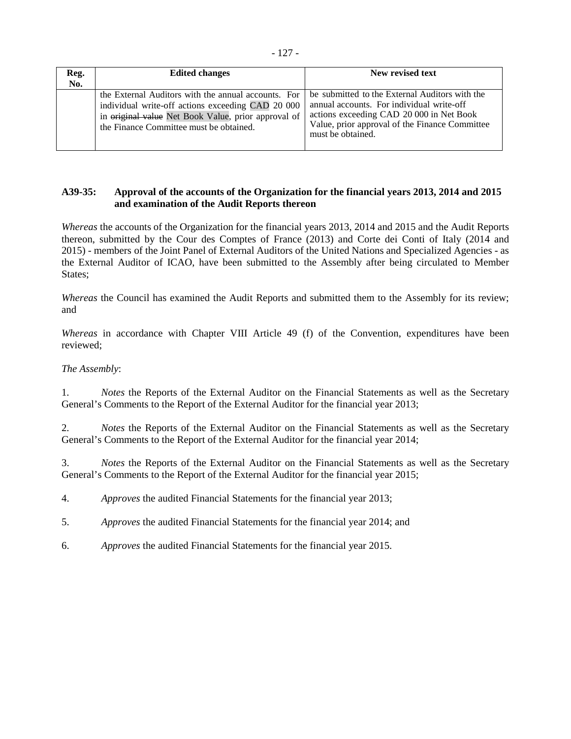| Reg. No. | Edited changes | New revised text |
| --- | --- | --- |
| | the External Auditors with the annual accounts. For individual write-off actions exceeding CAD 20 000 in ~~original value~~ Net Book Value, prior approval of the Finance Committee must be obtained. | be submitted to the External Auditors with the annual accounts. For individual write-off actions exceeding CAD 20 000 in Net Book Value, prior approval of the Finance Committee must be obtained. |

**A39-35: Approval of the accounts of the Organization for the financial years 2013, 2014 and 2015 and examination of the Audit Reports thereon**

*Whereas* the accounts of the Organization for the financial years 2013, 2014 and 2015 and the Audit Reports thereon, submitted by the Cour des Comptes of France (2013) and Corte dei Conti of Italy (2014 and 2015) - members of the Joint Panel of External Auditors of the United Nations and Specialized Agencies - as the External Auditor of ICAO, have been submitted to the Assembly after being circulated to Member States;

*Whereas* the Council has examined the Audit Reports and submitted them to the Assembly for its review; and

*Whereas* in accordance with Chapter VIII Article 49 (f) of the Convention, expenditures have been reviewed;

*The Assembly*:

1. *Notes* the Reports of the External Auditor on the Financial Statements as well as the Secretary General's Comments to the Report of the External Auditor for the financial year 2013;

2. *Notes* the Reports of the External Auditor on the Financial Statements as well as the Secretary General's Comments to the Report of the External Auditor for the financial year 2014;

3. *Notes* the Reports of the External Auditor on the Financial Statements as well as the Secretary General's Comments to the Report of the External Auditor for the financial year 2015;

4. *Approves* the audited Financial Statements for the financial year 2013;

5. *Approves* the audited Financial Statements for the financial year 2014; and

6. *Approves* the audited Financial Statements for the financial year 2015.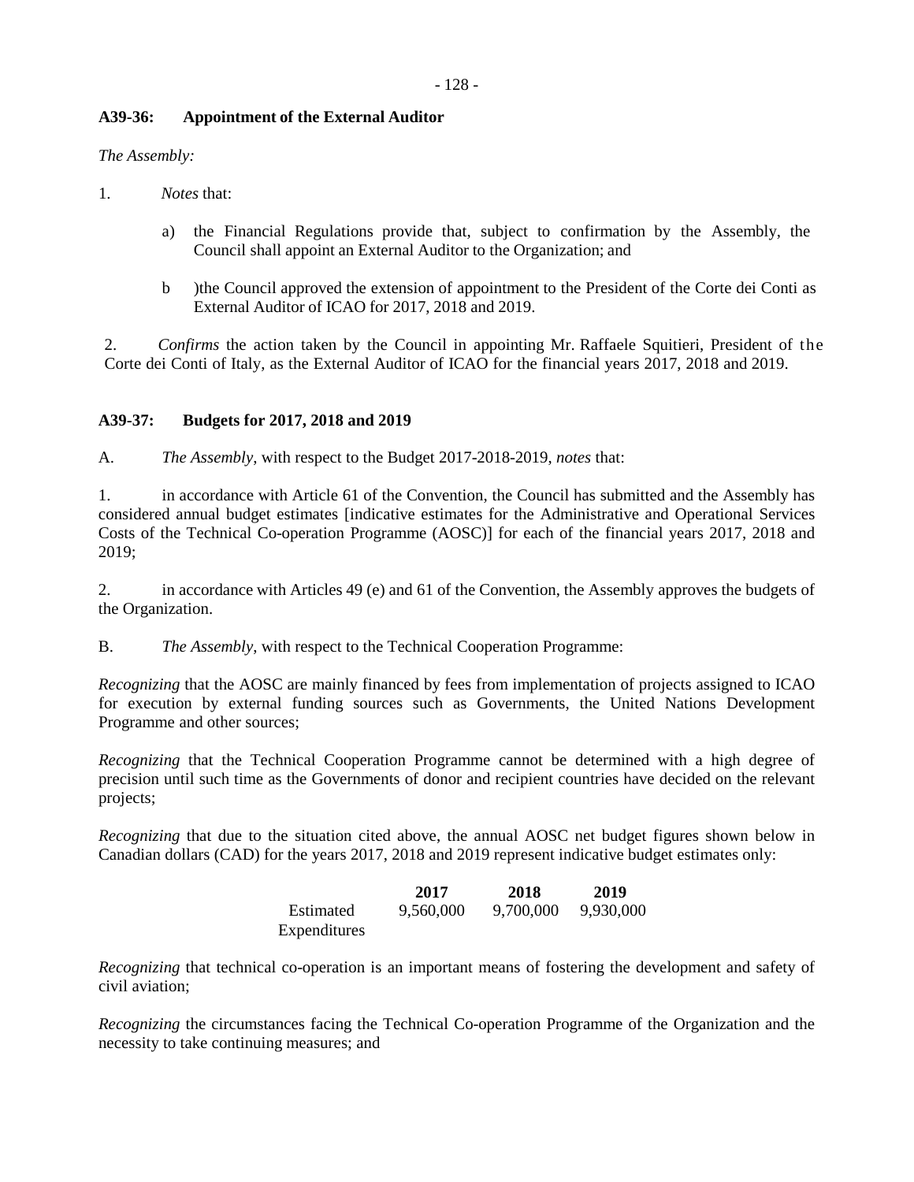### A39-36: Appointment of the External Auditor

*The Assembly:*

1. *Notes* that:

   a) the Financial Regulations provide that, subject to confirmation by the Assembly, the Council shall appoint an External Auditor to the Organization; and

   b) the Council approved the extension of appointment to the President of the Corte dei Conti as External Auditor of ICAO for 2017, 2018 and 2019.

2. *Confirms* the action taken by the Council in appointing Mr. Raffaele Squitieri, President of the Corte dei Conti of Italy, as the External Auditor of ICAO for the financial years 2017, 2018 and 2019.

### A39-37: Budgets for 2017, 2018 and 2019

A. *The Assembly*, with respect to the Budget 2017-2018-2019, *notes* that:

1. in accordance with Article 61 of the Convention, the Council has submitted and the Assembly has considered annual budget estimates [indicative estimates for the Administrative and Operational Services Costs of the Technical Co-operation Programme (AOSC)] for each of the financial years 2017, 2018 and 2019;

2. in accordance with Articles 49 (e) and 61 of the Convention, the Assembly approves the budgets of the Organization.

B. *The Assembly*, with respect to the Technical Cooperation Programme:

*Recognizing* that the AOSC are mainly financed by fees from implementation of projects assigned to ICAO for execution by external funding sources such as Governments, the United Nations Development Programme and other sources;

*Recognizing* that the Technical Cooperation Programme cannot be determined with a high degree of precision until such time as the Governments of donor and recipient countries have decided on the relevant projects;

*Recognizing* that due to the situation cited above, the annual AOSC net budget figures shown below in Canadian dollars (CAD) for the years 2017, 2018 and 2019 represent indicative budget estimates only:

| | **2017** | **2018** | **2019** |
|---|---|---|---|
| Estimated Expenditures | 9,560,000 | 9,700,000 | 9,930,000 |

*Recognizing* that technical co-operation is an important means of fostering the development and safety of civil aviation;

*Recognizing* the circumstances facing the Technical Co-operation Programme of the Organization and the necessity to take continuing measures; and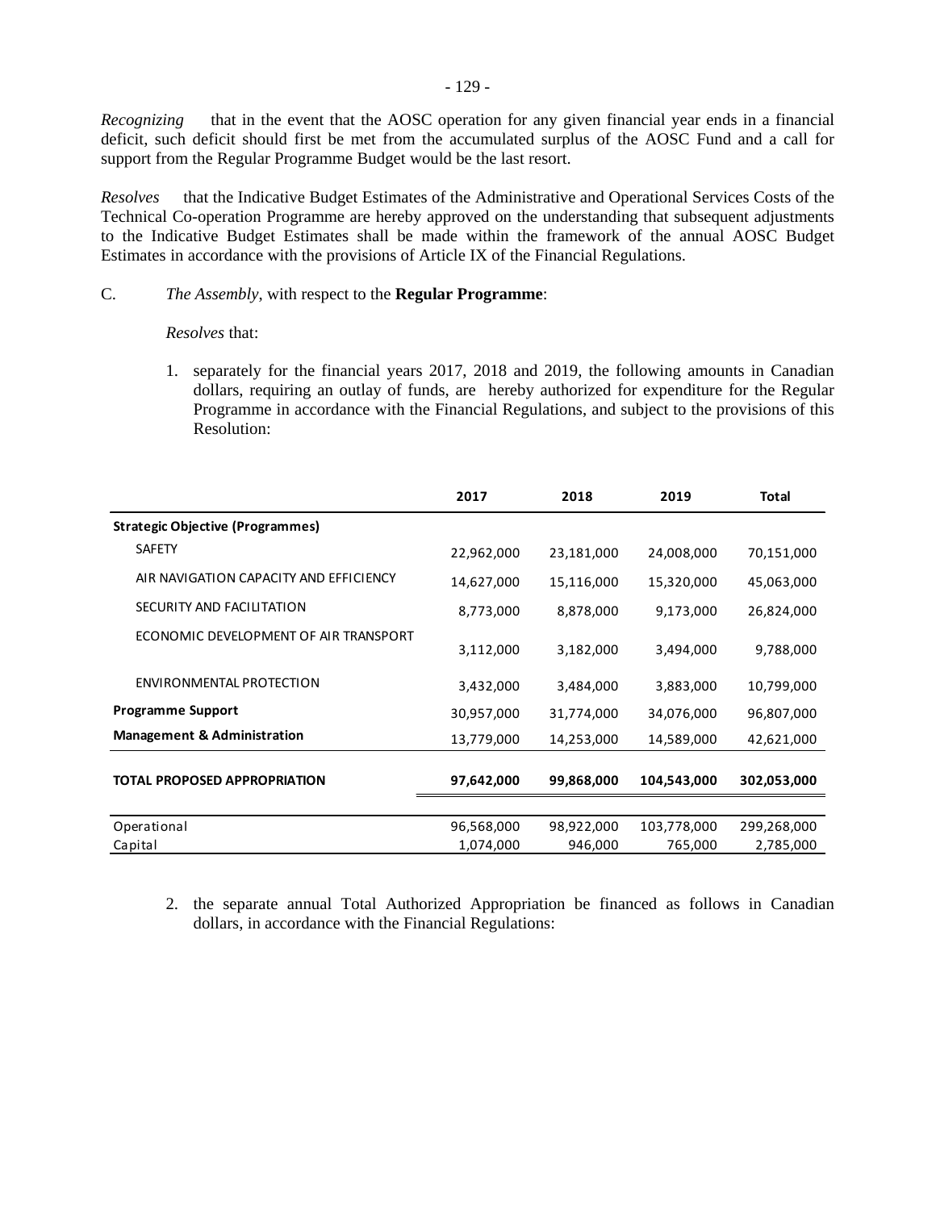*Recognizing* that in the event that the AOSC operation for any given financial year ends in a financial deficit, such deficit should first be met from the accumulated surplus of the AOSC Fund and a call for support from the Regular Programme Budget would be the last resort.

*Resolves* that the Indicative Budget Estimates of the Administrative and Operational Services Costs of the Technical Co-operation Programme are hereby approved on the understanding that subsequent adjustments to the Indicative Budget Estimates shall be made within the framework of the annual AOSC Budget Estimates in accordance with the provisions of Article IX of the Financial Regulations.

C. *The Assembly*, with respect to the **Regular Programme**:

*Resolves* that:

1. separately for the financial years 2017, 2018 and 2019, the following amounts in Canadian dollars, requiring an outlay of funds, are hereby authorized for expenditure for the Regular Programme in accordance with the Financial Regulations, and subject to the provisions of this Resolution:

| | 2017 | 2018 | 2019 | Total |
|---|---|---|---|---|
| **Strategic Objective (Programmes)** | | | | |
| SAFETY | 22,962,000 | 23,181,000 | 24,008,000 | 70,151,000 |
| AIR NAVIGATION CAPACITY AND EFFICIENCY | 14,627,000 | 15,116,000 | 15,320,000 | 45,063,000 |
| SECURITY AND FACILITATION | 8,773,000 | 8,878,000 | 9,173,000 | 26,824,000 |
| ECONOMIC DEVELOPMENT OF AIR TRANSPORT | 3,112,000 | 3,182,000 | 3,494,000 | 9,788,000 |
| ENVIRONMENTAL PROTECTION | 3,432,000 | 3,484,000 | 3,883,000 | 10,799,000 |
| **Programme Support** | 30,957,000 | 31,774,000 | 34,076,000 | 96,807,000 |
| **Management & Administration** | 13,779,000 | 14,253,000 | 14,589,000 | 42,621,000 |
| **TOTAL PROPOSED APPROPRIATION** | **97,642,000** | **99,868,000** | **104,543,000** | **302,053,000** |
| Operational | 96,568,000 | 98,922,000 | 103,778,000 | 299,268,000 |
| Capital | 1,074,000 | 946,000 | 765,000 | 2,785,000 |

2. the separate annual Total Authorized Appropriation be financed as follows in Canadian dollars, in accordance with the Financial Regulations: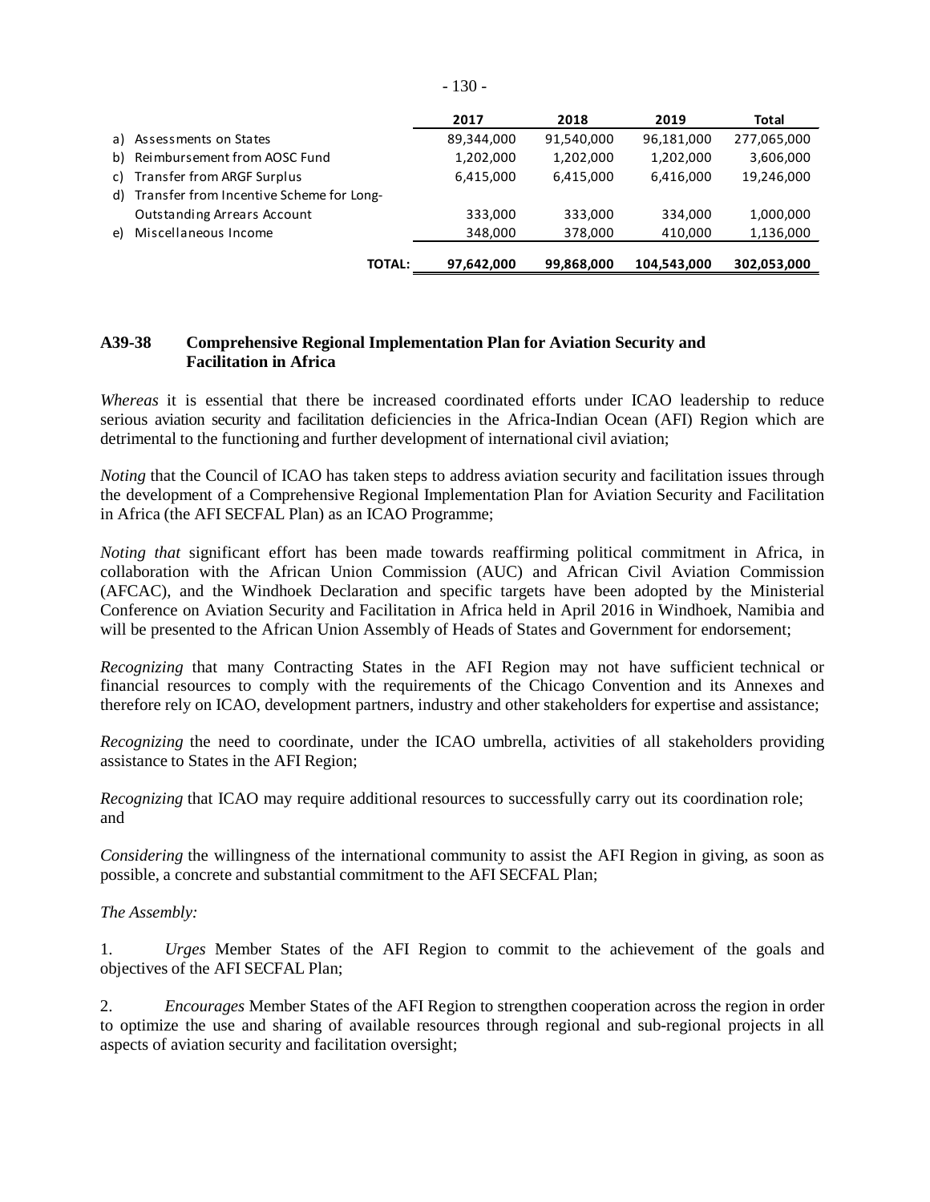| | 2017 | 2018 | 2019 | Total |
|---|---|---|---|---|
| a) Assessments on States | 89,344,000 | 91,540,000 | 96,181,000 | 277,065,000 |
| b) Reimbursement from AOSC Fund | 1,202,000 | 1,202,000 | 1,202,000 | 3,606,000 |
| c) Transfer from ARGF Surplus | 6,415,000 | 6,415,000 | 6,416,000 | 19,246,000 |
| d) Transfer from Incentive Scheme for Long-Outstanding Arrears Account | 333,000 | 333,000 | 334,000 | 1,000,000 |
| e) Miscellaneous Income | 348,000 | 378,000 | 410,000 | 1,136,000 |
| **TOTAL:** | **97,642,000** | **99,868,000** | **104,543,000** | **302,053,000** |

## A39-38 Comprehensive Regional Implementation Plan for Aviation Security and Facilitation in Africa

*Whereas* it is essential that there be increased coordinated efforts under ICAO leadership to reduce serious aviation security and facilitation deficiencies in the Africa-Indian Ocean (AFI) Region which are detrimental to the functioning and further development of international civil aviation;

*Noting* that the Council of ICAO has taken steps to address aviation security and facilitation issues through the development of a Comprehensive Regional Implementation Plan for Aviation Security and Facilitation in Africa (the AFI SECFAL Plan) as an ICAO Programme;

*Noting that* significant effort has been made towards reaffirming political commitment in Africa, in collaboration with the African Union Commission (AUC) and African Civil Aviation Commission (AFCAC), and the Windhoek Declaration and specific targets have been adopted by the Ministerial Conference on Aviation Security and Facilitation in Africa held in April 2016 in Windhoek, Namibia and will be presented to the African Union Assembly of Heads of States and Government for endorsement;

*Recognizing* that many Contracting States in the AFI Region may not have sufficient technical or financial resources to comply with the requirements of the Chicago Convention and its Annexes and therefore rely on ICAO, development partners, industry and other stakeholders for expertise and assistance;

*Recognizing* the need to coordinate, under the ICAO umbrella, activities of all stakeholders providing assistance to States in the AFI Region;

*Recognizing* that ICAO may require additional resources to successfully carry out its coordination role; and

*Considering* the willingness of the international community to assist the AFI Region in giving, as soon as possible, a concrete and substantial commitment to the AFI SECFAL Plan;

*The Assembly:*

1. *Urges* Member States of the AFI Region to commit to the achievement of the goals and objectives of the AFI SECFAL Plan;

2. *Encourages* Member States of the AFI Region to strengthen cooperation across the region in order to optimize the use and sharing of available resources through regional and sub-regional projects in all aspects of aviation security and facilitation oversight;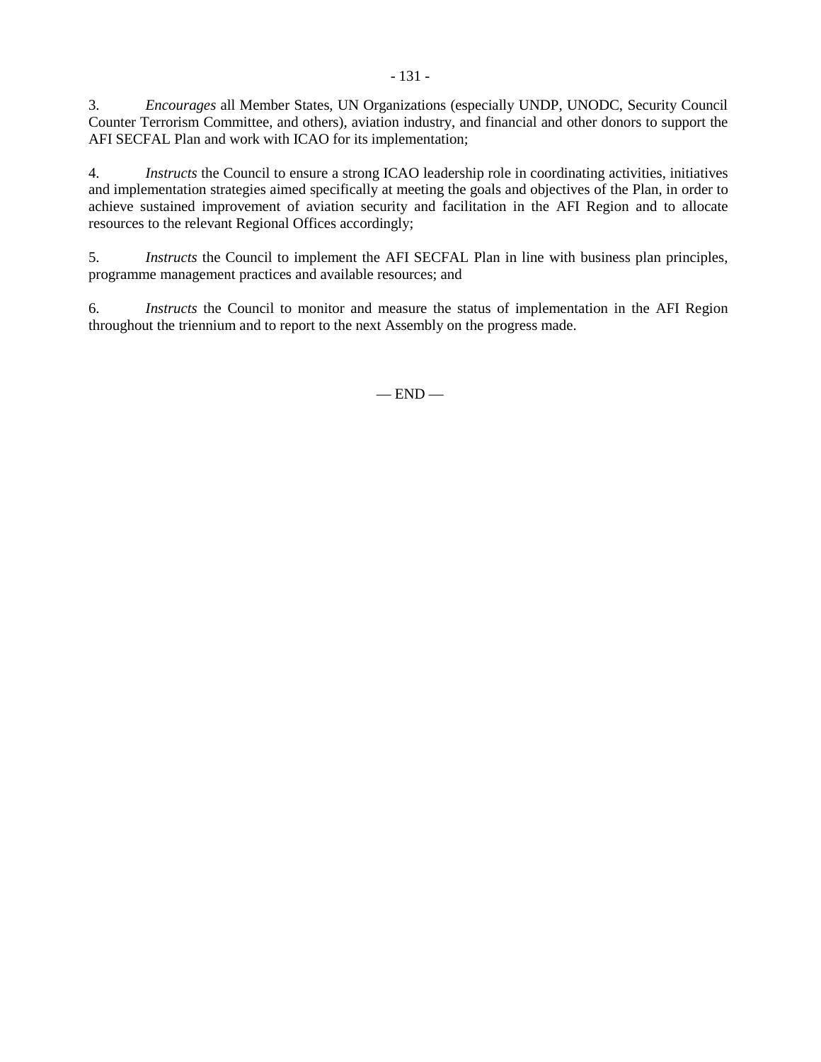3. *Encourages* all Member States, UN Organizations (especially UNDP, UNODC, Security Council Counter Terrorism Committee, and others), aviation industry, and financial and other donors to support the AFI SECFAL Plan and work with ICAO for its implementation;

4. *Instructs* the Council to ensure a strong ICAO leadership role in coordinating activities, initiatives and implementation strategies aimed specifically at meeting the goals and objectives of the Plan, in order to achieve sustained improvement of aviation security and facilitation in the AFI Region and to allocate resources to the relevant Regional Offices accordingly;

5. *Instructs* the Council to implement the AFI SECFAL Plan in line with business plan principles, programme management practices and available resources; and

6. *Instructs* the Council to monitor and measure the status of implementation in the AFI Region throughout the triennium and to report to the next Assembly on the progress made.

— END —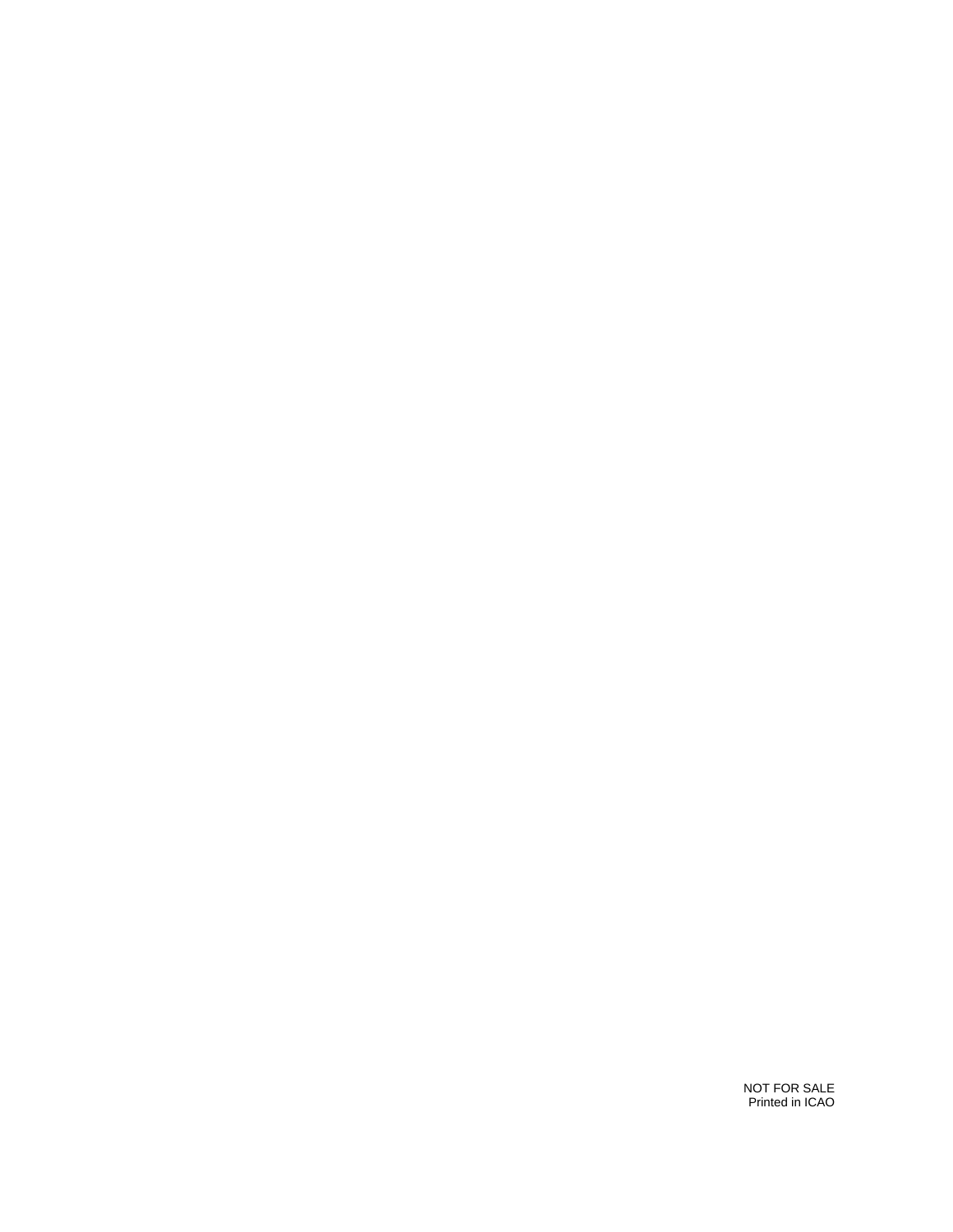NOT FOR SALE
Printed in ICAO